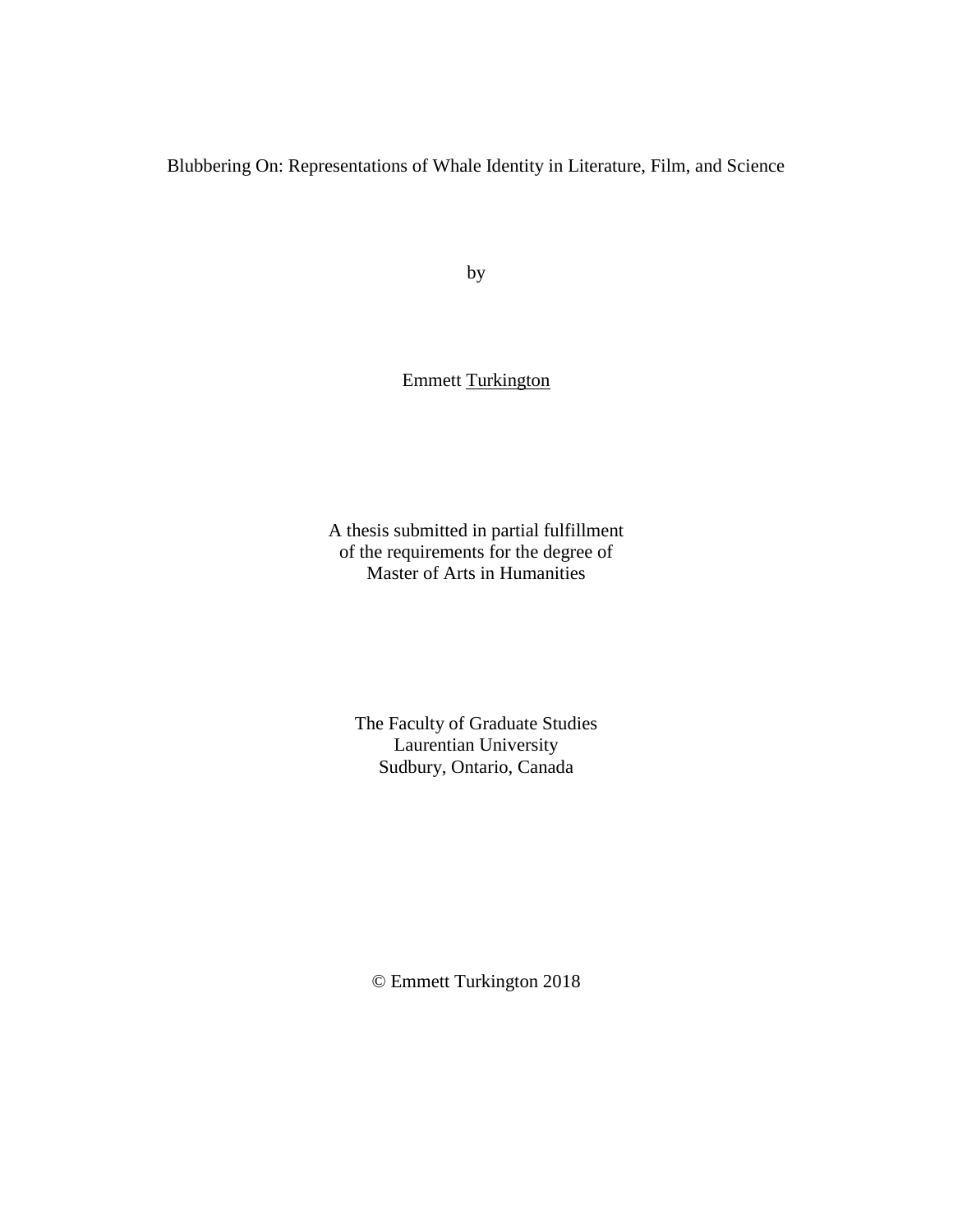Blubbering On: Representations of Whale Identity in Literature, Film, and Science

by

Emmett Turkington

A thesis submitted in partial fulfillment
of the requirements for the degree of
Master of Arts in Humanities

The Faculty of Graduate Studies
Laurentian University
Sudbury, Ontario, Canada

© Emmett Turkington 2018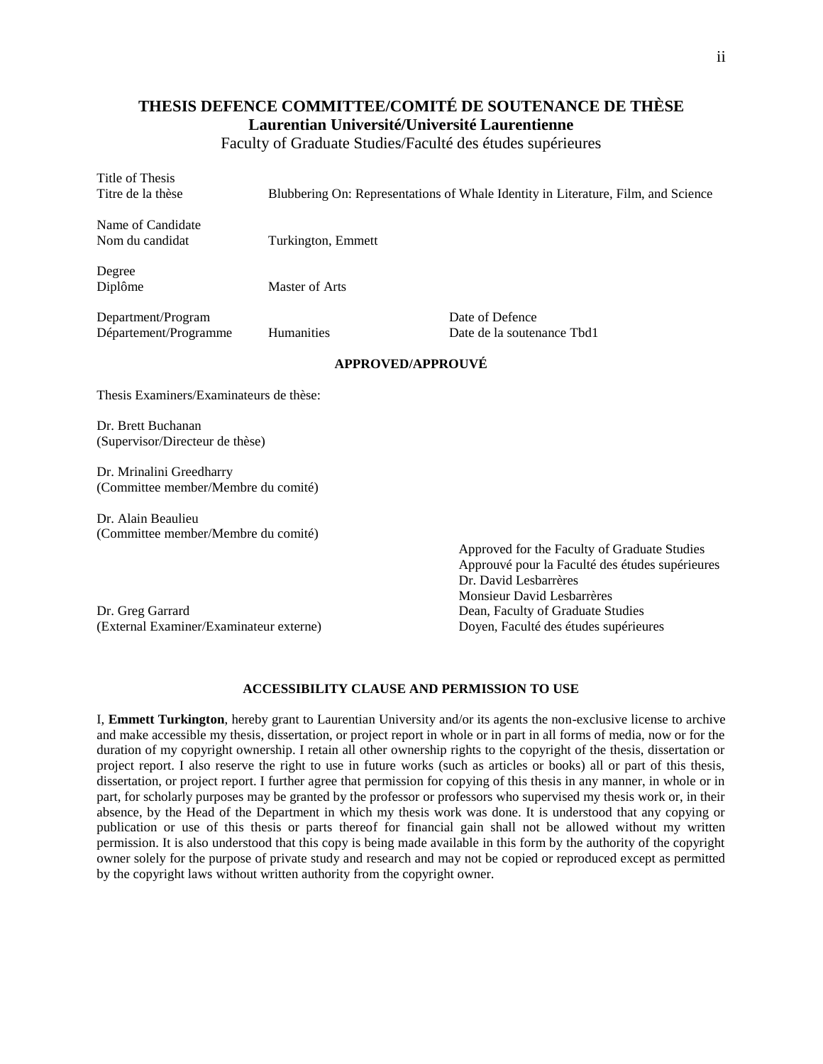# THESIS DEFENCE COMMITTEE/COMITÉ DE SOUTENANCE DE THÈSE

## Laurentian Université/Université Laurentienne

Faculty of Graduate Studies/Faculté des études supérieures

Title of Thesis
Titre de la thèse — Blubbering On: Representations of Whale Identity in Literature, Film, and Science

Name of Candidate
Nom du candidat — Turkington, Emmett

Degree
Diplôme — Master of Arts

Department/Program
Département/Programme — Humanities

Date of Defence
Date de la soutenance Tbd1

**APPROVED/APPROUVÉ**

Thesis Examiners/Examinateurs de thèse:

Dr. Brett Buchanan
(Supervisor/Directeur de thèse)

Dr. Mrinalini Greedharry
(Committee member/Membre du comité)

Dr. Alain Beaulieu
(Committee member/Membre du comité)

Dr. Greg Garrard
(External Examiner/Examinateur externe)

Approved for the Faculty of Graduate Studies
Approuvé pour la Faculté des études supérieures
Dr. David Lesbarrères
Monsieur David Lesbarrères
Dean, Faculty of Graduate Studies
Doyen, Faculté des études supérieures

**ACCESSIBILITY CLAUSE AND PERMISSION TO USE**

I, **Emmett Turkington**, hereby grant to Laurentian University and/or its agents the non-exclusive license to archive and make accessible my thesis, dissertation, or project report in whole or in part in all forms of media, now or for the duration of my copyright ownership. I retain all other ownership rights to the copyright of the thesis, dissertation or project report. I also reserve the right to use in future works (such as articles or books) all or part of this thesis, dissertation, or project report. I further agree that permission for copying of this thesis in any manner, in whole or in part, for scholarly purposes may be granted by the professor or professors who supervised my thesis work or, in their absence, by the Head of the Department in which my thesis work was done. It is understood that any copying or publication or use of this thesis or parts thereof for financial gain shall not be allowed without my written permission. It is also understood that this copy is being made available in this form by the authority of the copyright owner solely for the purpose of private study and research and may not be copied or reproduced except as permitted by the copyright laws without written authority from the copyright owner.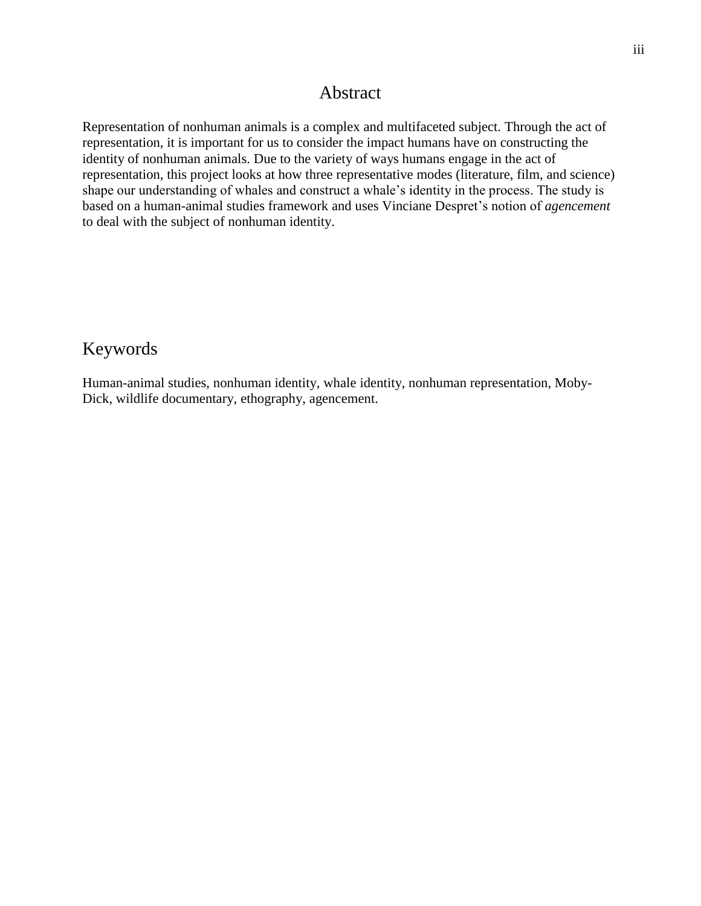# Abstract

Representation of nonhuman animals is a complex and multifaceted subject. Through the act of representation, it is important for us to consider the impact humans have on constructing the identity of nonhuman animals. Due to the variety of ways humans engage in the act of representation, this project looks at how three representative modes (literature, film, and science) shape our understanding of whales and construct a whale's identity in the process. The study is based on a human-animal studies framework and uses Vinciane Despret's notion of *agencement* to deal with the subject of nonhuman identity.

# Keywords

Human-animal studies, nonhuman identity, whale identity, nonhuman representation, Moby-Dick, wildlife documentary, ethography, agencement.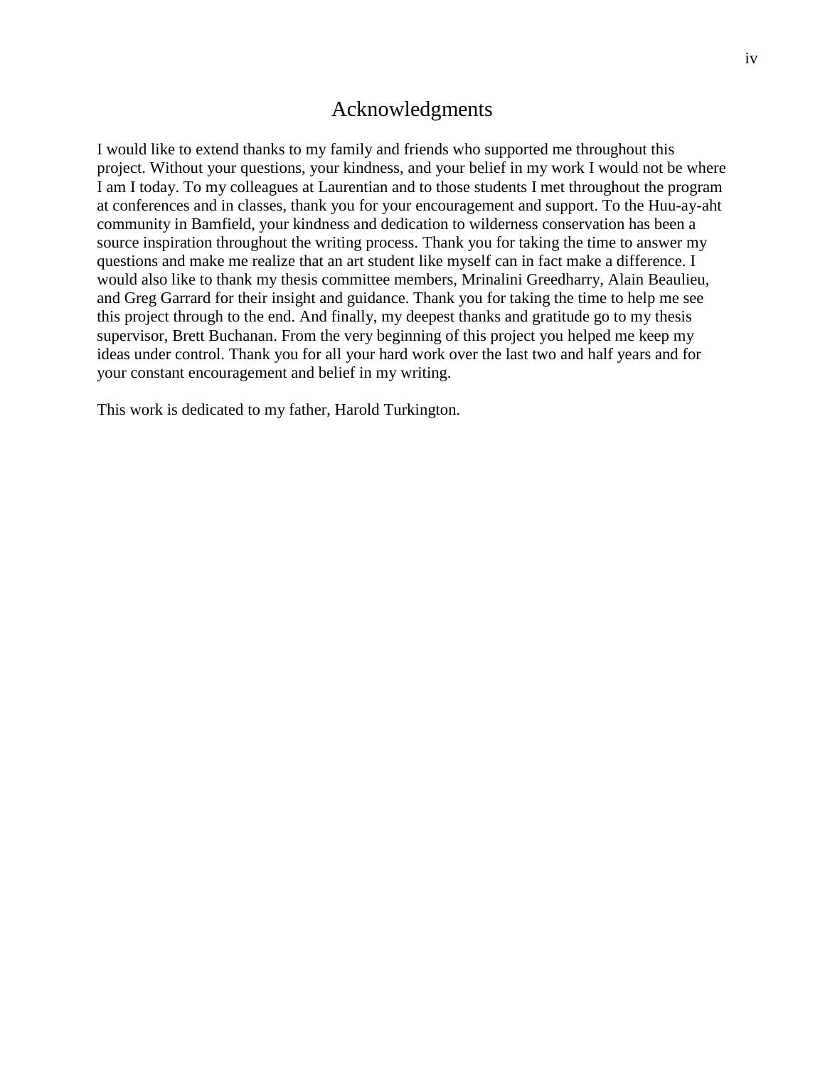# Acknowledgments

I would like to extend thanks to my family and friends who supported me throughout this project. Without your questions, your kindness, and your belief in my work I would not be where I am I today. To my colleagues at Laurentian and to those students I met throughout the program at conferences and in classes, thank you for your encouragement and support. To the Huu-ay-aht community in Bamfield, your kindness and dedication to wilderness conservation has been a source inspiration throughout the writing process. Thank you for taking the time to answer my questions and make me realize that an art student like myself can in fact make a difference. I would also like to thank my thesis committee members, Mrinalini Greedharry, Alain Beaulieu, and Greg Garrard for their insight and guidance. Thank you for taking the time to help me see this project through to the end. And finally, my deepest thanks and gratitude go to my thesis supervisor, Brett Buchanan. From the very beginning of this project you helped me keep my ideas under control. Thank you for all your hard work over the last two and half years and for your constant encouragement and belief in my writing.

This work is dedicated to my father, Harold Turkington.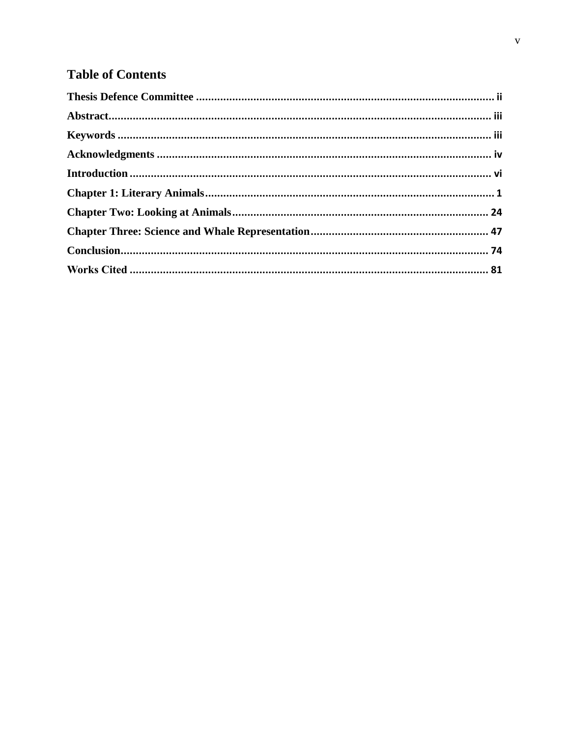## Table of Contents

**Thesis Defence Committee** ........................................................................................ ii

**Abstract**.................................................................................................................. iii

**Keywords** ............................................................................................................... iii

**Acknowledgments** .................................................................................................. iv

**Introduction** ........................................................................................................... vi

**Chapter 1: Literary Animals**................................................................................... 1

**Chapter Two: Looking at Animals**....................................................................... 24

**Chapter Three: Science and Whale Representation**............................................. 47

**Conclusion**............................................................................................................. 74

**Works Cited** .......................................................................................................... 81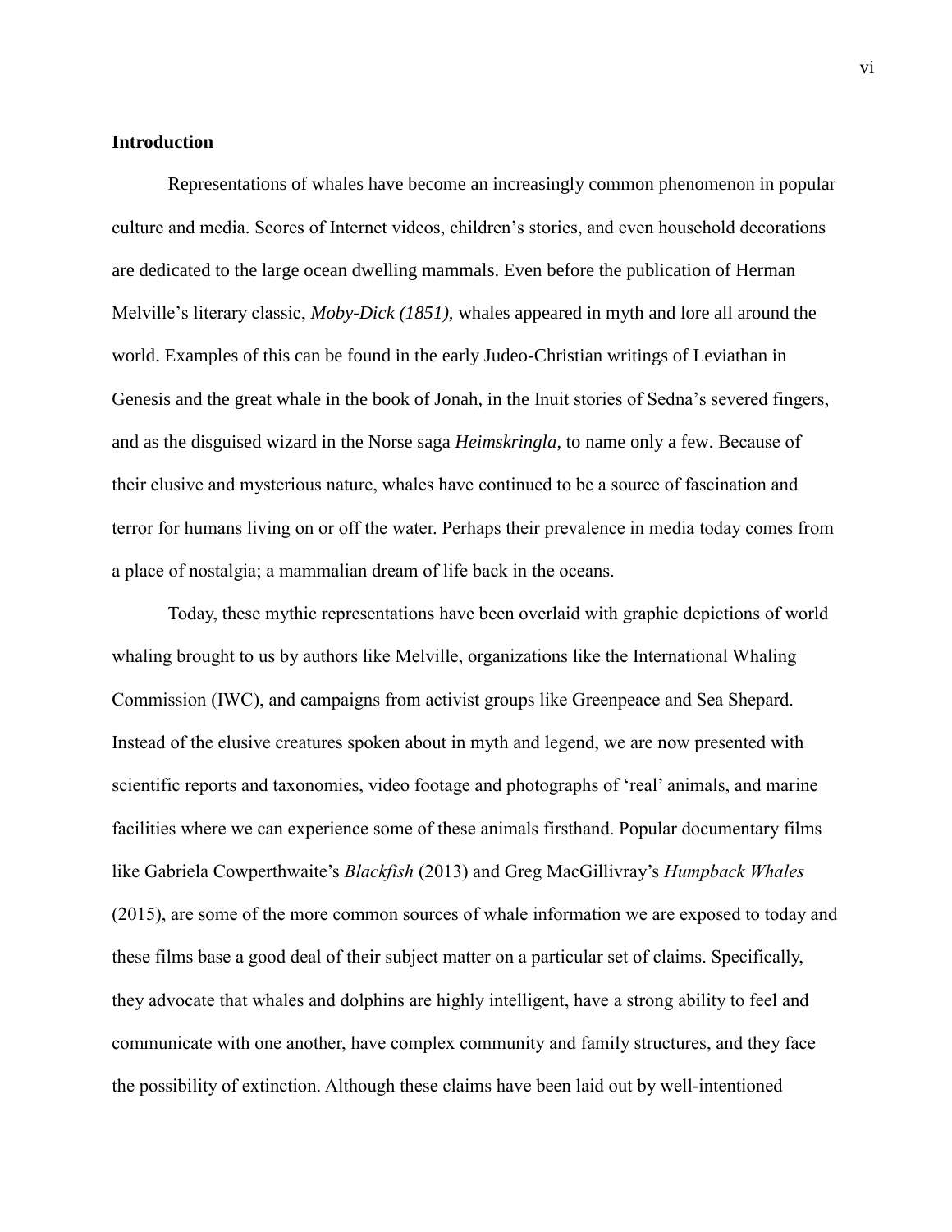**Introduction**

Representations of whales have become an increasingly common phenomenon in popular culture and media. Scores of Internet videos, children's stories, and even household decorations are dedicated to the large ocean dwelling mammals. Even before the publication of Herman Melville's literary classic, *Moby-Dick (1851),* whales appeared in myth and lore all around the world. Examples of this can be found in the early Judeo-Christian writings of Leviathan in Genesis and the great whale in the book of Jonah, in the Inuit stories of Sedna's severed fingers, and as the disguised wizard in the Norse saga *Heimskringla*, to name only a few. Because of their elusive and mysterious nature, whales have continued to be a source of fascination and terror for humans living on or off the water. Perhaps their prevalence in media today comes from a place of nostalgia; a mammalian dream of life back in the oceans.

Today, these mythic representations have been overlaid with graphic depictions of world whaling brought to us by authors like Melville, organizations like the International Whaling Commission (IWC), and campaigns from activist groups like Greenpeace and Sea Shepard. Instead of the elusive creatures spoken about in myth and legend, we are now presented with scientific reports and taxonomies, video footage and photographs of 'real' animals, and marine facilities where we can experience some of these animals firsthand. Popular documentary films like Gabriela Cowperthwaite's *Blackfish* (2013) and Greg MacGillivray's *Humpback Whales* (2015), are some of the more common sources of whale information we are exposed to today and these films base a good deal of their subject matter on a particular set of claims. Specifically, they advocate that whales and dolphins are highly intelligent, have a strong ability to feel and communicate with one another, have complex community and family structures, and they face the possibility of extinction. Although these claims have been laid out by well-intentioned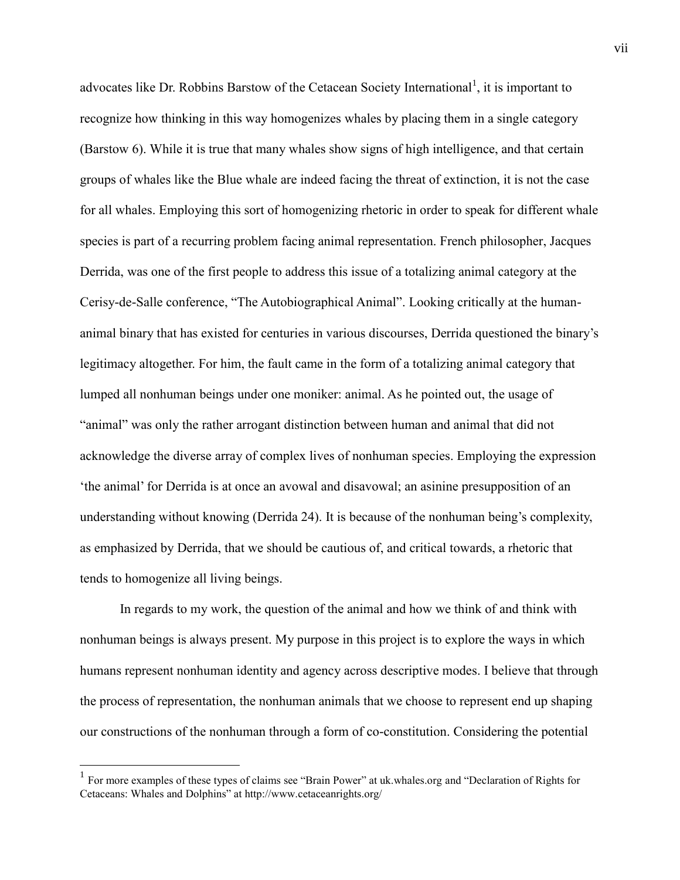advocates like Dr. Robbins Barstow of the Cetacean Society International[1], it is important to recognize how thinking in this way homogenizes whales by placing them in a single category (Barstow 6). While it is true that many whales show signs of high intelligence, and that certain groups of whales like the Blue whale are indeed facing the threat of extinction, it is not the case for all whales. Employing this sort of homogenizing rhetoric in order to speak for different whale species is part of a recurring problem facing animal representation. French philosopher, Jacques Derrida, was one of the first people to address this issue of a totalizing animal category at the Cerisy-de-Salle conference, "The Autobiographical Animal". Looking critically at the human-animal binary that has existed for centuries in various discourses, Derrida questioned the binary's legitimacy altogether. For him, the fault came in the form of a totalizing animal category that lumped all nonhuman beings under one moniker: animal. As he pointed out, the usage of "animal" was only the rather arrogant distinction between human and animal that did not acknowledge the diverse array of complex lives of nonhuman species. Employing the expression 'the animal' for Derrida is at once an avowal and disavowal; an asinine presupposition of an understanding without knowing (Derrida 24). It is because of the nonhuman being's complexity, as emphasized by Derrida, that we should be cautious of, and critical towards, a rhetoric that tends to homogenize all living beings.

In regards to my work, the question of the animal and how we think of and think with nonhuman beings is always present. My purpose in this project is to explore the ways in which humans represent nonhuman identity and agency across descriptive modes. I believe that through the process of representation, the nonhuman animals that we choose to represent end up shaping our constructions of the nonhuman through a form of co-constitution. Considering the potential

[1] For more examples of these types of claims see "Brain Power" at uk.whales.org and "Declaration of Rights for Cetaceans: Whales and Dolphins" at http://www.cetaceanrights.org/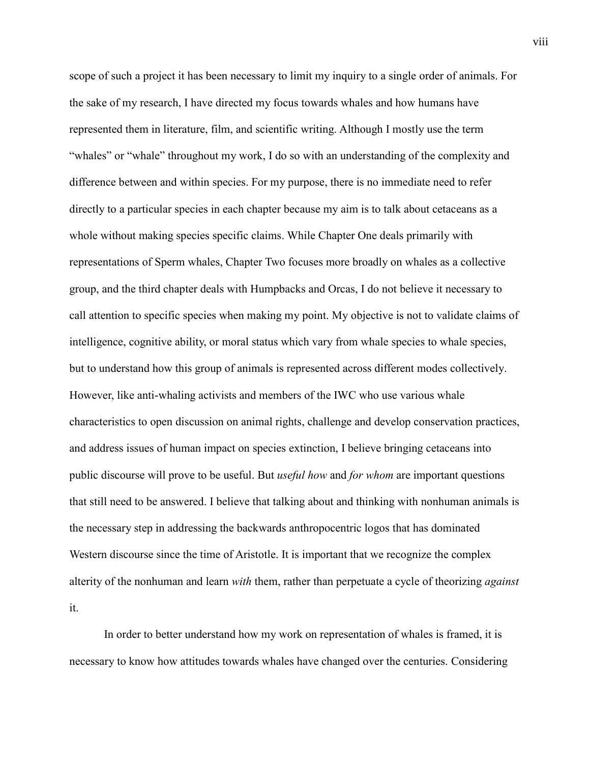scope of such a project it has been necessary to limit my inquiry to a single order of animals. For the sake of my research, I have directed my focus towards whales and how humans have represented them in literature, film, and scientific writing. Although I mostly use the term "whales" or "whale" throughout my work, I do so with an understanding of the complexity and difference between and within species. For my purpose, there is no immediate need to refer directly to a particular species in each chapter because my aim is to talk about cetaceans as a whole without making species specific claims. While Chapter One deals primarily with representations of Sperm whales, Chapter Two focuses more broadly on whales as a collective group, and the third chapter deals with Humpbacks and Orcas, I do not believe it necessary to call attention to specific species when making my point. My objective is not to validate claims of intelligence, cognitive ability, or moral status which vary from whale species to whale species, but to understand how this group of animals is represented across different modes collectively. However, like anti-whaling activists and members of the IWC who use various whale characteristics to open discussion on animal rights, challenge and develop conservation practices, and address issues of human impact on species extinction, I believe bringing cetaceans into public discourse will prove to be useful. But *useful how* and *for whom* are important questions that still need to be answered. I believe that talking about and thinking with nonhuman animals is the necessary step in addressing the backwards anthropocentric logos that has dominated Western discourse since the time of Aristotle. It is important that we recognize the complex alterity of the nonhuman and learn *with* them, rather than perpetuate a cycle of theorizing *against* it.

In order to better understand how my work on representation of whales is framed, it is necessary to know how attitudes towards whales have changed over the centuries. Considering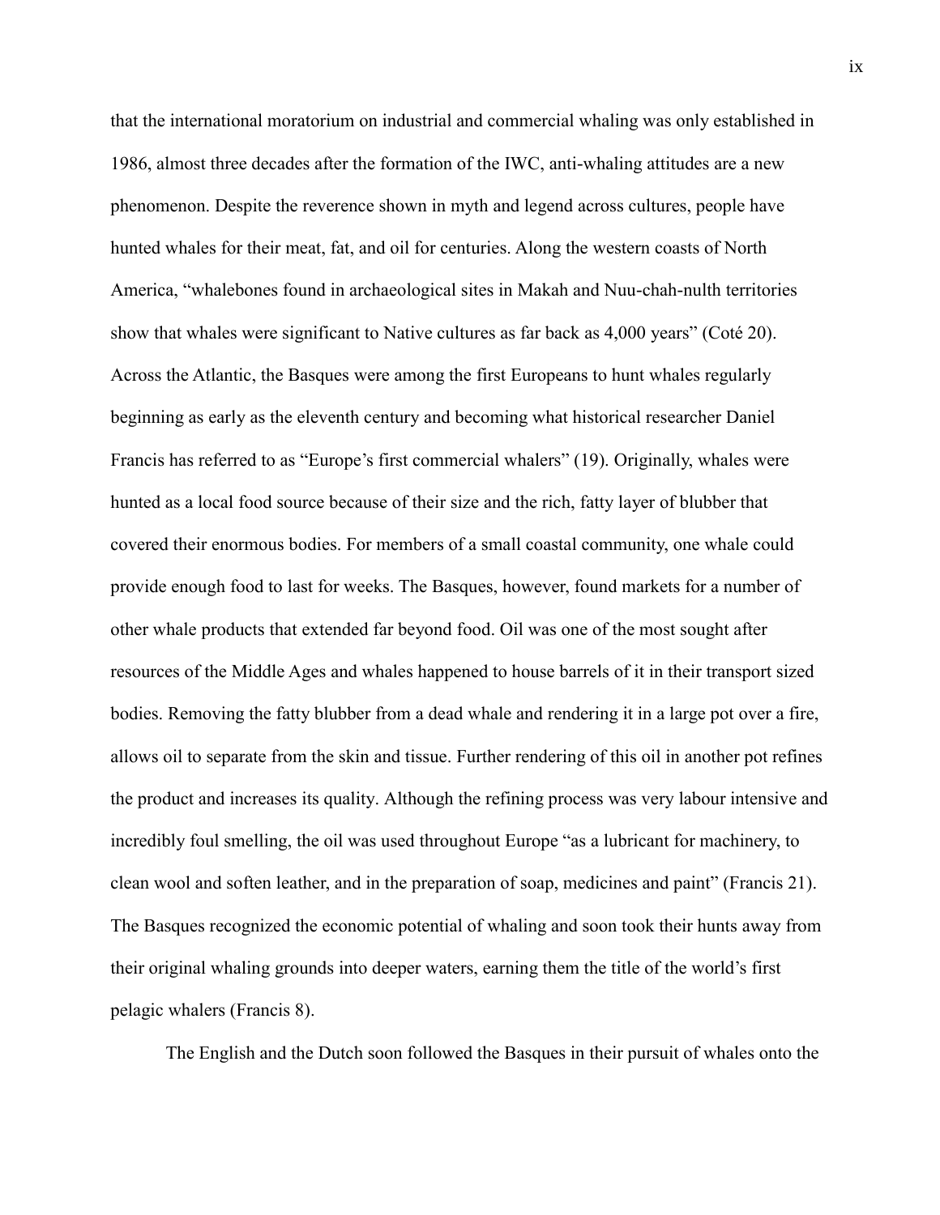that the international moratorium on industrial and commercial whaling was only established in 1986, almost three decades after the formation of the IWC, anti-whaling attitudes are a new phenomenon. Despite the reverence shown in myth and legend across cultures, people have hunted whales for their meat, fat, and oil for centuries. Along the western coasts of North America, "whalebones found in archaeological sites in Makah and Nuu-chah-nulth territories show that whales were significant to Native cultures as far back as 4,000 years" (Coté 20). Across the Atlantic, the Basques were among the first Europeans to hunt whales regularly beginning as early as the eleventh century and becoming what historical researcher Daniel Francis has referred to as "Europe's first commercial whalers" (19). Originally, whales were hunted as a local food source because of their size and the rich, fatty layer of blubber that covered their enormous bodies. For members of a small coastal community, one whale could provide enough food to last for weeks. The Basques, however, found markets for a number of other whale products that extended far beyond food. Oil was one of the most sought after resources of the Middle Ages and whales happened to house barrels of it in their transport sized bodies. Removing the fatty blubber from a dead whale and rendering it in a large pot over a fire, allows oil to separate from the skin and tissue. Further rendering of this oil in another pot refines the product and increases its quality. Although the refining process was very labour intensive and incredibly foul smelling, the oil was used throughout Europe "as a lubricant for machinery, to clean wool and soften leather, and in the preparation of soap, medicines and paint" (Francis 21). The Basques recognized the economic potential of whaling and soon took their hunts away from their original whaling grounds into deeper waters, earning them the title of the world's first pelagic whalers (Francis 8).

The English and the Dutch soon followed the Basques in their pursuit of whales onto the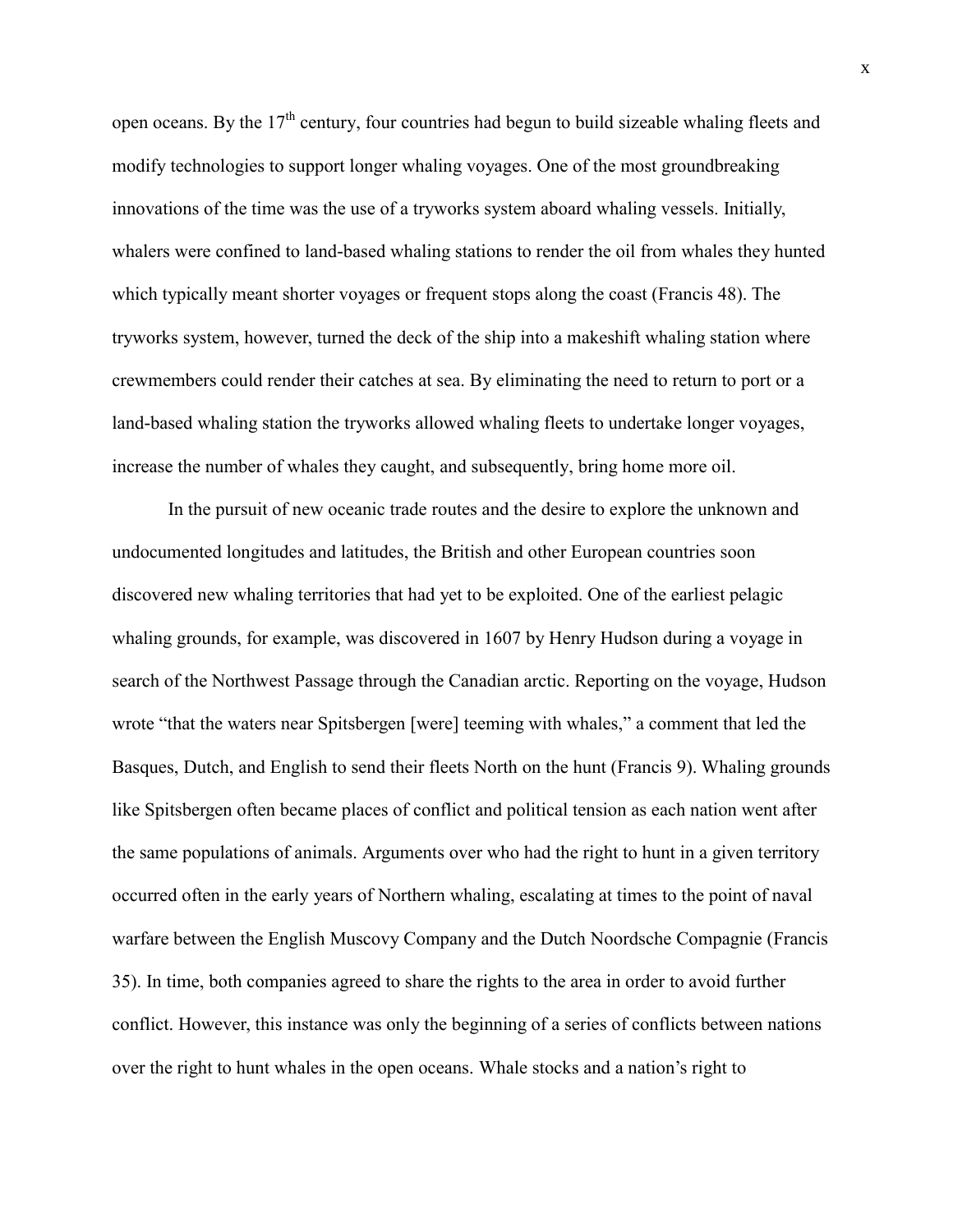open oceans. By the 17th century, four countries had begun to build sizeable whaling fleets and modify technologies to support longer whaling voyages. One of the most groundbreaking innovations of the time was the use of a tryworks system aboard whaling vessels. Initially, whalers were confined to land-based whaling stations to render the oil from whales they hunted which typically meant shorter voyages or frequent stops along the coast (Francis 48). The tryworks system, however, turned the deck of the ship into a makeshift whaling station where crewmembers could render their catches at sea. By eliminating the need to return to port or a land-based whaling station the tryworks allowed whaling fleets to undertake longer voyages, increase the number of whales they caught, and subsequently, bring home more oil.

In the pursuit of new oceanic trade routes and the desire to explore the unknown and undocumented longitudes and latitudes, the British and other European countries soon discovered new whaling territories that had yet to be exploited. One of the earliest pelagic whaling grounds, for example, was discovered in 1607 by Henry Hudson during a voyage in search of the Northwest Passage through the Canadian arctic. Reporting on the voyage, Hudson wrote "that the waters near Spitsbergen [were] teeming with whales," a comment that led the Basques, Dutch, and English to send their fleets North on the hunt (Francis 9). Whaling grounds like Spitsbergen often became places of conflict and political tension as each nation went after the same populations of animals. Arguments over who had the right to hunt in a given territory occurred often in the early years of Northern whaling, escalating at times to the point of naval warfare between the English Muscovy Company and the Dutch Noordsche Compagnie (Francis 35). In time, both companies agreed to share the rights to the area in order to avoid further conflict. However, this instance was only the beginning of a series of conflicts between nations over the right to hunt whales in the open oceans. Whale stocks and a nation's right to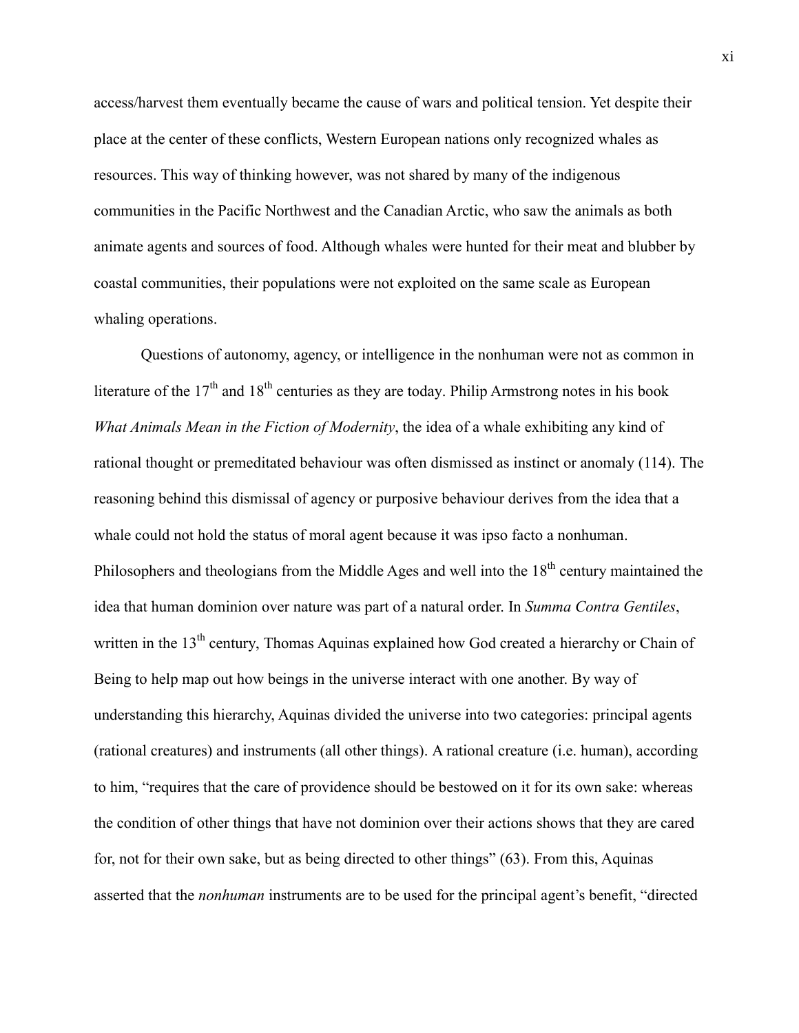access/harvest them eventually became the cause of wars and political tension. Yet despite their place at the center of these conflicts, Western European nations only recognized whales as resources. This way of thinking however, was not shared by many of the indigenous communities in the Pacific Northwest and the Canadian Arctic, who saw the animals as both animate agents and sources of food. Although whales were hunted for their meat and blubber by coastal communities, their populations were not exploited on the same scale as European whaling operations.

Questions of autonomy, agency, or intelligence in the nonhuman were not as common in literature of the 17th and 18th centuries as they are today. Philip Armstrong notes in his book *What Animals Mean in the Fiction of Modernity*, the idea of a whale exhibiting any kind of rational thought or premeditated behaviour was often dismissed as instinct or anomaly (114). The reasoning behind this dismissal of agency or purposive behaviour derives from the idea that a whale could not hold the status of moral agent because it was ipso facto a nonhuman. Philosophers and theologians from the Middle Ages and well into the 18th century maintained the idea that human dominion over nature was part of a natural order. In *Summa Contra Gentiles*, written in the 13th century, Thomas Aquinas explained how God created a hierarchy or Chain of Being to help map out how beings in the universe interact with one another. By way of understanding this hierarchy, Aquinas divided the universe into two categories: principal agents (rational creatures) and instruments (all other things). A rational creature (i.e. human), according to him, "requires that the care of providence should be bestowed on it for its own sake: whereas the condition of other things that have not dominion over their actions shows that they are cared for, not for their own sake, but as being directed to other things" (63). From this, Aquinas asserted that the *nonhuman* instruments are to be used for the principal agent's benefit, "directed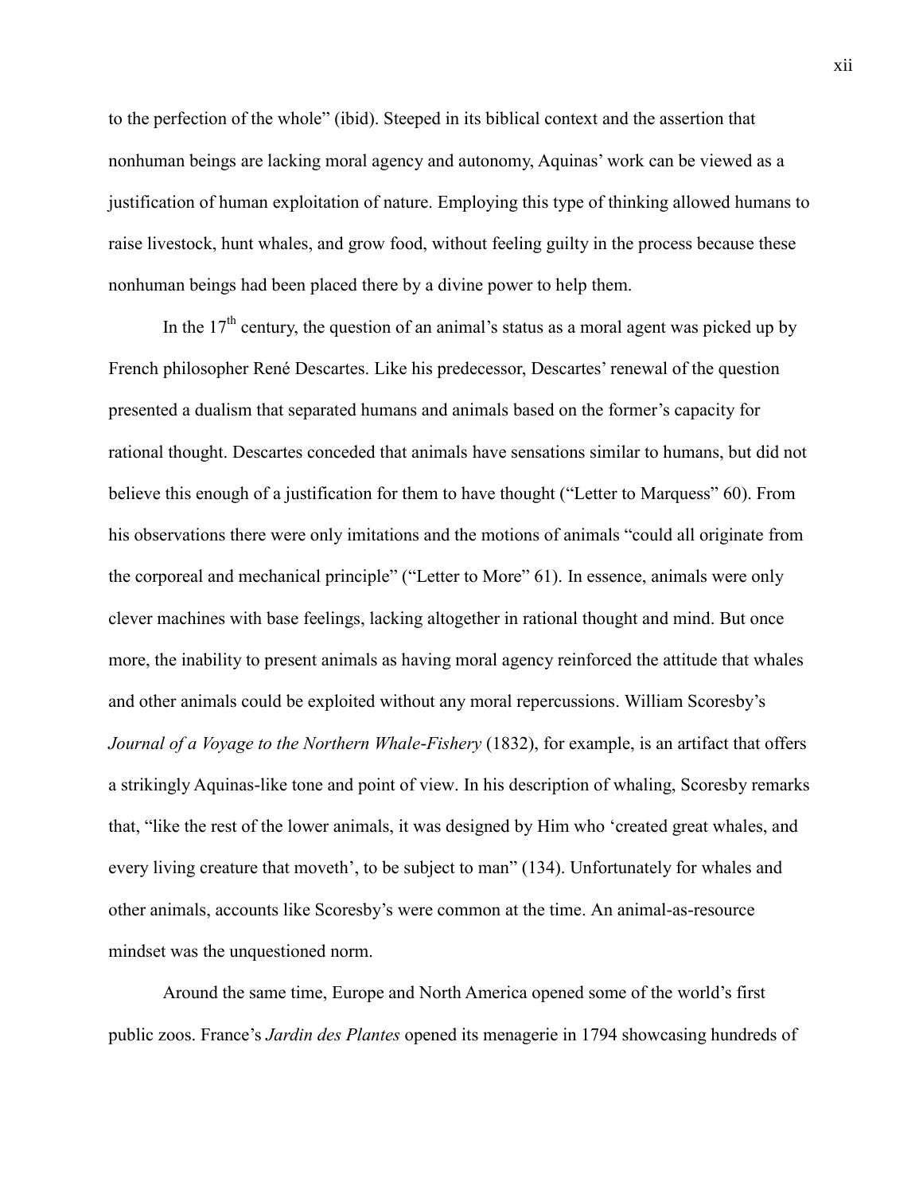to the perfection of the whole" (ibid). Steeped in its biblical context and the assertion that nonhuman beings are lacking moral agency and autonomy, Aquinas' work can be viewed as a justification of human exploitation of nature. Employing this type of thinking allowed humans to raise livestock, hunt whales, and grow food, without feeling guilty in the process because these nonhuman beings had been placed there by a divine power to help them.

In the 17th century, the question of an animal's status as a moral agent was picked up by French philosopher René Descartes. Like his predecessor, Descartes' renewal of the question presented a dualism that separated humans and animals based on the former's capacity for rational thought. Descartes conceded that animals have sensations similar to humans, but did not believe this enough of a justification for them to have thought ("Letter to Marquess" 60). From his observations there were only imitations and the motions of animals "could all originate from the corporeal and mechanical principle" ("Letter to More" 61). In essence, animals were only clever machines with base feelings, lacking altogether in rational thought and mind. But once more, the inability to present animals as having moral agency reinforced the attitude that whales and other animals could be exploited without any moral repercussions. William Scoresby's *Journal of a Voyage to the Northern Whale-Fishery* (1832), for example, is an artifact that offers a strikingly Aquinas-like tone and point of view. In his description of whaling, Scoresby remarks that, "like the rest of the lower animals, it was designed by Him who 'created great whales, and every living creature that moveth', to be subject to man" (134). Unfortunately for whales and other animals, accounts like Scoresby's were common at the time. An animal-as-resource mindset was the unquestioned norm.

Around the same time, Europe and North America opened some of the world's first public zoos. France's *Jardin des Plantes* opened its menagerie in 1794 showcasing hundreds of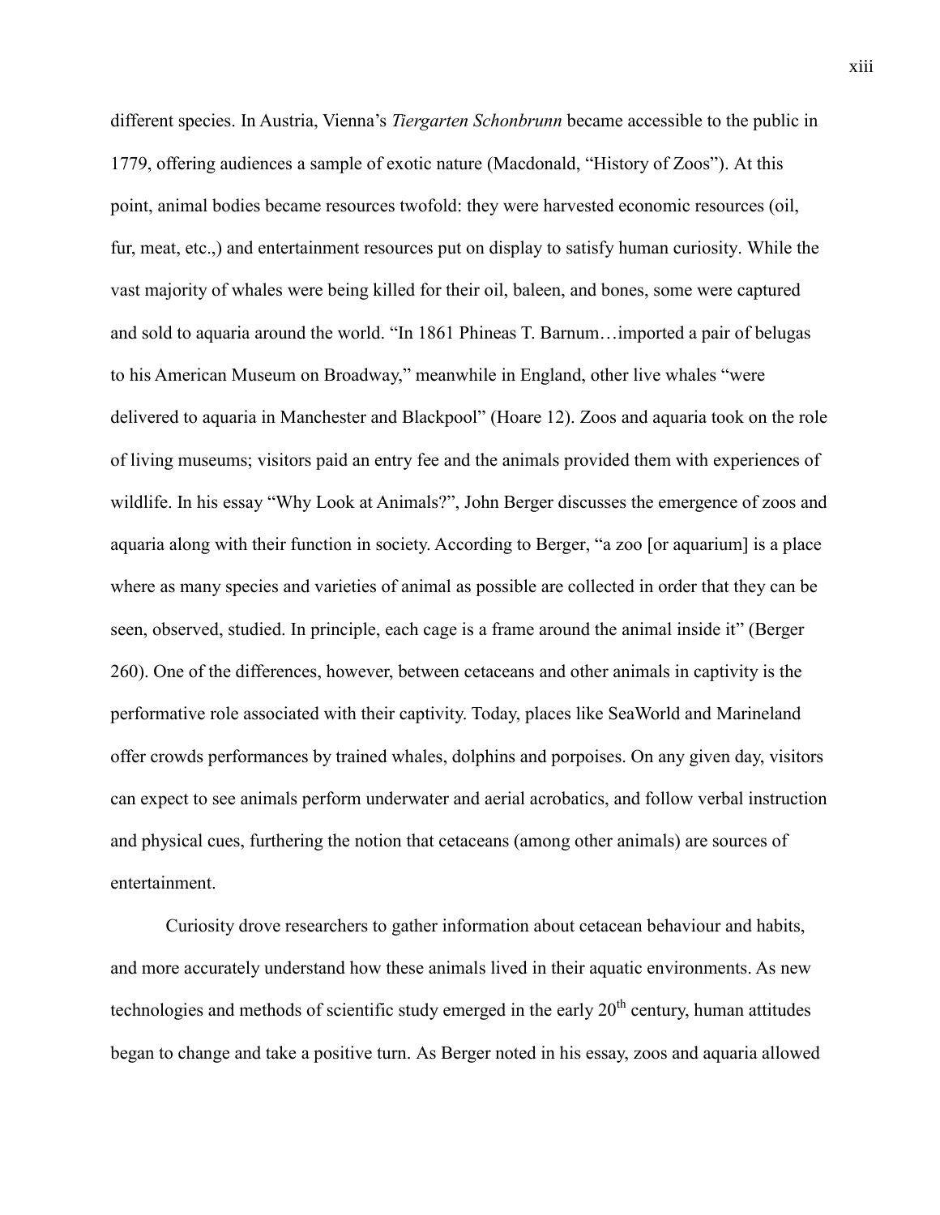different species. In Austria, Vienna's *Tiergarten Schonbrunn* became accessible to the public in 1779, offering audiences a sample of exotic nature (Macdonald, "History of Zoos"). At this point, animal bodies became resources twofold: they were harvested economic resources (oil, fur, meat, etc.,) and entertainment resources put on display to satisfy human curiosity. While the vast majority of whales were being killed for their oil, baleen, and bones, some were captured and sold to aquaria around the world. "In 1861 Phineas T. Barnum…imported a pair of belugas to his American Museum on Broadway," meanwhile in England, other live whales "were delivered to aquaria in Manchester and Blackpool" (Hoare 12). Zoos and aquaria took on the role of living museums; visitors paid an entry fee and the animals provided them with experiences of wildlife. In his essay "Why Look at Animals?", John Berger discusses the emergence of zoos and aquaria along with their function in society. According to Berger, "a zoo [or aquarium] is a place where as many species and varieties of animal as possible are collected in order that they can be seen, observed, studied. In principle, each cage is a frame around the animal inside it" (Berger 260). One of the differences, however, between cetaceans and other animals in captivity is the performative role associated with their captivity. Today, places like SeaWorld and Marineland offer crowds performances by trained whales, dolphins and porpoises. On any given day, visitors can expect to see animals perform underwater and aerial acrobatics, and follow verbal instruction and physical cues, furthering the notion that cetaceans (among other animals) are sources of entertainment.

Curiosity drove researchers to gather information about cetacean behaviour and habits, and more accurately understand how these animals lived in their aquatic environments. As new technologies and methods of scientific study emerged in the early 20th century, human attitudes began to change and take a positive turn. As Berger noted in his essay, zoos and aquaria allowed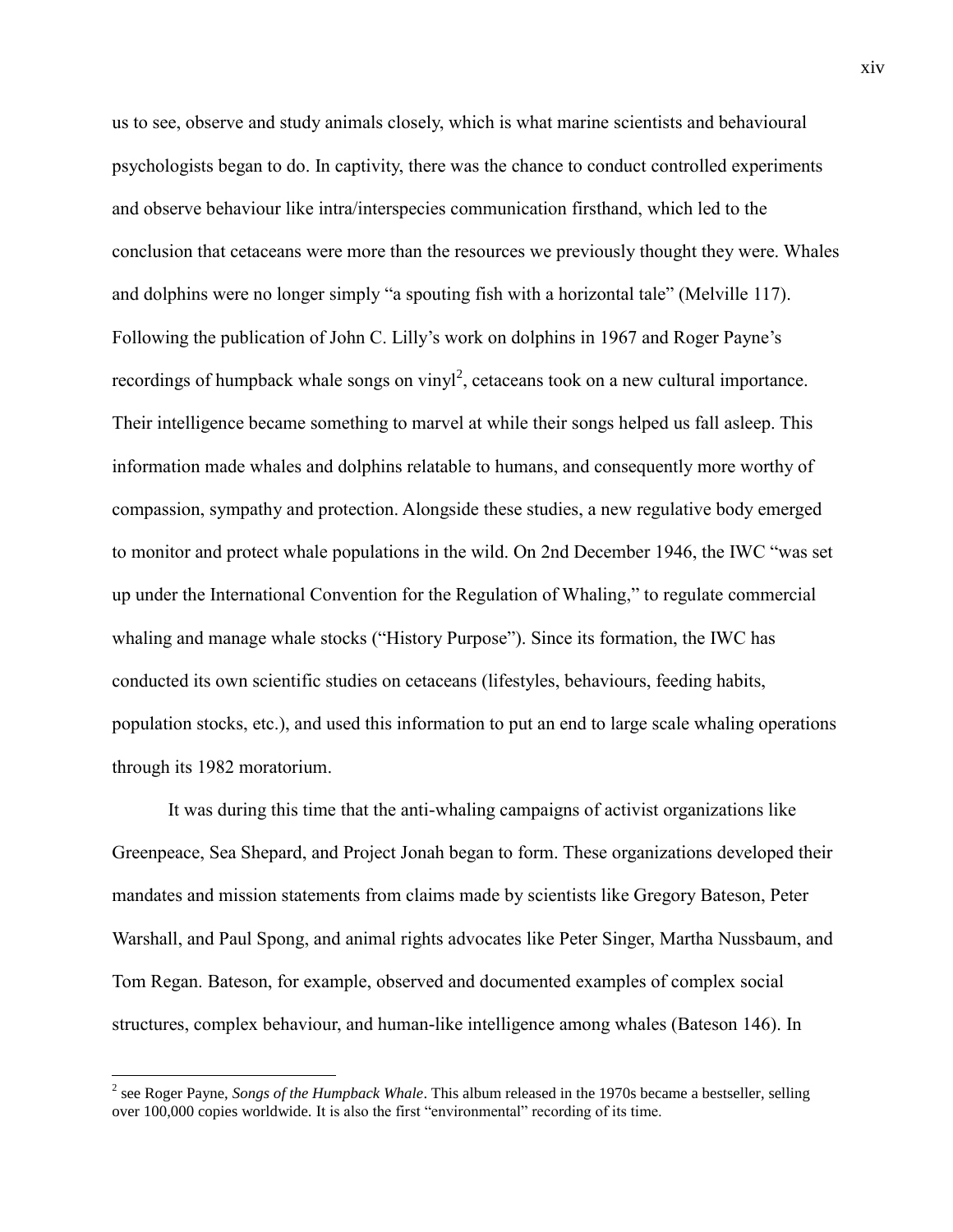us to see, observe and study animals closely, which is what marine scientists and behavioural psychologists began to do. In captivity, there was the chance to conduct controlled experiments and observe behaviour like intra/interspecies communication firsthand, which led to the conclusion that cetaceans were more than the resources we previously thought they were. Whales and dolphins were no longer simply "a spouting fish with a horizontal tale" (Melville 117). Following the publication of John C. Lilly's work on dolphins in 1967 and Roger Payne's recordings of humpback whale songs on vinyl[2], cetaceans took on a new cultural importance. Their intelligence became something to marvel at while their songs helped us fall asleep. This information made whales and dolphins relatable to humans, and consequently more worthy of compassion, sympathy and protection. Alongside these studies, a new regulative body emerged to monitor and protect whale populations in the wild. On 2nd December 1946, the IWC "was set up under the International Convention for the Regulation of Whaling," to regulate commercial whaling and manage whale stocks ("History Purpose"). Since its formation, the IWC has conducted its own scientific studies on cetaceans (lifestyles, behaviours, feeding habits, population stocks, etc.), and used this information to put an end to large scale whaling operations through its 1982 moratorium.

It was during this time that the anti-whaling campaigns of activist organizations like Greenpeace, Sea Shepard, and Project Jonah began to form. These organizations developed their mandates and mission statements from claims made by scientists like Gregory Bateson, Peter Warshall, and Paul Spong, and animal rights advocates like Peter Singer, Martha Nussbaum, and Tom Regan. Bateson, for example, observed and documented examples of complex social structures, complex behaviour, and human-like intelligence among whales (Bateson 146). In

[2] see Roger Payne, *Songs of the Humpback Whale*. This album released in the 1970s became a bestseller, selling over 100,000 copies worldwide. It is also the first "environmental" recording of its time.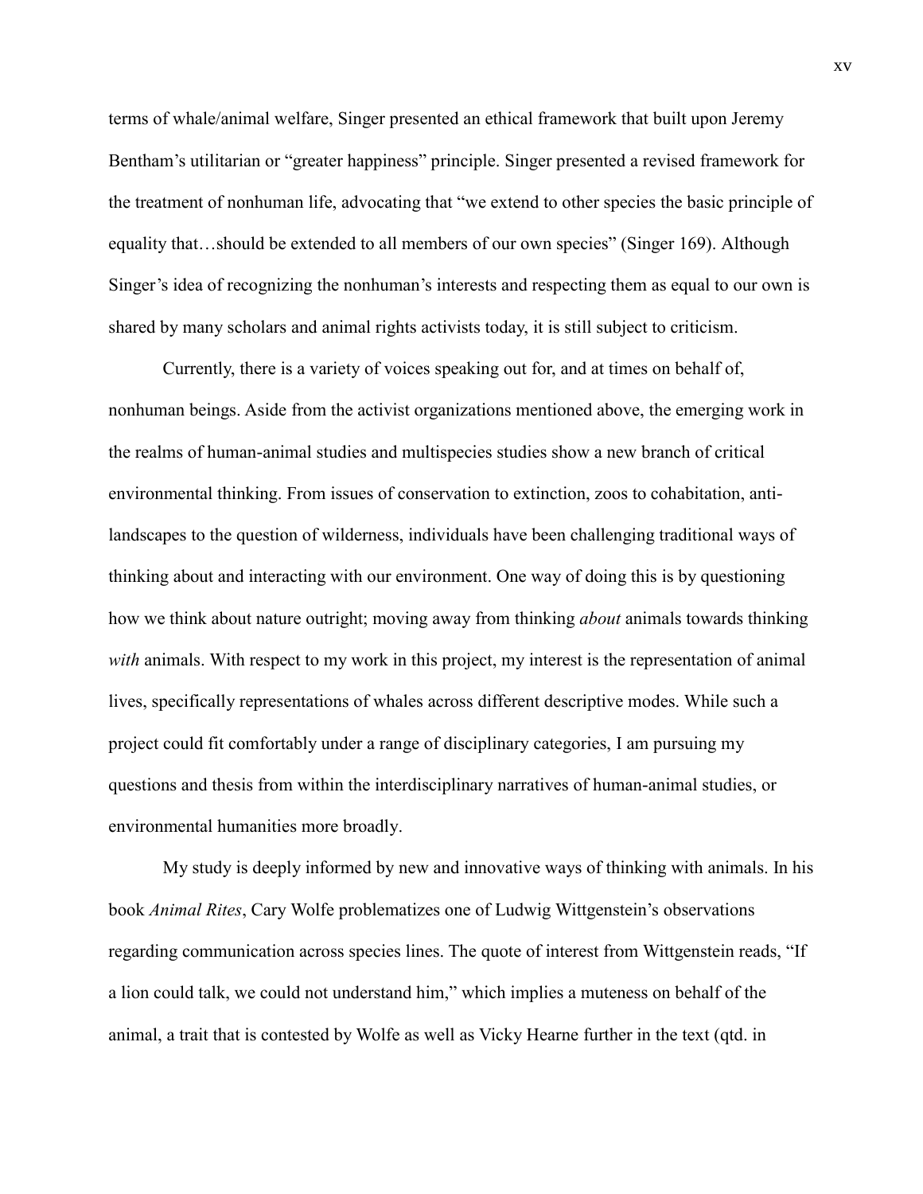terms of whale/animal welfare, Singer presented an ethical framework that built upon Jeremy Bentham's utilitarian or "greater happiness" principle. Singer presented a revised framework for the treatment of nonhuman life, advocating that "we extend to other species the basic principle of equality that…should be extended to all members of our own species" (Singer 169). Although Singer's idea of recognizing the nonhuman's interests and respecting them as equal to our own is shared by many scholars and animal rights activists today, it is still subject to criticism.

Currently, there is a variety of voices speaking out for, and at times on behalf of, nonhuman beings. Aside from the activist organizations mentioned above, the emerging work in the realms of human-animal studies and multispecies studies show a new branch of critical environmental thinking. From issues of conservation to extinction, zoos to cohabitation, anti-landscapes to the question of wilderness, individuals have been challenging traditional ways of thinking about and interacting with our environment. One way of doing this is by questioning how we think about nature outright; moving away from thinking *about* animals towards thinking *with* animals. With respect to my work in this project, my interest is the representation of animal lives, specifically representations of whales across different descriptive modes. While such a project could fit comfortably under a range of disciplinary categories, I am pursuing my questions and thesis from within the interdisciplinary narratives of human-animal studies, or environmental humanities more broadly.

My study is deeply informed by new and innovative ways of thinking with animals. In his book *Animal Rites*, Cary Wolfe problematizes one of Ludwig Wittgenstein's observations regarding communication across species lines. The quote of interest from Wittgenstein reads, "If a lion could talk, we could not understand him," which implies a muteness on behalf of the animal, a trait that is contested by Wolfe as well as Vicky Hearne further in the text (qtd. in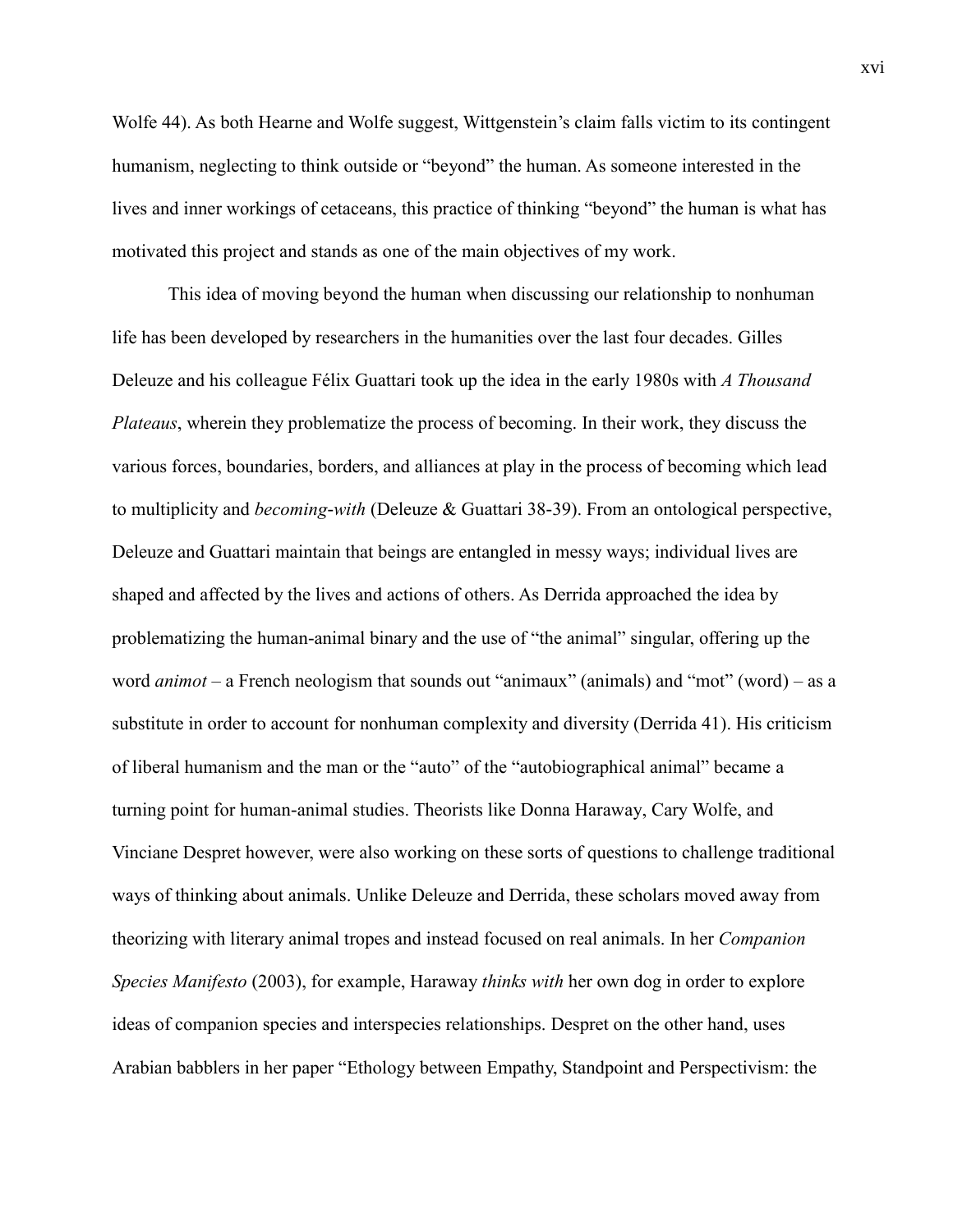Wolfe 44). As both Hearne and Wolfe suggest, Wittgenstein's claim falls victim to its contingent humanism, neglecting to think outside or "beyond" the human. As someone interested in the lives and inner workings of cetaceans, this practice of thinking "beyond" the human is what has motivated this project and stands as one of the main objectives of my work.

This idea of moving beyond the human when discussing our relationship to nonhuman life has been developed by researchers in the humanities over the last four decades. Gilles Deleuze and his colleague Félix Guattari took up the idea in the early 1980s with *A Thousand Plateaus*, wherein they problematize the process of becoming. In their work, they discuss the various forces, boundaries, borders, and alliances at play in the process of becoming which lead to multiplicity and *becoming-with* (Deleuze & Guattari 38-39). From an ontological perspective, Deleuze and Guattari maintain that beings are entangled in messy ways; individual lives are shaped and affected by the lives and actions of others. As Derrida approached the idea by problematizing the human-animal binary and the use of "the animal" singular, offering up the word *animot* – a French neologism that sounds out "animaux" (animals) and "mot" (word) – as a substitute in order to account for nonhuman complexity and diversity (Derrida 41). His criticism of liberal humanism and the man or the "auto" of the "autobiographical animal" became a turning point for human-animal studies. Theorists like Donna Haraway, Cary Wolfe, and Vinciane Despret however, were also working on these sorts of questions to challenge traditional ways of thinking about animals. Unlike Deleuze and Derrida, these scholars moved away from theorizing with literary animal tropes and instead focused on real animals. In her *Companion Species Manifesto* (2003), for example, Haraway *thinks with* her own dog in order to explore ideas of companion species and interspecies relationships. Despret on the other hand, uses Arabian babblers in her paper "Ethology between Empathy, Standpoint and Perspectivism: the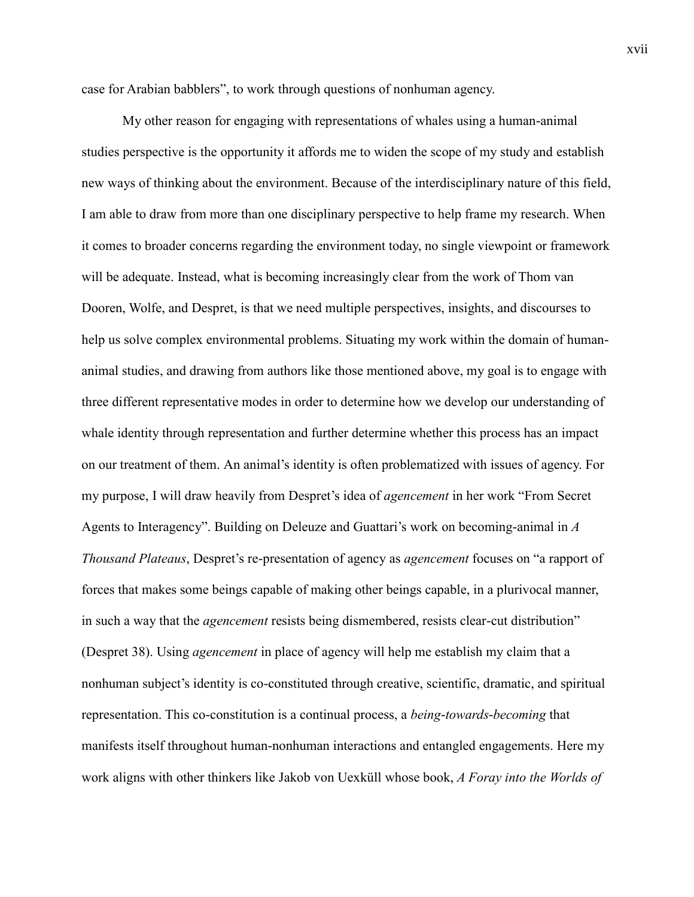case for Arabian babblers", to work through questions of nonhuman agency.

My other reason for engaging with representations of whales using a human-animal studies perspective is the opportunity it affords me to widen the scope of my study and establish new ways of thinking about the environment. Because of the interdisciplinary nature of this field, I am able to draw from more than one disciplinary perspective to help frame my research. When it comes to broader concerns regarding the environment today, no single viewpoint or framework will be adequate. Instead, what is becoming increasingly clear from the work of Thom van Dooren, Wolfe, and Despret, is that we need multiple perspectives, insights, and discourses to help us solve complex environmental problems. Situating my work within the domain of human-animal studies, and drawing from authors like those mentioned above, my goal is to engage with three different representative modes in order to determine how we develop our understanding of whale identity through representation and further determine whether this process has an impact on our treatment of them. An animal's identity is often problematized with issues of agency. For my purpose, I will draw heavily from Despret's idea of *agencement* in her work "From Secret Agents to Interagency". Building on Deleuze and Guattari's work on becoming-animal in *A Thousand Plateaus*, Despret's re-presentation of agency as *agencement* focuses on "a rapport of forces that makes some beings capable of making other beings capable, in a plurivocal manner, in such a way that the *agencement* resists being dismembered, resists clear-cut distribution" (Despret 38). Using *agencement* in place of agency will help me establish my claim that a nonhuman subject's identity is co-constituted through creative, scientific, dramatic, and spiritual representation. This co-constitution is a continual process, a *being-towards-becoming* that manifests itself throughout human-nonhuman interactions and entangled engagements. Here my work aligns with other thinkers like Jakob von Uexküll whose book, *A Foray into the Worlds of*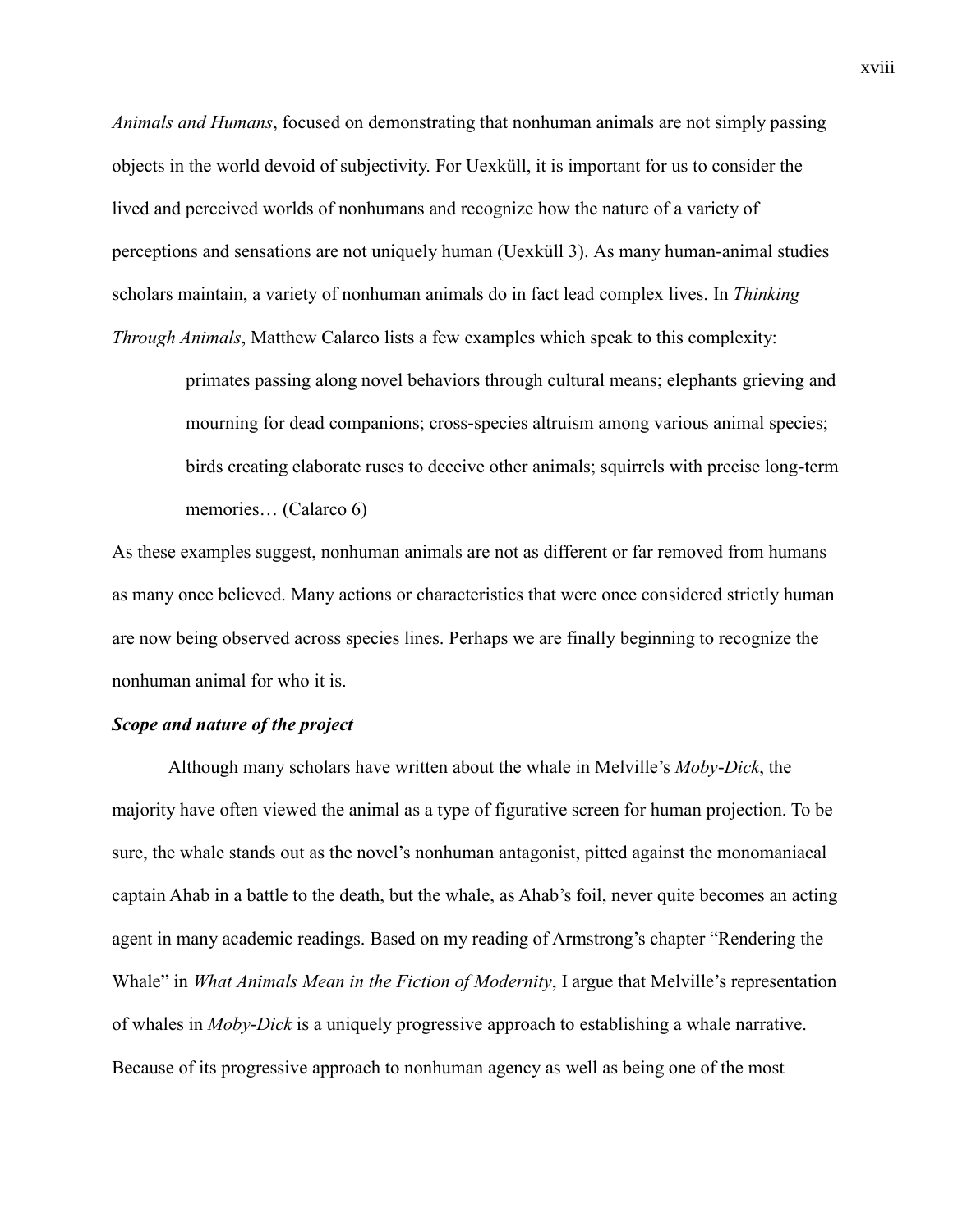*Animals and Humans*, focused on demonstrating that nonhuman animals are not simply passing objects in the world devoid of subjectivity. For Uexküll, it is important for us to consider the lived and perceived worlds of nonhumans and recognize how the nature of a variety of perceptions and sensations are not uniquely human (Uexküll 3). As many human-animal studies scholars maintain, a variety of nonhuman animals do in fact lead complex lives. In *Thinking Through Animals*, Matthew Calarco lists a few examples which speak to this complexity:

> primates passing along novel behaviors through cultural means; elephants grieving and mourning for dead companions; cross-species altruism among various animal species; birds creating elaborate ruses to deceive other animals; squirrels with precise long-term memories… (Calarco 6)

As these examples suggest, nonhuman animals are not as different or far removed from humans as many once believed. Many actions or characteristics that were once considered strictly human are now being observed across species lines. Perhaps we are finally beginning to recognize the nonhuman animal for who it is.

### ***Scope and nature of the project***

Although many scholars have written about the whale in Melville's *Moby-Dick*, the majority have often viewed the animal as a type of figurative screen for human projection. To be sure, the whale stands out as the novel's nonhuman antagonist, pitted against the monomaniacal captain Ahab in a battle to the death, but the whale, as Ahab's foil, never quite becomes an acting agent in many academic readings. Based on my reading of Armstrong's chapter "Rendering the Whale" in *What Animals Mean in the Fiction of Modernity*, I argue that Melville's representation of whales in *Moby-Dick* is a uniquely progressive approach to establishing a whale narrative. Because of its progressive approach to nonhuman agency as well as being one of the most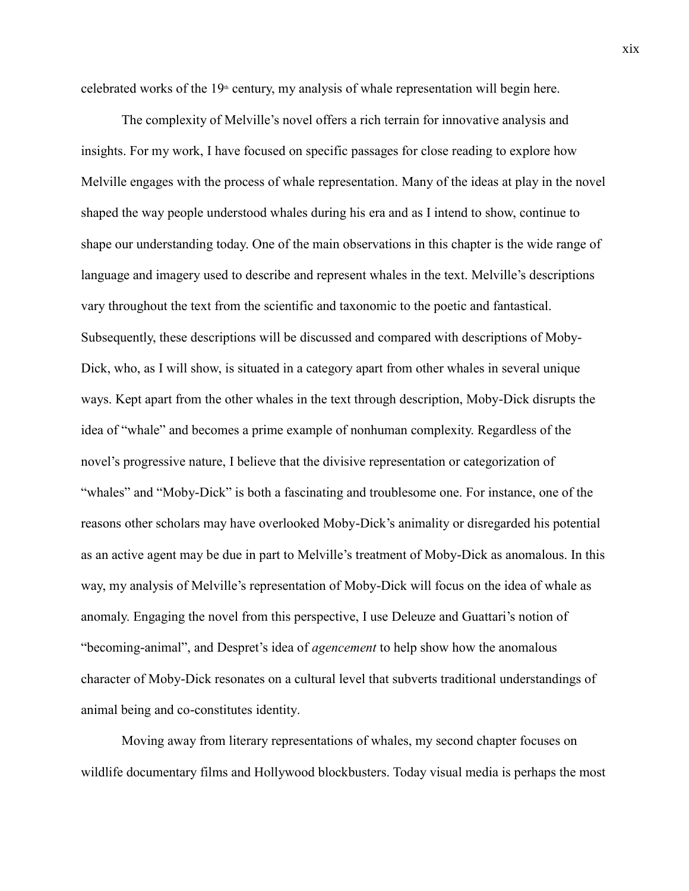celebrated works of the 19th century, my analysis of whale representation will begin here.

The complexity of Melville's novel offers a rich terrain for innovative analysis and insights. For my work, I have focused on specific passages for close reading to explore how Melville engages with the process of whale representation. Many of the ideas at play in the novel shaped the way people understood whales during his era and as I intend to show, continue to shape our understanding today. One of the main observations in this chapter is the wide range of language and imagery used to describe and represent whales in the text. Melville's descriptions vary throughout the text from the scientific and taxonomic to the poetic and fantastical. Subsequently, these descriptions will be discussed and compared with descriptions of Moby-Dick, who, as I will show, is situated in a category apart from other whales in several unique ways. Kept apart from the other whales in the text through description, Moby-Dick disrupts the idea of "whale" and becomes a prime example of nonhuman complexity. Regardless of the novel's progressive nature, I believe that the divisive representation or categorization of "whales" and "Moby-Dick" is both a fascinating and troublesome one. For instance, one of the reasons other scholars may have overlooked Moby-Dick's animality or disregarded his potential as an active agent may be due in part to Melville's treatment of Moby-Dick as anomalous. In this way, my analysis of Melville's representation of Moby-Dick will focus on the idea of whale as anomaly. Engaging the novel from this perspective, I use Deleuze and Guattari's notion of "becoming-animal", and Despret's idea of *agencement* to help show how the anomalous character of Moby-Dick resonates on a cultural level that subverts traditional understandings of animal being and co-constitutes identity.

Moving away from literary representations of whales, my second chapter focuses on wildlife documentary films and Hollywood blockbusters. Today visual media is perhaps the most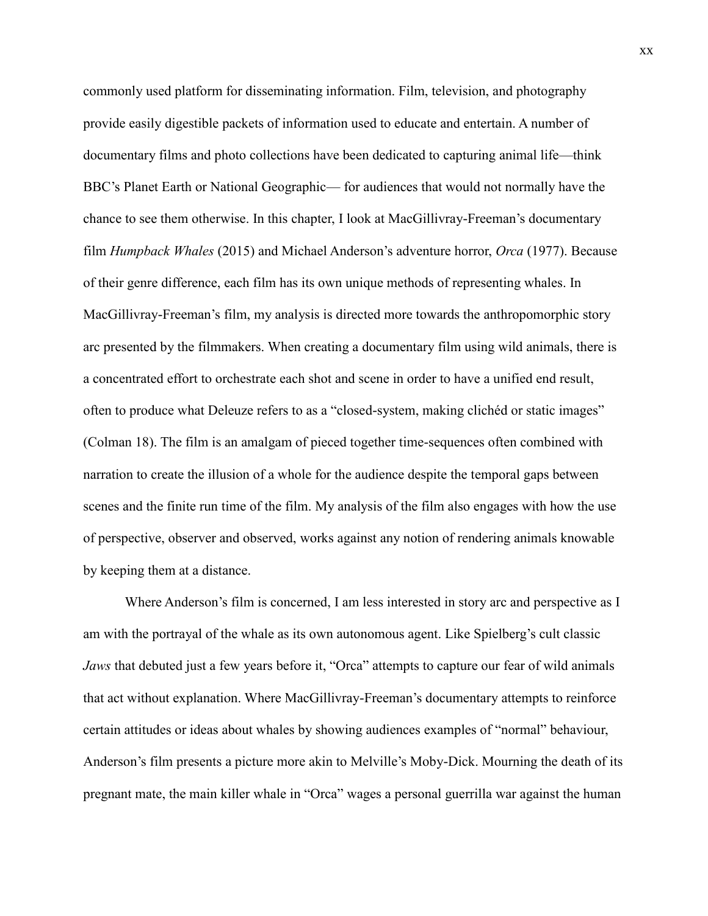commonly used platform for disseminating information. Film, television, and photography provide easily digestible packets of information used to educate and entertain. A number of documentary films and photo collections have been dedicated to capturing animal life—think BBC's Planet Earth or National Geographic— for audiences that would not normally have the chance to see them otherwise. In this chapter, I look at MacGillivray-Freeman's documentary film *Humpback Whales* (2015) and Michael Anderson's adventure horror, *Orca* (1977). Because of their genre difference, each film has its own unique methods of representing whales. In MacGillivray-Freeman's film, my analysis is directed more towards the anthropomorphic story arc presented by the filmmakers. When creating a documentary film using wild animals, there is a concentrated effort to orchestrate each shot and scene in order to have a unified end result, often to produce what Deleuze refers to as a "closed-system, making clichéd or static images" (Colman 18). The film is an amalgam of pieced together time-sequences often combined with narration to create the illusion of a whole for the audience despite the temporal gaps between scenes and the finite run time of the film. My analysis of the film also engages with how the use of perspective, observer and observed, works against any notion of rendering animals knowable by keeping them at a distance.

Where Anderson's film is concerned, I am less interested in story arc and perspective as I am with the portrayal of the whale as its own autonomous agent. Like Spielberg's cult classic *Jaws* that debuted just a few years before it, "Orca" attempts to capture our fear of wild animals that act without explanation. Where MacGillivray-Freeman's documentary attempts to reinforce certain attitudes or ideas about whales by showing audiences examples of "normal" behaviour, Anderson's film presents a picture more akin to Melville's Moby-Dick. Mourning the death of its pregnant mate, the main killer whale in "Orca" wages a personal guerrilla war against the human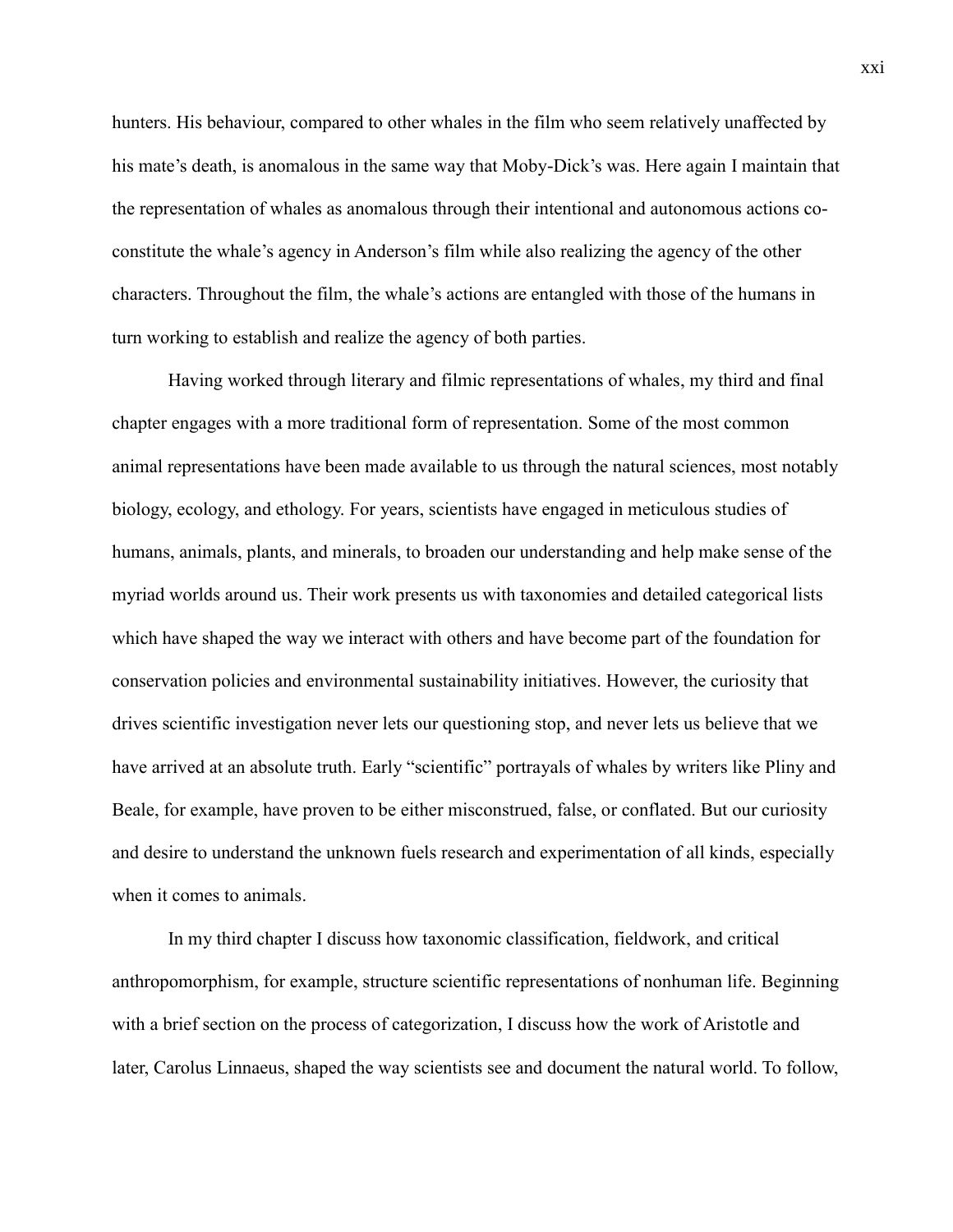hunters. His behaviour, compared to other whales in the film who seem relatively unaffected by his mate's death, is anomalous in the same way that Moby-Dick's was. Here again I maintain that the representation of whales as anomalous through their intentional and autonomous actions co-constitute the whale's agency in Anderson's film while also realizing the agency of the other characters. Throughout the film, the whale's actions are entangled with those of the humans in turn working to establish and realize the agency of both parties.

Having worked through literary and filmic representations of whales, my third and final chapter engages with a more traditional form of representation. Some of the most common animal representations have been made available to us through the natural sciences, most notably biology, ecology, and ethology. For years, scientists have engaged in meticulous studies of humans, animals, plants, and minerals, to broaden our understanding and help make sense of the myriad worlds around us. Their work presents us with taxonomies and detailed categorical lists which have shaped the way we interact with others and have become part of the foundation for conservation policies and environmental sustainability initiatives. However, the curiosity that drives scientific investigation never lets our questioning stop, and never lets us believe that we have arrived at an absolute truth. Early "scientific" portrayals of whales by writers like Pliny and Beale, for example, have proven to be either misconstrued, false, or conflated. But our curiosity and desire to understand the unknown fuels research and experimentation of all kinds, especially when it comes to animals.

In my third chapter I discuss how taxonomic classification, fieldwork, and critical anthropomorphism, for example, structure scientific representations of nonhuman life. Beginning with a brief section on the process of categorization, I discuss how the work of Aristotle and later, Carolus Linnaeus, shaped the way scientists see and document the natural world. To follow,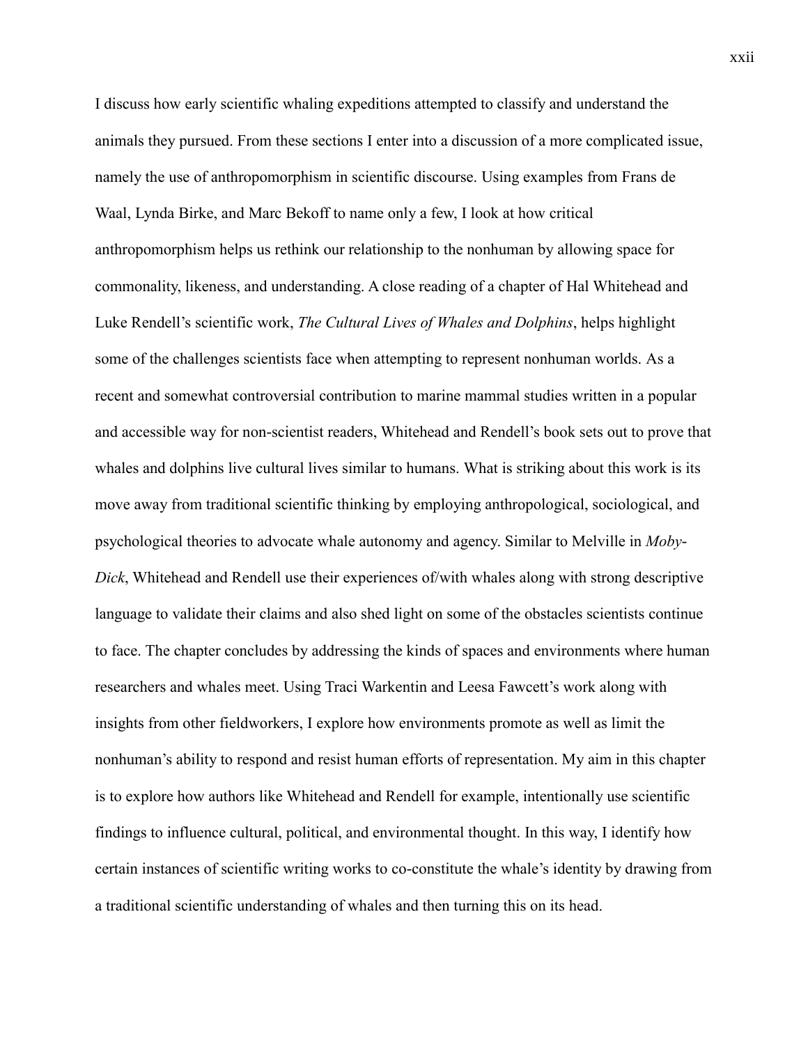I discuss how early scientific whaling expeditions attempted to classify and understand the animals they pursued. From these sections I enter into a discussion of a more complicated issue, namely the use of anthropomorphism in scientific discourse. Using examples from Frans de Waal, Lynda Birke, and Marc Bekoff to name only a few, I look at how critical anthropomorphism helps us rethink our relationship to the nonhuman by allowing space for commonality, likeness, and understanding. A close reading of a chapter of Hal Whitehead and Luke Rendell's scientific work, *The Cultural Lives of Whales and Dolphins*, helps highlight some of the challenges scientists face when attempting to represent nonhuman worlds. As a recent and somewhat controversial contribution to marine mammal studies written in a popular and accessible way for non-scientist readers, Whitehead and Rendell's book sets out to prove that whales and dolphins live cultural lives similar to humans. What is striking about this work is its move away from traditional scientific thinking by employing anthropological, sociological, and psychological theories to advocate whale autonomy and agency. Similar to Melville in *Moby-Dick*, Whitehead and Rendell use their experiences of/with whales along with strong descriptive language to validate their claims and also shed light on some of the obstacles scientists continue to face. The chapter concludes by addressing the kinds of spaces and environments where human researchers and whales meet. Using Traci Warkentin and Leesa Fawcett's work along with insights from other fieldworkers, I explore how environments promote as well as limit the nonhuman's ability to respond and resist human efforts of representation. My aim in this chapter is to explore how authors like Whitehead and Rendell for example, intentionally use scientific findings to influence cultural, political, and environmental thought. In this way, I identify how certain instances of scientific writing works to co-constitute the whale's identity by drawing from a traditional scientific understanding of whales and then turning this on its head.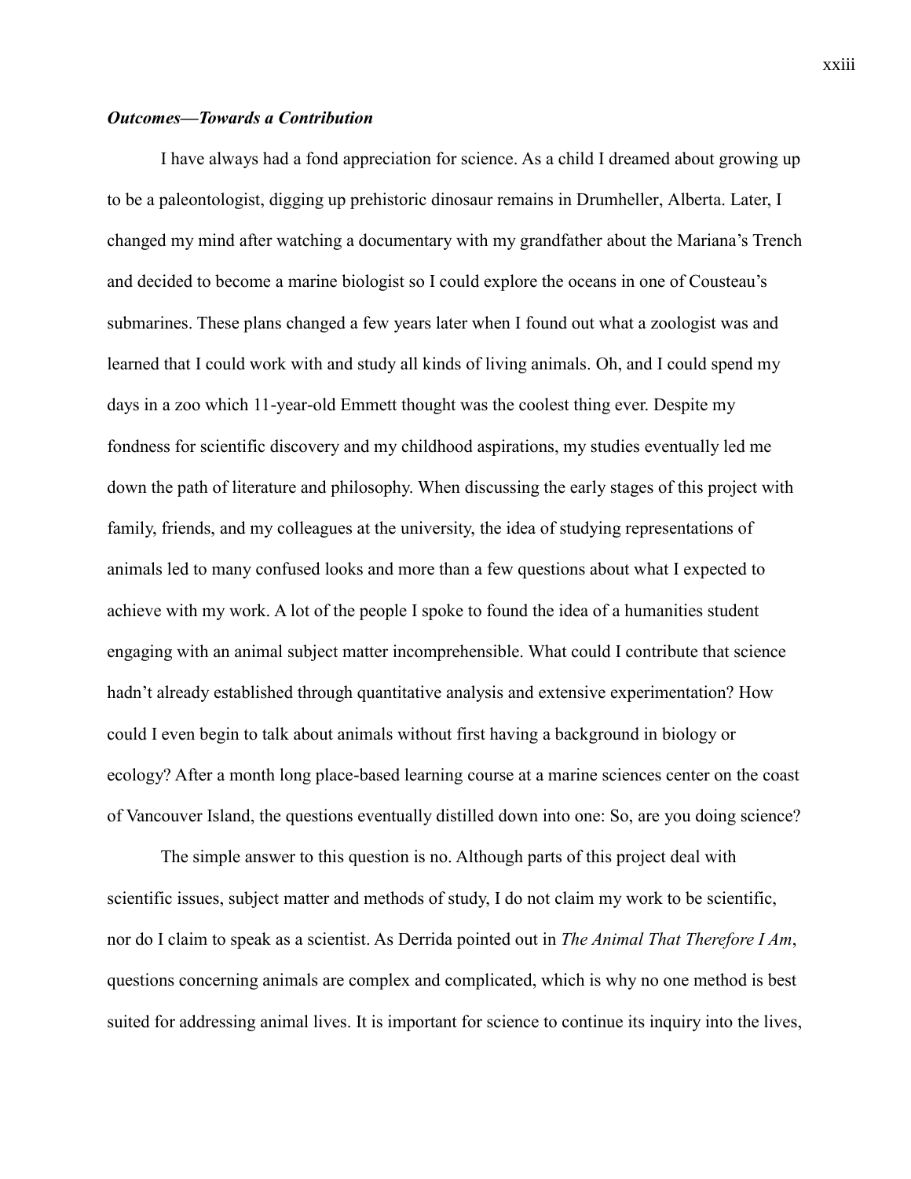### ***Outcomes—Towards a Contribution***

I have always had a fond appreciation for science. As a child I dreamed about growing up to be a paleontologist, digging up prehistoric dinosaur remains in Drumheller, Alberta. Later, I changed my mind after watching a documentary with my grandfather about the Mariana's Trench and decided to become a marine biologist so I could explore the oceans in one of Cousteau's submarines. These plans changed a few years later when I found out what a zoologist was and learned that I could work with and study all kinds of living animals. Oh, and I could spend my days in a zoo which 11-year-old Emmett thought was the coolest thing ever. Despite my fondness for scientific discovery and my childhood aspirations, my studies eventually led me down the path of literature and philosophy. When discussing the early stages of this project with family, friends, and my colleagues at the university, the idea of studying representations of animals led to many confused looks and more than a few questions about what I expected to achieve with my work. A lot of the people I spoke to found the idea of a humanities student engaging with an animal subject matter incomprehensible. What could I contribute that science hadn't already established through quantitative analysis and extensive experimentation? How could I even begin to talk about animals without first having a background in biology or ecology? After a month long place-based learning course at a marine sciences center on the coast of Vancouver Island, the questions eventually distilled down into one: So, are you doing science?

The simple answer to this question is no. Although parts of this project deal with scientific issues, subject matter and methods of study, I do not claim my work to be scientific, nor do I claim to speak as a scientist. As Derrida pointed out in *The Animal That Therefore I Am*, questions concerning animals are complex and complicated, which is why no one method is best suited for addressing animal lives. It is important for science to continue its inquiry into the lives,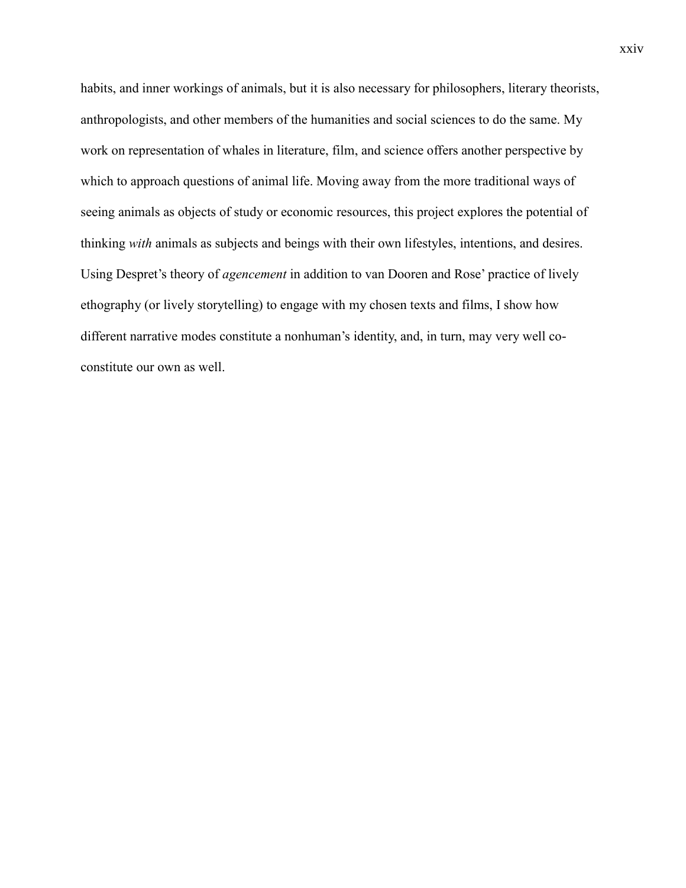habits, and inner workings of animals, but it is also necessary for philosophers, literary theorists, anthropologists, and other members of the humanities and social sciences to do the same. My work on representation of whales in literature, film, and science offers another perspective by which to approach questions of animal life. Moving away from the more traditional ways of seeing animals as objects of study or economic resources, this project explores the potential of thinking *with* animals as subjects and beings with their own lifestyles, intentions, and desires. Using Despret's theory of *agencement* in addition to van Dooren and Rose' practice of lively ethography (or lively storytelling) to engage with my chosen texts and films, I show how different narrative modes constitute a nonhuman's identity, and, in turn, may very well co-constitute our own as well.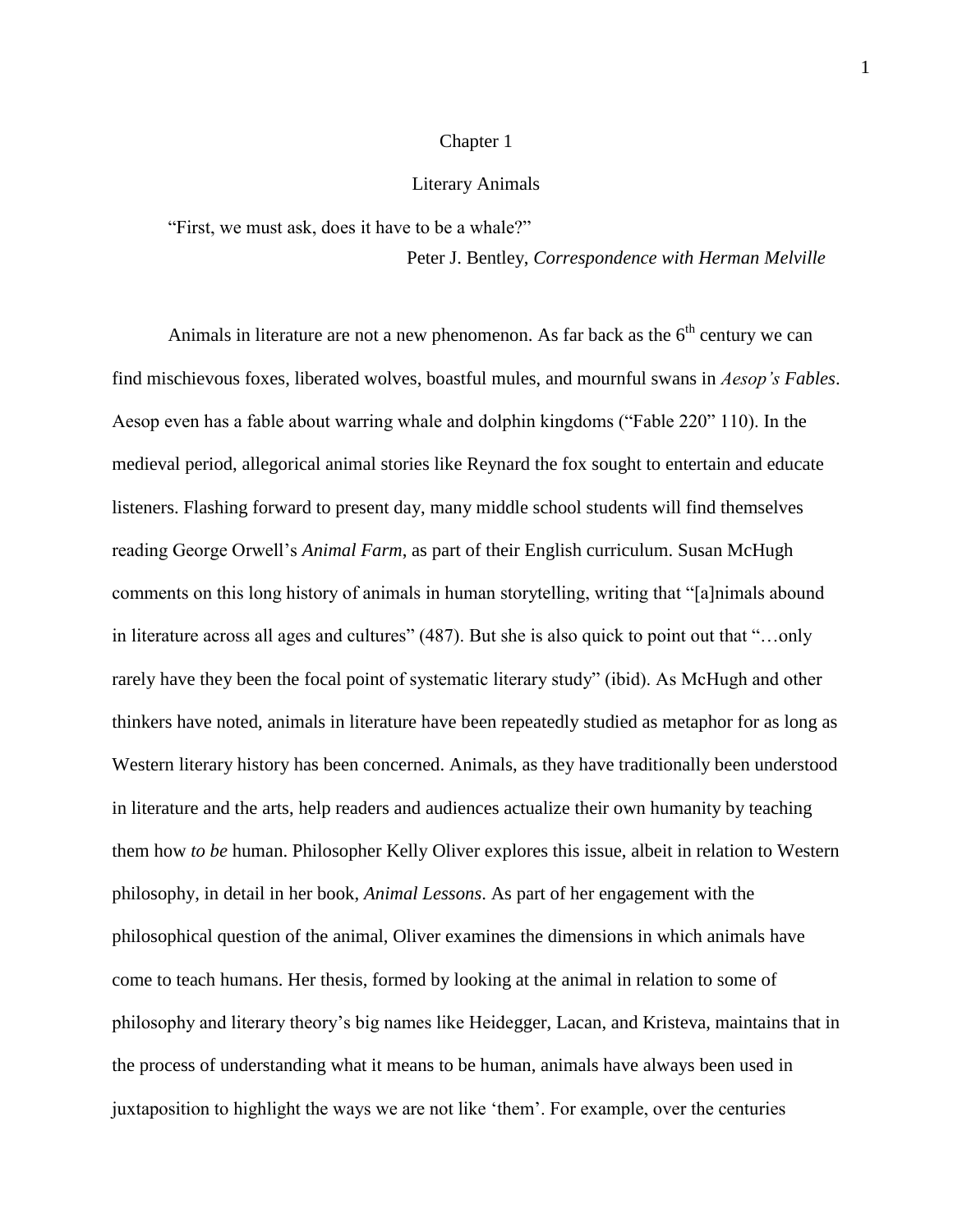# Chapter 1

## Literary Animals

> "First, we must ask, does it have to be a whale?"
>
> Peter J. Bentley, *Correspondence with Herman Melville*

Animals in literature are not a new phenomenon. As far back as the 6th century we can find mischievous foxes, liberated wolves, boastful mules, and mournful swans in *Aesop's Fables*. Aesop even has a fable about warring whale and dolphin kingdoms ("Fable 220" 110). In the medieval period, allegorical animal stories like Reynard the fox sought to entertain and educate listeners. Flashing forward to present day, many middle school students will find themselves reading George Orwell's *Animal Farm*, as part of their English curriculum. Susan McHugh comments on this long history of animals in human storytelling, writing that "[a]nimals abound in literature across all ages and cultures" (487). But she is also quick to point out that "…only rarely have they been the focal point of systematic literary study" (ibid). As McHugh and other thinkers have noted, animals in literature have been repeatedly studied as metaphor for as long as Western literary history has been concerned. Animals, as they have traditionally been understood in literature and the arts, help readers and audiences actualize their own humanity by teaching them how *to be* human. Philosopher Kelly Oliver explores this issue, albeit in relation to Western philosophy, in detail in her book, *Animal Lessons*. As part of her engagement with the philosophical question of the animal, Oliver examines the dimensions in which animals have come to teach humans. Her thesis, formed by looking at the animal in relation to some of philosophy and literary theory's big names like Heidegger, Lacan, and Kristeva, maintains that in the process of understanding what it means to be human, animals have always been used in juxtaposition to highlight the ways we are not like 'them'. For example, over the centuries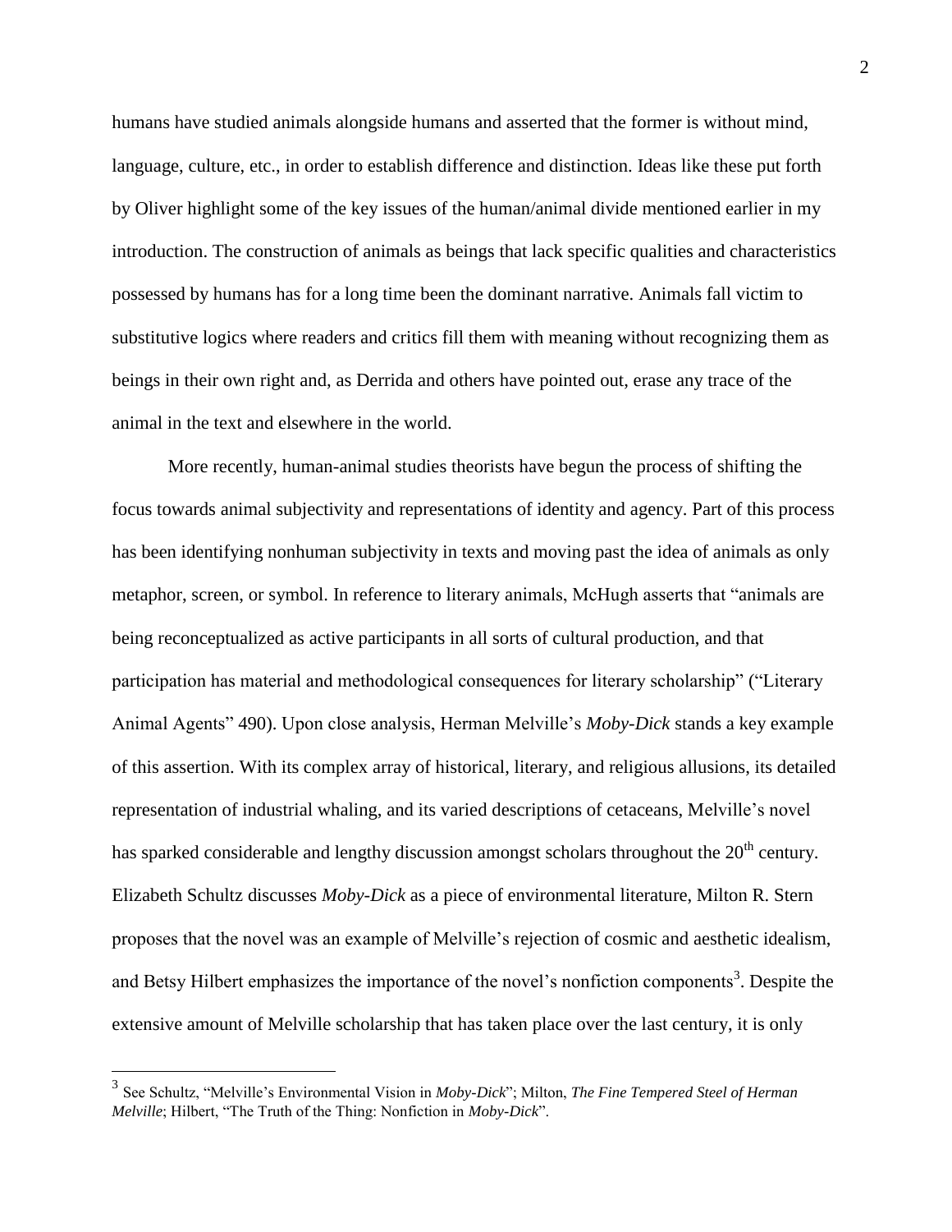humans have studied animals alongside humans and asserted that the former is without mind, language, culture, etc., in order to establish difference and distinction. Ideas like these put forth by Oliver highlight some of the key issues of the human/animal divide mentioned earlier in my introduction. The construction of animals as beings that lack specific qualities and characteristics possessed by humans has for a long time been the dominant narrative. Animals fall victim to substitutive logics where readers and critics fill them with meaning without recognizing them as beings in their own right and, as Derrida and others have pointed out, erase any trace of the animal in the text and elsewhere in the world.

More recently, human-animal studies theorists have begun the process of shifting the focus towards animal subjectivity and representations of identity and agency. Part of this process has been identifying nonhuman subjectivity in texts and moving past the idea of animals as only metaphor, screen, or symbol. In reference to literary animals, McHugh asserts that "animals are being reconceptualized as active participants in all sorts of cultural production, and that participation has material and methodological consequences for literary scholarship" ("Literary Animal Agents" 490). Upon close analysis, Herman Melville's *Moby-Dick* stands a key example of this assertion. With its complex array of historical, literary, and religious allusions, its detailed representation of industrial whaling, and its varied descriptions of cetaceans, Melville's novel has sparked considerable and lengthy discussion amongst scholars throughout the 20th century. Elizabeth Schultz discusses *Moby-Dick* as a piece of environmental literature, Milton R. Stern proposes that the novel was an example of Melville's rejection of cosmic and aesthetic idealism, and Betsy Hilbert emphasizes the importance of the novel's nonfiction components[3]. Despite the extensive amount of Melville scholarship that has taken place over the last century, it is only

[3] See Schultz, "Melville's Environmental Vision in *Moby-Dick*"; Milton, *The Fine Tempered Steel of Herman Melville*; Hilbert, "The Truth of the Thing: Nonfiction in *Moby-Dick*".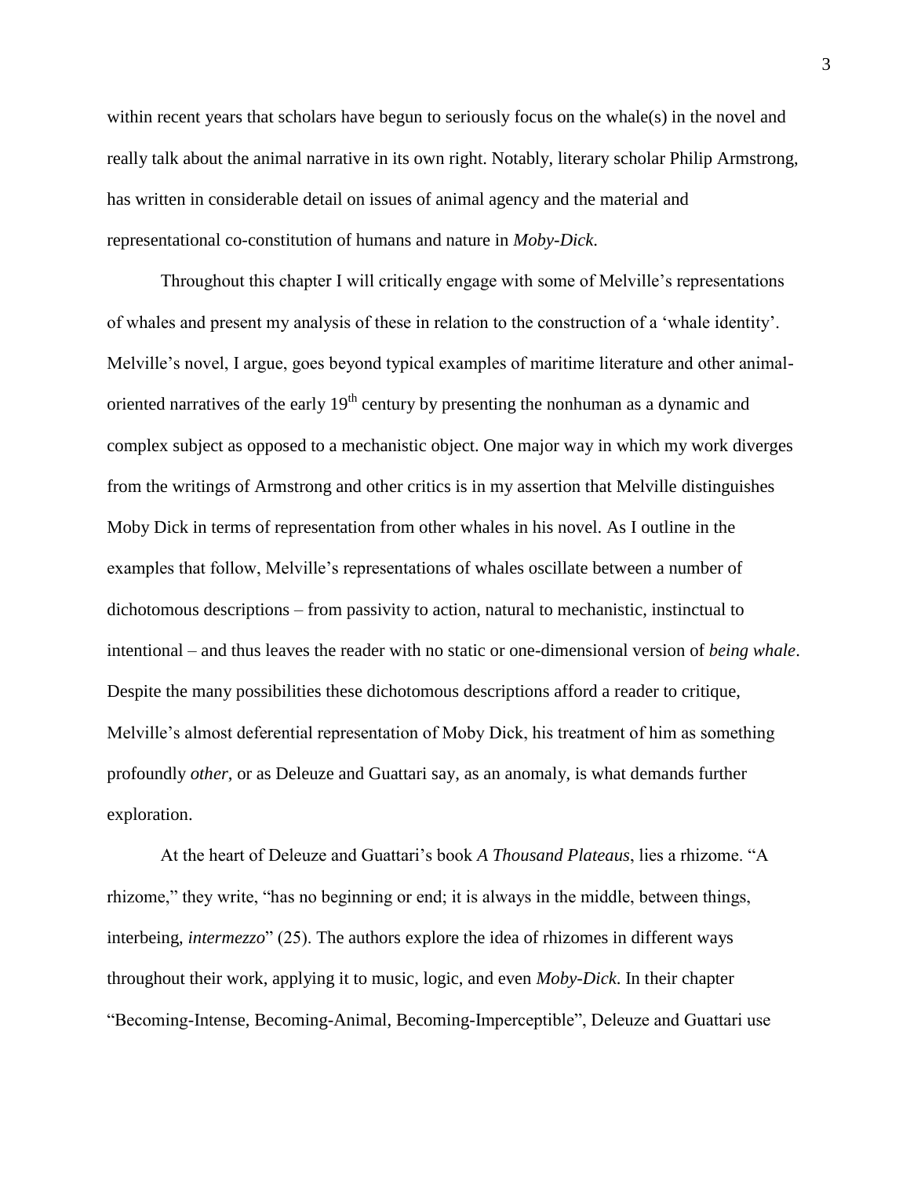within recent years that scholars have begun to seriously focus on the whale(s) in the novel and really talk about the animal narrative in its own right. Notably, literary scholar Philip Armstrong, has written in considerable detail on issues of animal agency and the material and representational co-constitution of humans and nature in *Moby-Dick*.

Throughout this chapter I will critically engage with some of Melville's representations of whales and present my analysis of these in relation to the construction of a 'whale identity'. Melville's novel, I argue, goes beyond typical examples of maritime literature and other animal-oriented narratives of the early 19th century by presenting the nonhuman as a dynamic and complex subject as opposed to a mechanistic object. One major way in which my work diverges from the writings of Armstrong and other critics is in my assertion that Melville distinguishes Moby Dick in terms of representation from other whales in his novel. As I outline in the examples that follow, Melville's representations of whales oscillate between a number of dichotomous descriptions – from passivity to action, natural to mechanistic, instinctual to intentional – and thus leaves the reader with no static or one-dimensional version of *being whale*. Despite the many possibilities these dichotomous descriptions afford a reader to critique, Melville's almost deferential representation of Moby Dick, his treatment of him as something profoundly *other*, or as Deleuze and Guattari say, as an anomaly, is what demands further exploration.

At the heart of Deleuze and Guattari's book *A Thousand Plateaus*, lies a rhizome. "A rhizome," they write, "has no beginning or end; it is always in the middle, between things, interbeing, *intermezzo*" (25). The authors explore the idea of rhizomes in different ways throughout their work, applying it to music, logic, and even *Moby-Dick*. In their chapter "Becoming-Intense, Becoming-Animal, Becoming-Imperceptible", Deleuze and Guattari use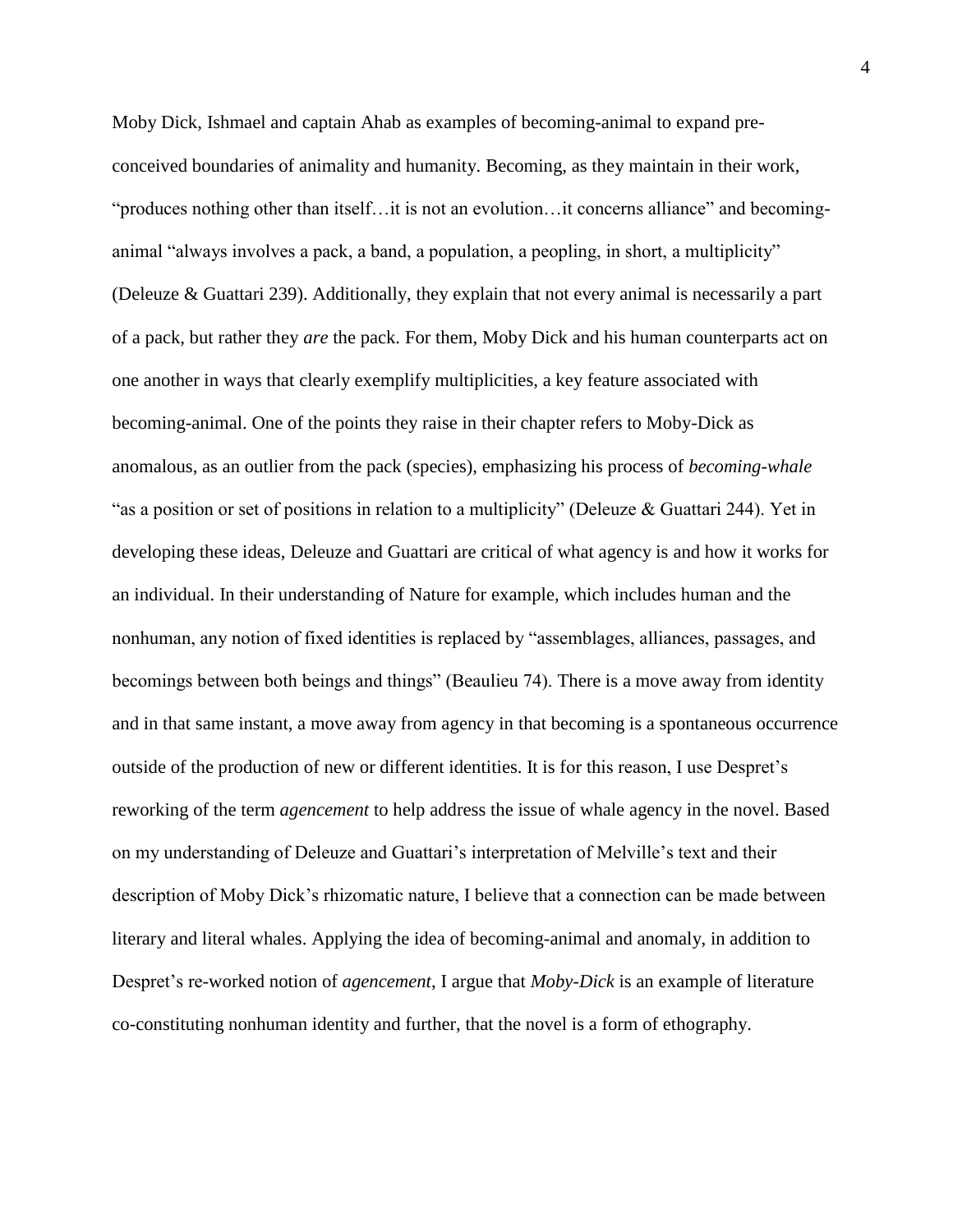Moby Dick, Ishmael and captain Ahab as examples of becoming-animal to expand pre-conceived boundaries of animality and humanity. Becoming, as they maintain in their work, "produces nothing other than itself…it is not an evolution…it concerns alliance" and becoming-animal "always involves a pack, a band, a population, a peopling, in short, a multiplicity" (Deleuze & Guattari 239). Additionally, they explain that not every animal is necessarily a part of a pack, but rather they *are* the pack. For them, Moby Dick and his human counterparts act on one another in ways that clearly exemplify multiplicities, a key feature associated with becoming-animal. One of the points they raise in their chapter refers to Moby-Dick as anomalous, as an outlier from the pack (species), emphasizing his process of *becoming-whale* "as a position or set of positions in relation to a multiplicity" (Deleuze & Guattari 244). Yet in developing these ideas, Deleuze and Guattari are critical of what agency is and how it works for an individual. In their understanding of Nature for example, which includes human and the nonhuman, any notion of fixed identities is replaced by "assemblages, alliances, passages, and becomings between both beings and things" (Beaulieu 74). There is a move away from identity and in that same instant, a move away from agency in that becoming is a spontaneous occurrence outside of the production of new or different identities. It is for this reason, I use Despret's reworking of the term *agencement* to help address the issue of whale agency in the novel. Based on my understanding of Deleuze and Guattari's interpretation of Melville's text and their description of Moby Dick's rhizomatic nature, I believe that a connection can be made between literary and literal whales. Applying the idea of becoming-animal and anomaly, in addition to Despret's re-worked notion of *agencement*, I argue that *Moby-Dick* is an example of literature co-constituting nonhuman identity and further, that the novel is a form of ethography.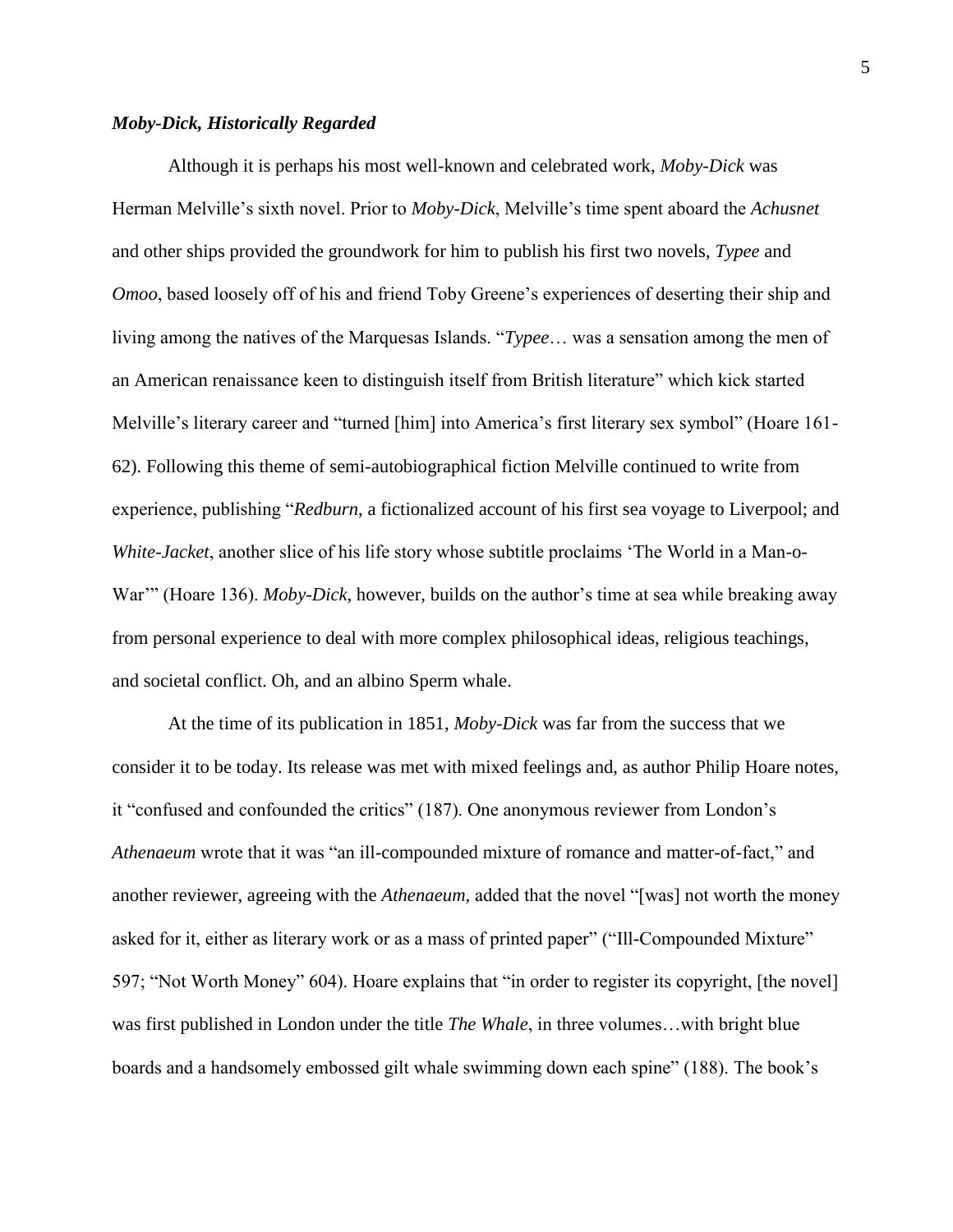### *Moby-Dick, Historically Regarded*

Although it is perhaps his most well-known and celebrated work, *Moby-Dick* was Herman Melville's sixth novel. Prior to *Moby-Dick*, Melville's time spent aboard the *Achusnet* and other ships provided the groundwork for him to publish his first two novels, *Typee* and *Omoo*, based loosely off of his and friend Toby Greene's experiences of deserting their ship and living among the natives of the Marquesas Islands. "*Typee*… was a sensation among the men of an American renaissance keen to distinguish itself from British literature" which kick started Melville's literary career and "turned [him] into America's first literary sex symbol" (Hoare 161-62). Following this theme of semi-autobiographical fiction Melville continued to write from experience, publishing "*Redburn*, a fictionalized account of his first sea voyage to Liverpool; and *White-Jacket*, another slice of his life story whose subtitle proclaims 'The World in a Man-o-War'" (Hoare 136). *Moby-Dick*, however, builds on the author's time at sea while breaking away from personal experience to deal with more complex philosophical ideas, religious teachings, and societal conflict. Oh, and an albino Sperm whale.

At the time of its publication in 1851, *Moby-Dick* was far from the success that we consider it to be today. Its release was met with mixed feelings and, as author Philip Hoare notes, it "confused and confounded the critics" (187). One anonymous reviewer from London's *Athenaeum* wrote that it was "an ill-compounded mixture of romance and matter-of-fact," and another reviewer, agreeing with the *Athenaeum,* added that the novel "[was] not worth the money asked for it, either as literary work or as a mass of printed paper" ("Ill-Compounded Mixture" 597; "Not Worth Money" 604). Hoare explains that "in order to register its copyright, [the novel] was first published in London under the title *The Whale*, in three volumes…with bright blue boards and a handsomely embossed gilt whale swimming down each spine" (188). The book's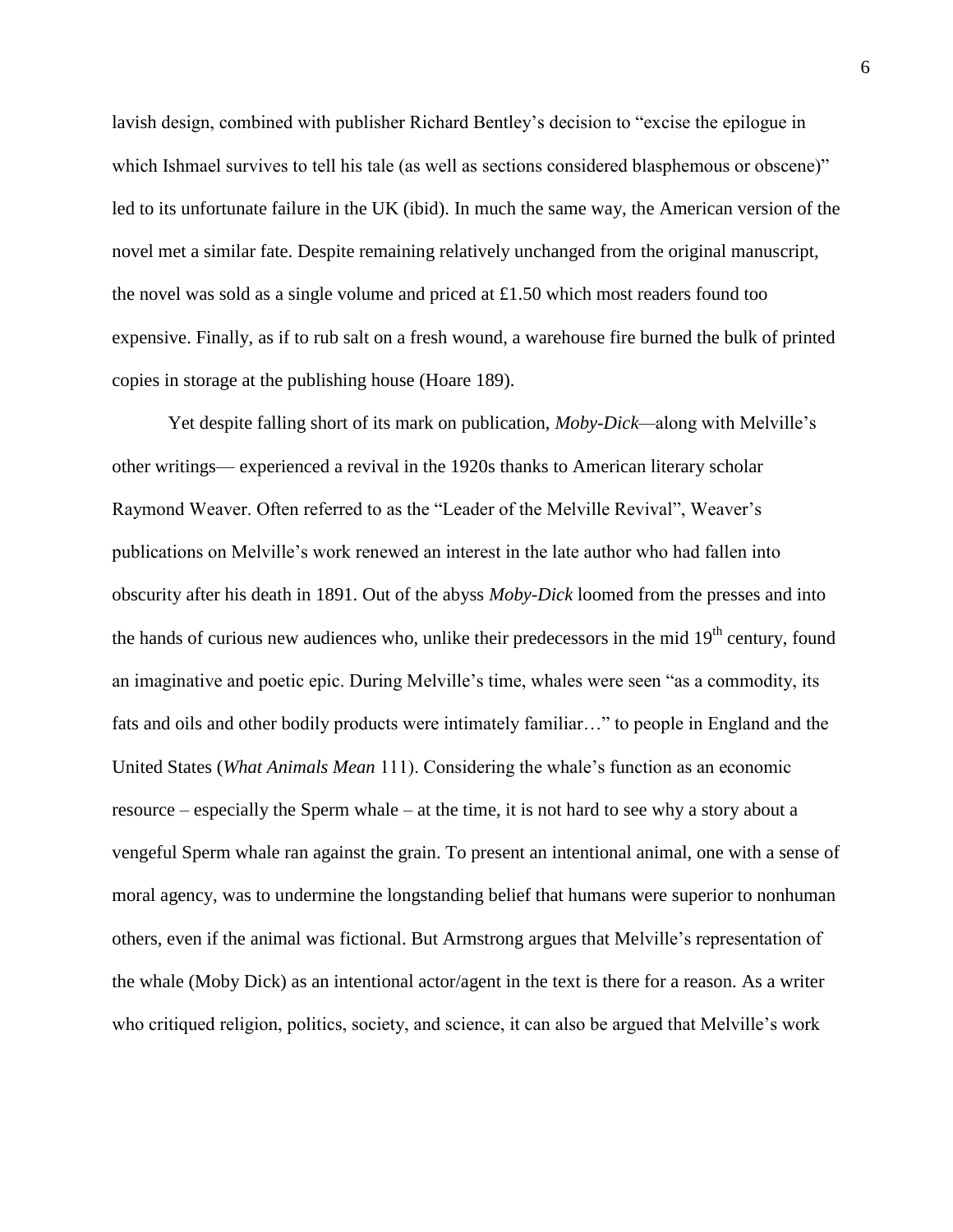lavish design, combined with publisher Richard Bentley's decision to "excise the epilogue in which Ishmael survives to tell his tale (as well as sections considered blasphemous or obscene)" led to its unfortunate failure in the UK (ibid). In much the same way, the American version of the novel met a similar fate. Despite remaining relatively unchanged from the original manuscript, the novel was sold as a single volume and priced at £1.50 which most readers found too expensive. Finally, as if to rub salt on a fresh wound, a warehouse fire burned the bulk of printed copies in storage at the publishing house (Hoare 189).

Yet despite falling short of its mark on publication, *Moby-Dick*—along with Melville's other writings— experienced a revival in the 1920s thanks to American literary scholar Raymond Weaver. Often referred to as the "Leader of the Melville Revival", Weaver's publications on Melville's work renewed an interest in the late author who had fallen into obscurity after his death in 1891. Out of the abyss *Moby-Dick* loomed from the presses and into the hands of curious new audiences who, unlike their predecessors in the mid 19th century, found an imaginative and poetic epic. During Melville's time, whales were seen "as a commodity, its fats and oils and other bodily products were intimately familiar…" to people in England and the United States (*What Animals Mean* 111). Considering the whale's function as an economic resource – especially the Sperm whale – at the time, it is not hard to see why a story about a vengeful Sperm whale ran against the grain. To present an intentional animal, one with a sense of moral agency, was to undermine the longstanding belief that humans were superior to nonhuman others, even if the animal was fictional. But Armstrong argues that Melville's representation of the whale (Moby Dick) as an intentional actor/agent in the text is there for a reason. As a writer who critiqued religion, politics, society, and science, it can also be argued that Melville's work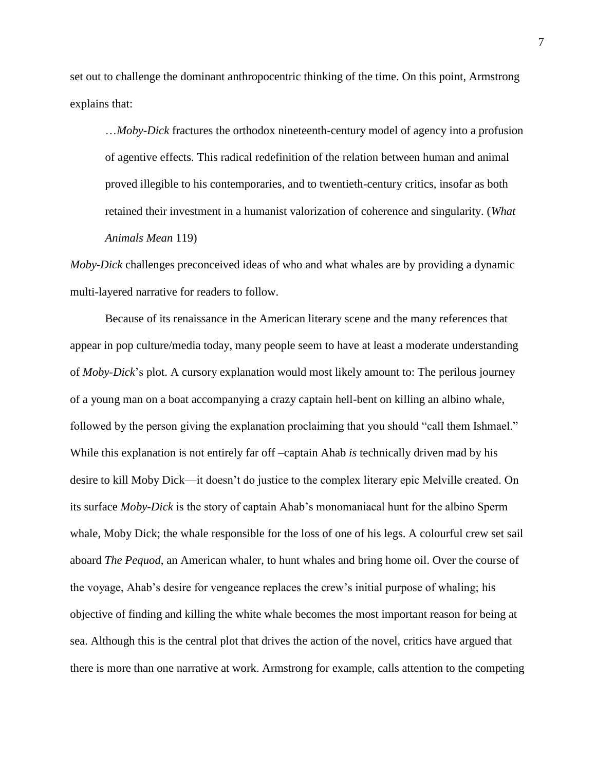set out to challenge the dominant anthropocentric thinking of the time. On this point, Armstrong explains that:

> …*Moby-Dick* fractures the orthodox nineteenth-century model of agency into a profusion of agentive effects. This radical redefinition of the relation between human and animal proved illegible to his contemporaries, and to twentieth-century critics, insofar as both retained their investment in a humanist valorization of coherence and singularity. (*What Animals Mean* 119)

*Moby-Dick* challenges preconceived ideas of who and what whales are by providing a dynamic multi-layered narrative for readers to follow.

Because of its renaissance in the American literary scene and the many references that appear in pop culture/media today, many people seem to have at least a moderate understanding of *Moby-Dick*'s plot. A cursory explanation would most likely amount to: The perilous journey of a young man on a boat accompanying a crazy captain hell-bent on killing an albino whale, followed by the person giving the explanation proclaiming that you should "call them Ishmael." While this explanation is not entirely far off –captain Ahab *is* technically driven mad by his desire to kill Moby Dick—it doesn't do justice to the complex literary epic Melville created. On its surface *Moby-Dick* is the story of captain Ahab's monomaniacal hunt for the albino Sperm whale, Moby Dick; the whale responsible for the loss of one of his legs. A colourful crew set sail aboard *The Pequod*, an American whaler, to hunt whales and bring home oil. Over the course of the voyage, Ahab's desire for vengeance replaces the crew's initial purpose of whaling; his objective of finding and killing the white whale becomes the most important reason for being at sea. Although this is the central plot that drives the action of the novel, critics have argued that there is more than one narrative at work. Armstrong for example, calls attention to the competing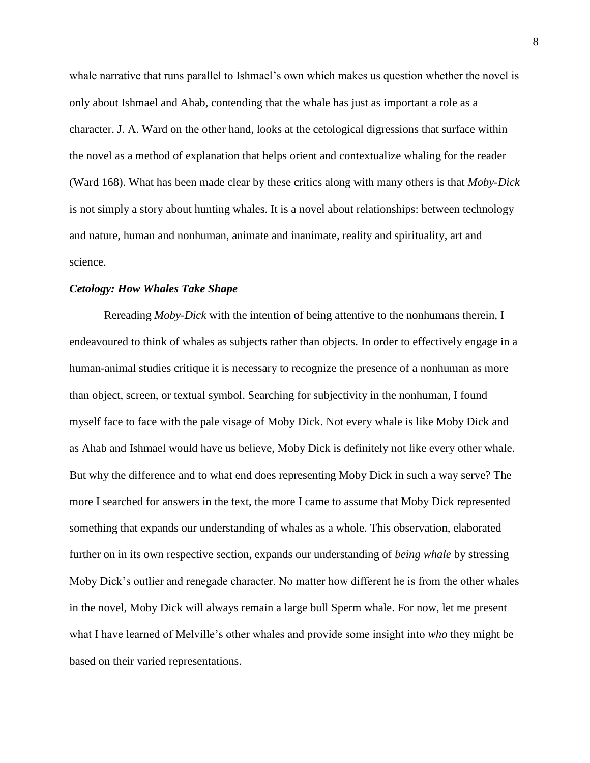whale narrative that runs parallel to Ishmael's own which makes us question whether the novel is only about Ishmael and Ahab, contending that the whale has just as important a role as a character. J. A. Ward on the other hand, looks at the cetological digressions that surface within the novel as a method of explanation that helps orient and contextualize whaling for the reader (Ward 168). What has been made clear by these critics along with many others is that *Moby-Dick* is not simply a story about hunting whales. It is a novel about relationships: between technology and nature, human and nonhuman, animate and inanimate, reality and spirituality, art and science.

### *Cetology: How Whales Take Shape*

Rereading *Moby-Dick* with the intention of being attentive to the nonhumans therein, I endeavoured to think of whales as subjects rather than objects. In order to effectively engage in a human-animal studies critique it is necessary to recognize the presence of a nonhuman as more than object, screen, or textual symbol. Searching for subjectivity in the nonhuman, I found myself face to face with the pale visage of Moby Dick. Not every whale is like Moby Dick and as Ahab and Ishmael would have us believe, Moby Dick is definitely not like every other whale. But why the difference and to what end does representing Moby Dick in such a way serve? The more I searched for answers in the text, the more I came to assume that Moby Dick represented something that expands our understanding of whales as a whole. This observation, elaborated further on in its own respective section, expands our understanding of *being whale* by stressing Moby Dick's outlier and renegade character. No matter how different he is from the other whales in the novel, Moby Dick will always remain a large bull Sperm whale. For now, let me present what I have learned of Melville's other whales and provide some insight into *who* they might be based on their varied representations.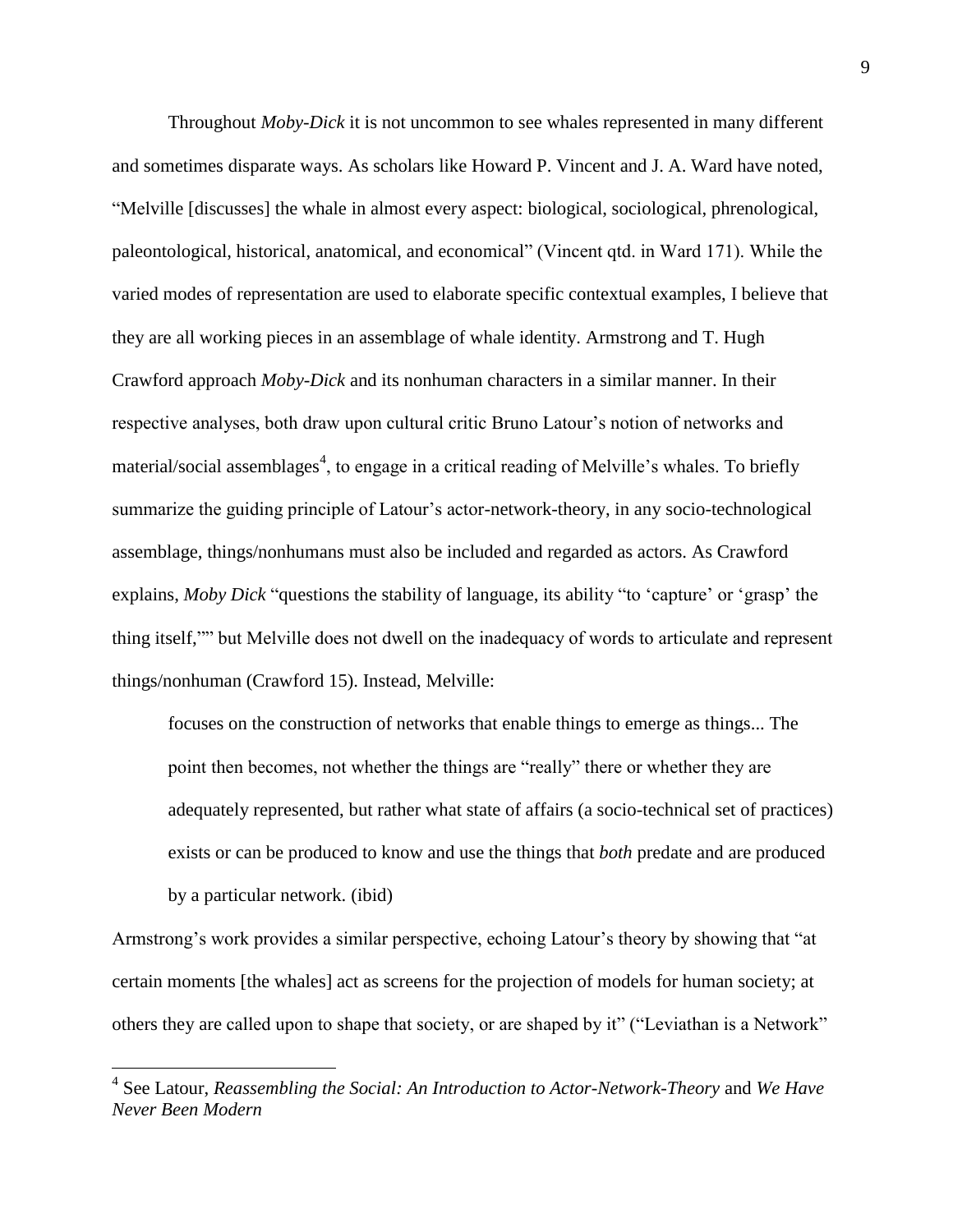Throughout *Moby-Dick* it is not uncommon to see whales represented in many different and sometimes disparate ways. As scholars like Howard P. Vincent and J. A. Ward have noted, "Melville [discusses] the whale in almost every aspect: biological, sociological, phrenological, paleontological, historical, anatomical, and economical" (Vincent qtd. in Ward 171). While the varied modes of representation are used to elaborate specific contextual examples, I believe that they are all working pieces in an assemblage of whale identity. Armstrong and T. Hugh Crawford approach *Moby-Dick* and its nonhuman characters in a similar manner. In their respective analyses, both draw upon cultural critic Bruno Latour's notion of networks and material/social assemblages[4], to engage in a critical reading of Melville's whales. To briefly summarize the guiding principle of Latour's actor-network-theory, in any socio-technological assemblage, things/nonhumans must also be included and regarded as actors. As Crawford explains, *Moby Dick* "questions the stability of language, its ability "to 'capture' or 'grasp' the thing itself,"" but Melville does not dwell on the inadequacy of words to articulate and represent things/nonhuman (Crawford 15). Instead, Melville:

> focuses on the construction of networks that enable things to emerge as things... The point then becomes, not whether the things are "really" there or whether they are adequately represented, but rather what state of affairs (a socio-technical set of practices) exists or can be produced to know and use the things that *both* predate and are produced by a particular network. (ibid)

Armstrong's work provides a similar perspective, echoing Latour's theory by showing that "at certain moments [the whales] act as screens for the projection of models for human society; at others they are called upon to shape that society, or are shaped by it" ("Leviathan is a Network"

---

[4] See Latour, *Reassembling the Social: An Introduction to Actor-Network-Theory* and *We Have Never Been Modern*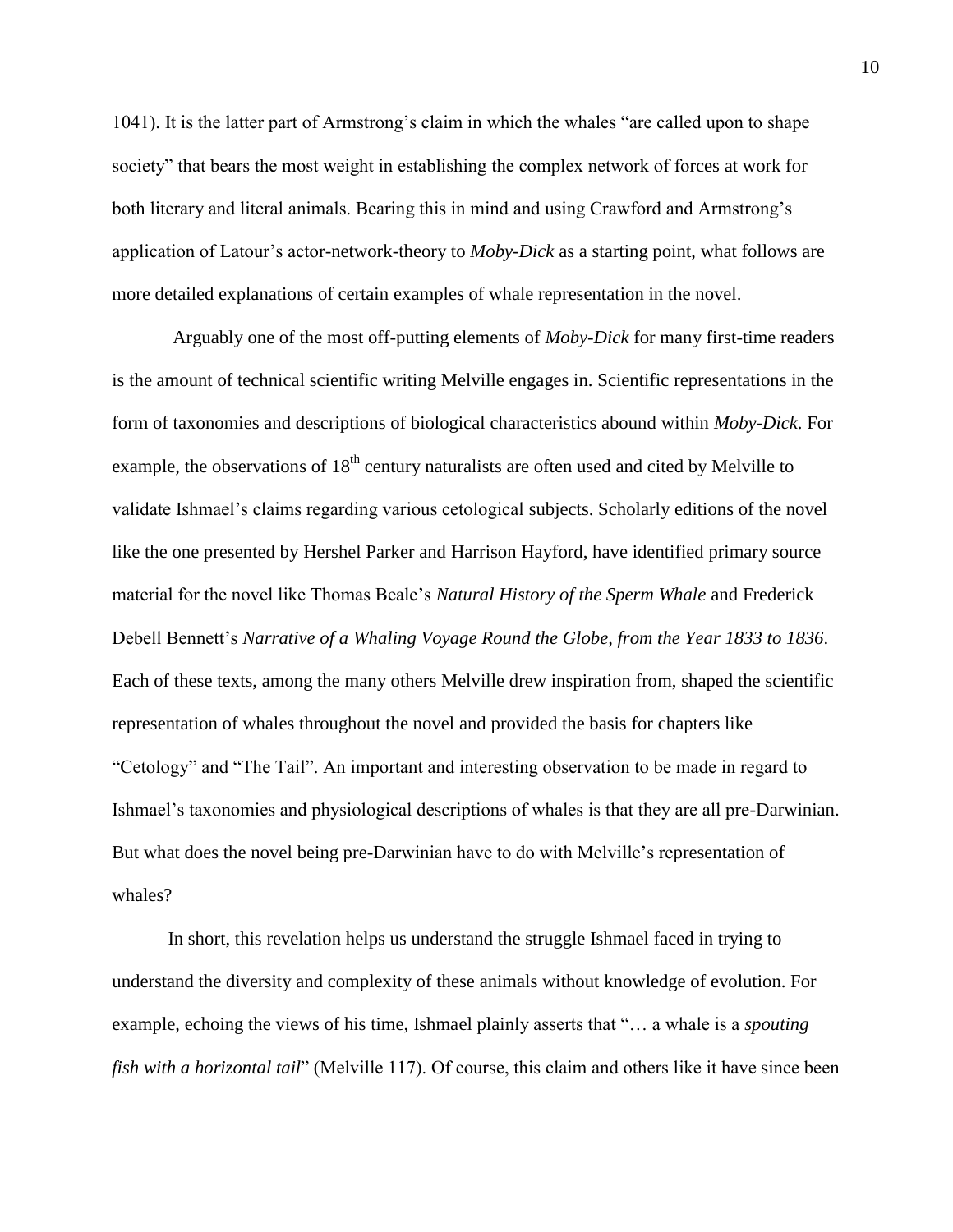1041). It is the latter part of Armstrong's claim in which the whales "are called upon to shape society" that bears the most weight in establishing the complex network of forces at work for both literary and literal animals. Bearing this in mind and using Crawford and Armstrong's application of Latour's actor-network-theory to *Moby-Dick* as a starting point, what follows are more detailed explanations of certain examples of whale representation in the novel.

Arguably one of the most off-putting elements of *Moby-Dick* for many first-time readers is the amount of technical scientific writing Melville engages in. Scientific representations in the form of taxonomies and descriptions of biological characteristics abound within *Moby-Dick*. For example, the observations of 18th century naturalists are often used and cited by Melville to validate Ishmael's claims regarding various cetological subjects. Scholarly editions of the novel like the one presented by Hershel Parker and Harrison Hayford, have identified primary source material for the novel like Thomas Beale's *Natural History of the Sperm Whale* and Frederick Debell Bennett's *Narrative of a Whaling Voyage Round the Globe, from the Year 1833 to 1836*. Each of these texts, among the many others Melville drew inspiration from, shaped the scientific representation of whales throughout the novel and provided the basis for chapters like "Cetology" and "The Tail". An important and interesting observation to be made in regard to Ishmael's taxonomies and physiological descriptions of whales is that they are all pre-Darwinian. But what does the novel being pre-Darwinian have to do with Melville's representation of whales?

In short, this revelation helps us understand the struggle Ishmael faced in trying to understand the diversity and complexity of these animals without knowledge of evolution. For example, echoing the views of his time, Ishmael plainly asserts that "… a whale is a *spouting fish with a horizontal tail*" (Melville 117). Of course, this claim and others like it have since been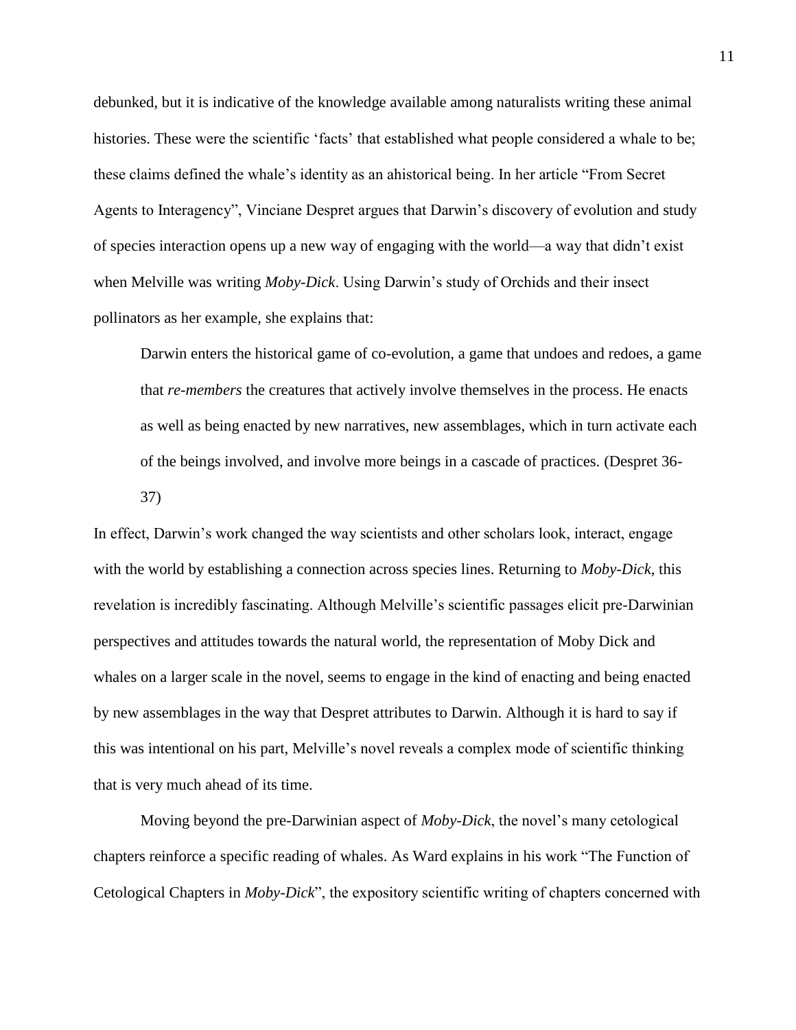debunked, but it is indicative of the knowledge available among naturalists writing these animal histories. These were the scientific 'facts' that established what people considered a whale to be; these claims defined the whale's identity as an ahistorical being. In her article "From Secret Agents to Interagency", Vinciane Despret argues that Darwin's discovery of evolution and study of species interaction opens up a new way of engaging with the world—a way that didn't exist when Melville was writing *Moby-Dick*. Using Darwin's study of Orchids and their insect pollinators as her example, she explains that:

> Darwin enters the historical game of co-evolution, a game that undoes and redoes, a game that *re-members* the creatures that actively involve themselves in the process. He enacts as well as being enacted by new narratives, new assemblages, which in turn activate each of the beings involved, and involve more beings in a cascade of practices. (Despret 36-37)

In effect, Darwin's work changed the way scientists and other scholars look, interact, engage with the world by establishing a connection across species lines. Returning to *Moby-Dick*, this revelation is incredibly fascinating. Although Melville's scientific passages elicit pre-Darwinian perspectives and attitudes towards the natural world, the representation of Moby Dick and whales on a larger scale in the novel, seems to engage in the kind of enacting and being enacted by new assemblages in the way that Despret attributes to Darwin. Although it is hard to say if this was intentional on his part, Melville's novel reveals a complex mode of scientific thinking that is very much ahead of its time.

Moving beyond the pre-Darwinian aspect of *Moby-Dick*, the novel's many cetological chapters reinforce a specific reading of whales. As Ward explains in his work "The Function of Cetological Chapters in *Moby-Dick*", the expository scientific writing of chapters concerned with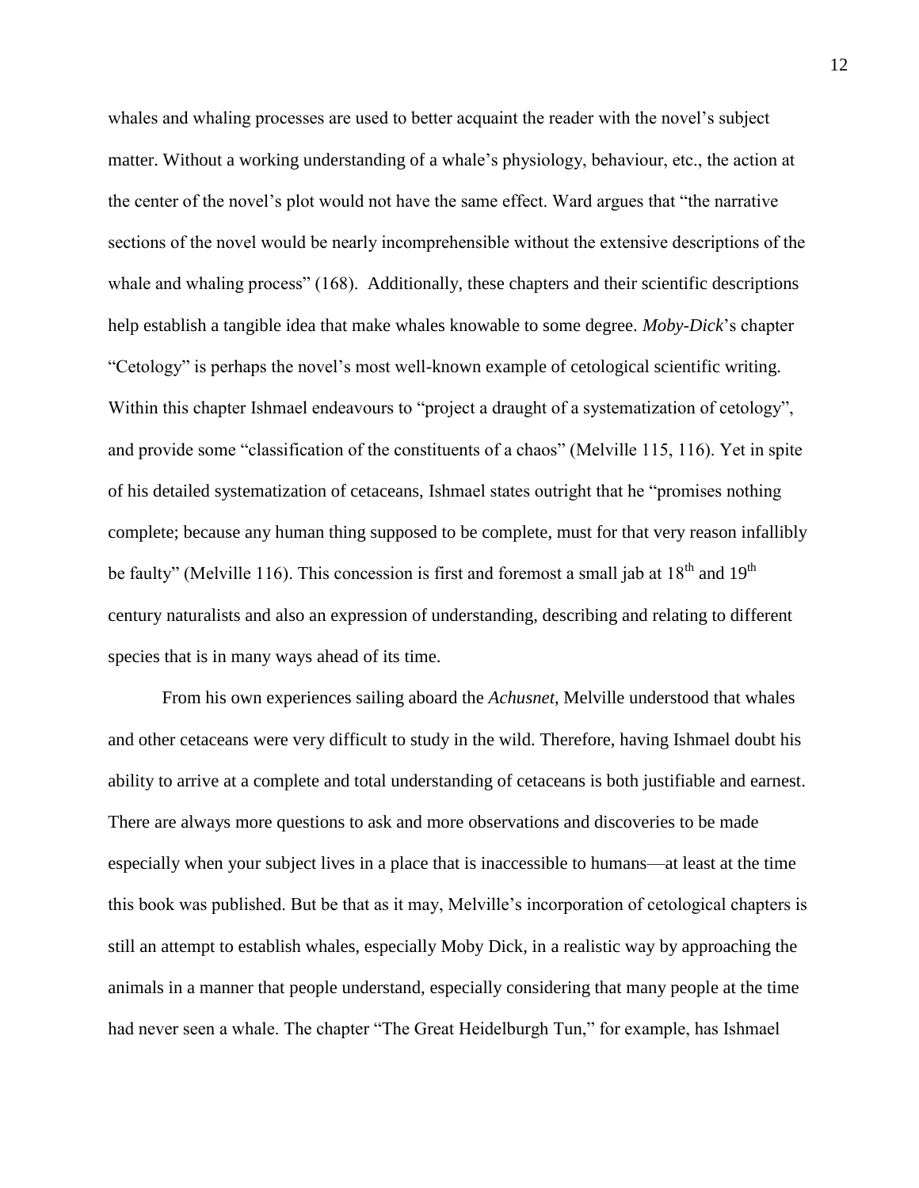whales and whaling processes are used to better acquaint the reader with the novel's subject matter. Without a working understanding of a whale's physiology, behaviour, etc., the action at the center of the novel's plot would not have the same effect. Ward argues that "the narrative sections of the novel would be nearly incomprehensible without the extensive descriptions of the whale and whaling process" (168). Additionally, these chapters and their scientific descriptions help establish a tangible idea that make whales knowable to some degree. *Moby-Dick*'s chapter "Cetology" is perhaps the novel's most well-known example of cetological scientific writing. Within this chapter Ishmael endeavours to "project a draught of a systematization of cetology", and provide some "classification of the constituents of a chaos" (Melville 115, 116). Yet in spite of his detailed systematization of cetaceans, Ishmael states outright that he "promises nothing complete; because any human thing supposed to be complete, must for that very reason infallibly be faulty" (Melville 116). This concession is first and foremost a small jab at 18th and 19th century naturalists and also an expression of understanding, describing and relating to different species that is in many ways ahead of its time.

From his own experiences sailing aboard the *Achusnet*, Melville understood that whales and other cetaceans were very difficult to study in the wild. Therefore, having Ishmael doubt his ability to arrive at a complete and total understanding of cetaceans is both justifiable and earnest. There are always more questions to ask and more observations and discoveries to be made especially when your subject lives in a place that is inaccessible to humans—at least at the time this book was published. But be that as it may, Melville's incorporation of cetological chapters is still an attempt to establish whales, especially Moby Dick, in a realistic way by approaching the animals in a manner that people understand, especially considering that many people at the time had never seen a whale. The chapter "The Great Heidelburgh Tun," for example, has Ishmael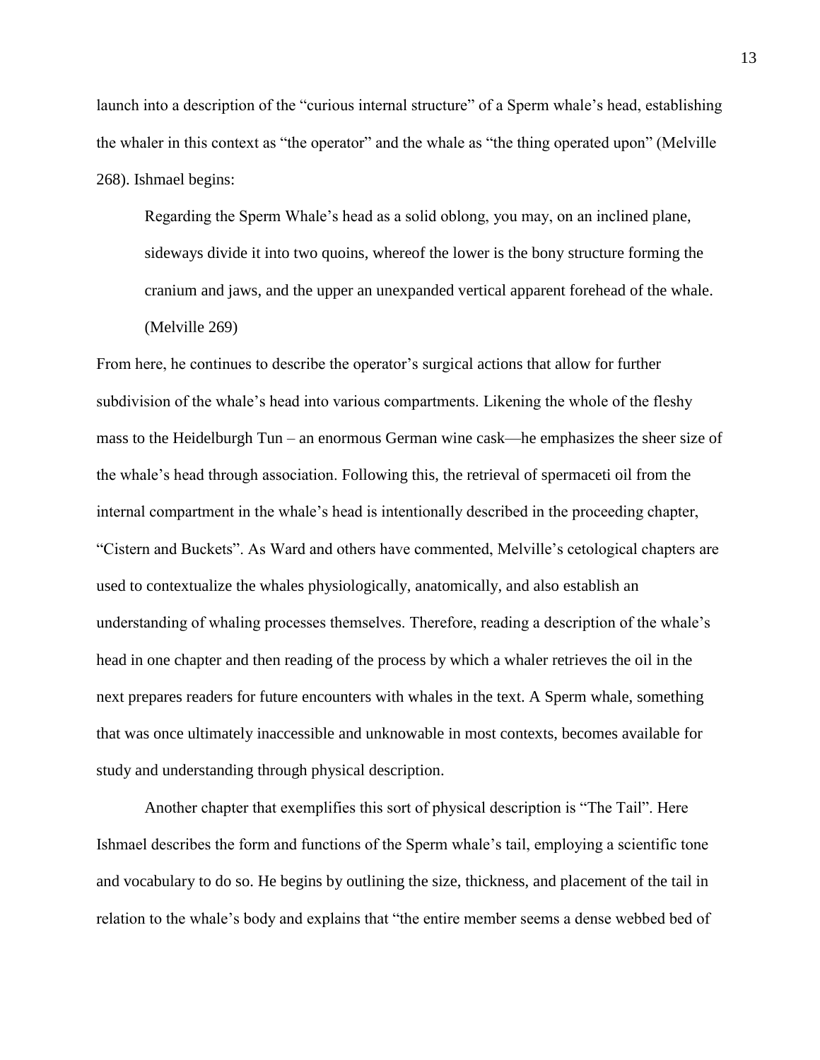launch into a description of the "curious internal structure" of a Sperm whale's head, establishing the whaler in this context as "the operator" and the whale as "the thing operated upon" (Melville 268). Ishmael begins:

> Regarding the Sperm Whale's head as a solid oblong, you may, on an inclined plane, sideways divide it into two quoins, whereof the lower is the bony structure forming the cranium and jaws, and the upper an unexpanded vertical apparent forehead of the whale. (Melville 269)

From here, he continues to describe the operator's surgical actions that allow for further subdivision of the whale's head into various compartments. Likening the whole of the fleshy mass to the Heidelburgh Tun – an enormous German wine cask—he emphasizes the sheer size of the whale's head through association. Following this, the retrieval of spermaceti oil from the internal compartment in the whale's head is intentionally described in the proceeding chapter, "Cistern and Buckets". As Ward and others have commented, Melville's cetological chapters are used to contextualize the whales physiologically, anatomically, and also establish an understanding of whaling processes themselves. Therefore, reading a description of the whale's head in one chapter and then reading of the process by which a whaler retrieves the oil in the next prepares readers for future encounters with whales in the text. A Sperm whale, something that was once ultimately inaccessible and unknowable in most contexts, becomes available for study and understanding through physical description.

Another chapter that exemplifies this sort of physical description is "The Tail". Here Ishmael describes the form and functions of the Sperm whale's tail, employing a scientific tone and vocabulary to do so. He begins by outlining the size, thickness, and placement of the tail in relation to the whale's body and explains that "the entire member seems a dense webbed bed of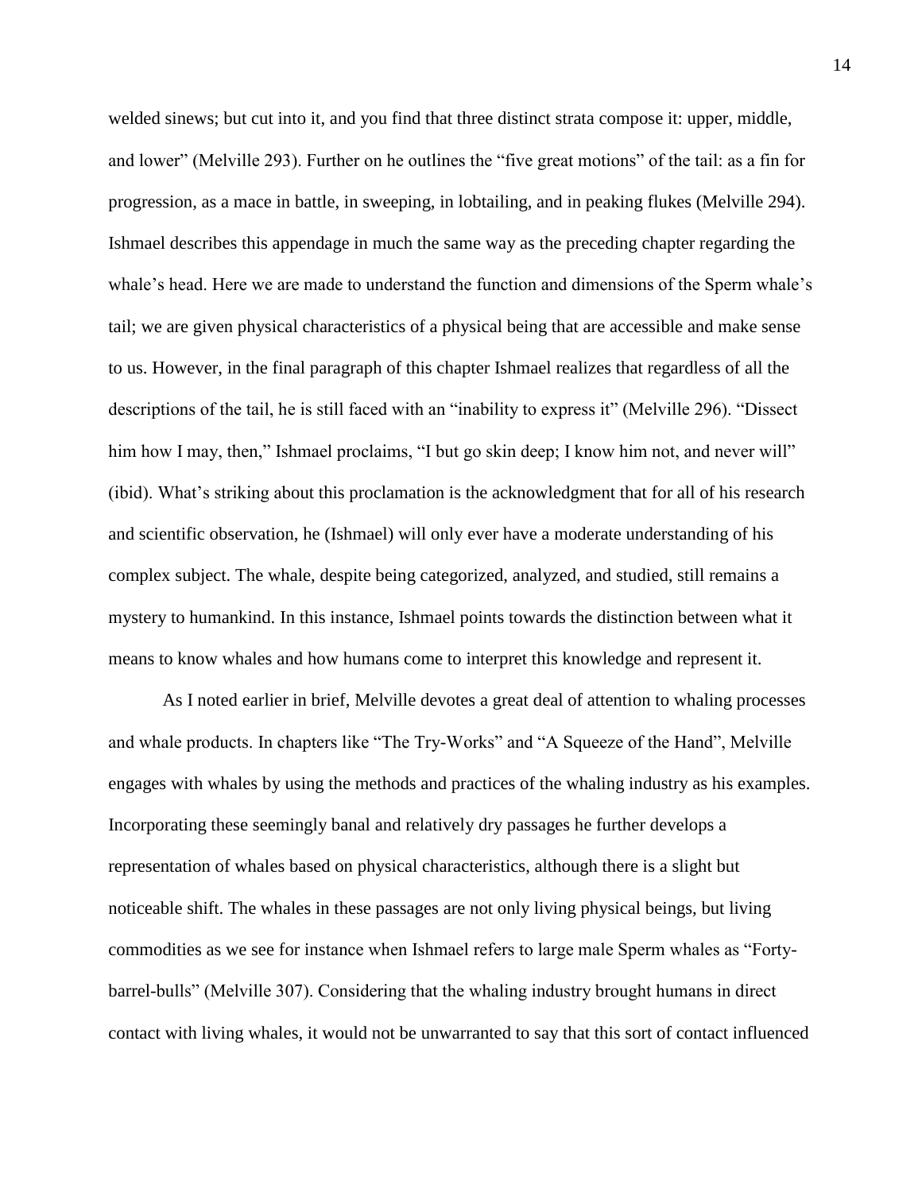welded sinews; but cut into it, and you find that three distinct strata compose it: upper, middle, and lower" (Melville 293). Further on he outlines the "five great motions" of the tail: as a fin for progression, as a mace in battle, in sweeping, in lobtailing, and in peaking flukes (Melville 294). Ishmael describes this appendage in much the same way as the preceding chapter regarding the whale's head. Here we are made to understand the function and dimensions of the Sperm whale's tail; we are given physical characteristics of a physical being that are accessible and make sense to us. However, in the final paragraph of this chapter Ishmael realizes that regardless of all the descriptions of the tail, he is still faced with an "inability to express it" (Melville 296). "Dissect him how I may, then," Ishmael proclaims, "I but go skin deep; I know him not, and never will" (ibid). What's striking about this proclamation is the acknowledgment that for all of his research and scientific observation, he (Ishmael) will only ever have a moderate understanding of his complex subject. The whale, despite being categorized, analyzed, and studied, still remains a mystery to humankind. In this instance, Ishmael points towards the distinction between what it means to know whales and how humans come to interpret this knowledge and represent it.

As I noted earlier in brief, Melville devotes a great deal of attention to whaling processes and whale products. In chapters like "The Try-Works" and "A Squeeze of the Hand", Melville engages with whales by using the methods and practices of the whaling industry as his examples. Incorporating these seemingly banal and relatively dry passages he further develops a representation of whales based on physical characteristics, although there is a slight but noticeable shift. The whales in these passages are not only living physical beings, but living commodities as we see for instance when Ishmael refers to large male Sperm whales as "Forty-barrel-bulls" (Melville 307). Considering that the whaling industry brought humans in direct contact with living whales, it would not be unwarranted to say that this sort of contact influenced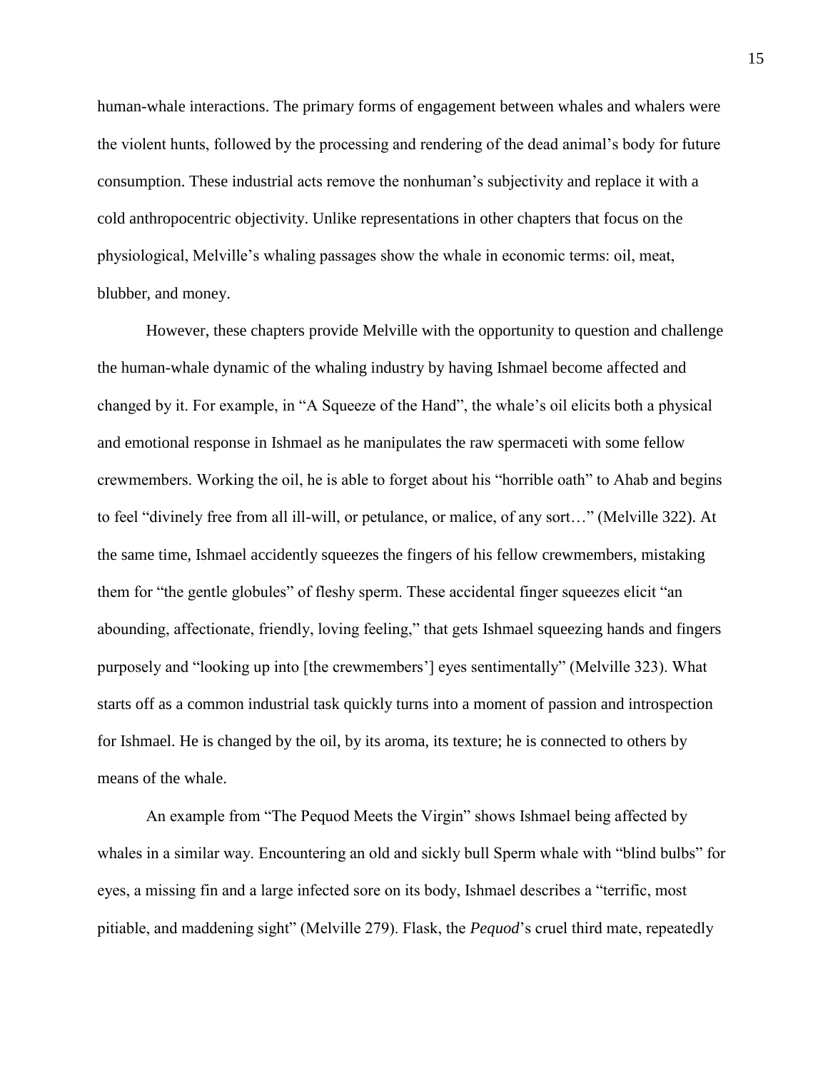human-whale interactions. The primary forms of engagement between whales and whalers were the violent hunts, followed by the processing and rendering of the dead animal's body for future consumption. These industrial acts remove the nonhuman's subjectivity and replace it with a cold anthropocentric objectivity. Unlike representations in other chapters that focus on the physiological, Melville's whaling passages show the whale in economic terms: oil, meat, blubber, and money.

However, these chapters provide Melville with the opportunity to question and challenge the human-whale dynamic of the whaling industry by having Ishmael become affected and changed by it. For example, in "A Squeeze of the Hand", the whale's oil elicits both a physical and emotional response in Ishmael as he manipulates the raw spermaceti with some fellow crewmembers. Working the oil, he is able to forget about his "horrible oath" to Ahab and begins to feel "divinely free from all ill-will, or petulance, or malice, of any sort…" (Melville 322). At the same time, Ishmael accidently squeezes the fingers of his fellow crewmembers, mistaking them for "the gentle globules" of fleshy sperm. These accidental finger squeezes elicit "an abounding, affectionate, friendly, loving feeling," that gets Ishmael squeezing hands and fingers purposely and "looking up into [the crewmembers'] eyes sentimentally" (Melville 323). What starts off as a common industrial task quickly turns into a moment of passion and introspection for Ishmael. He is changed by the oil, by its aroma, its texture; he is connected to others by means of the whale.

An example from "The Pequod Meets the Virgin" shows Ishmael being affected by whales in a similar way. Encountering an old and sickly bull Sperm whale with "blind bulbs" for eyes, a missing fin and a large infected sore on its body, Ishmael describes a "terrific, most pitiable, and maddening sight" (Melville 279). Flask, the *Pequod*'s cruel third mate, repeatedly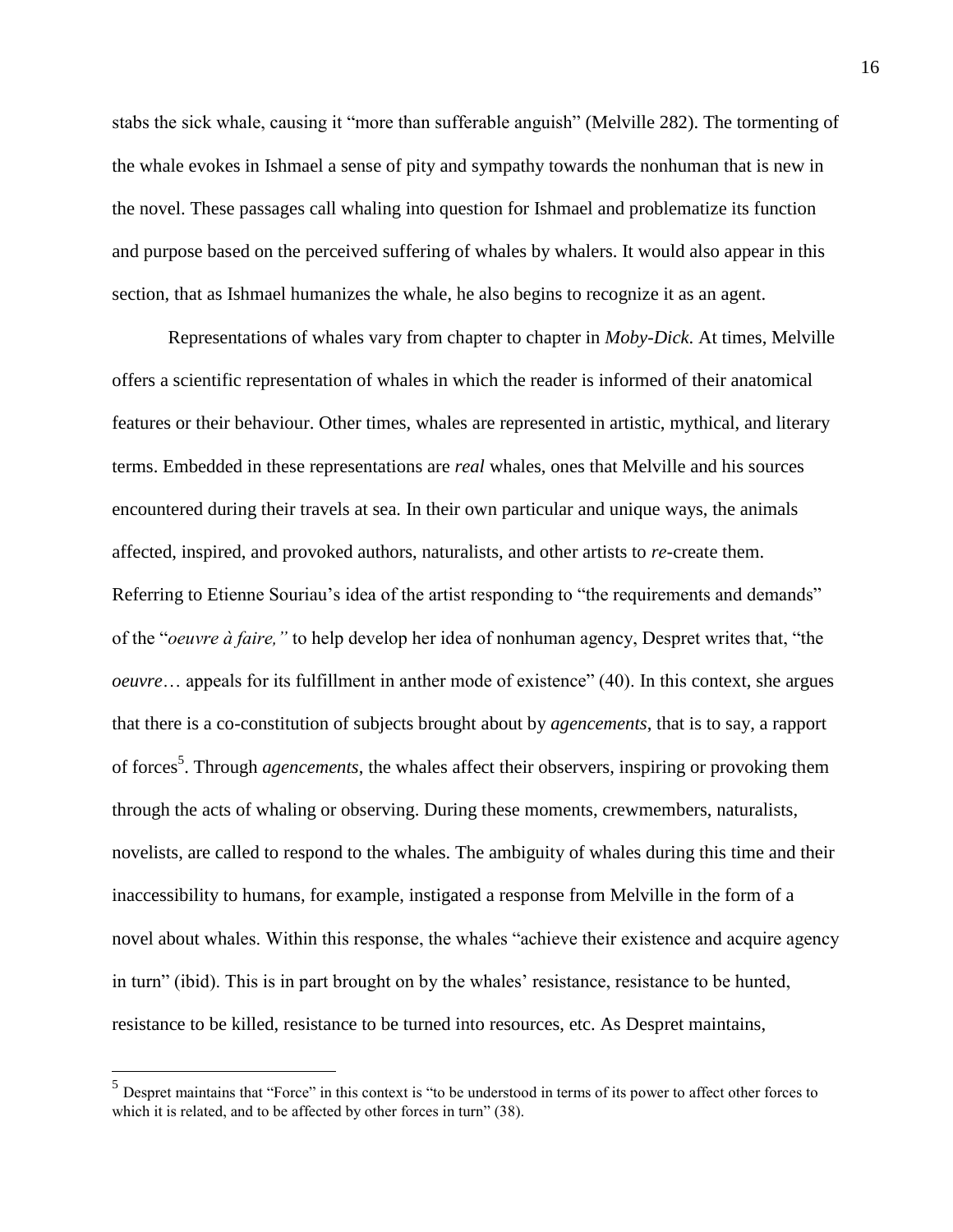stabs the sick whale, causing it "more than sufferable anguish" (Melville 282). The tormenting of the whale evokes in Ishmael a sense of pity and sympathy towards the nonhuman that is new in the novel. These passages call whaling into question for Ishmael and problematize its function and purpose based on the perceived suffering of whales by whalers. It would also appear in this section, that as Ishmael humanizes the whale, he also begins to recognize it as an agent.

Representations of whales vary from chapter to chapter in *Moby-Dick*. At times, Melville offers a scientific representation of whales in which the reader is informed of their anatomical features or their behaviour. Other times, whales are represented in artistic, mythical, and literary terms. Embedded in these representations are *real* whales, ones that Melville and his sources encountered during their travels at sea. In their own particular and unique ways, the animals affected, inspired, and provoked authors, naturalists, and other artists to *re*-create them. Referring to Etienne Souriau's idea of the artist responding to "the requirements and demands" of the "*oeuvre à faire,"* to help develop her idea of nonhuman agency, Despret writes that, "the *oeuvre*… appeals for its fulfillment in anther mode of existence" (40). In this context, she argues that there is a co-constitution of subjects brought about by *agencements*, that is to say, a rapport of forces[5]. Through *agencements*, the whales affect their observers, inspiring or provoking them through the acts of whaling or observing. During these moments, crewmembers, naturalists, novelists, are called to respond to the whales. The ambiguity of whales during this time and their inaccessibility to humans, for example, instigated a response from Melville in the form of a novel about whales. Within this response, the whales "achieve their existence and acquire agency in turn" (ibid). This is in part brought on by the whales' resistance, resistance to be hunted, resistance to be killed, resistance to be turned into resources, etc. As Despret maintains,

[5] Despret maintains that "Force" in this context is "to be understood in terms of its power to affect other forces to which it is related, and to be affected by other forces in turn" (38).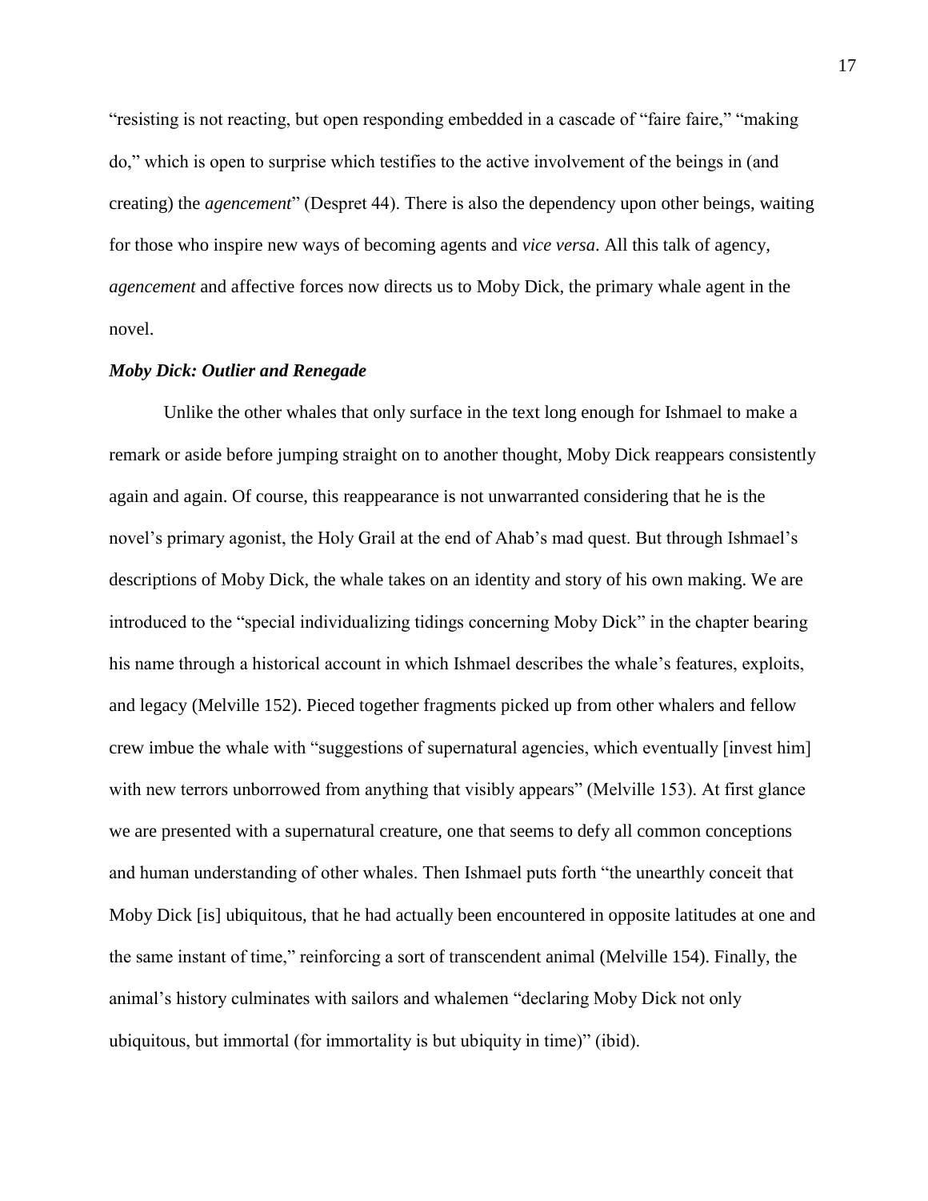"resisting is not reacting, but open responding embedded in a cascade of "faire faire," "making do," which is open to surprise which testifies to the active involvement of the beings in (and creating) the *agencement*" (Despret 44). There is also the dependency upon other beings, waiting for those who inspire new ways of becoming agents and *vice versa*. All this talk of agency, *agencement* and affective forces now directs us to Moby Dick, the primary whale agent in the novel.

### *Moby Dick: Outlier and Renegade*

Unlike the other whales that only surface in the text long enough for Ishmael to make a remark or aside before jumping straight on to another thought, Moby Dick reappears consistently again and again. Of course, this reappearance is not unwarranted considering that he is the novel's primary agonist, the Holy Grail at the end of Ahab's mad quest. But through Ishmael's descriptions of Moby Dick, the whale takes on an identity and story of his own making. We are introduced to the "special individualizing tidings concerning Moby Dick" in the chapter bearing his name through a historical account in which Ishmael describes the whale's features, exploits, and legacy (Melville 152). Pieced together fragments picked up from other whalers and fellow crew imbue the whale with "suggestions of supernatural agencies, which eventually [invest him] with new terrors unborrowed from anything that visibly appears" (Melville 153). At first glance we are presented with a supernatural creature, one that seems to defy all common conceptions and human understanding of other whales. Then Ishmael puts forth "the unearthly conceit that Moby Dick [is] ubiquitous, that he had actually been encountered in opposite latitudes at one and the same instant of time," reinforcing a sort of transcendent animal (Melville 154). Finally, the animal's history culminates with sailors and whalemen "declaring Moby Dick not only ubiquitous, but immortal (for immortality is but ubiquity in time)" (ibid).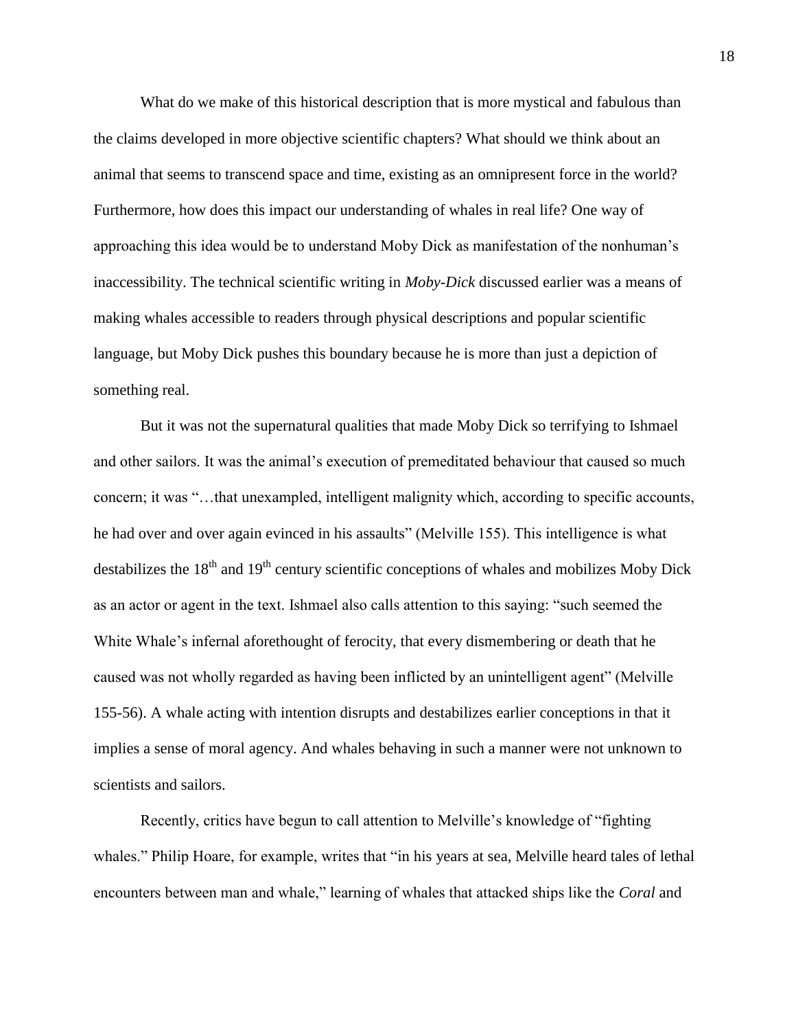What do we make of this historical description that is more mystical and fabulous than the claims developed in more objective scientific chapters? What should we think about an animal that seems to transcend space and time, existing as an omnipresent force in the world? Furthermore, how does this impact our understanding of whales in real life? One way of approaching this idea would be to understand Moby Dick as manifestation of the nonhuman's inaccessibility. The technical scientific writing in *Moby-Dick* discussed earlier was a means of making whales accessible to readers through physical descriptions and popular scientific language, but Moby Dick pushes this boundary because he is more than just a depiction of something real.

But it was not the supernatural qualities that made Moby Dick so terrifying to Ishmael and other sailors. It was the animal's execution of premeditated behaviour that caused so much concern; it was "…that unexampled, intelligent malignity which, according to specific accounts, he had over and over again evinced in his assaults" (Melville 155). This intelligence is what destabilizes the 18th and 19th century scientific conceptions of whales and mobilizes Moby Dick as an actor or agent in the text. Ishmael also calls attention to this saying: "such seemed the White Whale's infernal aforethought of ferocity, that every dismembering or death that he caused was not wholly regarded as having been inflicted by an unintelligent agent" (Melville 155-56). A whale acting with intention disrupts and destabilizes earlier conceptions in that it implies a sense of moral agency. And whales behaving in such a manner were not unknown to scientists and sailors.

Recently, critics have begun to call attention to Melville's knowledge of "fighting whales." Philip Hoare, for example, writes that "in his years at sea, Melville heard tales of lethal encounters between man and whale," learning of whales that attacked ships like the *Coral* and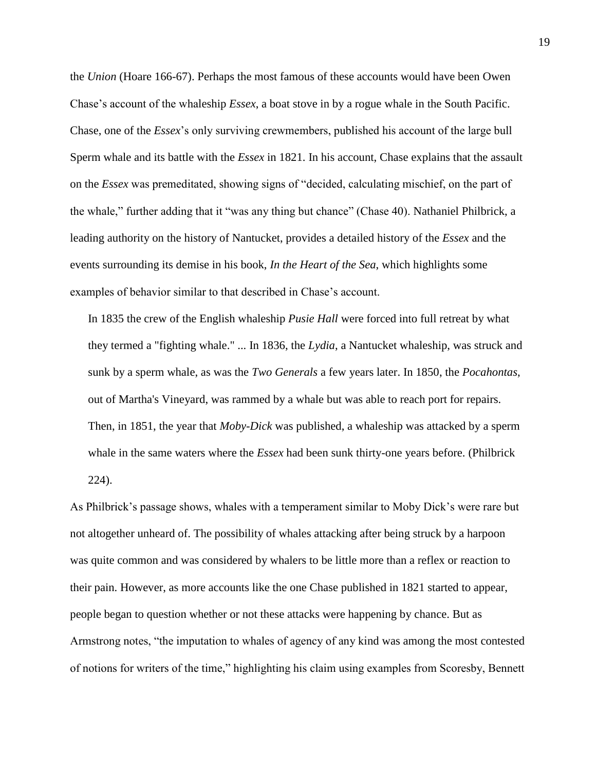the *Union* (Hoare 166-67). Perhaps the most famous of these accounts would have been Owen Chase's account of the whaleship *Essex*, a boat stove in by a rogue whale in the South Pacific. Chase, one of the *Essex*'s only surviving crewmembers, published his account of the large bull Sperm whale and its battle with the *Essex* in 1821. In his account, Chase explains that the assault on the *Essex* was premeditated, showing signs of "decided, calculating mischief, on the part of the whale," further adding that it "was any thing but chance" (Chase 40). Nathaniel Philbrick, a leading authority on the history of Nantucket, provides a detailed history of the *Essex* and the events surrounding its demise in his book, *In the Heart of the Sea*, which highlights some examples of behavior similar to that described in Chase's account.

> In 1835 the crew of the English whaleship *Pusie Hall* were forced into full retreat by what they termed a "fighting whale." ... In 1836, the *Lydia*, a Nantucket whaleship, was struck and sunk by a sperm whale, as was the *Two Generals* a few years later. In 1850, the *Pocahontas*, out of Martha's Vineyard, was rammed by a whale but was able to reach port for repairs. Then, in 1851, the year that *Moby-Dick* was published, a whaleship was attacked by a sperm whale in the same waters where the *Essex* had been sunk thirty-one years before. (Philbrick 224).

As Philbrick's passage shows, whales with a temperament similar to Moby Dick's were rare but not altogether unheard of. The possibility of whales attacking after being struck by a harpoon was quite common and was considered by whalers to be little more than a reflex or reaction to their pain. However, as more accounts like the one Chase published in 1821 started to appear, people began to question whether or not these attacks were happening by chance. But as Armstrong notes, "the imputation to whales of agency of any kind was among the most contested of notions for writers of the time," highlighting his claim using examples from Scoresby, Bennett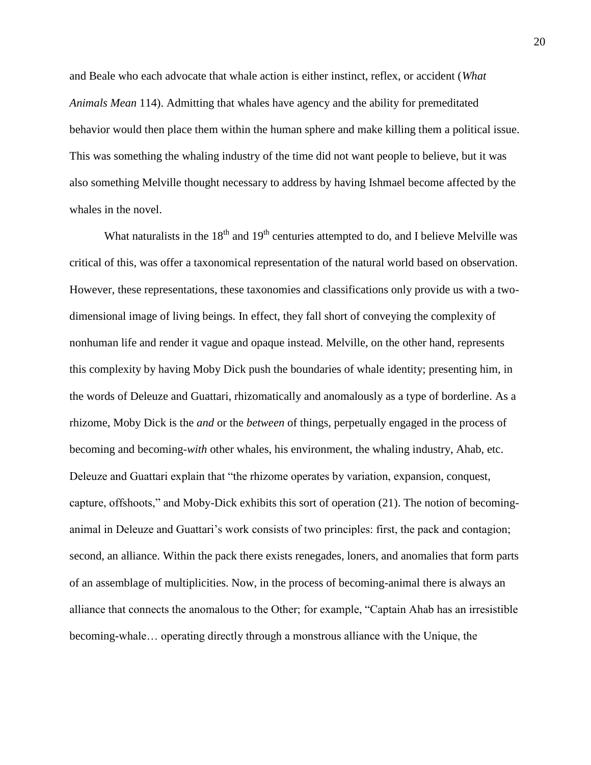and Beale who each advocate that whale action is either instinct, reflex, or accident (*What Animals Mean* 114). Admitting that whales have agency and the ability for premeditated behavior would then place them within the human sphere and make killing them a political issue. This was something the whaling industry of the time did not want people to believe, but it was also something Melville thought necessary to address by having Ishmael become affected by the whales in the novel.

What naturalists in the 18th and 19th centuries attempted to do, and I believe Melville was critical of this, was offer a taxonomical representation of the natural world based on observation. However, these representations, these taxonomies and classifications only provide us with a two-dimensional image of living beings. In effect, they fall short of conveying the complexity of nonhuman life and render it vague and opaque instead. Melville, on the other hand, represents this complexity by having Moby Dick push the boundaries of whale identity; presenting him, in the words of Deleuze and Guattari, rhizomatically and anomalously as a type of borderline. As a rhizome, Moby Dick is the *and* or the *between* of things, perpetually engaged in the process of becoming and becoming-*with* other whales, his environment, the whaling industry, Ahab, etc. Deleuze and Guattari explain that "the rhizome operates by variation, expansion, conquest, capture, offshoots," and Moby-Dick exhibits this sort of operation (21). The notion of becoming-animal in Deleuze and Guattari's work consists of two principles: first, the pack and contagion; second, an alliance. Within the pack there exists renegades, loners, and anomalies that form parts of an assemblage of multiplicities. Now, in the process of becoming-animal there is always an alliance that connects the anomalous to the Other; for example, "Captain Ahab has an irresistible becoming-whale… operating directly through a monstrous alliance with the Unique, the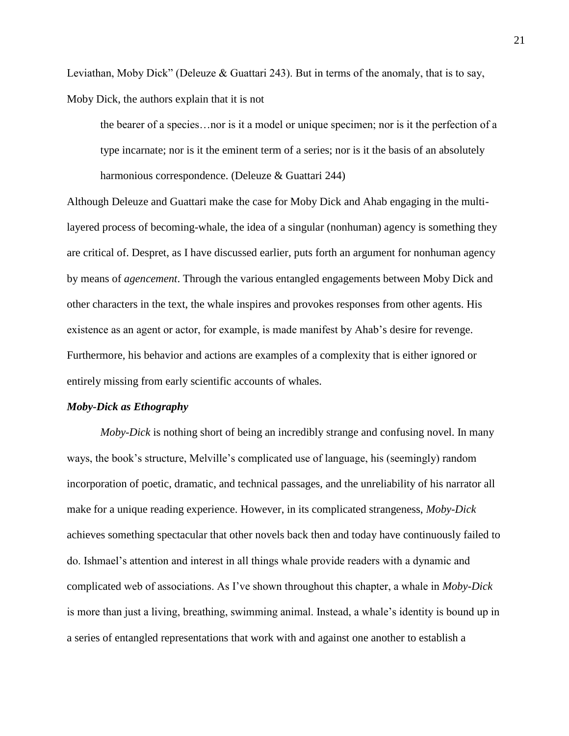Leviathan, Moby Dick" (Deleuze & Guattari 243). But in terms of the anomaly, that is to say, Moby Dick, the authors explain that it is not

> the bearer of a species…nor is it a model or unique specimen; nor is it the perfection of a type incarnate; nor is it the eminent term of a series; nor is it the basis of an absolutely harmonious correspondence. (Deleuze & Guattari 244)

Although Deleuze and Guattari make the case for Moby Dick and Ahab engaging in the multi-layered process of becoming-whale, the idea of a singular (nonhuman) agency is something they are critical of. Despret, as I have discussed earlier, puts forth an argument for nonhuman agency by means of *agencement*. Through the various entangled engagements between Moby Dick and other characters in the text, the whale inspires and provokes responses from other agents. His existence as an agent or actor, for example, is made manifest by Ahab's desire for revenge. Furthermore, his behavior and actions are examples of a complexity that is either ignored or entirely missing from early scientific accounts of whales.

### *Moby-Dick as Ethography*

*Moby-Dick* is nothing short of being an incredibly strange and confusing novel. In many ways, the book's structure, Melville's complicated use of language, his (seemingly) random incorporation of poetic, dramatic, and technical passages, and the unreliability of his narrator all make for a unique reading experience. However, in its complicated strangeness, *Moby-Dick* achieves something spectacular that other novels back then and today have continuously failed to do. Ishmael's attention and interest in all things whale provide readers with a dynamic and complicated web of associations. As I've shown throughout this chapter, a whale in *Moby-Dick* is more than just a living, breathing, swimming animal. Instead, a whale's identity is bound up in a series of entangled representations that work with and against one another to establish a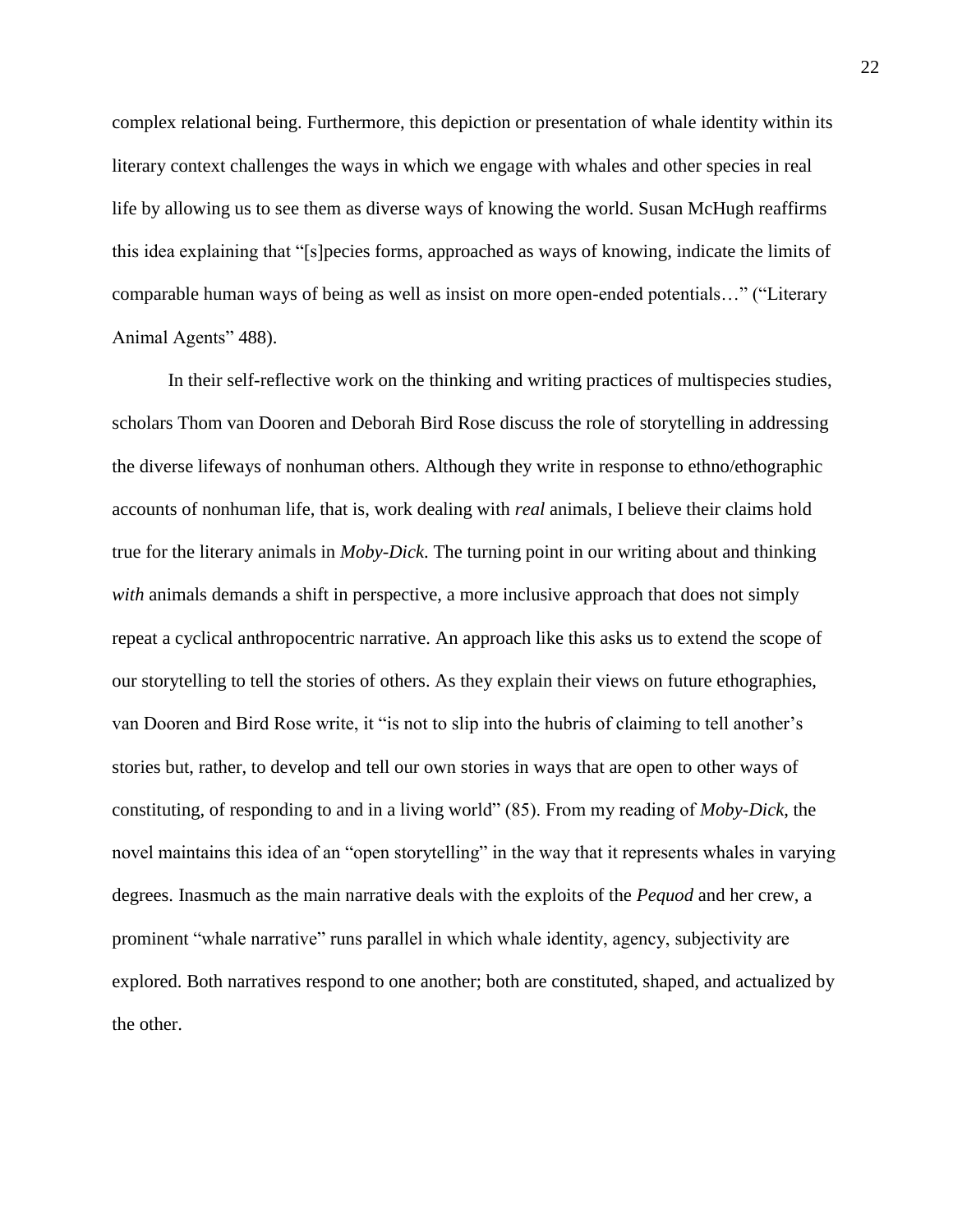complex relational being. Furthermore, this depiction or presentation of whale identity within its literary context challenges the ways in which we engage with whales and other species in real life by allowing us to see them as diverse ways of knowing the world. Susan McHugh reaffirms this idea explaining that "[s]pecies forms, approached as ways of knowing, indicate the limits of comparable human ways of being as well as insist on more open-ended potentials…" ("Literary Animal Agents" 488).

In their self-reflective work on the thinking and writing practices of multispecies studies, scholars Thom van Dooren and Deborah Bird Rose discuss the role of storytelling in addressing the diverse lifeways of nonhuman others. Although they write in response to ethno/ethographic accounts of nonhuman life, that is, work dealing with *real* animals, I believe their claims hold true for the literary animals in *Moby-Dick*. The turning point in our writing about and thinking *with* animals demands a shift in perspective, a more inclusive approach that does not simply repeat a cyclical anthropocentric narrative. An approach like this asks us to extend the scope of our storytelling to tell the stories of others. As they explain their views on future ethographies, van Dooren and Bird Rose write, it "is not to slip into the hubris of claiming to tell another's stories but, rather, to develop and tell our own stories in ways that are open to other ways of constituting, of responding to and in a living world" (85). From my reading of *Moby-Dick*, the novel maintains this idea of an "open storytelling" in the way that it represents whales in varying degrees. Inasmuch as the main narrative deals with the exploits of the *Pequod* and her crew, a prominent "whale narrative" runs parallel in which whale identity, agency, subjectivity are explored. Both narratives respond to one another; both are constituted, shaped, and actualized by the other.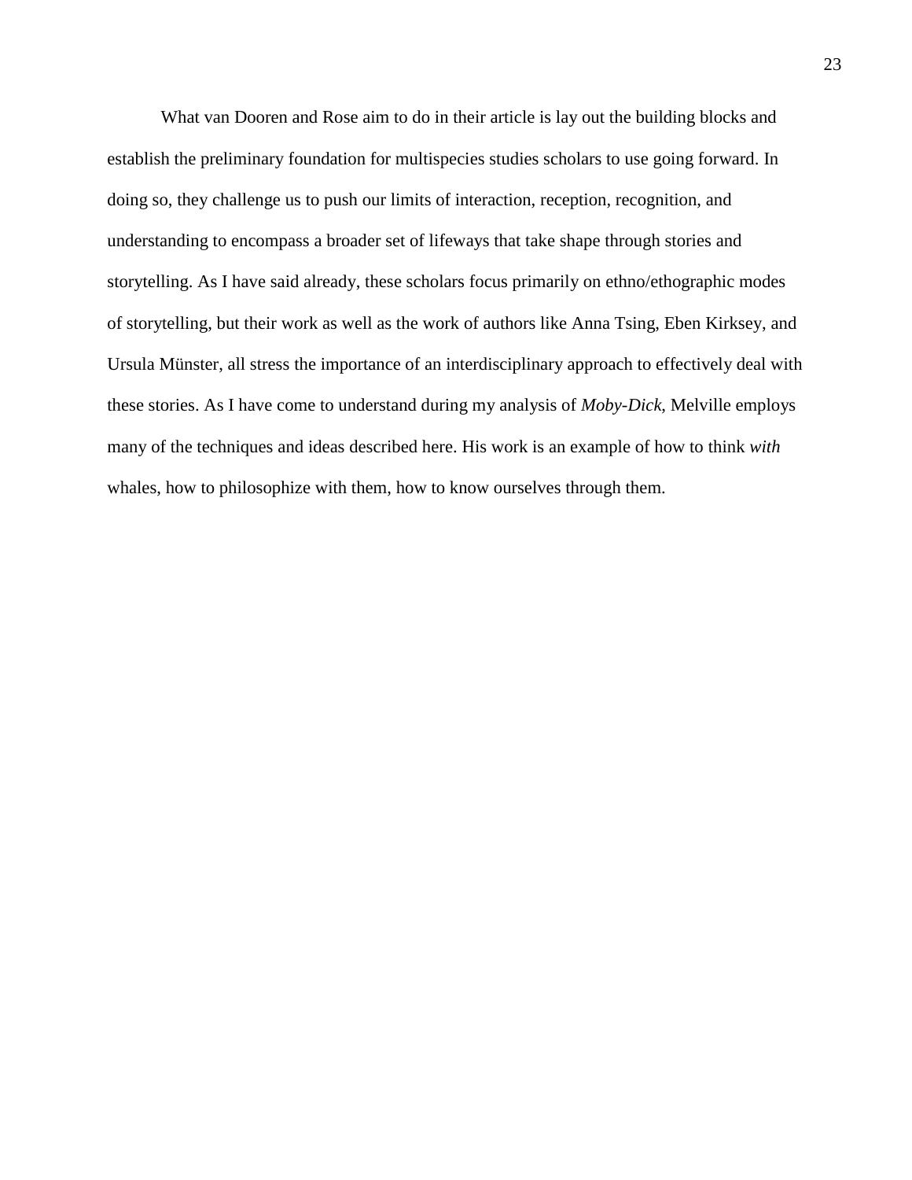What van Dooren and Rose aim to do in their article is lay out the building blocks and establish the preliminary foundation for multispecies studies scholars to use going forward. In doing so, they challenge us to push our limits of interaction, reception, recognition, and understanding to encompass a broader set of lifeways that take shape through stories and storytelling. As I have said already, these scholars focus primarily on ethno/ethographic modes of storytelling, but their work as well as the work of authors like Anna Tsing, Eben Kirksey, and Ursula Münster, all stress the importance of an interdisciplinary approach to effectively deal with these stories. As I have come to understand during my analysis of *Moby-Dick*, Melville employs many of the techniques and ideas described here. His work is an example of how to think *with* whales, how to philosophize with them, how to know ourselves through them.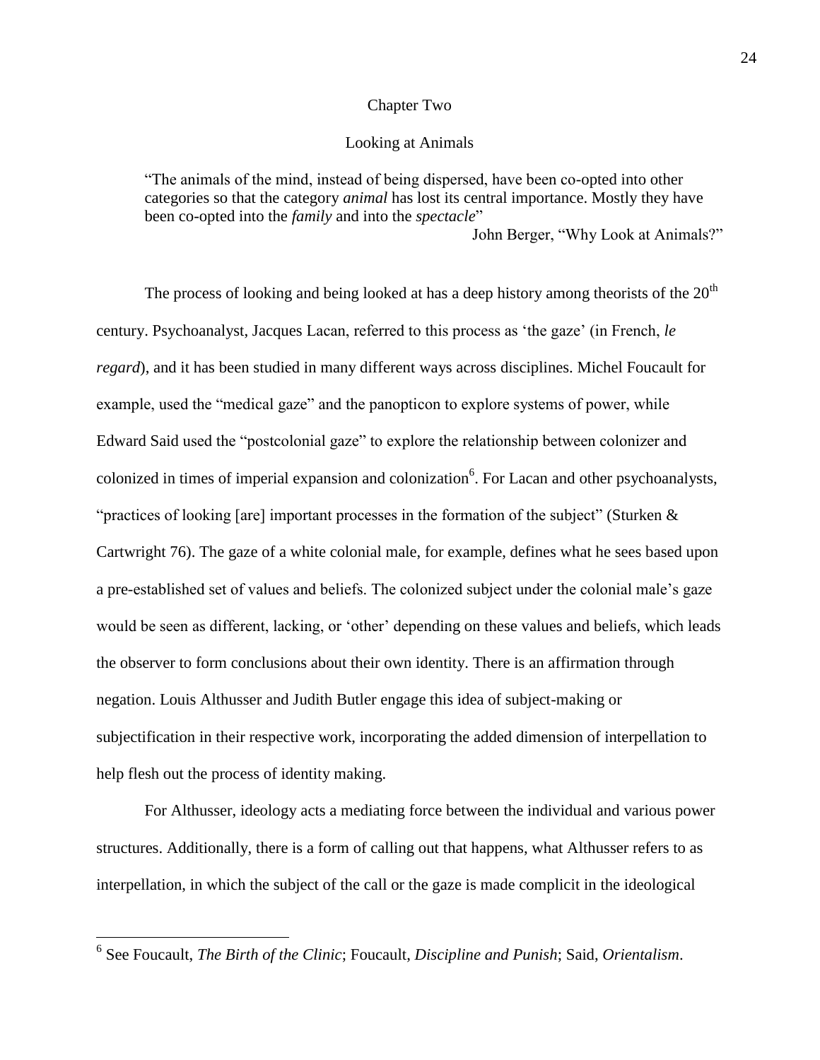# Chapter Two

## Looking at Animals

> "The animals of the mind, instead of being dispersed, have been co-opted into other categories so that the category *animal* has lost its central importance. Mostly they have been co-opted into the *family* and into the *spectacle*"
>
> John Berger, "Why Look at Animals?"

The process of looking and being looked at has a deep history among theorists of the 20th century. Psychoanalyst, Jacques Lacan, referred to this process as 'the gaze' (in French, *le regard*), and it has been studied in many different ways across disciplines. Michel Foucault for example, used the "medical gaze" and the panopticon to explore systems of power, while Edward Said used the "postcolonial gaze" to explore the relationship between colonizer and colonized in times of imperial expansion and colonization[6]. For Lacan and other psychoanalysts, "practices of looking [are] important processes in the formation of the subject" (Sturken & Cartwright 76). The gaze of a white colonial male, for example, defines what he sees based upon a pre-established set of values and beliefs. The colonized subject under the colonial male's gaze would be seen as different, lacking, or 'other' depending on these values and beliefs, which leads the observer to form conclusions about their own identity. There is an affirmation through negation. Louis Althusser and Judith Butler engage this idea of subject-making or subjectification in their respective work, incorporating the added dimension of interpellation to help flesh out the process of identity making.

For Althusser, ideology acts a mediating force between the individual and various power structures. Additionally, there is a form of calling out that happens, what Althusser refers to as interpellation, in which the subject of the call or the gaze is made complicit in the ideological

---

[6] See Foucault, *The Birth of the Clinic*; Foucault, *Discipline and Punish*; Said, *Orientalism*.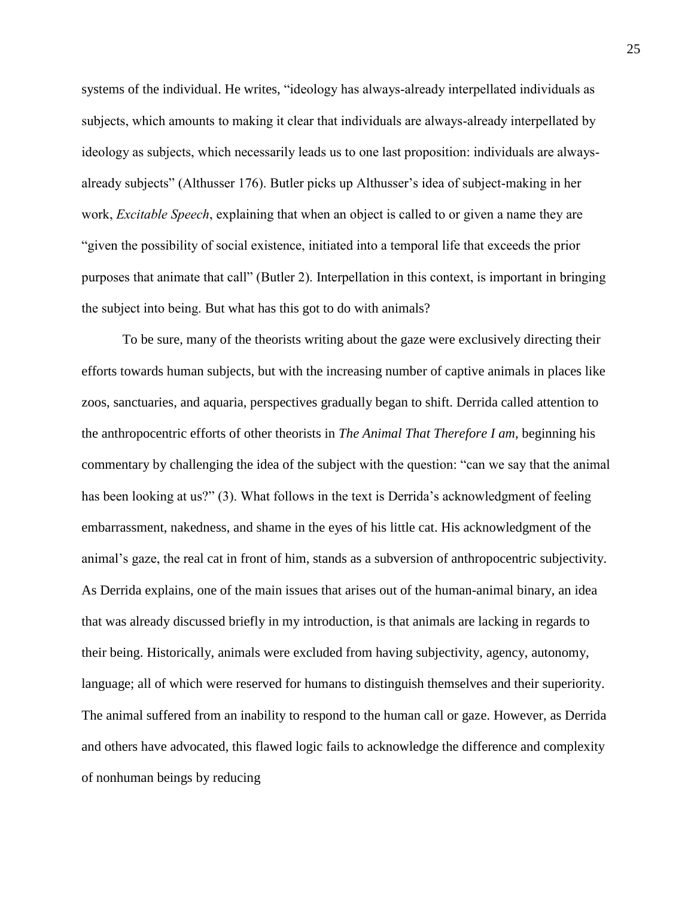systems of the individual. He writes, "ideology has always-already interpellated individuals as subjects, which amounts to making it clear that individuals are always-already interpellated by ideology as subjects, which necessarily leads us to one last proposition: individuals are always-already subjects" (Althusser 176). Butler picks up Althusser's idea of subject-making in her work, *Excitable Speech*, explaining that when an object is called to or given a name they are "given the possibility of social existence, initiated into a temporal life that exceeds the prior purposes that animate that call" (Butler 2). Interpellation in this context, is important in bringing the subject into being. But what has this got to do with animals?

To be sure, many of the theorists writing about the gaze were exclusively directing their efforts towards human subjects, but with the increasing number of captive animals in places like zoos, sanctuaries, and aquaria, perspectives gradually began to shift. Derrida called attention to the anthropocentric efforts of other theorists in *The Animal That Therefore I am*, beginning his commentary by challenging the idea of the subject with the question: "can we say that the animal has been looking at us?" (3). What follows in the text is Derrida's acknowledgment of feeling embarrassment, nakedness, and shame in the eyes of his little cat. His acknowledgment of the animal's gaze, the real cat in front of him, stands as a subversion of anthropocentric subjectivity. As Derrida explains, one of the main issues that arises out of the human-animal binary, an idea that was already discussed briefly in my introduction, is that animals are lacking in regards to their being. Historically, animals were excluded from having subjectivity, agency, autonomy, language; all of which were reserved for humans to distinguish themselves and their superiority. The animal suffered from an inability to respond to the human call or gaze. However, as Derrida and others have advocated, this flawed logic fails to acknowledge the difference and complexity of nonhuman beings by reducing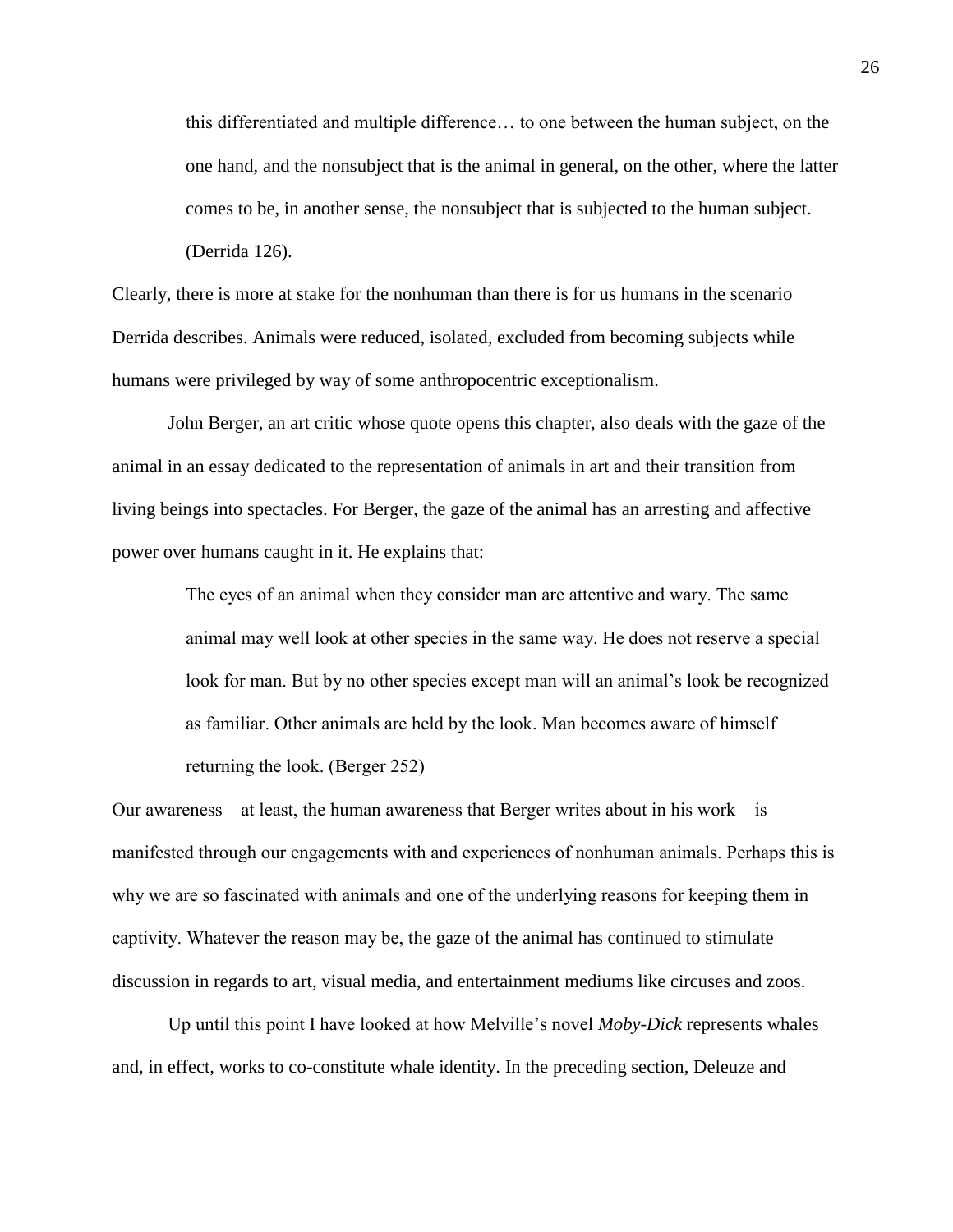> this differentiated and multiple difference… to one between the human subject, on the one hand, and the nonsubject that is the animal in general, on the other, where the latter comes to be, in another sense, the nonsubject that is subjected to the human subject. (Derrida 126).

Clearly, there is more at stake for the nonhuman than there is for us humans in the scenario Derrida describes. Animals were reduced, isolated, excluded from becoming subjects while humans were privileged by way of some anthropocentric exceptionalism.

John Berger, an art critic whose quote opens this chapter, also deals with the gaze of the animal in an essay dedicated to the representation of animals in art and their transition from living beings into spectacles. For Berger, the gaze of the animal has an arresting and affective power over humans caught in it. He explains that:

> The eyes of an animal when they consider man are attentive and wary. The same animal may well look at other species in the same way. He does not reserve a special look for man. But by no other species except man will an animal's look be recognized as familiar. Other animals are held by the look. Man becomes aware of himself returning the look. (Berger 252)

Our awareness – at least, the human awareness that Berger writes about in his work – is manifested through our engagements with and experiences of nonhuman animals. Perhaps this is why we are so fascinated with animals and one of the underlying reasons for keeping them in captivity. Whatever the reason may be, the gaze of the animal has continued to stimulate discussion in regards to art, visual media, and entertainment mediums like circuses and zoos.

Up until this point I have looked at how Melville's novel *Moby-Dick* represents whales and, in effect, works to co-constitute whale identity. In the preceding section, Deleuze and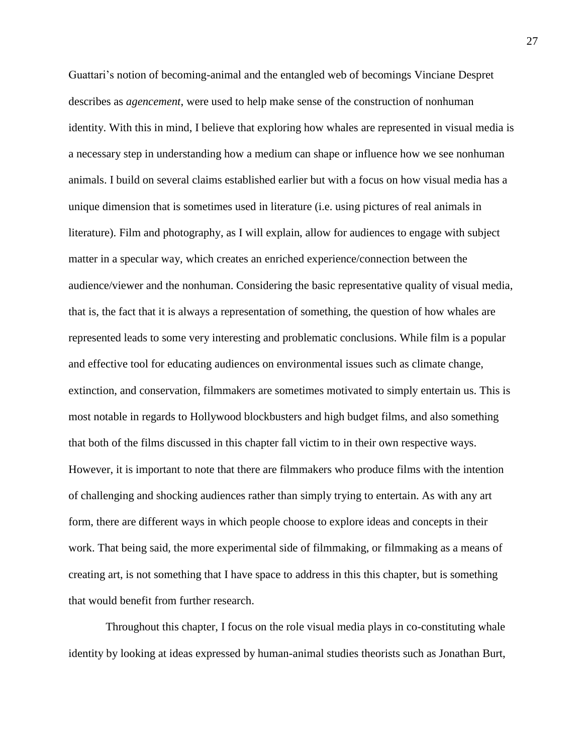Guattari's notion of becoming-animal and the entangled web of becomings Vinciane Despret describes as *agencement*, were used to help make sense of the construction of nonhuman identity. With this in mind, I believe that exploring how whales are represented in visual media is a necessary step in understanding how a medium can shape or influence how we see nonhuman animals. I build on several claims established earlier but with a focus on how visual media has a unique dimension that is sometimes used in literature (i.e. using pictures of real animals in literature). Film and photography, as I will explain, allow for audiences to engage with subject matter in a specular way, which creates an enriched experience/connection between the audience/viewer and the nonhuman. Considering the basic representative quality of visual media, that is, the fact that it is always a representation of something, the question of how whales are represented leads to some very interesting and problematic conclusions. While film is a popular and effective tool for educating audiences on environmental issues such as climate change, extinction, and conservation, filmmakers are sometimes motivated to simply entertain us. This is most notable in regards to Hollywood blockbusters and high budget films, and also something that both of the films discussed in this chapter fall victim to in their own respective ways. However, it is important to note that there are filmmakers who produce films with the intention of challenging and shocking audiences rather than simply trying to entertain. As with any art form, there are different ways in which people choose to explore ideas and concepts in their work. That being said, the more experimental side of filmmaking, or filmmaking as a means of creating art, is not something that I have space to address in this this chapter, but is something that would benefit from further research.

Throughout this chapter, I focus on the role visual media plays in co-constituting whale identity by looking at ideas expressed by human-animal studies theorists such as Jonathan Burt,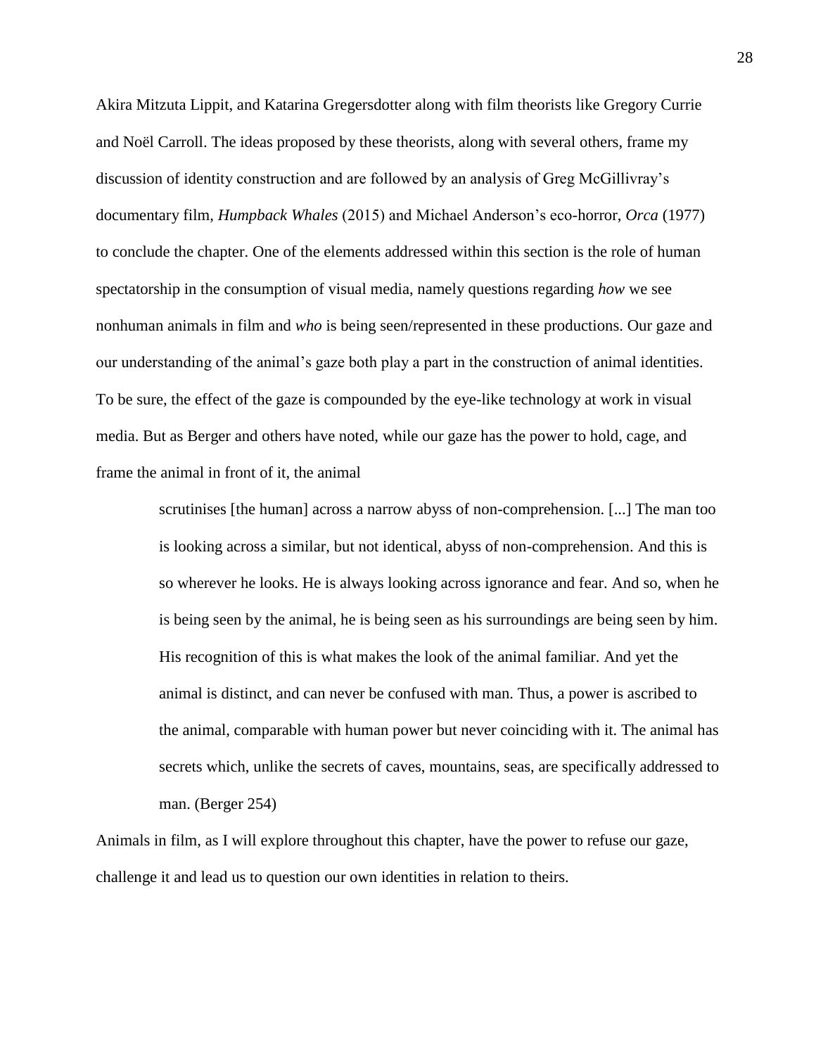Akira Mitzuta Lippit, and Katarina Gregersdotter along with film theorists like Gregory Currie and Noël Carroll. The ideas proposed by these theorists, along with several others, frame my discussion of identity construction and are followed by an analysis of Greg McGillivray's documentary film, *Humpback Whales* (2015) and Michael Anderson's eco-horror, *Orca* (1977) to conclude the chapter. One of the elements addressed within this section is the role of human spectatorship in the consumption of visual media, namely questions regarding *how* we see nonhuman animals in film and *who* is being seen/represented in these productions. Our gaze and our understanding of the animal's gaze both play a part in the construction of animal identities. To be sure, the effect of the gaze is compounded by the eye-like technology at work in visual media. But as Berger and others have noted, while our gaze has the power to hold, cage, and frame the animal in front of it, the animal

> scrutinises [the human] across a narrow abyss of non-comprehension. [...] The man too is looking across a similar, but not identical, abyss of non-comprehension. And this is so wherever he looks. He is always looking across ignorance and fear. And so, when he is being seen by the animal, he is being seen as his surroundings are being seen by him. His recognition of this is what makes the look of the animal familiar. And yet the animal is distinct, and can never be confused with man. Thus, a power is ascribed to the animal, comparable with human power but never coinciding with it. The animal has secrets which, unlike the secrets of caves, mountains, seas, are specifically addressed to man. (Berger 254)

Animals in film, as I will explore throughout this chapter, have the power to refuse our gaze, challenge it and lead us to question our own identities in relation to theirs.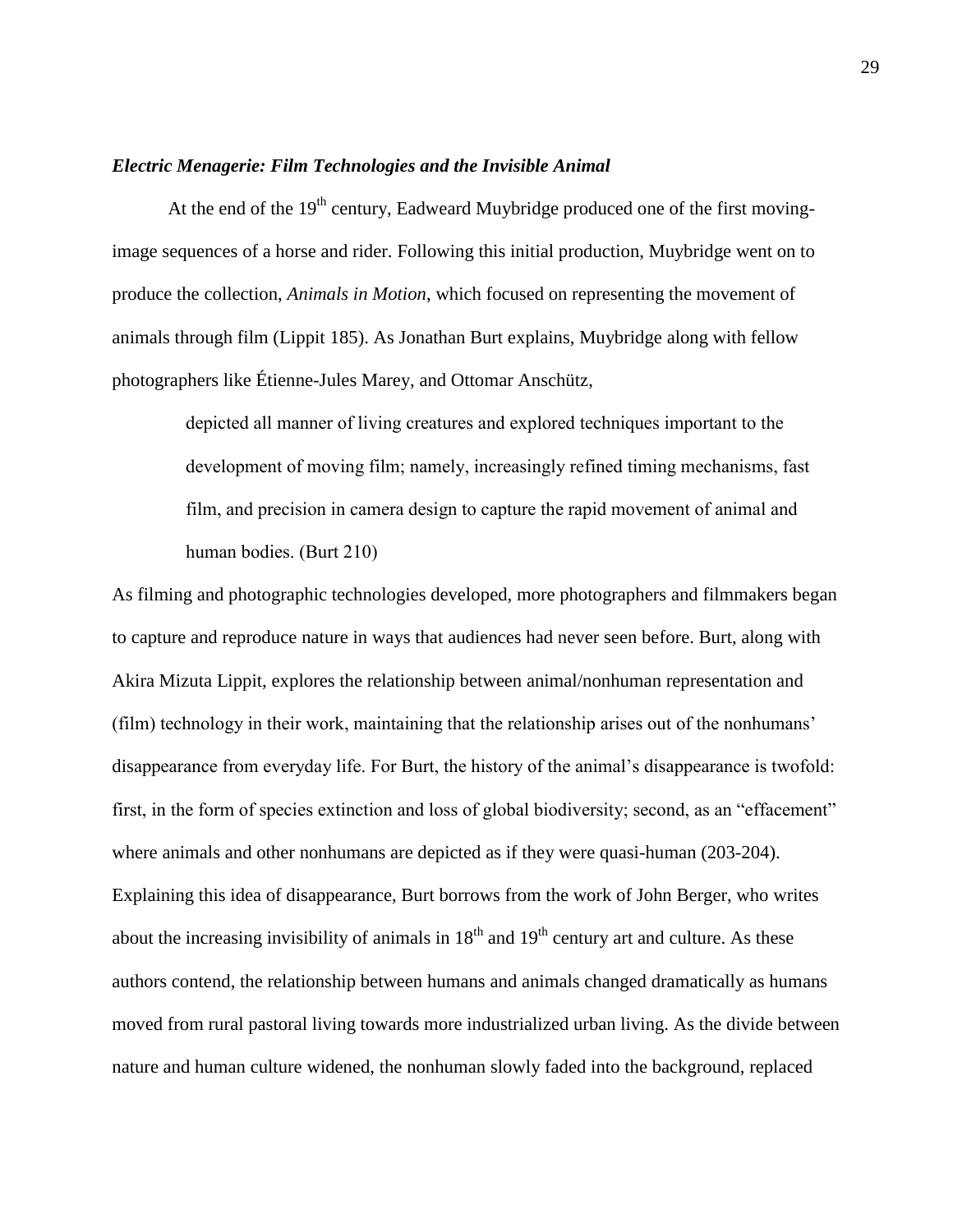### ***Electric Menagerie: Film Technologies and the Invisible Animal***

At the end of the 19th century, Eadweard Muybridge produced one of the first moving-image sequences of a horse and rider. Following this initial production, Muybridge went on to produce the collection, *Animals in Motion*, which focused on representing the movement of animals through film (Lippit 185). As Jonathan Burt explains, Muybridge along with fellow photographers like Étienne-Jules Marey, and Ottomar Anschütz,

> depicted all manner of living creatures and explored techniques important to the development of moving film; namely, increasingly refined timing mechanisms, fast film, and precision in camera design to capture the rapid movement of animal and human bodies. (Burt 210)

As filming and photographic technologies developed, more photographers and filmmakers began to capture and reproduce nature in ways that audiences had never seen before. Burt, along with Akira Mizuta Lippit, explores the relationship between animal/nonhuman representation and (film) technology in their work, maintaining that the relationship arises out of the nonhumans' disappearance from everyday life. For Burt, the history of the animal's disappearance is twofold: first, in the form of species extinction and loss of global biodiversity; second, as an "effacement" where animals and other nonhumans are depicted as if they were quasi-human (203-204). Explaining this idea of disappearance, Burt borrows from the work of John Berger, who writes about the increasing invisibility of animals in 18th and 19th century art and culture. As these authors contend, the relationship between humans and animals changed dramatically as humans moved from rural pastoral living towards more industrialized urban living. As the divide between nature and human culture widened, the nonhuman slowly faded into the background, replaced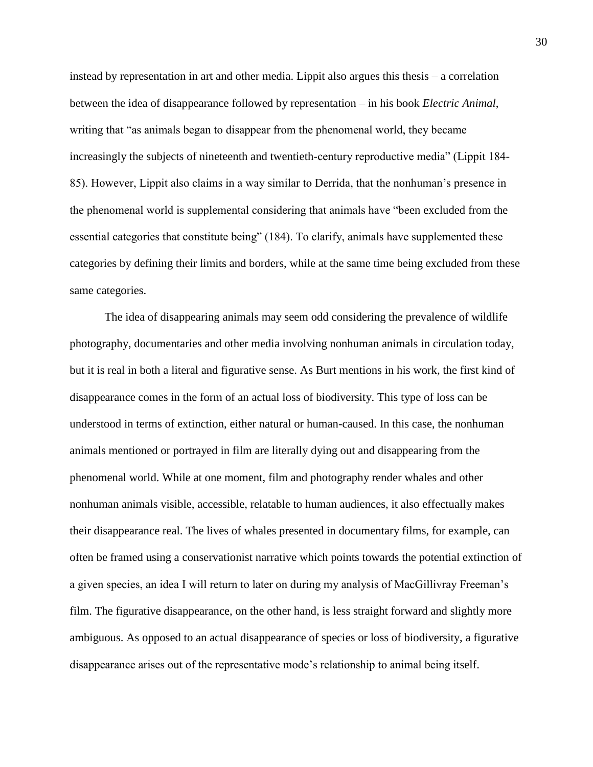instead by representation in art and other media. Lippit also argues this thesis – a correlation between the idea of disappearance followed by representation – in his book *Electric Animal*, writing that "as animals began to disappear from the phenomenal world, they became increasingly the subjects of nineteenth and twentieth-century reproductive media" (Lippit 184-85). However, Lippit also claims in a way similar to Derrida, that the nonhuman's presence in the phenomenal world is supplemental considering that animals have "been excluded from the essential categories that constitute being" (184). To clarify, animals have supplemented these categories by defining their limits and borders, while at the same time being excluded from these same categories.

The idea of disappearing animals may seem odd considering the prevalence of wildlife photography, documentaries and other media involving nonhuman animals in circulation today, but it is real in both a literal and figurative sense. As Burt mentions in his work, the first kind of disappearance comes in the form of an actual loss of biodiversity. This type of loss can be understood in terms of extinction, either natural or human-caused. In this case, the nonhuman animals mentioned or portrayed in film are literally dying out and disappearing from the phenomenal world. While at one moment, film and photography render whales and other nonhuman animals visible, accessible, relatable to human audiences, it also effectually makes their disappearance real. The lives of whales presented in documentary films, for example, can often be framed using a conservationist narrative which points towards the potential extinction of a given species, an idea I will return to later on during my analysis of MacGillivray Freeman's film. The figurative disappearance, on the other hand, is less straight forward and slightly more ambiguous. As opposed to an actual disappearance of species or loss of biodiversity, a figurative disappearance arises out of the representative mode's relationship to animal being itself.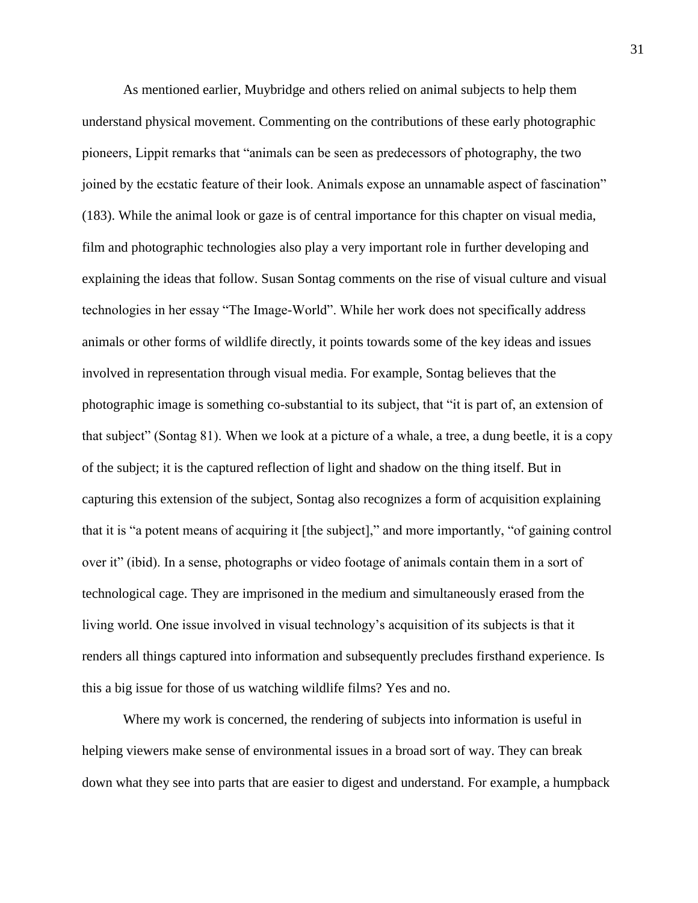As mentioned earlier, Muybridge and others relied on animal subjects to help them understand physical movement. Commenting on the contributions of these early photographic pioneers, Lippit remarks that "animals can be seen as predecessors of photography, the two joined by the ecstatic feature of their look. Animals expose an unnamable aspect of fascination" (183). While the animal look or gaze is of central importance for this chapter on visual media, film and photographic technologies also play a very important role in further developing and explaining the ideas that follow. Susan Sontag comments on the rise of visual culture and visual technologies in her essay "The Image-World". While her work does not specifically address animals or other forms of wildlife directly, it points towards some of the key ideas and issues involved in representation through visual media. For example, Sontag believes that the photographic image is something co-substantial to its subject, that "it is part of, an extension of that subject" (Sontag 81). When we look at a picture of a whale, a tree, a dung beetle, it is a copy of the subject; it is the captured reflection of light and shadow on the thing itself. But in capturing this extension of the subject, Sontag also recognizes a form of acquisition explaining that it is "a potent means of acquiring it [the subject]," and more importantly, "of gaining control over it" (ibid). In a sense, photographs or video footage of animals contain them in a sort of technological cage. They are imprisoned in the medium and simultaneously erased from the living world. One issue involved in visual technology's acquisition of its subjects is that it renders all things captured into information and subsequently precludes firsthand experience. Is this a big issue for those of us watching wildlife films? Yes and no.

Where my work is concerned, the rendering of subjects into information is useful in helping viewers make sense of environmental issues in a broad sort of way. They can break down what they see into parts that are easier to digest and understand. For example, a humpback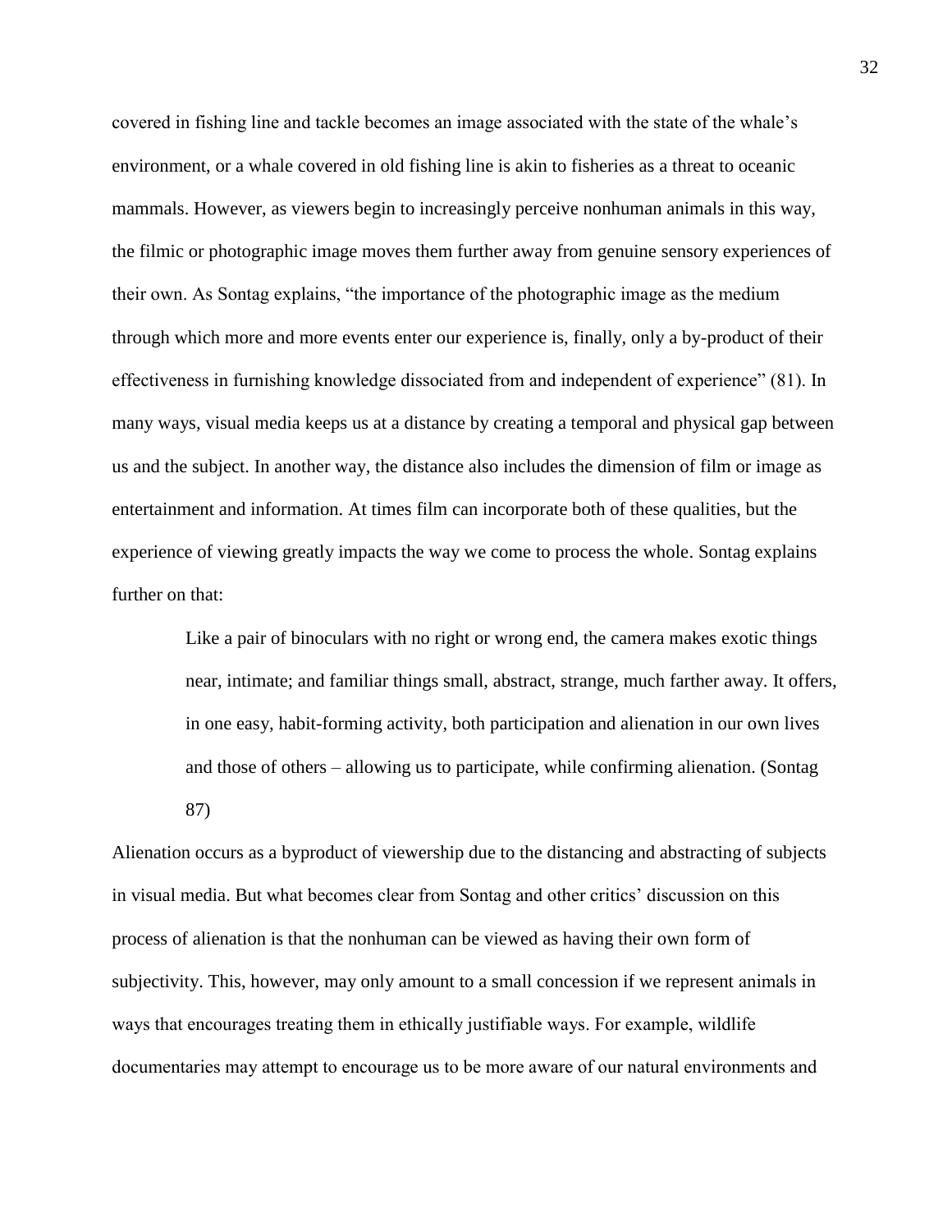covered in fishing line and tackle becomes an image associated with the state of the whale's environment, or a whale covered in old fishing line is akin to fisheries as a threat to oceanic mammals. However, as viewers begin to increasingly perceive nonhuman animals in this way, the filmic or photographic image moves them further away from genuine sensory experiences of their own. As Sontag explains, "the importance of the photographic image as the medium through which more and more events enter our experience is, finally, only a by-product of their effectiveness in furnishing knowledge dissociated from and independent of experience" (81). In many ways, visual media keeps us at a distance by creating a temporal and physical gap between us and the subject. In another way, the distance also includes the dimension of film or image as entertainment and information. At times film can incorporate both of these qualities, but the experience of viewing greatly impacts the way we come to process the whole. Sontag explains further on that:

> Like a pair of binoculars with no right or wrong end, the camera makes exotic things near, intimate; and familiar things small, abstract, strange, much farther away. It offers, in one easy, habit-forming activity, both participation and alienation in our own lives and those of others – allowing us to participate, while confirming alienation. (Sontag 87)

Alienation occurs as a byproduct of viewership due to the distancing and abstracting of subjects in visual media. But what becomes clear from Sontag and other critics' discussion on this process of alienation is that the nonhuman can be viewed as having their own form of subjectivity. This, however, may only amount to a small concession if we represent animals in ways that encourages treating them in ethically justifiable ways. For example, wildlife documentaries may attempt to encourage us to be more aware of our natural environments and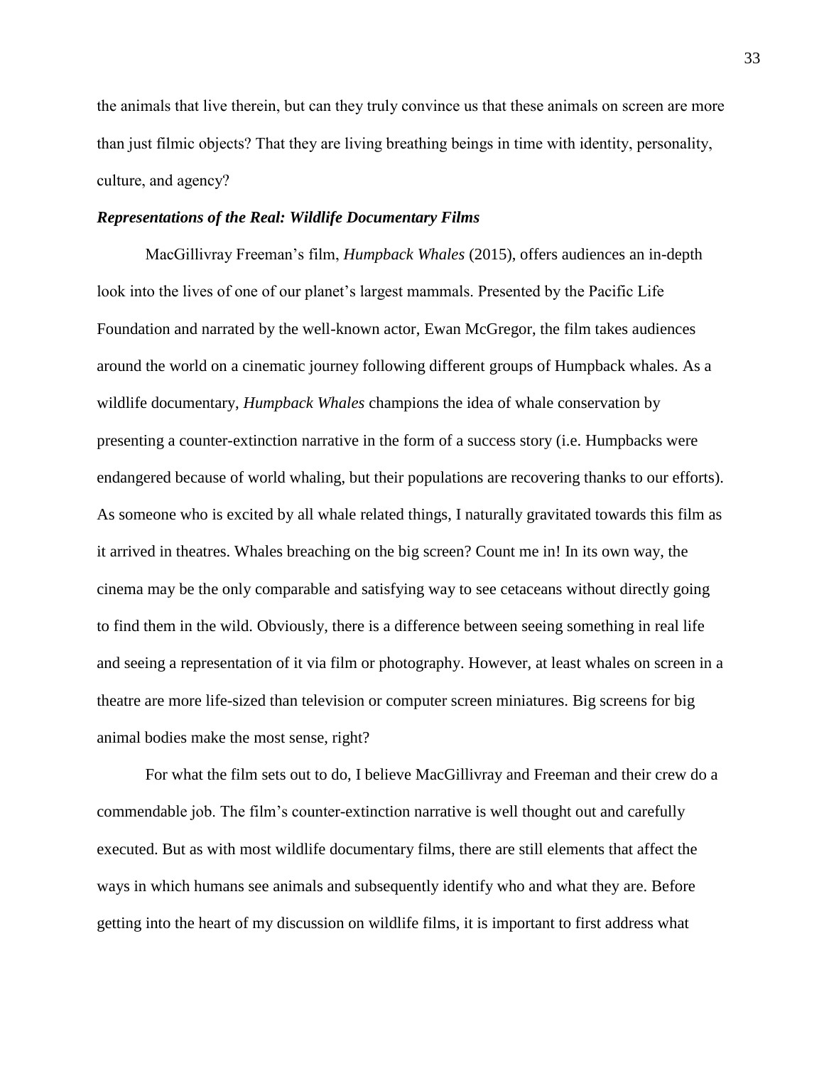the animals that live therein, but can they truly convince us that these animals on screen are more than just filmic objects? That they are living breathing beings in time with identity, personality, culture, and agency?

### ***Representations of the Real: Wildlife Documentary Films***

MacGillivray Freeman's film, *Humpback Whales* (2015), offers audiences an in-depth look into the lives of one of our planet's largest mammals. Presented by the Pacific Life Foundation and narrated by the well-known actor, Ewan McGregor, the film takes audiences around the world on a cinematic journey following different groups of Humpback whales. As a wildlife documentary, *Humpback Whales* champions the idea of whale conservation by presenting a counter-extinction narrative in the form of a success story (i.e. Humpbacks were endangered because of world whaling, but their populations are recovering thanks to our efforts). As someone who is excited by all whale related things, I naturally gravitated towards this film as it arrived in theatres. Whales breaching on the big screen? Count me in! In its own way, the cinema may be the only comparable and satisfying way to see cetaceans without directly going to find them in the wild. Obviously, there is a difference between seeing something in real life and seeing a representation of it via film or photography. However, at least whales on screen in a theatre are more life-sized than television or computer screen miniatures. Big screens for big animal bodies make the most sense, right?

For what the film sets out to do, I believe MacGillivray and Freeman and their crew do a commendable job. The film's counter-extinction narrative is well thought out and carefully executed. But as with most wildlife documentary films, there are still elements that affect the ways in which humans see animals and subsequently identify who and what they are. Before getting into the heart of my discussion on wildlife films, it is important to first address what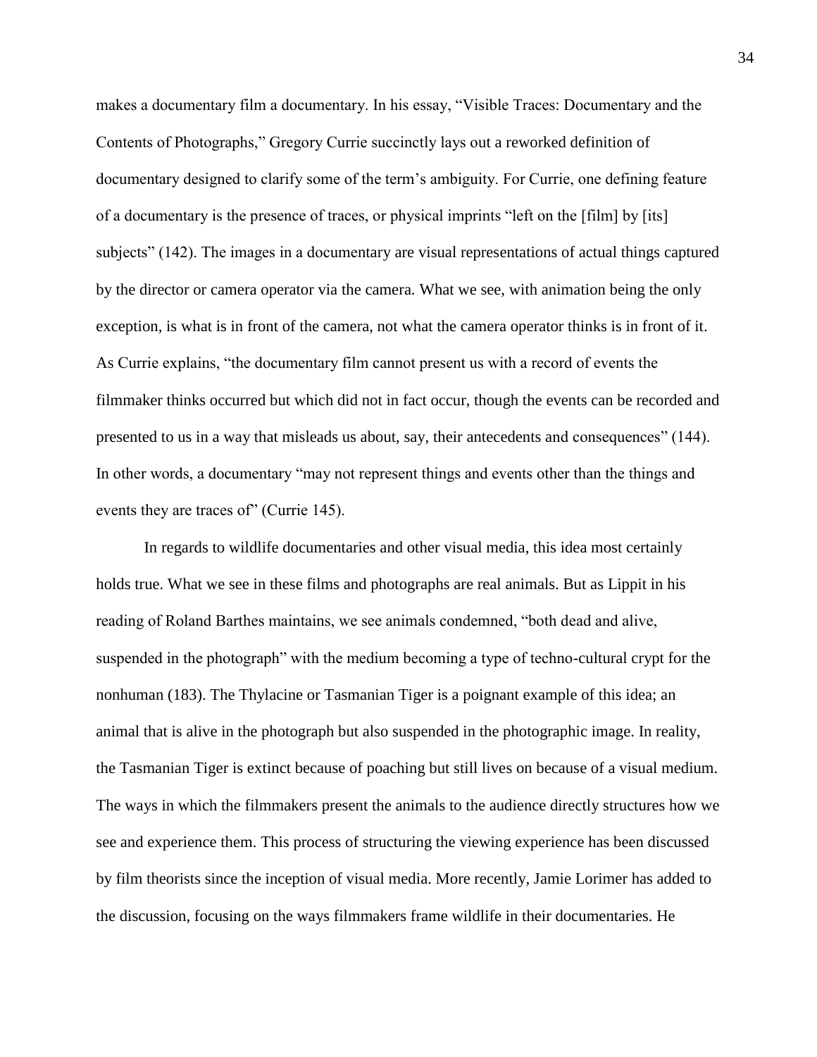makes a documentary film a documentary. In his essay, "Visible Traces: Documentary and the Contents of Photographs," Gregory Currie succinctly lays out a reworked definition of documentary designed to clarify some of the term's ambiguity. For Currie, one defining feature of a documentary is the presence of traces, or physical imprints "left on the [film] by [its] subjects" (142). The images in a documentary are visual representations of actual things captured by the director or camera operator via the camera. What we see, with animation being the only exception, is what is in front of the camera, not what the camera operator thinks is in front of it. As Currie explains, "the documentary film cannot present us with a record of events the filmmaker thinks occurred but which did not in fact occur, though the events can be recorded and presented to us in a way that misleads us about, say, their antecedents and consequences" (144). In other words, a documentary "may not represent things and events other than the things and events they are traces of" (Currie 145).

In regards to wildlife documentaries and other visual media, this idea most certainly holds true. What we see in these films and photographs are real animals. But as Lippit in his reading of Roland Barthes maintains, we see animals condemned, "both dead and alive, suspended in the photograph" with the medium becoming a type of techno-cultural crypt for the nonhuman (183). The Thylacine or Tasmanian Tiger is a poignant example of this idea; an animal that is alive in the photograph but also suspended in the photographic image. In reality, the Tasmanian Tiger is extinct because of poaching but still lives on because of a visual medium. The ways in which the filmmakers present the animals to the audience directly structures how we see and experience them. This process of structuring the viewing experience has been discussed by film theorists since the inception of visual media. More recently, Jamie Lorimer has added to the discussion, focusing on the ways filmmakers frame wildlife in their documentaries. He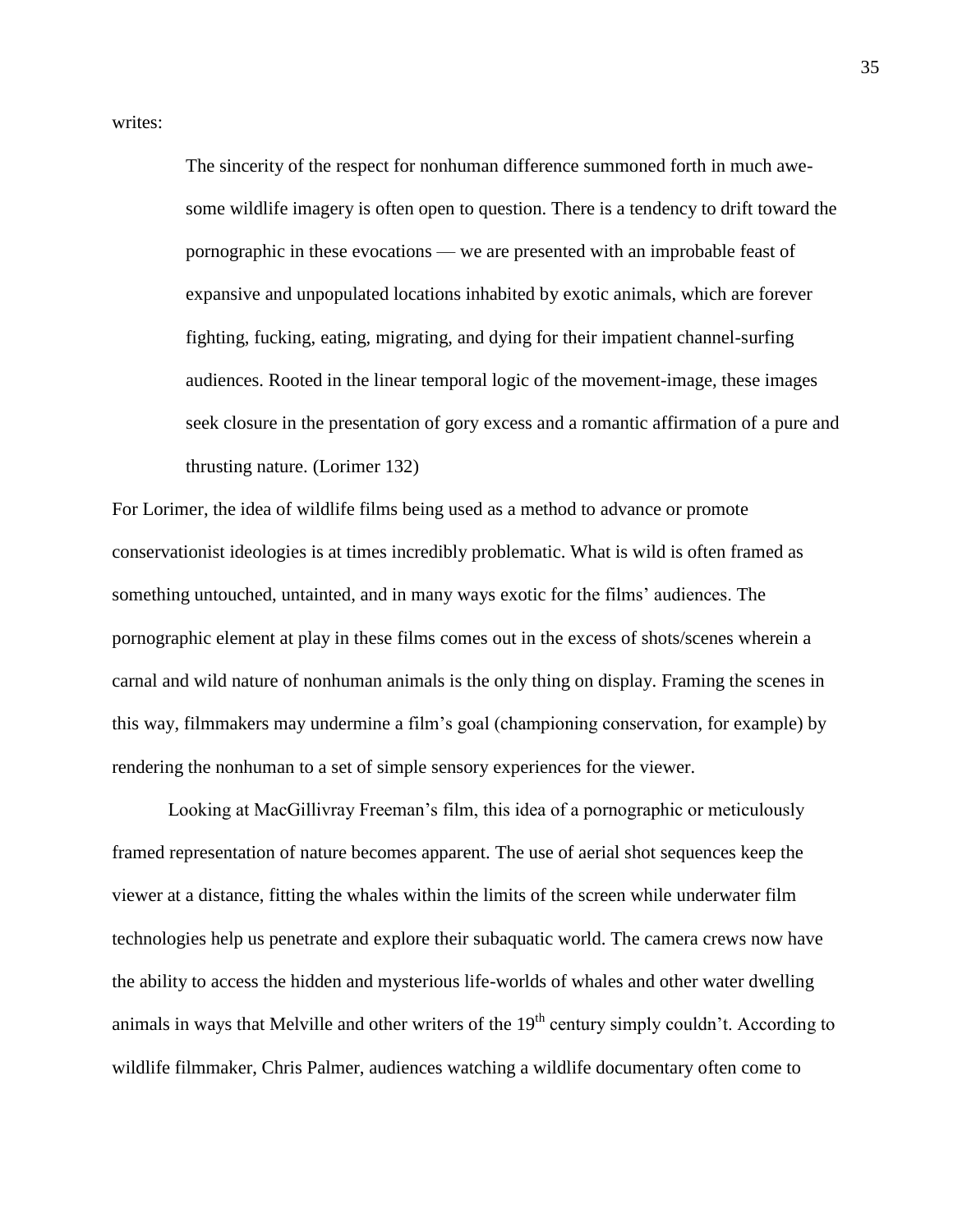writes:

> The sincerity of the respect for nonhuman difference summoned forth in much awe-some wildlife imagery is often open to question. There is a tendency to drift toward the pornographic in these evocations — we are presented with an improbable feast of expansive and unpopulated locations inhabited by exotic animals, which are forever fighting, fucking, eating, migrating, and dying for their impatient channel-surfing audiences. Rooted in the linear temporal logic of the movement-image, these images seek closure in the presentation of gory excess and a romantic affirmation of a pure and thrusting nature. (Lorimer 132)

For Lorimer, the idea of wildlife films being used as a method to advance or promote conservationist ideologies is at times incredibly problematic. What is wild is often framed as something untouched, untainted, and in many ways exotic for the films' audiences. The pornographic element at play in these films comes out in the excess of shots/scenes wherein a carnal and wild nature of nonhuman animals is the only thing on display. Framing the scenes in this way, filmmakers may undermine a film's goal (championing conservation, for example) by rendering the nonhuman to a set of simple sensory experiences for the viewer.

Looking at MacGillivray Freeman's film, this idea of a pornographic or meticulously framed representation of nature becomes apparent. The use of aerial shot sequences keep the viewer at a distance, fitting the whales within the limits of the screen while underwater film technologies help us penetrate and explore their subaquatic world. The camera crews now have the ability to access the hidden and mysterious life-worlds of whales and other water dwelling animals in ways that Melville and other writers of the 19th century simply couldn't. According to wildlife filmmaker, Chris Palmer, audiences watching a wildlife documentary often come to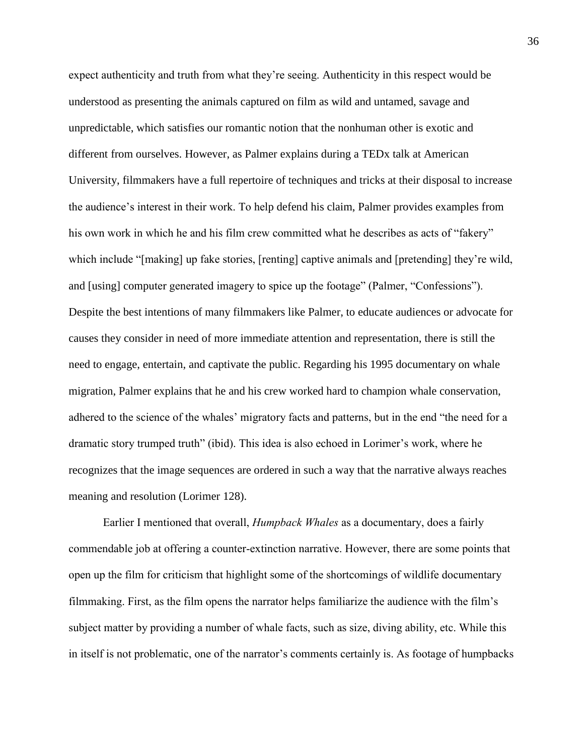expect authenticity and truth from what they're seeing. Authenticity in this respect would be understood as presenting the animals captured on film as wild and untamed, savage and unpredictable, which satisfies our romantic notion that the nonhuman other is exotic and different from ourselves. However, as Palmer explains during a TEDx talk at American University, filmmakers have a full repertoire of techniques and tricks at their disposal to increase the audience's interest in their work. To help defend his claim, Palmer provides examples from his own work in which he and his film crew committed what he describes as acts of "fakery" which include "[making] up fake stories, [renting] captive animals and [pretending] they're wild, and [using] computer generated imagery to spice up the footage" (Palmer, "Confessions"). Despite the best intentions of many filmmakers like Palmer, to educate audiences or advocate for causes they consider in need of more immediate attention and representation, there is still the need to engage, entertain, and captivate the public. Regarding his 1995 documentary on whale migration, Palmer explains that he and his crew worked hard to champion whale conservation, adhered to the science of the whales' migratory facts and patterns, but in the end "the need for a dramatic story trumped truth" (ibid). This idea is also echoed in Lorimer's work, where he recognizes that the image sequences are ordered in such a way that the narrative always reaches meaning and resolution (Lorimer 128).

Earlier I mentioned that overall, *Humpback Whales* as a documentary, does a fairly commendable job at offering a counter-extinction narrative. However, there are some points that open up the film for criticism that highlight some of the shortcomings of wildlife documentary filmmaking. First, as the film opens the narrator helps familiarize the audience with the film's subject matter by providing a number of whale facts, such as size, diving ability, etc. While this in itself is not problematic, one of the narrator's comments certainly is. As footage of humpbacks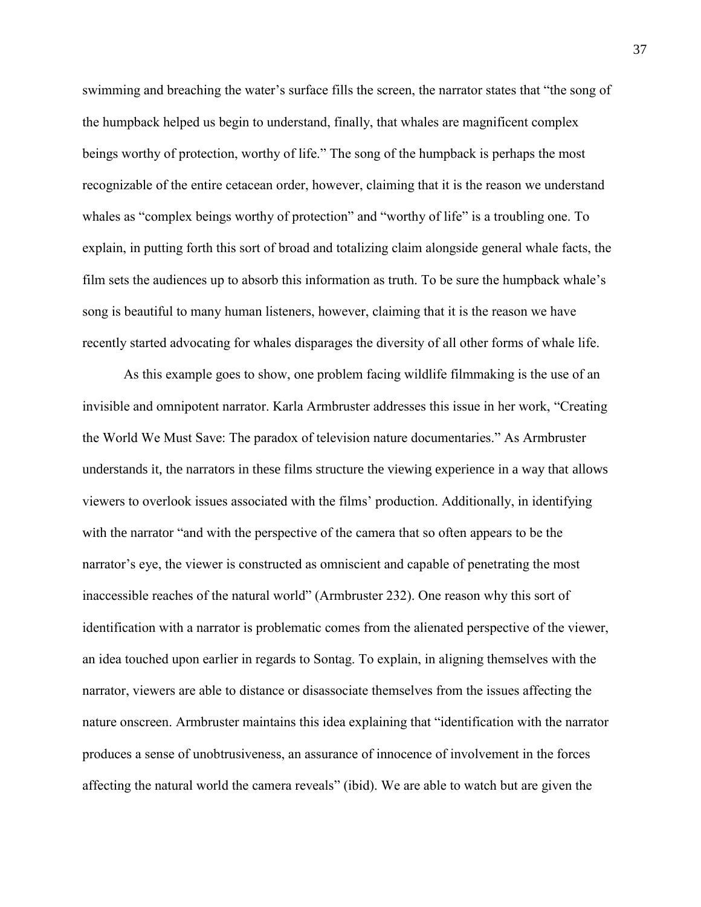swimming and breaching the water's surface fills the screen, the narrator states that "the song of the humpback helped us begin to understand, finally, that whales are magnificent complex beings worthy of protection, worthy of life." The song of the humpback is perhaps the most recognizable of the entire cetacean order, however, claiming that it is the reason we understand whales as "complex beings worthy of protection" and "worthy of life" is a troubling one. To explain, in putting forth this sort of broad and totalizing claim alongside general whale facts, the film sets the audiences up to absorb this information as truth. To be sure the humpback whale's song is beautiful to many human listeners, however, claiming that it is the reason we have recently started advocating for whales disparages the diversity of all other forms of whale life.

As this example goes to show, one problem facing wildlife filmmaking is the use of an invisible and omnipotent narrator. Karla Armbruster addresses this issue in her work, "Creating the World We Must Save: The paradox of television nature documentaries." As Armbruster understands it, the narrators in these films structure the viewing experience in a way that allows viewers to overlook issues associated with the films' production. Additionally, in identifying with the narrator "and with the perspective of the camera that so often appears to be the narrator's eye, the viewer is constructed as omniscient and capable of penetrating the most inaccessible reaches of the natural world" (Armbruster 232). One reason why this sort of identification with a narrator is problematic comes from the alienated perspective of the viewer, an idea touched upon earlier in regards to Sontag. To explain, in aligning themselves with the narrator, viewers are able to distance or disassociate themselves from the issues affecting the nature onscreen. Armbruster maintains this idea explaining that "identification with the narrator produces a sense of unobtrusiveness, an assurance of innocence of involvement in the forces affecting the natural world the camera reveals" (ibid). We are able to watch but are given the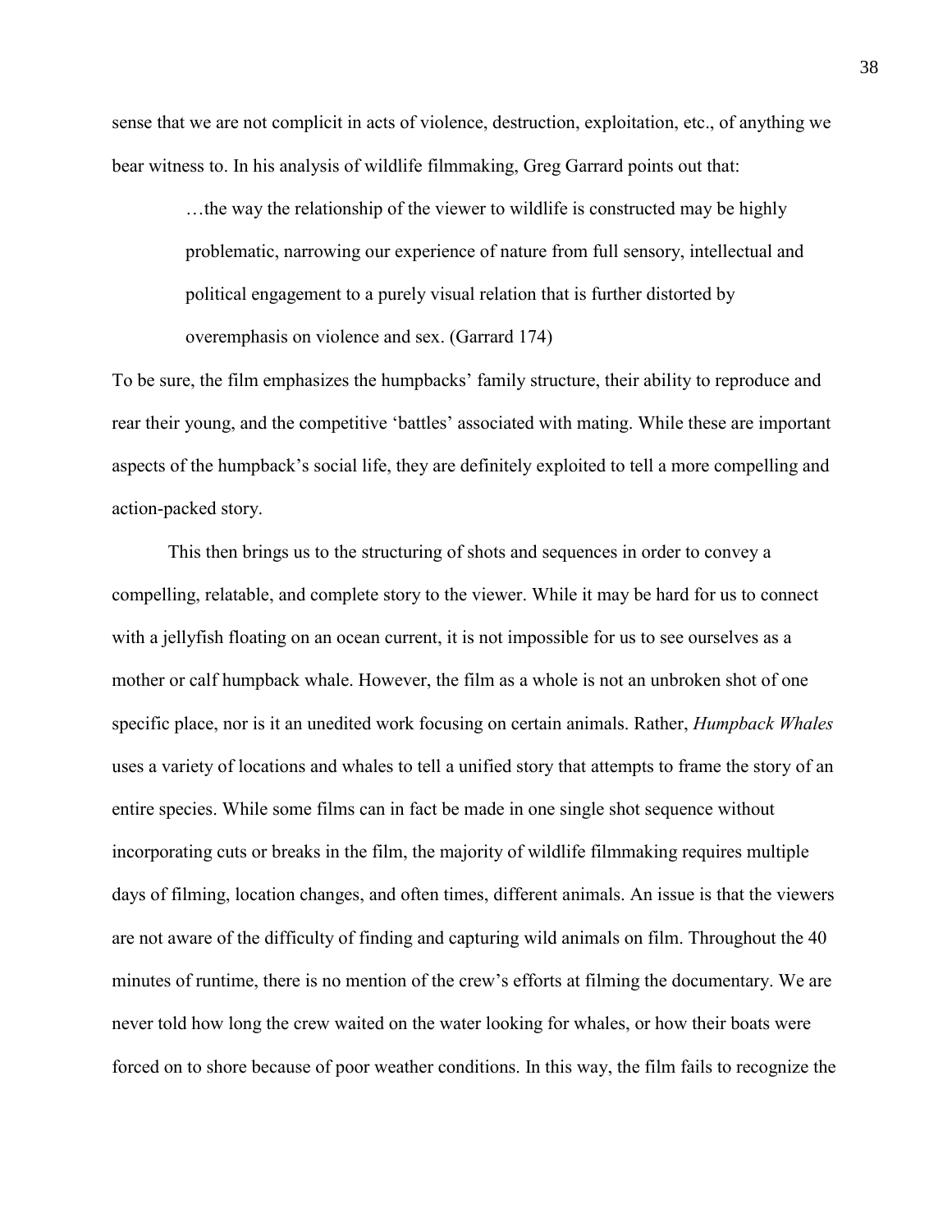sense that we are not complicit in acts of violence, destruction, exploitation, etc., of anything we bear witness to. In his analysis of wildlife filmmaking, Greg Garrard points out that:

> …the way the relationship of the viewer to wildlife is constructed may be highly problematic, narrowing our experience of nature from full sensory, intellectual and political engagement to a purely visual relation that is further distorted by overemphasis on violence and sex. (Garrard 174)

To be sure, the film emphasizes the humpbacks' family structure, their ability to reproduce and rear their young, and the competitive 'battles' associated with mating. While these are important aspects of the humpback's social life, they are definitely exploited to tell a more compelling and action-packed story.

This then brings us to the structuring of shots and sequences in order to convey a compelling, relatable, and complete story to the viewer. While it may be hard for us to connect with a jellyfish floating on an ocean current, it is not impossible for us to see ourselves as a mother or calf humpback whale. However, the film as a whole is not an unbroken shot of one specific place, nor is it an unedited work focusing on certain animals. Rather, *Humpback Whales* uses a variety of locations and whales to tell a unified story that attempts to frame the story of an entire species. While some films can in fact be made in one single shot sequence without incorporating cuts or breaks in the film, the majority of wildlife filmmaking requires multiple days of filming, location changes, and often times, different animals. An issue is that the viewers are not aware of the difficulty of finding and capturing wild animals on film. Throughout the 40 minutes of runtime, there is no mention of the crew's efforts at filming the documentary. We are never told how long the crew waited on the water looking for whales, or how their boats were forced on to shore because of poor weather conditions. In this way, the film fails to recognize the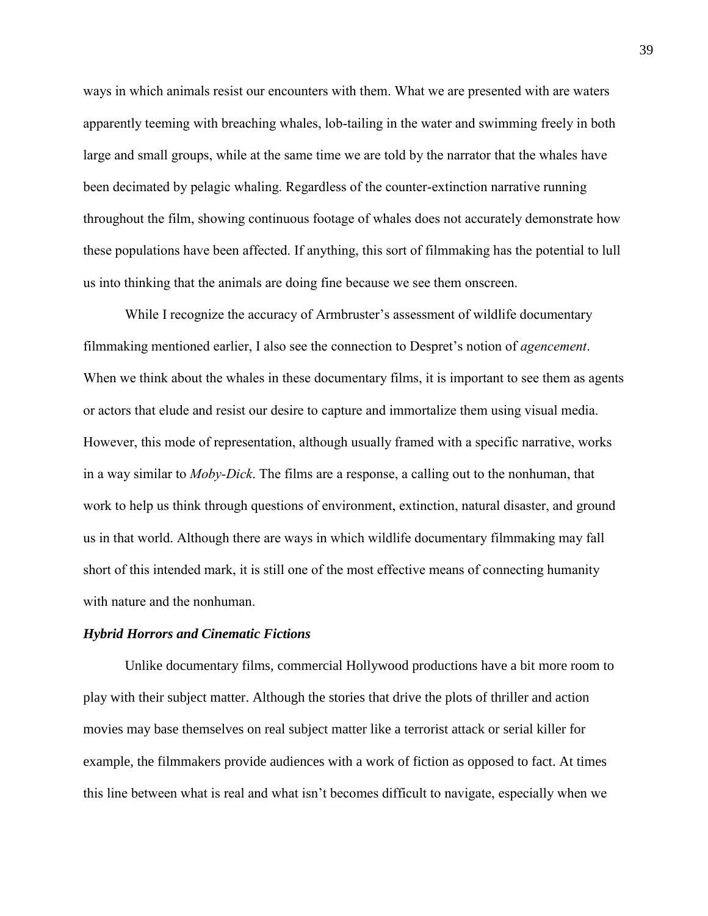ways in which animals resist our encounters with them. What we are presented with are waters apparently teeming with breaching whales, lob-tailing in the water and swimming freely in both large and small groups, while at the same time we are told by the narrator that the whales have been decimated by pelagic whaling. Regardless of the counter-extinction narrative running throughout the film, showing continuous footage of whales does not accurately demonstrate how these populations have been affected. If anything, this sort of filmmaking has the potential to lull us into thinking that the animals are doing fine because we see them onscreen.

While I recognize the accuracy of Armbruster's assessment of wildlife documentary filmmaking mentioned earlier, I also see the connection to Despret's notion of *agencement*. When we think about the whales in these documentary films, it is important to see them as agents or actors that elude and resist our desire to capture and immortalize them using visual media. However, this mode of representation, although usually framed with a specific narrative, works in a way similar to *Moby-Dick*. The films are a response, a calling out to the nonhuman, that work to help us think through questions of environment, extinction, natural disaster, and ground us in that world. Although there are ways in which wildlife documentary filmmaking may fall short of this intended mark, it is still one of the most effective means of connecting humanity with nature and the nonhuman.

### *Hybrid Horrors and Cinematic Fictions*

Unlike documentary films, commercial Hollywood productions have a bit more room to play with their subject matter. Although the stories that drive the plots of thriller and action movies may base themselves on real subject matter like a terrorist attack or serial killer for example, the filmmakers provide audiences with a work of fiction as opposed to fact. At times this line between what is real and what isn't becomes difficult to navigate, especially when we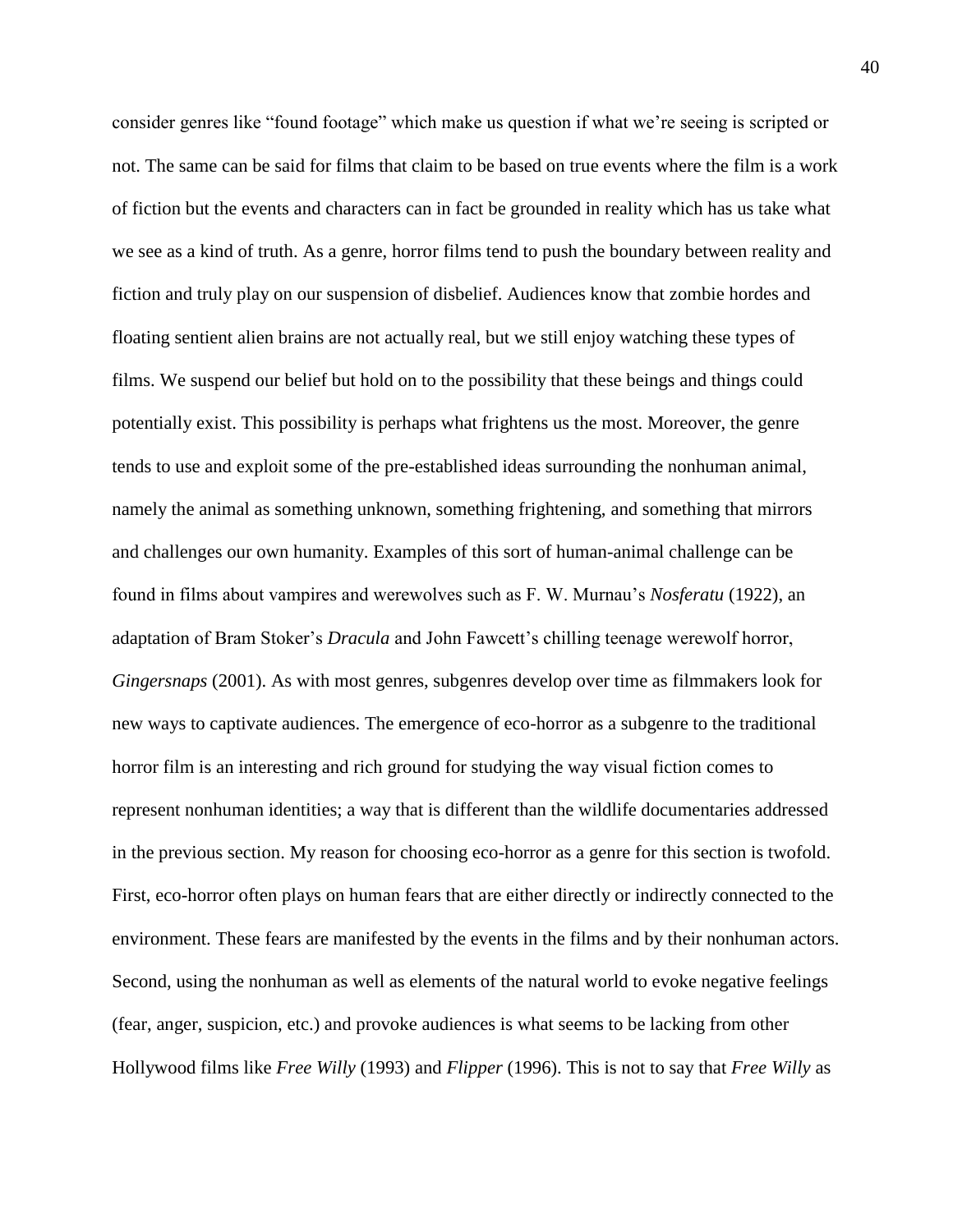consider genres like "found footage" which make us question if what we're seeing is scripted or not. The same can be said for films that claim to be based on true events where the film is a work of fiction but the events and characters can in fact be grounded in reality which has us take what we see as a kind of truth. As a genre, horror films tend to push the boundary between reality and fiction and truly play on our suspension of disbelief. Audiences know that zombie hordes and floating sentient alien brains are not actually real, but we still enjoy watching these types of films. We suspend our belief but hold on to the possibility that these beings and things could potentially exist. This possibility is perhaps what frightens us the most. Moreover, the genre tends to use and exploit some of the pre-established ideas surrounding the nonhuman animal, namely the animal as something unknown, something frightening, and something that mirrors and challenges our own humanity. Examples of this sort of human-animal challenge can be found in films about vampires and werewolves such as F. W. Murnau's *Nosferatu* (1922), an adaptation of Bram Stoker's *Dracula* and John Fawcett's chilling teenage werewolf horror, *Gingersnaps* (2001). As with most genres, subgenres develop over time as filmmakers look for new ways to captivate audiences. The emergence of eco-horror as a subgenre to the traditional horror film is an interesting and rich ground for studying the way visual fiction comes to represent nonhuman identities; a way that is different than the wildlife documentaries addressed in the previous section. My reason for choosing eco-horror as a genre for this section is twofold. First, eco-horror often plays on human fears that are either directly or indirectly connected to the environment. These fears are manifested by the events in the films and by their nonhuman actors. Second, using the nonhuman as well as elements of the natural world to evoke negative feelings (fear, anger, suspicion, etc.) and provoke audiences is what seems to be lacking from other Hollywood films like *Free Willy* (1993) and *Flipper* (1996). This is not to say that *Free Willy* as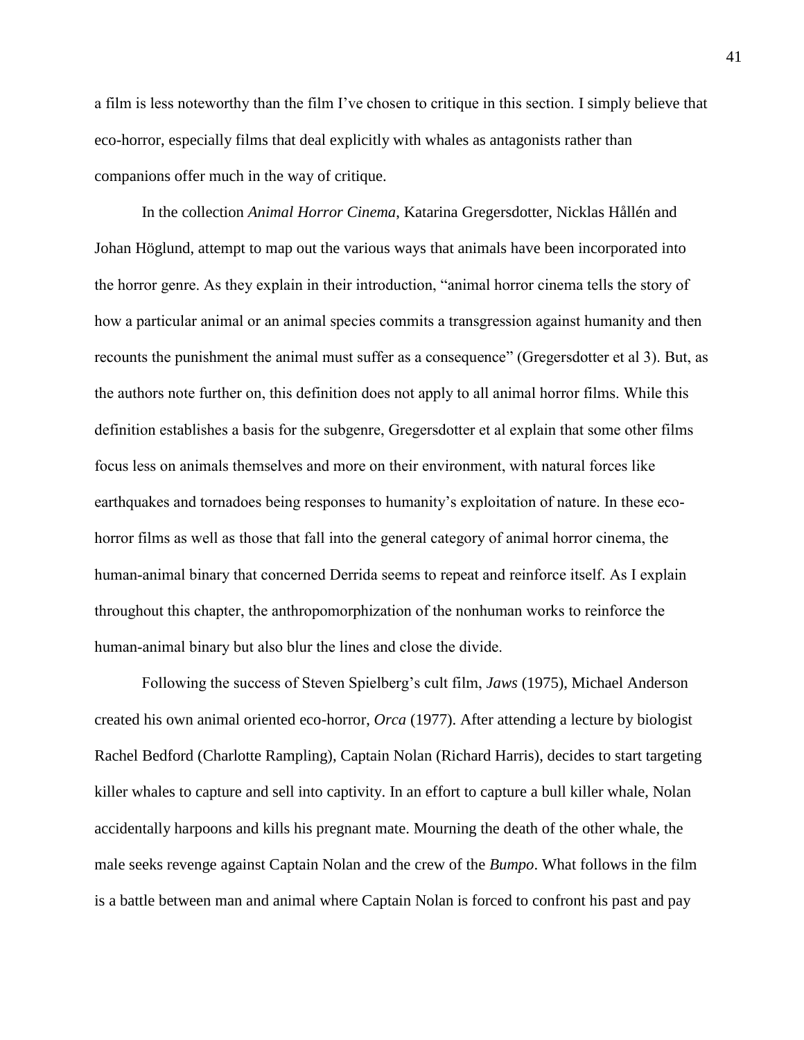a film is less noteworthy than the film I've chosen to critique in this section. I simply believe that eco-horror, especially films that deal explicitly with whales as antagonists rather than companions offer much in the way of critique.

In the collection *Animal Horror Cinema*, Katarina Gregersdotter, Nicklas Hållén and Johan Höglund, attempt to map out the various ways that animals have been incorporated into the horror genre. As they explain in their introduction, "animal horror cinema tells the story of how a particular animal or an animal species commits a transgression against humanity and then recounts the punishment the animal must suffer as a consequence" (Gregersdotter et al 3). But, as the authors note further on, this definition does not apply to all animal horror films. While this definition establishes a basis for the subgenre, Gregersdotter et al explain that some other films focus less on animals themselves and more on their environment, with natural forces like earthquakes and tornadoes being responses to humanity's exploitation of nature. In these eco-horror films as well as those that fall into the general category of animal horror cinema, the human-animal binary that concerned Derrida seems to repeat and reinforce itself. As I explain throughout this chapter, the anthropomorphization of the nonhuman works to reinforce the human-animal binary but also blur the lines and close the divide.

Following the success of Steven Spielberg's cult film, *Jaws* (1975), Michael Anderson created his own animal oriented eco-horror, *Orca* (1977). After attending a lecture by biologist Rachel Bedford (Charlotte Rampling), Captain Nolan (Richard Harris), decides to start targeting killer whales to capture and sell into captivity. In an effort to capture a bull killer whale, Nolan accidentally harpoons and kills his pregnant mate. Mourning the death of the other whale, the male seeks revenge against Captain Nolan and the crew of the *Bumpo*. What follows in the film is a battle between man and animal where Captain Nolan is forced to confront his past and pay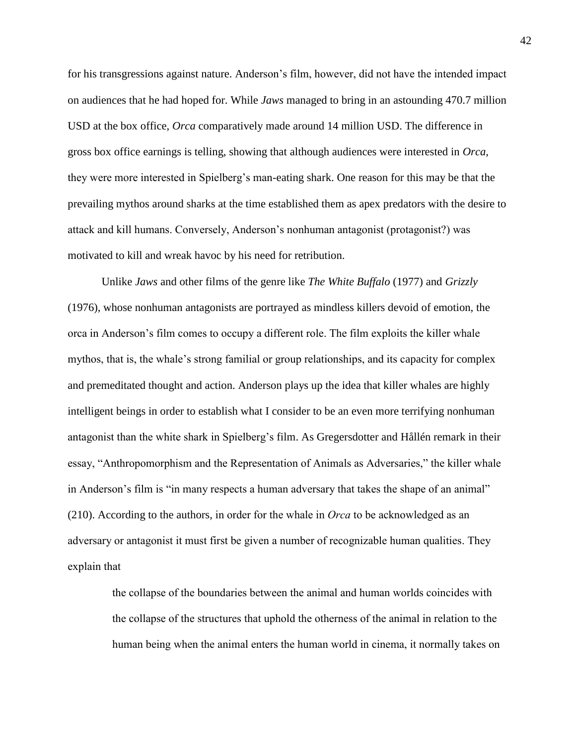for his transgressions against nature. Anderson's film, however, did not have the intended impact on audiences that he had hoped for. While *Jaws* managed to bring in an astounding 470.7 million USD at the box office, *Orca* comparatively made around 14 million USD. The difference in gross box office earnings is telling, showing that although audiences were interested in *Orca*, they were more interested in Spielberg's man-eating shark. One reason for this may be that the prevailing mythos around sharks at the time established them as apex predators with the desire to attack and kill humans. Conversely, Anderson's nonhuman antagonist (protagonist?) was motivated to kill and wreak havoc by his need for retribution.

Unlike *Jaws* and other films of the genre like *The White Buffalo* (1977) and *Grizzly* (1976), whose nonhuman antagonists are portrayed as mindless killers devoid of emotion, the orca in Anderson's film comes to occupy a different role. The film exploits the killer whale mythos, that is, the whale's strong familial or group relationships, and its capacity for complex and premeditated thought and action. Anderson plays up the idea that killer whales are highly intelligent beings in order to establish what I consider to be an even more terrifying nonhuman antagonist than the white shark in Spielberg's film. As Gregersdotter and Hållén remark in their essay, "Anthropomorphism and the Representation of Animals as Adversaries," the killer whale in Anderson's film is "in many respects a human adversary that takes the shape of an animal" (210). According to the authors, in order for the whale in *Orca* to be acknowledged as an adversary or antagonist it must first be given a number of recognizable human qualities. They explain that

> the collapse of the boundaries between the animal and human worlds coincides with the collapse of the structures that uphold the otherness of the animal in relation to the human being when the animal enters the human world in cinema, it normally takes on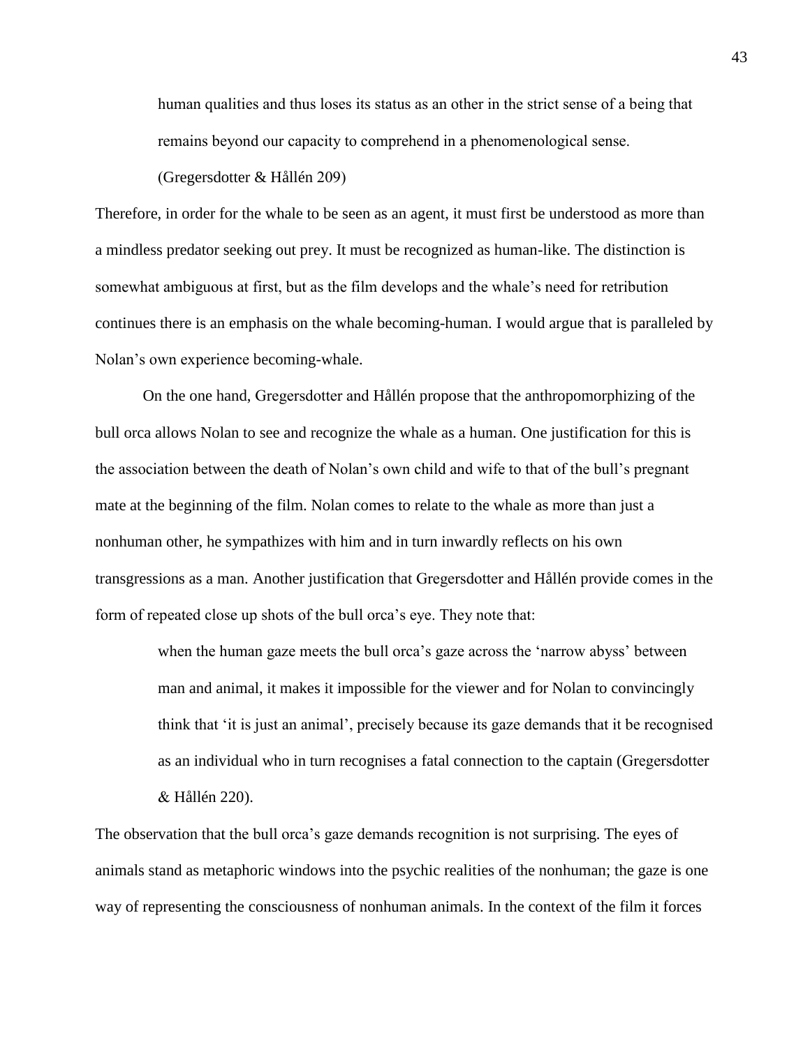> human qualities and thus loses its status as an other in the strict sense of a being that remains beyond our capacity to comprehend in a phenomenological sense. (Gregersdotter & Hållén 209)

Therefore, in order for the whale to be seen as an agent, it must first be understood as more than a mindless predator seeking out prey. It must be recognized as human-like. The distinction is somewhat ambiguous at first, but as the film develops and the whale's need for retribution continues there is an emphasis on the whale becoming-human. I would argue that is paralleled by Nolan's own experience becoming-whale.

On the one hand, Gregersdotter and Hållén propose that the anthropomorphizing of the bull orca allows Nolan to see and recognize the whale as a human. One justification for this is the association between the death of Nolan's own child and wife to that of the bull's pregnant mate at the beginning of the film. Nolan comes to relate to the whale as more than just a nonhuman other, he sympathizes with him and in turn inwardly reflects on his own transgressions as a man. Another justification that Gregersdotter and Hållén provide comes in the form of repeated close up shots of the bull orca's eye. They note that:

> when the human gaze meets the bull orca's gaze across the 'narrow abyss' between man and animal, it makes it impossible for the viewer and for Nolan to convincingly think that 'it is just an animal', precisely because its gaze demands that it be recognised as an individual who in turn recognises a fatal connection to the captain (Gregersdotter & Hållén 220).

The observation that the bull orca's gaze demands recognition is not surprising. The eyes of animals stand as metaphoric windows into the psychic realities of the nonhuman; the gaze is one way of representing the consciousness of nonhuman animals. In the context of the film it forces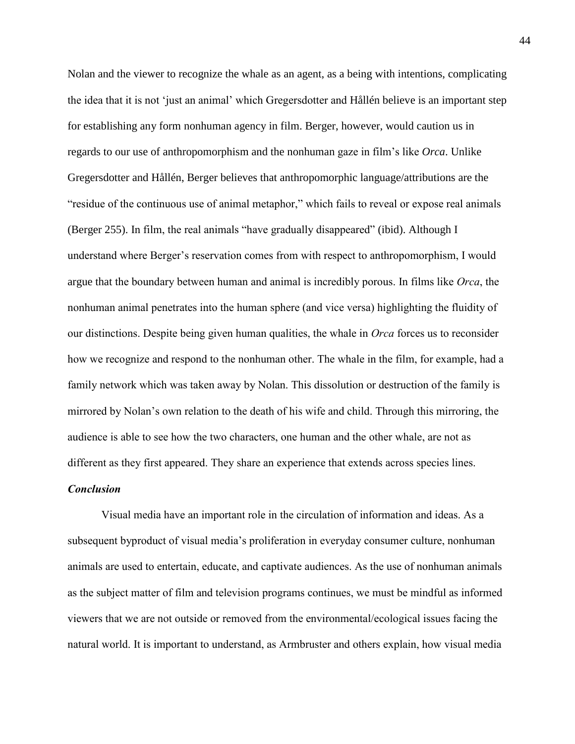Nolan and the viewer to recognize the whale as an agent, as a being with intentions, complicating the idea that it is not 'just an animal' which Gregersdotter and Hållén believe is an important step for establishing any form nonhuman agency in film. Berger, however, would caution us in regards to our use of anthropomorphism and the nonhuman gaze in film's like *Orca*. Unlike Gregersdotter and Hållén, Berger believes that anthropomorphic language/attributions are the "residue of the continuous use of animal metaphor," which fails to reveal or expose real animals (Berger 255). In film, the real animals "have gradually disappeared" (ibid). Although I understand where Berger's reservation comes from with respect to anthropomorphism, I would argue that the boundary between human and animal is incredibly porous. In films like *Orca*, the nonhuman animal penetrates into the human sphere (and vice versa) highlighting the fluidity of our distinctions. Despite being given human qualities, the whale in *Orca* forces us to reconsider how we recognize and respond to the nonhuman other. The whale in the film, for example, had a family network which was taken away by Nolan. This dissolution or destruction of the family is mirrored by Nolan's own relation to the death of his wife and child. Through this mirroring, the audience is able to see how the two characters, one human and the other whale, are not as different as they first appeared. They share an experience that extends across species lines.

### ***Conclusion***

Visual media have an important role in the circulation of information and ideas. As a subsequent byproduct of visual media's proliferation in everyday consumer culture, nonhuman animals are used to entertain, educate, and captivate audiences. As the use of nonhuman animals as the subject matter of film and television programs continues, we must be mindful as informed viewers that we are not outside or removed from the environmental/ecological issues facing the natural world. It is important to understand, as Armbruster and others explain, how visual media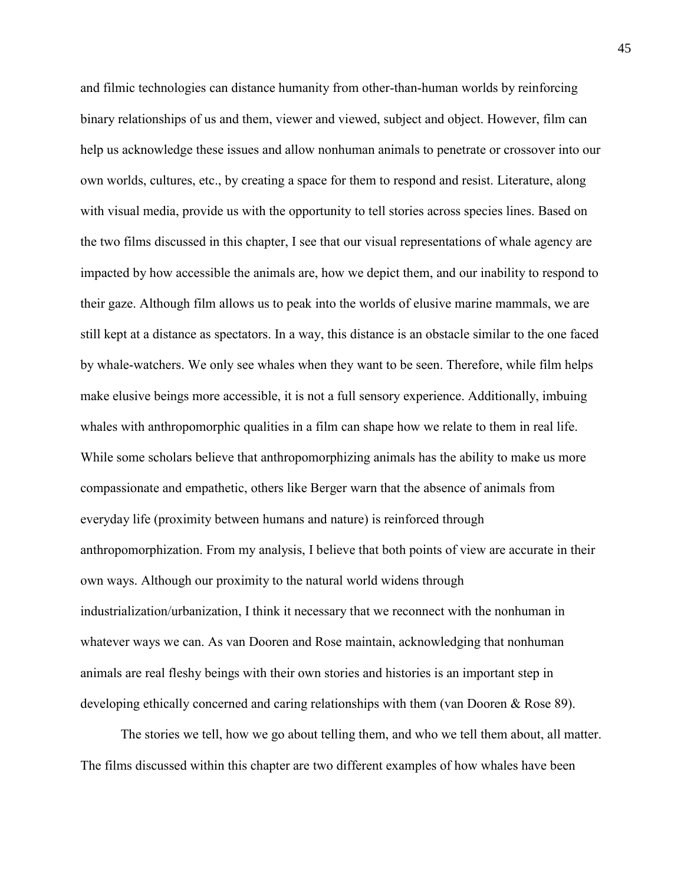and filmic technologies can distance humanity from other-than-human worlds by reinforcing binary relationships of us and them, viewer and viewed, subject and object. However, film can help us acknowledge these issues and allow nonhuman animals to penetrate or crossover into our own worlds, cultures, etc., by creating a space for them to respond and resist. Literature, along with visual media, provide us with the opportunity to tell stories across species lines. Based on the two films discussed in this chapter, I see that our visual representations of whale agency are impacted by how accessible the animals are, how we depict them, and our inability to respond to their gaze. Although film allows us to peak into the worlds of elusive marine mammals, we are still kept at a distance as spectators. In a way, this distance is an obstacle similar to the one faced by whale-watchers. We only see whales when they want to be seen. Therefore, while film helps make elusive beings more accessible, it is not a full sensory experience. Additionally, imbuing whales with anthropomorphic qualities in a film can shape how we relate to them in real life. While some scholars believe that anthropomorphizing animals has the ability to make us more compassionate and empathetic, others like Berger warn that the absence of animals from everyday life (proximity between humans and nature) is reinforced through anthropomorphization. From my analysis, I believe that both points of view are accurate in their own ways. Although our proximity to the natural world widens through industrialization/urbanization, I think it necessary that we reconnect with the nonhuman in whatever ways we can. As van Dooren and Rose maintain, acknowledging that nonhuman animals are real fleshy beings with their own stories and histories is an important step in developing ethically concerned and caring relationships with them (van Dooren & Rose 89).

The stories we tell, how we go about telling them, and who we tell them about, all matter. The films discussed within this chapter are two different examples of how whales have been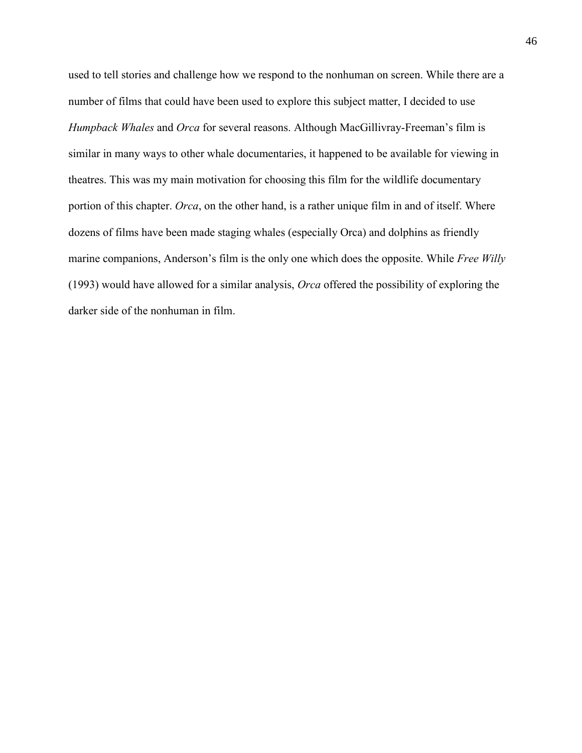used to tell stories and challenge how we respond to the nonhuman on screen. While there are a number of films that could have been used to explore this subject matter, I decided to use *Humpback Whales* and *Orca* for several reasons. Although MacGillivray-Freeman's film is similar in many ways to other whale documentaries, it happened to be available for viewing in theatres. This was my main motivation for choosing this film for the wildlife documentary portion of this chapter. *Orca*, on the other hand, is a rather unique film in and of itself. Where dozens of films have been made staging whales (especially Orca) and dolphins as friendly marine companions, Anderson's film is the only one which does the opposite. While *Free Willy* (1993) would have allowed for a similar analysis, *Orca* offered the possibility of exploring the darker side of the nonhuman in film.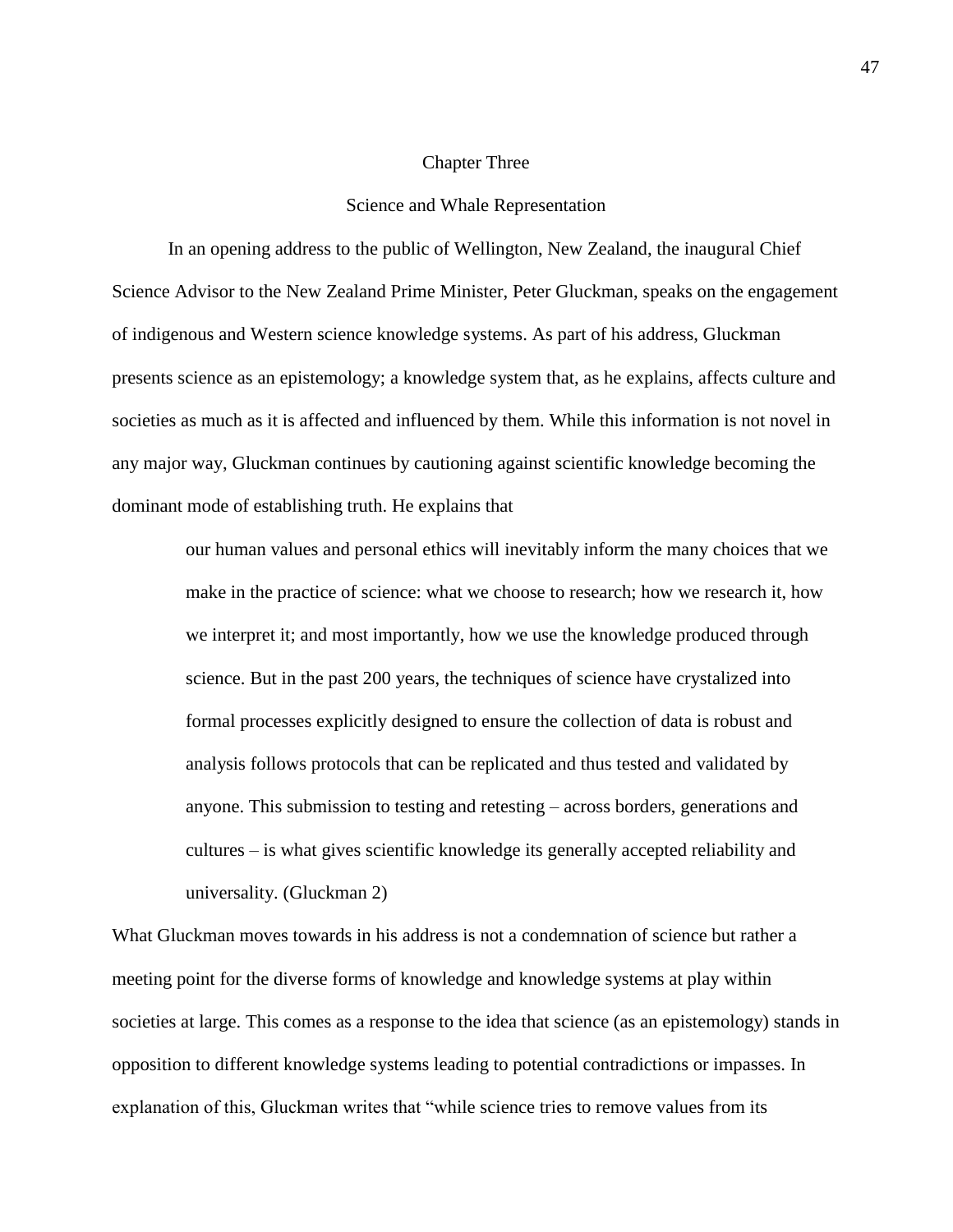# Chapter Three

## Science and Whale Representation

In an opening address to the public of Wellington, New Zealand, the inaugural Chief Science Advisor to the New Zealand Prime Minister, Peter Gluckman, speaks on the engagement of indigenous and Western science knowledge systems. As part of his address, Gluckman presents science as an epistemology; a knowledge system that, as he explains, affects culture and societies as much as it is affected and influenced by them. While this information is not novel in any major way, Gluckman continues by cautioning against scientific knowledge becoming the dominant mode of establishing truth. He explains that

> our human values and personal ethics will inevitably inform the many choices that we make in the practice of science: what we choose to research; how we research it, how we interpret it; and most importantly, how we use the knowledge produced through science. But in the past 200 years, the techniques of science have crystalized into formal processes explicitly designed to ensure the collection of data is robust and analysis follows protocols that can be replicated and thus tested and validated by anyone. This submission to testing and retesting – across borders, generations and cultures – is what gives scientific knowledge its generally accepted reliability and universality. (Gluckman 2)

What Gluckman moves towards in his address is not a condemnation of science but rather a meeting point for the diverse forms of knowledge and knowledge systems at play within societies at large. This comes as a response to the idea that science (as an epistemology) stands in opposition to different knowledge systems leading to potential contradictions or impasses. In explanation of this, Gluckman writes that "while science tries to remove values from its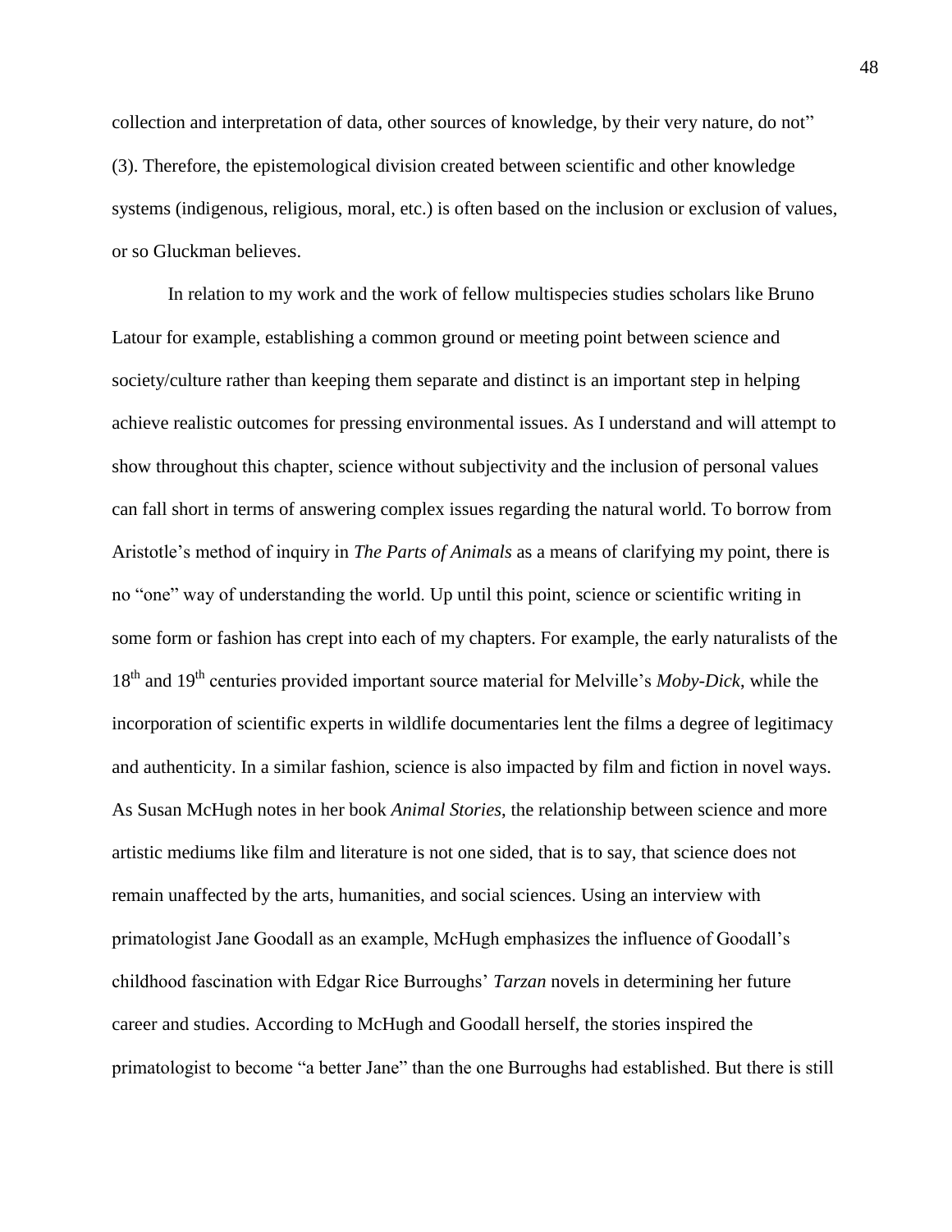collection and interpretation of data, other sources of knowledge, by their very nature, do not" (3). Therefore, the epistemological division created between scientific and other knowledge systems (indigenous, religious, moral, etc.) is often based on the inclusion or exclusion of values, or so Gluckman believes.

In relation to my work and the work of fellow multispecies studies scholars like Bruno Latour for example, establishing a common ground or meeting point between science and society/culture rather than keeping them separate and distinct is an important step in helping achieve realistic outcomes for pressing environmental issues. As I understand and will attempt to show throughout this chapter, science without subjectivity and the inclusion of personal values can fall short in terms of answering complex issues regarding the natural world. To borrow from Aristotle's method of inquiry in *The Parts of Animals* as a means of clarifying my point, there is no "one" way of understanding the world. Up until this point, science or scientific writing in some form or fashion has crept into each of my chapters. For example, the early naturalists of the 18th and 19th centuries provided important source material for Melville's *Moby-Dick*, while the incorporation of scientific experts in wildlife documentaries lent the films a degree of legitimacy and authenticity. In a similar fashion, science is also impacted by film and fiction in novel ways. As Susan McHugh notes in her book *Animal Stories*, the relationship between science and more artistic mediums like film and literature is not one sided, that is to say, that science does not remain unaffected by the arts, humanities, and social sciences. Using an interview with primatologist Jane Goodall as an example, McHugh emphasizes the influence of Goodall's childhood fascination with Edgar Rice Burroughs' *Tarzan* novels in determining her future career and studies. According to McHugh and Goodall herself, the stories inspired the primatologist to become "a better Jane" than the one Burroughs had established. But there is still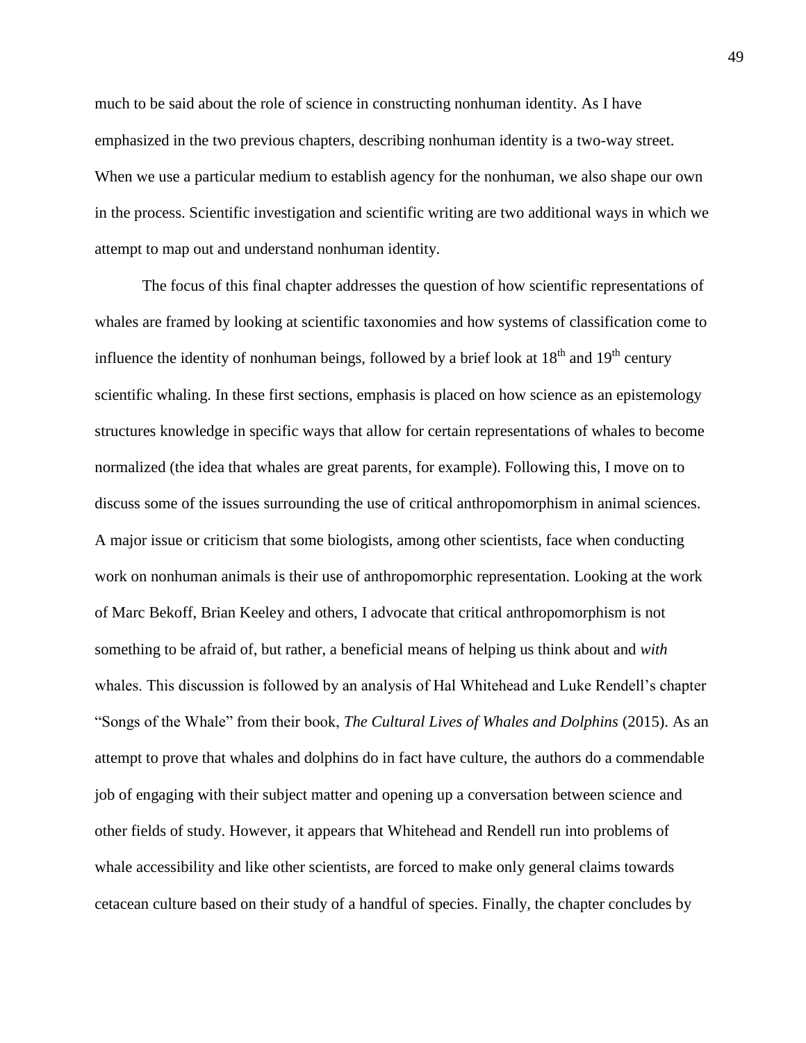much to be said about the role of science in constructing nonhuman identity. As I have emphasized in the two previous chapters, describing nonhuman identity is a two-way street. When we use a particular medium to establish agency for the nonhuman, we also shape our own in the process. Scientific investigation and scientific writing are two additional ways in which we attempt to map out and understand nonhuman identity.

The focus of this final chapter addresses the question of how scientific representations of whales are framed by looking at scientific taxonomies and how systems of classification come to influence the identity of nonhuman beings, followed by a brief look at 18th and 19th century scientific whaling. In these first sections, emphasis is placed on how science as an epistemology structures knowledge in specific ways that allow for certain representations of whales to become normalized (the idea that whales are great parents, for example). Following this, I move on to discuss some of the issues surrounding the use of critical anthropomorphism in animal sciences. A major issue or criticism that some biologists, among other scientists, face when conducting work on nonhuman animals is their use of anthropomorphic representation. Looking at the work of Marc Bekoff, Brian Keeley and others, I advocate that critical anthropomorphism is not something to be afraid of, but rather, a beneficial means of helping us think about and *with* whales. This discussion is followed by an analysis of Hal Whitehead and Luke Rendell's chapter "Songs of the Whale" from their book, *The Cultural Lives of Whales and Dolphins* (2015). As an attempt to prove that whales and dolphins do in fact have culture, the authors do a commendable job of engaging with their subject matter and opening up a conversation between science and other fields of study. However, it appears that Whitehead and Rendell run into problems of whale accessibility and like other scientists, are forced to make only general claims towards cetacean culture based on their study of a handful of species. Finally, the chapter concludes by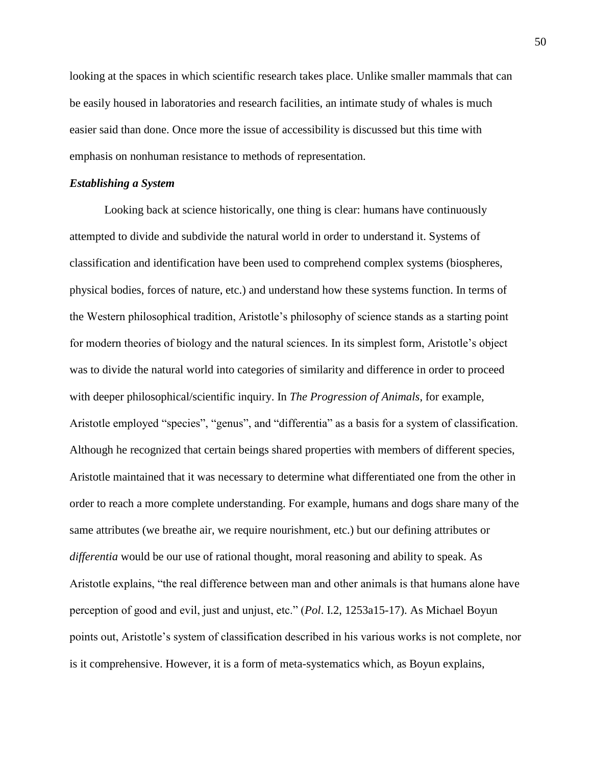looking at the spaces in which scientific research takes place. Unlike smaller mammals that can be easily housed in laboratories and research facilities, an intimate study of whales is much easier said than done. Once more the issue of accessibility is discussed but this time with emphasis on nonhuman resistance to methods of representation.

### *Establishing a System*

Looking back at science historically, one thing is clear: humans have continuously attempted to divide and subdivide the natural world in order to understand it. Systems of classification and identification have been used to comprehend complex systems (biospheres, physical bodies, forces of nature, etc.) and understand how these systems function. In terms of the Western philosophical tradition, Aristotle's philosophy of science stands as a starting point for modern theories of biology and the natural sciences. In its simplest form, Aristotle's object was to divide the natural world into categories of similarity and difference in order to proceed with deeper philosophical/scientific inquiry. In *The Progression of Animals*, for example, Aristotle employed "species", "genus", and "differentia" as a basis for a system of classification. Although he recognized that certain beings shared properties with members of different species, Aristotle maintained that it was necessary to determine what differentiated one from the other in order to reach a more complete understanding. For example, humans and dogs share many of the same attributes (we breathe air, we require nourishment, etc.) but our defining attributes or *differentia* would be our use of rational thought, moral reasoning and ability to speak. As Aristotle explains, "the real difference between man and other animals is that humans alone have perception of good and evil, just and unjust, etc." (*Pol*. I.2, 1253a15-17). As Michael Boyun points out, Aristotle's system of classification described in his various works is not complete, nor is it comprehensive. However, it is a form of meta-systematics which, as Boyun explains,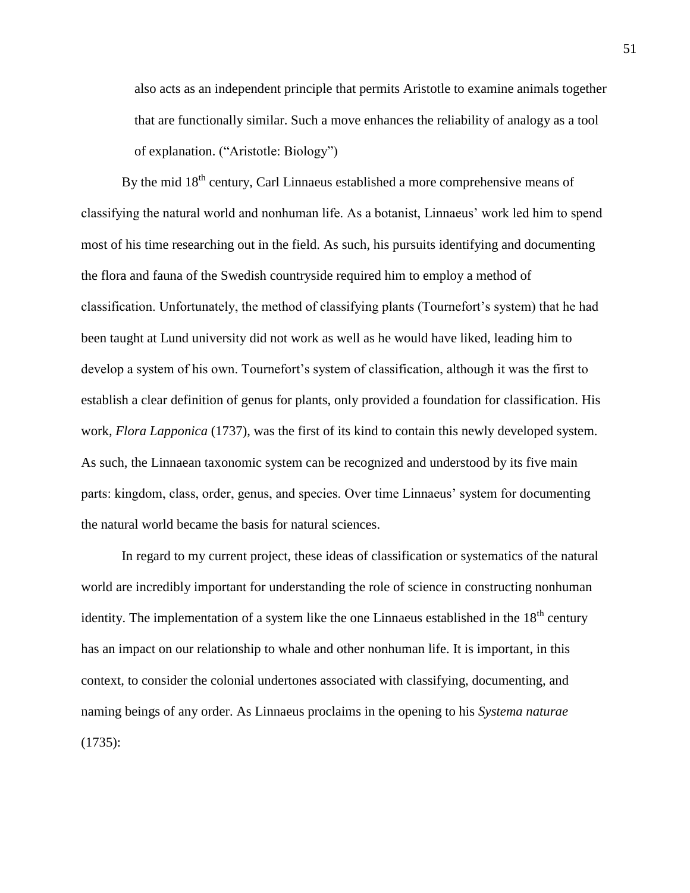> also acts as an independent principle that permits Aristotle to examine animals together that are functionally similar. Such a move enhances the reliability of analogy as a tool of explanation. ("Aristotle: Biology")

By the mid 18th century, Carl Linnaeus established a more comprehensive means of classifying the natural world and nonhuman life. As a botanist, Linnaeus' work led him to spend most of his time researching out in the field. As such, his pursuits identifying and documenting the flora and fauna of the Swedish countryside required him to employ a method of classification. Unfortunately, the method of classifying plants (Tournefort's system) that he had been taught at Lund university did not work as well as he would have liked, leading him to develop a system of his own. Tournefort's system of classification, although it was the first to establish a clear definition of genus for plants, only provided a foundation for classification. His work, *Flora Lapponica* (1737), was the first of its kind to contain this newly developed system. As such, the Linnaean taxonomic system can be recognized and understood by its five main parts: kingdom, class, order, genus, and species. Over time Linnaeus' system for documenting the natural world became the basis for natural sciences.

In regard to my current project, these ideas of classification or systematics of the natural world are incredibly important for understanding the role of science in constructing nonhuman identity. The implementation of a system like the one Linnaeus established in the 18th century has an impact on our relationship to whale and other nonhuman life. It is important, in this context, to consider the colonial undertones associated with classifying, documenting, and naming beings of any order. As Linnaeus proclaims in the opening to his *Systema naturae* (1735):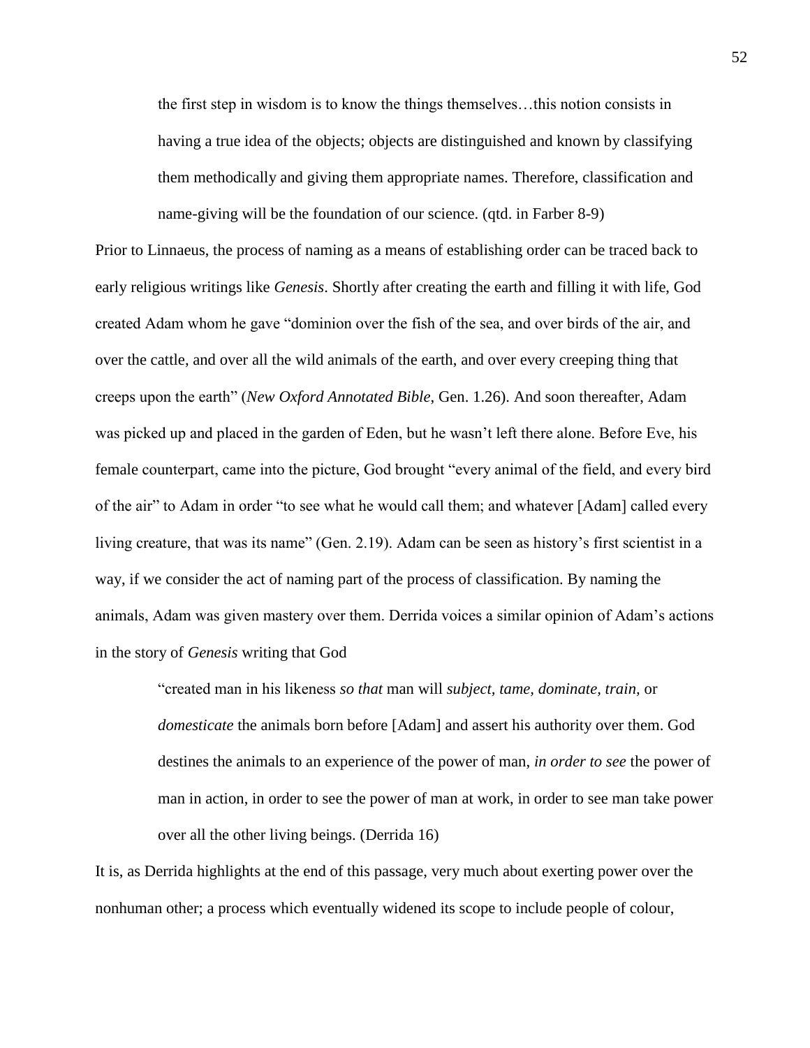> the first step in wisdom is to know the things themselves…this notion consists in having a true idea of the objects; objects are distinguished and known by classifying them methodically and giving them appropriate names. Therefore, classification and name-giving will be the foundation of our science. (qtd. in Farber 8-9)

Prior to Linnaeus, the process of naming as a means of establishing order can be traced back to early religious writings like *Genesis*. Shortly after creating the earth and filling it with life, God created Adam whom he gave "dominion over the fish of the sea, and over birds of the air, and over the cattle, and over all the wild animals of the earth, and over every creeping thing that creeps upon the earth" (*New Oxford Annotated Bible*, Gen. 1.26). And soon thereafter, Adam was picked up and placed in the garden of Eden, but he wasn't left there alone. Before Eve, his female counterpart, came into the picture, God brought "every animal of the field, and every bird of the air" to Adam in order "to see what he would call them; and whatever [Adam] called every living creature, that was its name" (Gen. 2.19). Adam can be seen as history's first scientist in a way, if we consider the act of naming part of the process of classification. By naming the animals, Adam was given mastery over them. Derrida voices a similar opinion of Adam's actions in the story of *Genesis* writing that God

> "created man in his likeness *so that* man will *subject, tame, dominate, train*, or *domesticate* the animals born before [Adam] and assert his authority over them. God destines the animals to an experience of the power of man, *in order to see* the power of man in action, in order to see the power of man at work, in order to see man take power over all the other living beings. (Derrida 16)

It is, as Derrida highlights at the end of this passage, very much about exerting power over the nonhuman other; a process which eventually widened its scope to include people of colour,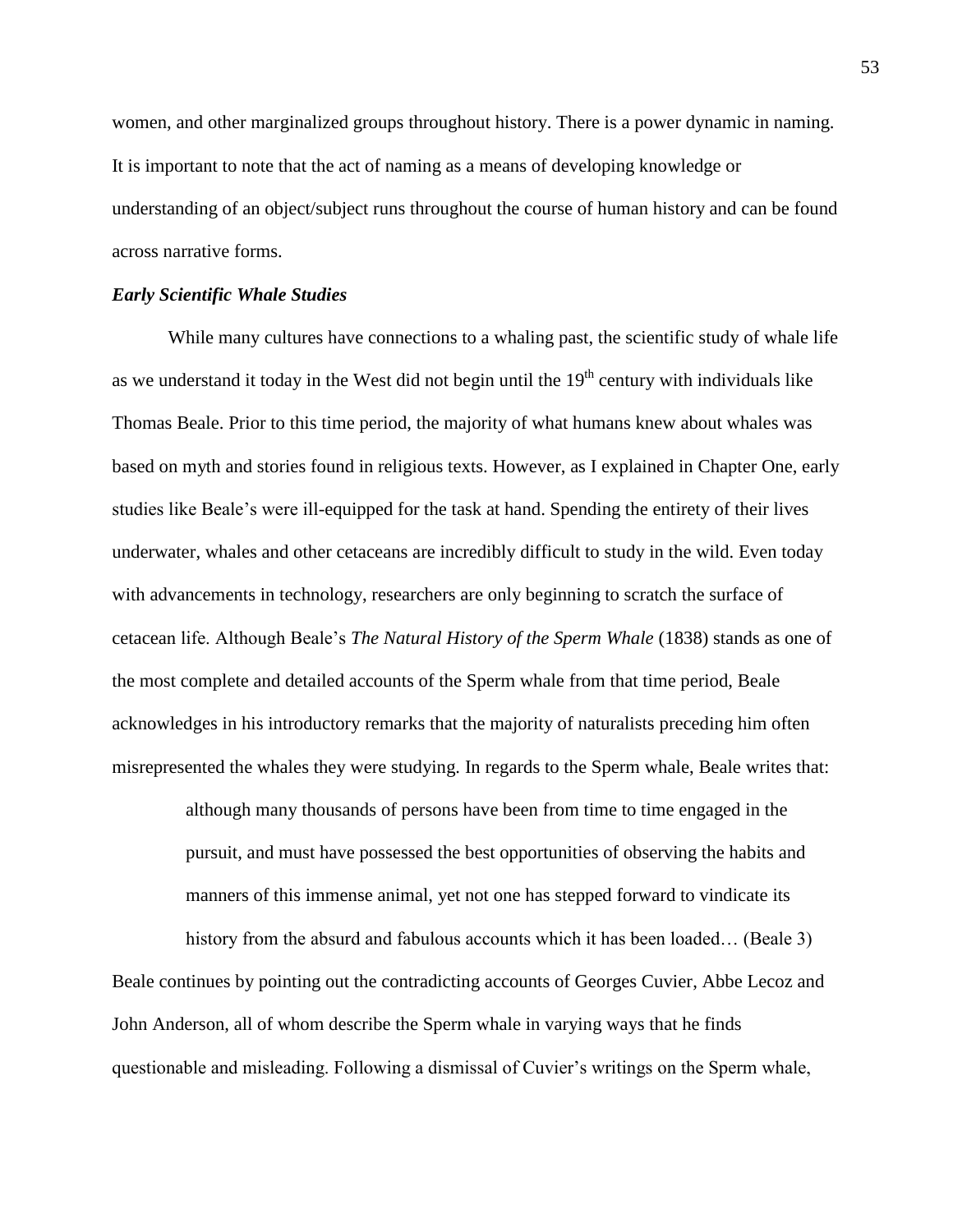women, and other marginalized groups throughout history. There is a power dynamic in naming. It is important to note that the act of naming as a means of developing knowledge or understanding of an object/subject runs throughout the course of human history and can be found across narrative forms.

### *Early Scientific Whale Studies*

While many cultures have connections to a whaling past, the scientific study of whale life as we understand it today in the West did not begin until the 19th century with individuals like Thomas Beale. Prior to this time period, the majority of what humans knew about whales was based on myth and stories found in religious texts. However, as I explained in Chapter One, early studies like Beale's were ill-equipped for the task at hand. Spending the entirety of their lives underwater, whales and other cetaceans are incredibly difficult to study in the wild. Even today with advancements in technology, researchers are only beginning to scratch the surface of cetacean life. Although Beale's *The Natural History of the Sperm Whale* (1838) stands as one of the most complete and detailed accounts of the Sperm whale from that time period, Beale acknowledges in his introductory remarks that the majority of naturalists preceding him often misrepresented the whales they were studying. In regards to the Sperm whale, Beale writes that:

> although many thousands of persons have been from time to time engaged in the pursuit, and must have possessed the best opportunities of observing the habits and manners of this immense animal, yet not one has stepped forward to vindicate its history from the absurd and fabulous accounts which it has been loaded… (Beale 3)

Beale continues by pointing out the contradicting accounts of Georges Cuvier, Abbe Lecoz and John Anderson, all of whom describe the Sperm whale in varying ways that he finds questionable and misleading. Following a dismissal of Cuvier's writings on the Sperm whale,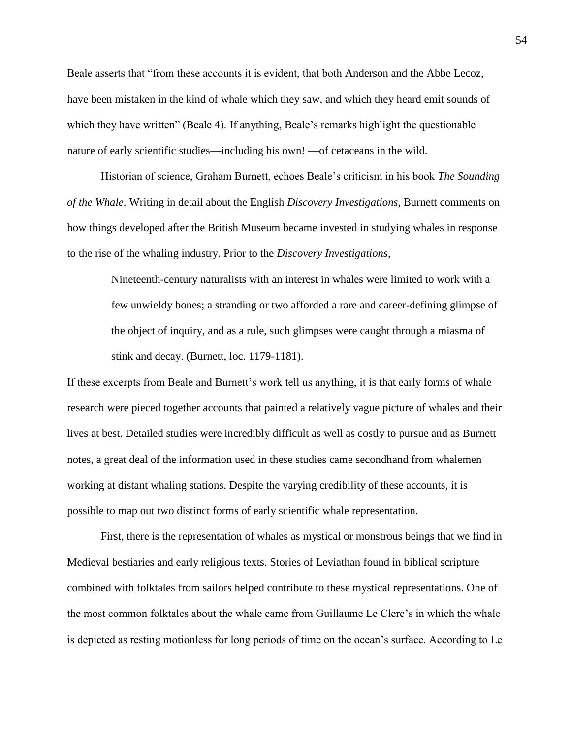Beale asserts that "from these accounts it is evident, that both Anderson and the Abbe Lecoz, have been mistaken in the kind of whale which they saw, and which they heard emit sounds of which they have written" (Beale 4). If anything, Beale's remarks highlight the questionable nature of early scientific studies—including his own! —of cetaceans in the wild.

Historian of science, Graham Burnett, echoes Beale's criticism in his book *The Sounding of the Whale*. Writing in detail about the English *Discovery Investigations*, Burnett comments on how things developed after the British Museum became invested in studying whales in response to the rise of the whaling industry. Prior to the *Discovery Investigations*,

> Nineteenth-century naturalists with an interest in whales were limited to work with a few unwieldy bones; a stranding or two afforded a rare and career-defining glimpse of the object of inquiry, and as a rule, such glimpses were caught through a miasma of stink and decay. (Burnett, loc. 1179-1181).

If these excerpts from Beale and Burnett's work tell us anything, it is that early forms of whale research were pieced together accounts that painted a relatively vague picture of whales and their lives at best. Detailed studies were incredibly difficult as well as costly to pursue and as Burnett notes, a great deal of the information used in these studies came secondhand from whalemen working at distant whaling stations. Despite the varying credibility of these accounts, it is possible to map out two distinct forms of early scientific whale representation.

First, there is the representation of whales as mystical or monstrous beings that we find in Medieval bestiaries and early religious texts. Stories of Leviathan found in biblical scripture combined with folktales from sailors helped contribute to these mystical representations. One of the most common folktales about the whale came from Guillaume Le Clerc's in which the whale is depicted as resting motionless for long periods of time on the ocean's surface. According to Le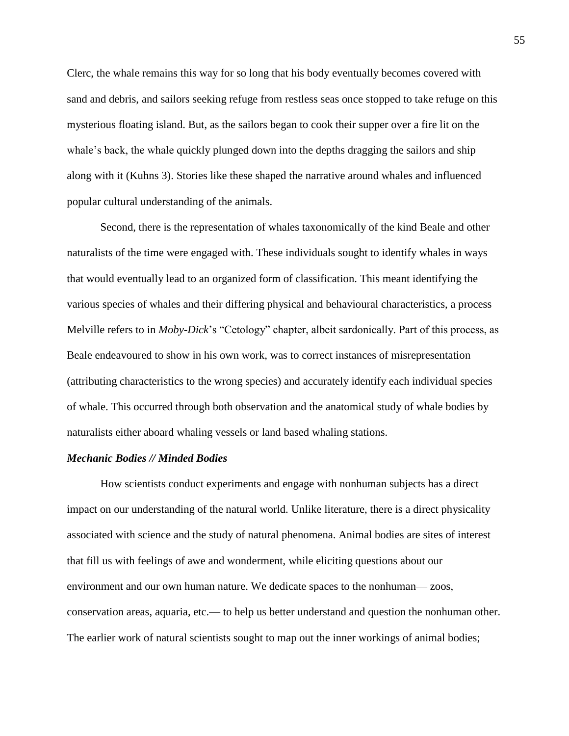Clerc, the whale remains this way for so long that his body eventually becomes covered with sand and debris, and sailors seeking refuge from restless seas once stopped to take refuge on this mysterious floating island. But, as the sailors began to cook their supper over a fire lit on the whale's back, the whale quickly plunged down into the depths dragging the sailors and ship along with it (Kuhns 3). Stories like these shaped the narrative around whales and influenced popular cultural understanding of the animals.

Second, there is the representation of whales taxonomically of the kind Beale and other naturalists of the time were engaged with. These individuals sought to identify whales in ways that would eventually lead to an organized form of classification. This meant identifying the various species of whales and their differing physical and behavioural characteristics, a process Melville refers to in *Moby-Dick*'s "Cetology" chapter, albeit sardonically. Part of this process, as Beale endeavoured to show in his own work, was to correct instances of misrepresentation (attributing characteristics to the wrong species) and accurately identify each individual species of whale. This occurred through both observation and the anatomical study of whale bodies by naturalists either aboard whaling vessels or land based whaling stations.

### *Mechanic Bodies // Minded Bodies*

How scientists conduct experiments and engage with nonhuman subjects has a direct impact on our understanding of the natural world. Unlike literature, there is a direct physicality associated with science and the study of natural phenomena. Animal bodies are sites of interest that fill us with feelings of awe and wonderment, while eliciting questions about our environment and our own human nature. We dedicate spaces to the nonhuman— zoos, conservation areas, aquaria, etc.— to help us better understand and question the nonhuman other. The earlier work of natural scientists sought to map out the inner workings of animal bodies;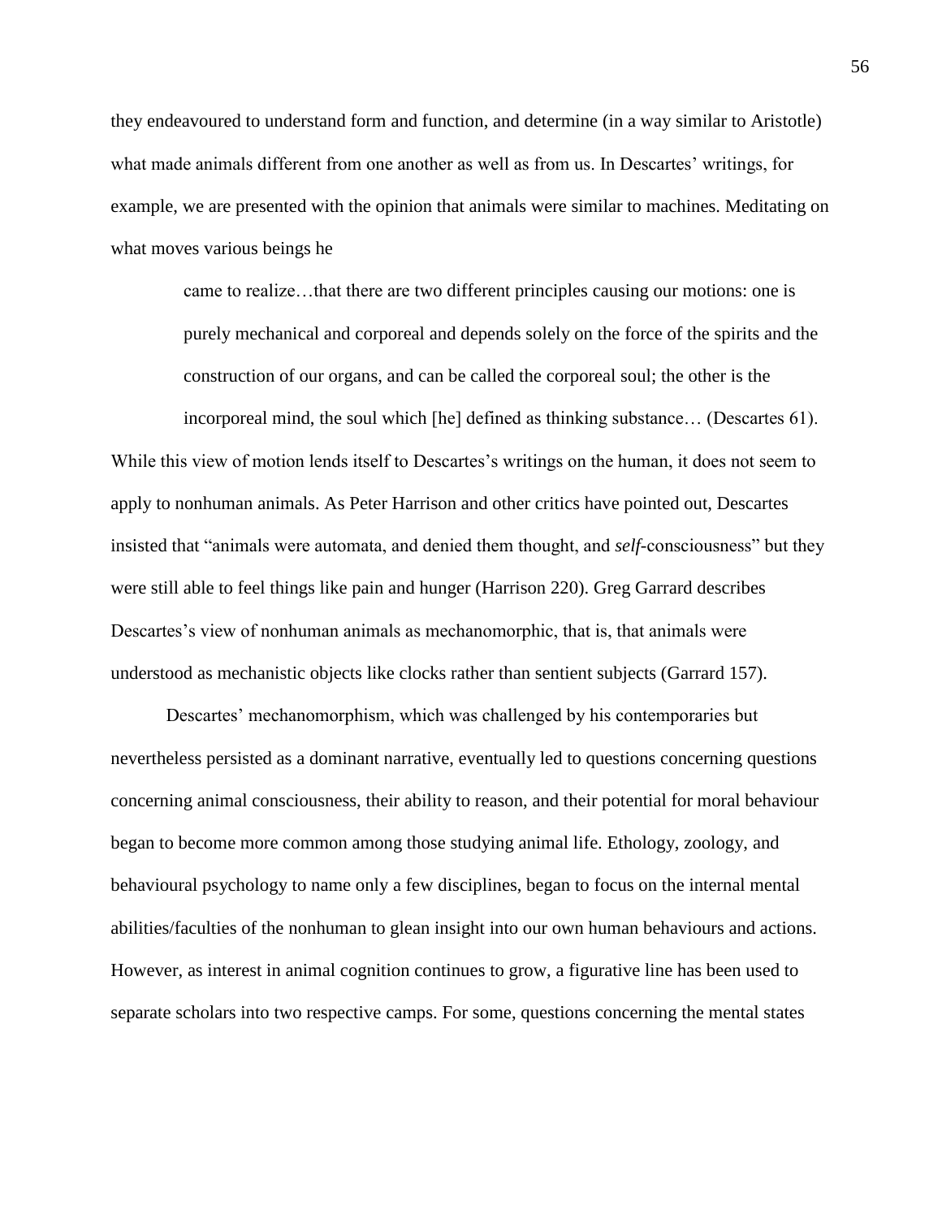they endeavoured to understand form and function, and determine (in a way similar to Aristotle) what made animals different from one another as well as from us. In Descartes' writings, for example, we are presented with the opinion that animals were similar to machines. Meditating on what moves various beings he

> came to realize…that there are two different principles causing our motions: one is purely mechanical and corporeal and depends solely on the force of the spirits and the construction of our organs, and can be called the corporeal soul; the other is the incorporeal mind, the soul which [he] defined as thinking substance… (Descartes 61).

While this view of motion lends itself to Descartes's writings on the human, it does not seem to apply to nonhuman animals. As Peter Harrison and other critics have pointed out, Descartes insisted that "animals were automata, and denied them thought, and *self*-consciousness" but they were still able to feel things like pain and hunger (Harrison 220). Greg Garrard describes Descartes's view of nonhuman animals as mechanomorphic, that is, that animals were understood as mechanistic objects like clocks rather than sentient subjects (Garrard 157).

Descartes' mechanomorphism, which was challenged by his contemporaries but nevertheless persisted as a dominant narrative, eventually led to questions concerning questions concerning animal consciousness, their ability to reason, and their potential for moral behaviour began to become more common among those studying animal life. Ethology, zoology, and behavioural psychology to name only a few disciplines, began to focus on the internal mental abilities/faculties of the nonhuman to glean insight into our own human behaviours and actions. However, as interest in animal cognition continues to grow, a figurative line has been used to separate scholars into two respective camps. For some, questions concerning the mental states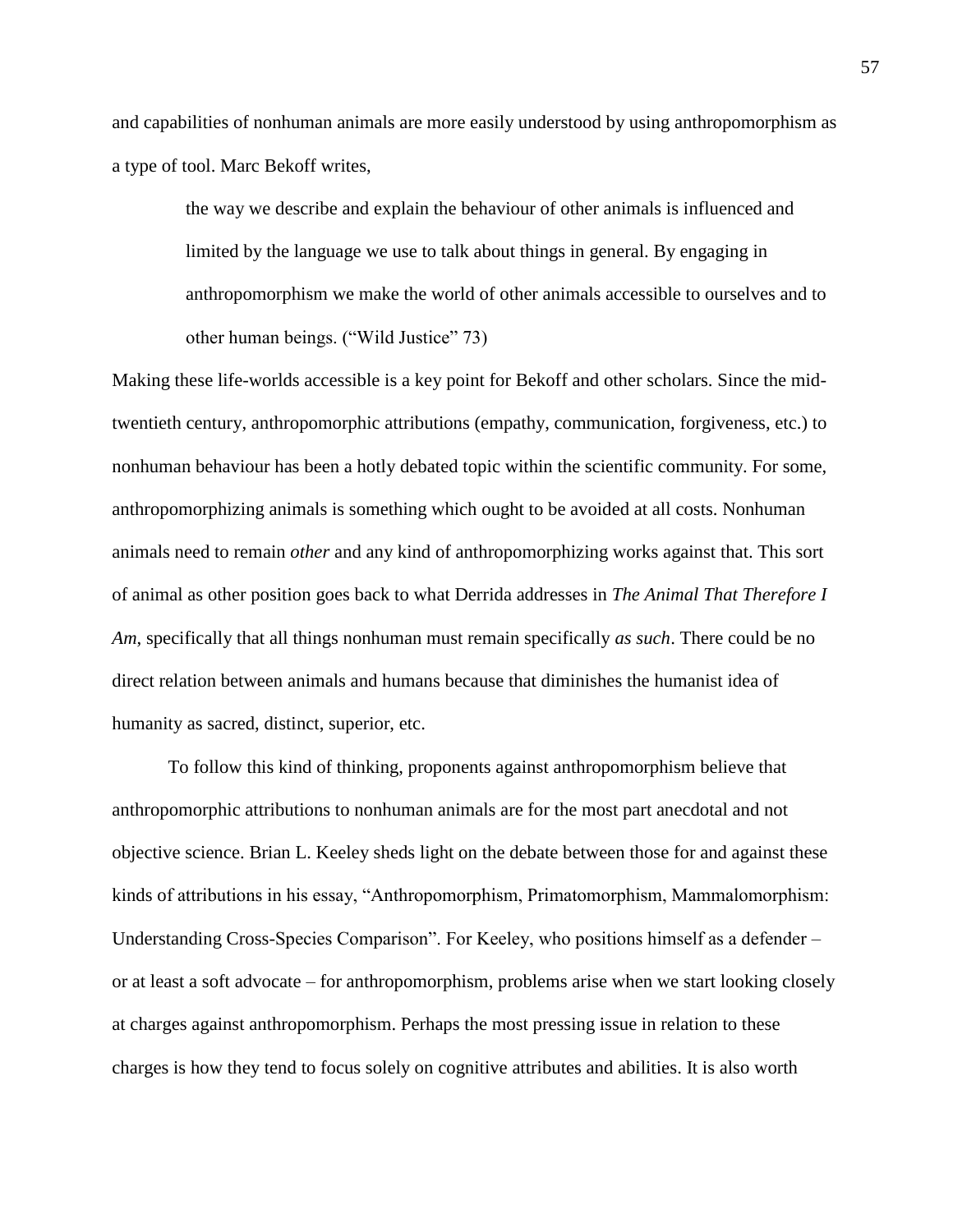and capabilities of nonhuman animals are more easily understood by using anthropomorphism as a type of tool. Marc Bekoff writes,

> the way we describe and explain the behaviour of other animals is influenced and limited by the language we use to talk about things in general. By engaging in anthropomorphism we make the world of other animals accessible to ourselves and to other human beings. ("Wild Justice" 73)

Making these life-worlds accessible is a key point for Bekoff and other scholars. Since the mid-twentieth century, anthropomorphic attributions (empathy, communication, forgiveness, etc.) to nonhuman behaviour has been a hotly debated topic within the scientific community. For some, anthropomorphizing animals is something which ought to be avoided at all costs. Nonhuman animals need to remain *other* and any kind of anthropomorphizing works against that. This sort of animal as other position goes back to what Derrida addresses in *The Animal That Therefore I Am*, specifically that all things nonhuman must remain specifically *as such*. There could be no direct relation between animals and humans because that diminishes the humanist idea of humanity as sacred, distinct, superior, etc.

To follow this kind of thinking, proponents against anthropomorphism believe that anthropomorphic attributions to nonhuman animals are for the most part anecdotal and not objective science. Brian L. Keeley sheds light on the debate between those for and against these kinds of attributions in his essay, "Anthropomorphism, Primatomorphism, Mammalomorphism: Understanding Cross-Species Comparison". For Keeley, who positions himself as a defender – or at least a soft advocate – for anthropomorphism, problems arise when we start looking closely at charges against anthropomorphism. Perhaps the most pressing issue in relation to these charges is how they tend to focus solely on cognitive attributes and abilities. It is also worth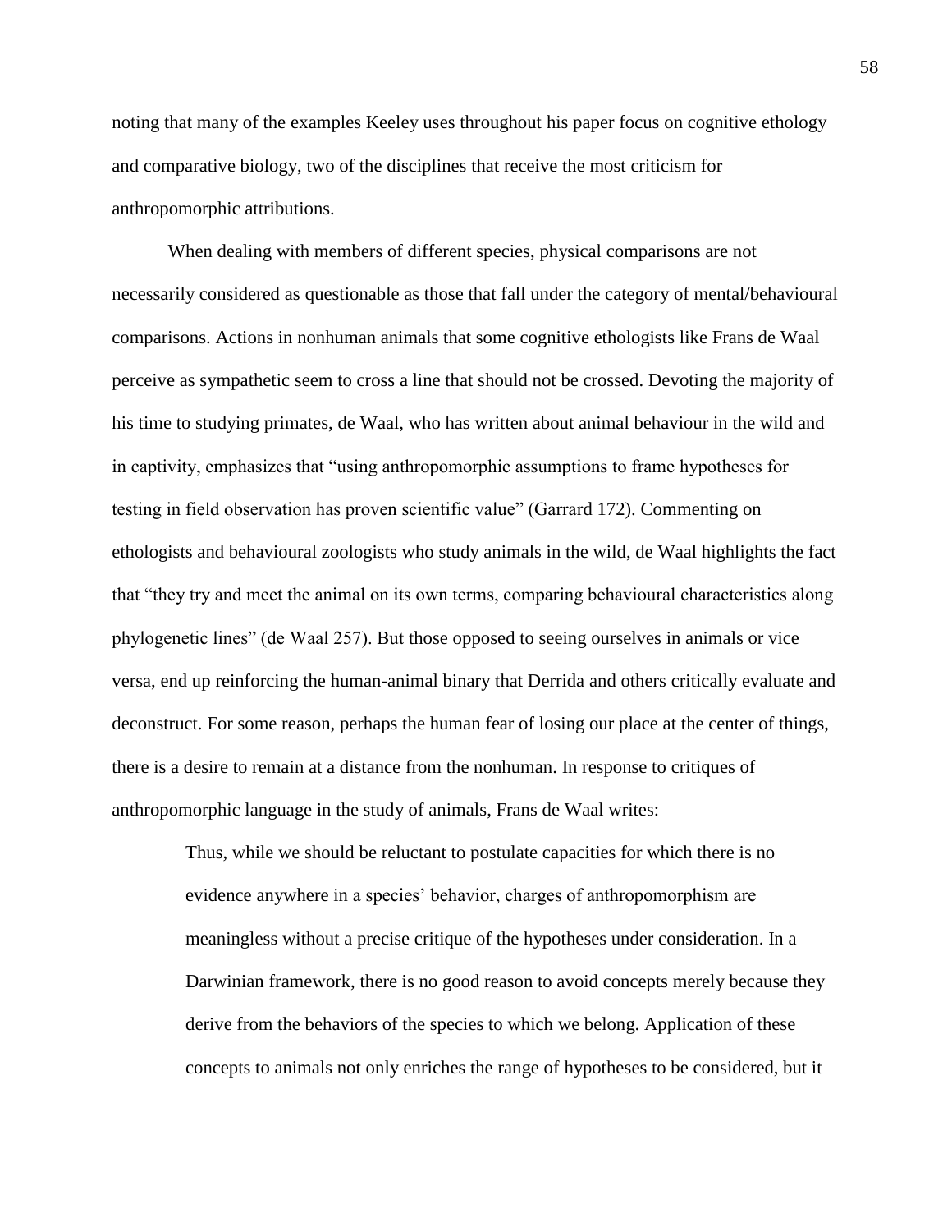noting that many of the examples Keeley uses throughout his paper focus on cognitive ethology and comparative biology, two of the disciplines that receive the most criticism for anthropomorphic attributions.

When dealing with members of different species, physical comparisons are not necessarily considered as questionable as those that fall under the category of mental/behavioural comparisons. Actions in nonhuman animals that some cognitive ethologists like Frans de Waal perceive as sympathetic seem to cross a line that should not be crossed. Devoting the majority of his time to studying primates, de Waal, who has written about animal behaviour in the wild and in captivity, emphasizes that "using anthropomorphic assumptions to frame hypotheses for testing in field observation has proven scientific value" (Garrard 172). Commenting on ethologists and behavioural zoologists who study animals in the wild, de Waal highlights the fact that "they try and meet the animal on its own terms, comparing behavioural characteristics along phylogenetic lines" (de Waal 257). But those opposed to seeing ourselves in animals or vice versa, end up reinforcing the human-animal binary that Derrida and others critically evaluate and deconstruct. For some reason, perhaps the human fear of losing our place at the center of things, there is a desire to remain at a distance from the nonhuman. In response to critiques of anthropomorphic language in the study of animals, Frans de Waal writes:

> Thus, while we should be reluctant to postulate capacities for which there is no evidence anywhere in a species' behavior, charges of anthropomorphism are meaningless without a precise critique of the hypotheses under consideration. In a Darwinian framework, there is no good reason to avoid concepts merely because they derive from the behaviors of the species to which we belong. Application of these concepts to animals not only enriches the range of hypotheses to be considered, but it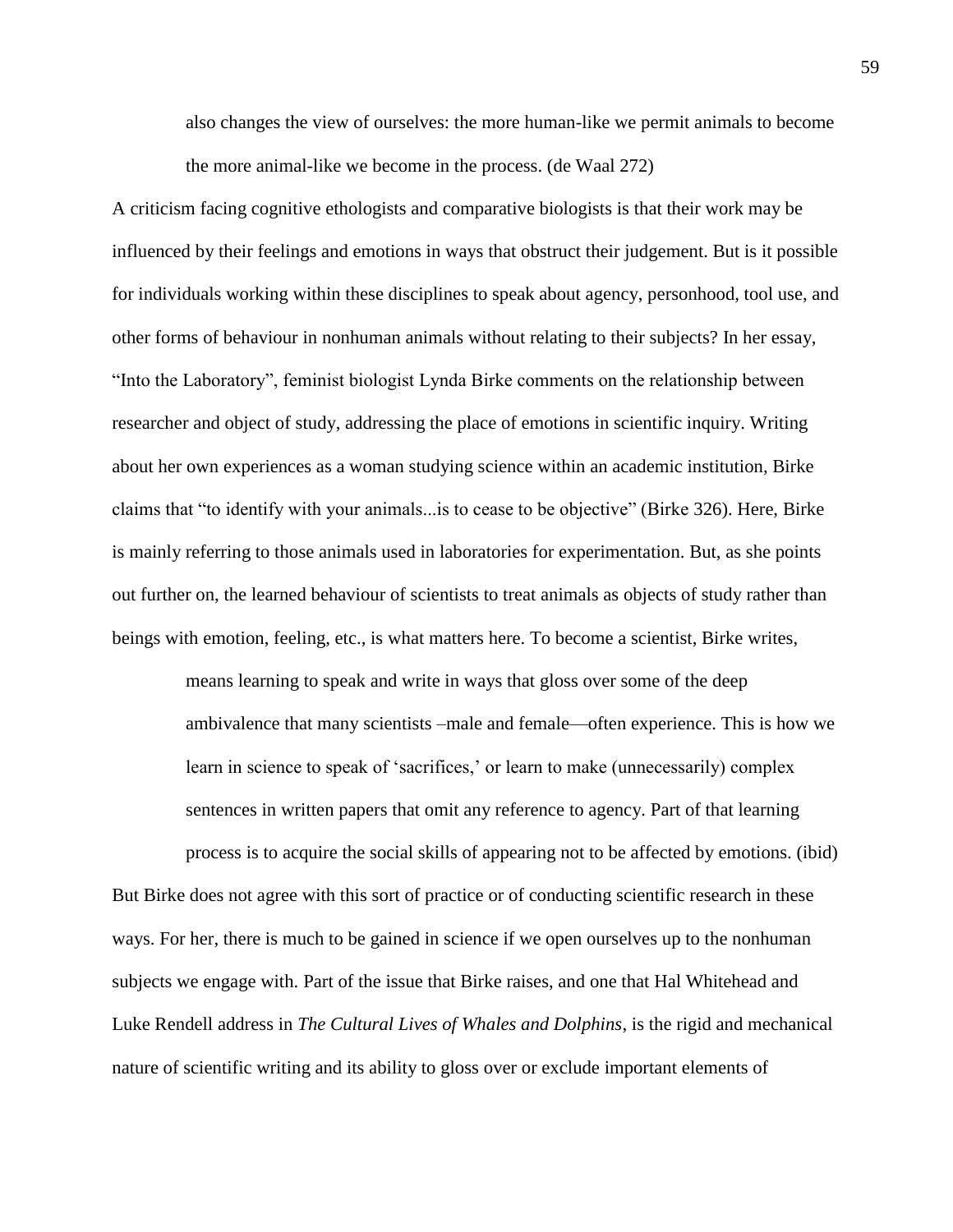> also changes the view of ourselves: the more human-like we permit animals to become the more animal-like we become in the process. (de Waal 272)

A criticism facing cognitive ethologists and comparative biologists is that their work may be influenced by their feelings and emotions in ways that obstruct their judgement. But is it possible for individuals working within these disciplines to speak about agency, personhood, tool use, and other forms of behaviour in nonhuman animals without relating to their subjects? In her essay, "Into the Laboratory", feminist biologist Lynda Birke comments on the relationship between researcher and object of study, addressing the place of emotions in scientific inquiry. Writing about her own experiences as a woman studying science within an academic institution, Birke claims that "to identify with your animals...is to cease to be objective" (Birke 326). Here, Birke is mainly referring to those animals used in laboratories for experimentation. But, as she points out further on, the learned behaviour of scientists to treat animals as objects of study rather than beings with emotion, feeling, etc., is what matters here. To become a scientist, Birke writes,

> means learning to speak and write in ways that gloss over some of the deep ambivalence that many scientists –male and female—often experience. This is how we learn in science to speak of 'sacrifices,' or learn to make (unnecessarily) complex sentences in written papers that omit any reference to agency. Part of that learning process is to acquire the social skills of appearing not to be affected by emotions. (ibid)

But Birke does not agree with this sort of practice or of conducting scientific research in these ways. For her, there is much to be gained in science if we open ourselves up to the nonhuman subjects we engage with. Part of the issue that Birke raises, and one that Hal Whitehead and Luke Rendell address in *The Cultural Lives of Whales and Dolphins*, is the rigid and mechanical nature of scientific writing and its ability to gloss over or exclude important elements of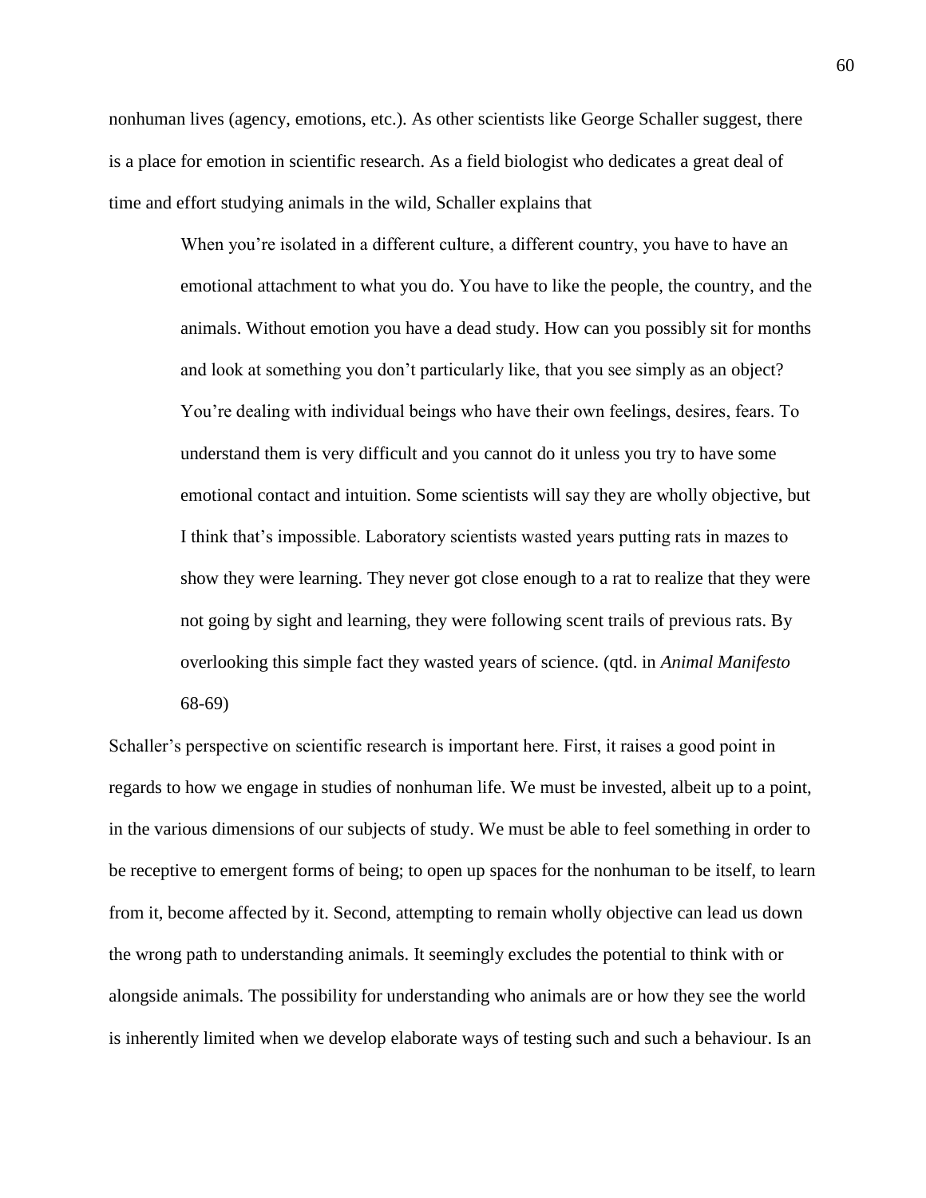nonhuman lives (agency, emotions, etc.). As other scientists like George Schaller suggest, there is a place for emotion in scientific research. As a field biologist who dedicates a great deal of time and effort studying animals in the wild, Schaller explains that

> When you're isolated in a different culture, a different country, you have to have an emotional attachment to what you do. You have to like the people, the country, and the animals. Without emotion you have a dead study. How can you possibly sit for months and look at something you don't particularly like, that you see simply as an object? You're dealing with individual beings who have their own feelings, desires, fears. To understand them is very difficult and you cannot do it unless you try to have some emotional contact and intuition. Some scientists will say they are wholly objective, but I think that's impossible. Laboratory scientists wasted years putting rats in mazes to show they were learning. They never got close enough to a rat to realize that they were not going by sight and learning, they were following scent trails of previous rats. By overlooking this simple fact they wasted years of science. (qtd. in *Animal Manifesto* 68-69)

Schaller's perspective on scientific research is important here. First, it raises a good point in regards to how we engage in studies of nonhuman life. We must be invested, albeit up to a point, in the various dimensions of our subjects of study. We must be able to feel something in order to be receptive to emergent forms of being; to open up spaces for the nonhuman to be itself, to learn from it, become affected by it. Second, attempting to remain wholly objective can lead us down the wrong path to understanding animals. It seemingly excludes the potential to think with or alongside animals. The possibility for understanding who animals are or how they see the world is inherently limited when we develop elaborate ways of testing such and such a behaviour. Is an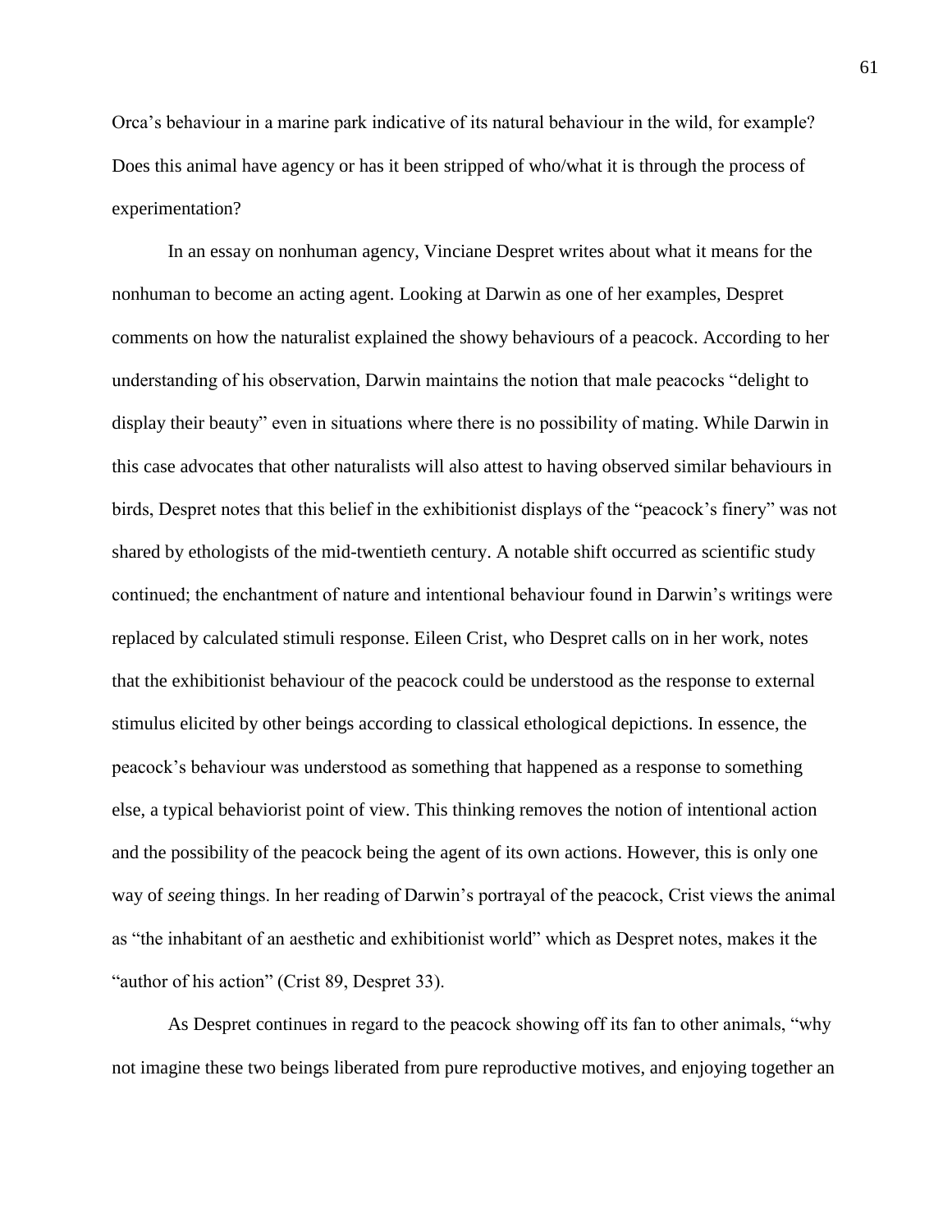Orca's behaviour in a marine park indicative of its natural behaviour in the wild, for example? Does this animal have agency or has it been stripped of who/what it is through the process of experimentation?

In an essay on nonhuman agency, Vinciane Despret writes about what it means for the nonhuman to become an acting agent. Looking at Darwin as one of her examples, Despret comments on how the naturalist explained the showy behaviours of a peacock. According to her understanding of his observation, Darwin maintains the notion that male peacocks "delight to display their beauty" even in situations where there is no possibility of mating. While Darwin in this case advocates that other naturalists will also attest to having observed similar behaviours in birds, Despret notes that this belief in the exhibitionist displays of the "peacock's finery" was not shared by ethologists of the mid-twentieth century. A notable shift occurred as scientific study continued; the enchantment of nature and intentional behaviour found in Darwin's writings were replaced by calculated stimuli response. Eileen Crist, who Despret calls on in her work, notes that the exhibitionist behaviour of the peacock could be understood as the response to external stimulus elicited by other beings according to classical ethological depictions. In essence, the peacock's behaviour was understood as something that happened as a response to something else, a typical behaviorist point of view. This thinking removes the notion of intentional action and the possibility of the peacock being the agent of its own actions. However, this is only one way of *see*ing things. In her reading of Darwin's portrayal of the peacock, Crist views the animal as "the inhabitant of an aesthetic and exhibitionist world" which as Despret notes, makes it the "author of his action" (Crist 89, Despret 33).

As Despret continues in regard to the peacock showing off its fan to other animals, "why not imagine these two beings liberated from pure reproductive motives, and enjoying together an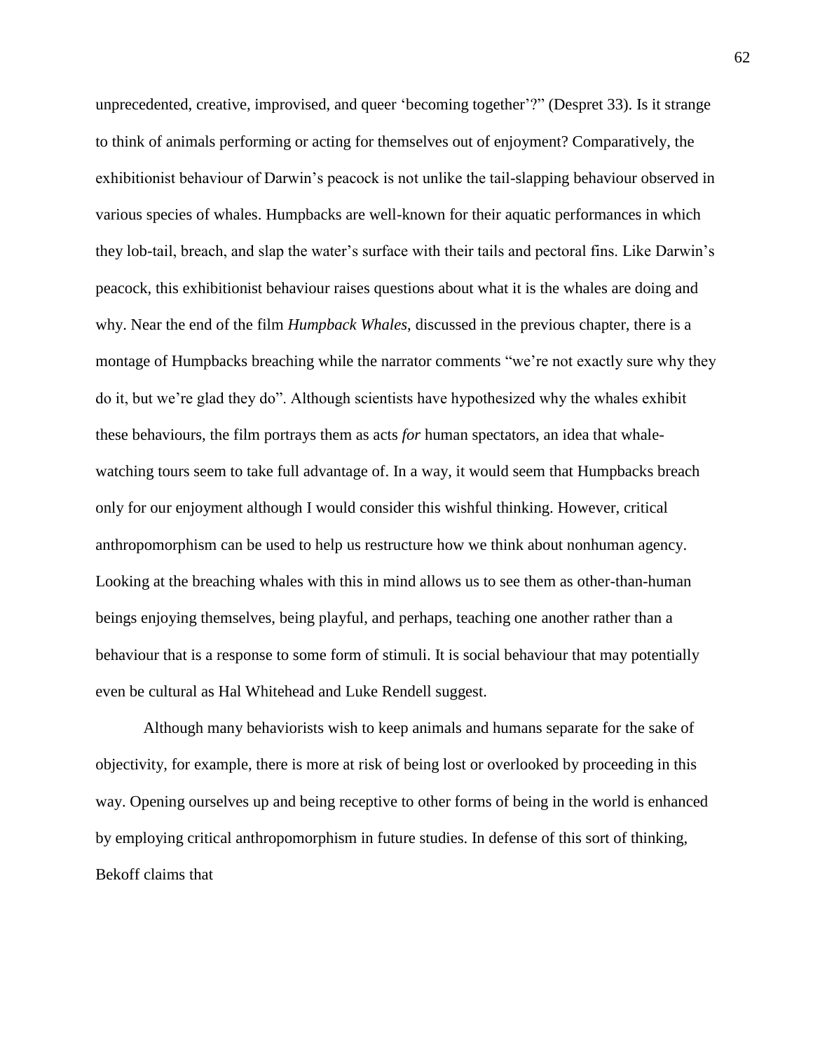unprecedented, creative, improvised, and queer 'becoming together'?" (Despret 33). Is it strange to think of animals performing or acting for themselves out of enjoyment? Comparatively, the exhibitionist behaviour of Darwin's peacock is not unlike the tail-slapping behaviour observed in various species of whales. Humpbacks are well-known for their aquatic performances in which they lob-tail, breach, and slap the water's surface with their tails and pectoral fins. Like Darwin's peacock, this exhibitionist behaviour raises questions about what it is the whales are doing and why. Near the end of the film *Humpback Whales*, discussed in the previous chapter, there is a montage of Humpbacks breaching while the narrator comments "we're not exactly sure why they do it, but we're glad they do". Although scientists have hypothesized why the whales exhibit these behaviours, the film portrays them as acts *for* human spectators, an idea that whale-watching tours seem to take full advantage of. In a way, it would seem that Humpbacks breach only for our enjoyment although I would consider this wishful thinking. However, critical anthropomorphism can be used to help us restructure how we think about nonhuman agency. Looking at the breaching whales with this in mind allows us to see them as other-than-human beings enjoying themselves, being playful, and perhaps, teaching one another rather than a behaviour that is a response to some form of stimuli. It is social behaviour that may potentially even be cultural as Hal Whitehead and Luke Rendell suggest.

Although many behaviorists wish to keep animals and humans separate for the sake of objectivity, for example, there is more at risk of being lost or overlooked by proceeding in this way. Opening ourselves up and being receptive to other forms of being in the world is enhanced by employing critical anthropomorphism in future studies. In defense of this sort of thinking, Bekoff claims that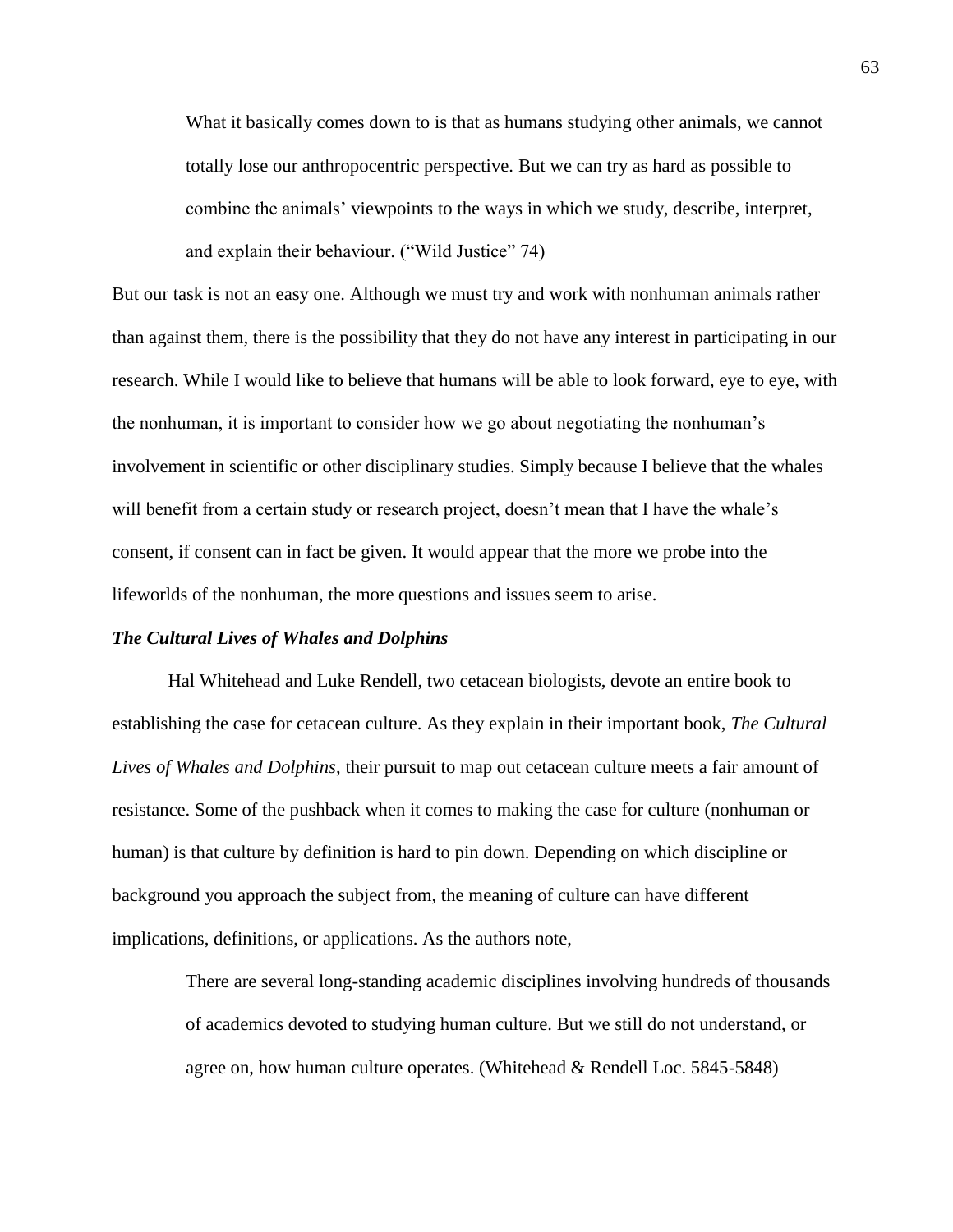> What it basically comes down to is that as humans studying other animals, we cannot totally lose our anthropocentric perspective. But we can try as hard as possible to combine the animals' viewpoints to the ways in which we study, describe, interpret, and explain their behaviour. ("Wild Justice" 74)

But our task is not an easy one. Although we must try and work with nonhuman animals rather than against them, there is the possibility that they do not have any interest in participating in our research. While I would like to believe that humans will be able to look forward, eye to eye, with the nonhuman, it is important to consider how we go about negotiating the nonhuman's involvement in scientific or other disciplinary studies. Simply because I believe that the whales will benefit from a certain study or research project, doesn't mean that I have the whale's consent, if consent can in fact be given. It would appear that the more we probe into the lifeworlds of the nonhuman, the more questions and issues seem to arise.

### *The Cultural Lives of Whales and Dolphins*

Hal Whitehead and Luke Rendell, two cetacean biologists, devote an entire book to establishing the case for cetacean culture. As they explain in their important book, *The Cultural Lives of Whales and Dolphins*, their pursuit to map out cetacean culture meets a fair amount of resistance. Some of the pushback when it comes to making the case for culture (nonhuman or human) is that culture by definition is hard to pin down. Depending on which discipline or background you approach the subject from, the meaning of culture can have different implications, definitions, or applications. As the authors note,

> There are several long-standing academic disciplines involving hundreds of thousands of academics devoted to studying human culture. But we still do not understand, or agree on, how human culture operates. (Whitehead & Rendell Loc. 5845-5848)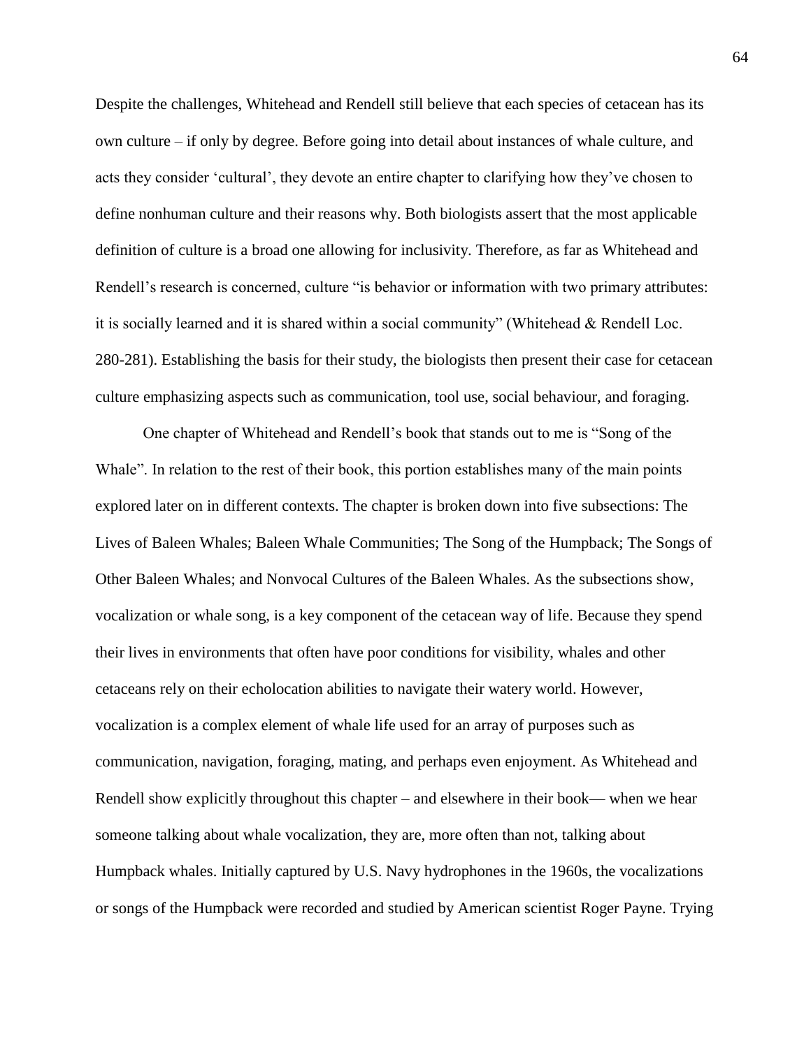Despite the challenges, Whitehead and Rendell still believe that each species of cetacean has its own culture – if only by degree. Before going into detail about instances of whale culture, and acts they consider 'cultural', they devote an entire chapter to clarifying how they've chosen to define nonhuman culture and their reasons why. Both biologists assert that the most applicable definition of culture is a broad one allowing for inclusivity. Therefore, as far as Whitehead and Rendell's research is concerned, culture "is behavior or information with two primary attributes: it is socially learned and it is shared within a social community" (Whitehead & Rendell Loc. 280-281). Establishing the basis for their study, the biologists then present their case for cetacean culture emphasizing aspects such as communication, tool use, social behaviour, and foraging.

One chapter of Whitehead and Rendell's book that stands out to me is "Song of the Whale". In relation to the rest of their book, this portion establishes many of the main points explored later on in different contexts. The chapter is broken down into five subsections: The Lives of Baleen Whales; Baleen Whale Communities; The Song of the Humpback; The Songs of Other Baleen Whales; and Nonvocal Cultures of the Baleen Whales. As the subsections show, vocalization or whale song, is a key component of the cetacean way of life. Because they spend their lives in environments that often have poor conditions for visibility, whales and other cetaceans rely on their echolocation abilities to navigate their watery world. However, vocalization is a complex element of whale life used for an array of purposes such as communication, navigation, foraging, mating, and perhaps even enjoyment. As Whitehead and Rendell show explicitly throughout this chapter – and elsewhere in their book— when we hear someone talking about whale vocalization, they are, more often than not, talking about Humpback whales. Initially captured by U.S. Navy hydrophones in the 1960s, the vocalizations or songs of the Humpback were recorded and studied by American scientist Roger Payne. Trying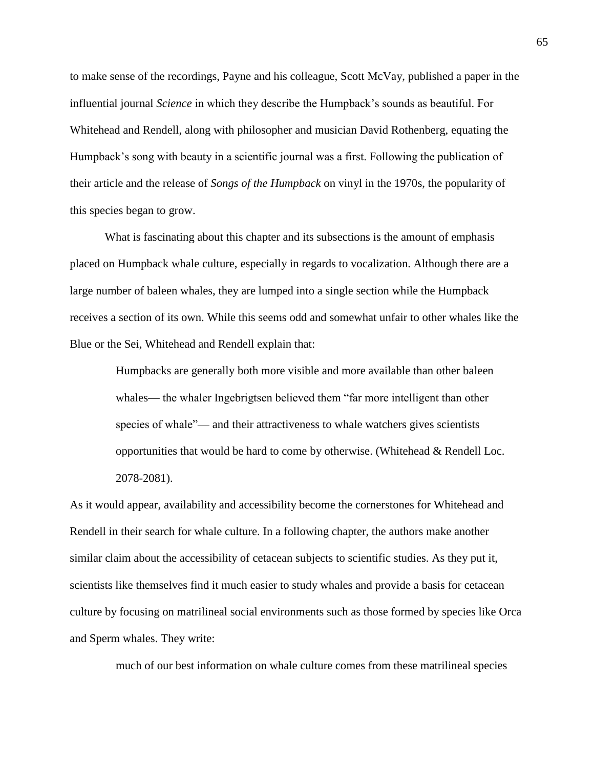to make sense of the recordings, Payne and his colleague, Scott McVay, published a paper in the influential journal *Science* in which they describe the Humpback's sounds as beautiful. For Whitehead and Rendell, along with philosopher and musician David Rothenberg, equating the Humpback's song with beauty in a scientific journal was a first. Following the publication of their article and the release of *Songs of the Humpback* on vinyl in the 1970s, the popularity of this species began to grow.

What is fascinating about this chapter and its subsections is the amount of emphasis placed on Humpback whale culture, especially in regards to vocalization. Although there are a large number of baleen whales, they are lumped into a single section while the Humpback receives a section of its own. While this seems odd and somewhat unfair to other whales like the Blue or the Sei, Whitehead and Rendell explain that:

> Humpbacks are generally both more visible and more available than other baleen whales— the whaler Ingebrigtsen believed them "far more intelligent than other species of whale"— and their attractiveness to whale watchers gives scientists opportunities that would be hard to come by otherwise. (Whitehead & Rendell Loc. 2078-2081).

As it would appear, availability and accessibility become the cornerstones for Whitehead and Rendell in their search for whale culture. In a following chapter, the authors make another similar claim about the accessibility of cetacean subjects to scientific studies. As they put it, scientists like themselves find it much easier to study whales and provide a basis for cetacean culture by focusing on matrilineal social environments such as those formed by species like Orca and Sperm whales. They write:

> much of our best information on whale culture comes from these matrilineal species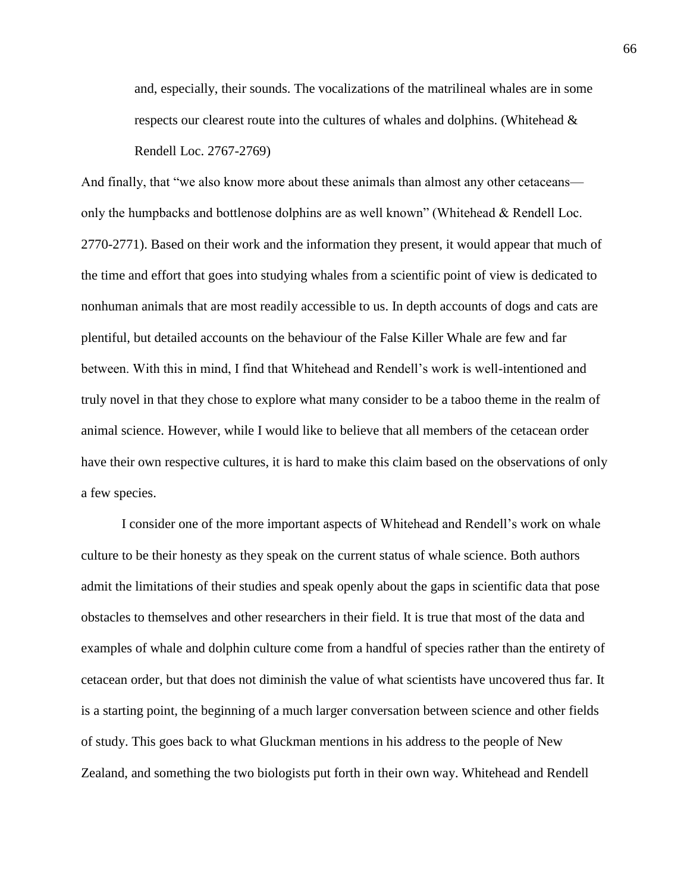> and, especially, their sounds. The vocalizations of the matrilineal whales are in some respects our clearest route into the cultures of whales and dolphins. (Whitehead & Rendell Loc. 2767-2769)

And finally, that "we also know more about these animals than almost any other cetaceans—only the humpbacks and bottlenose dolphins are as well known" (Whitehead & Rendell Loc. 2770-2771). Based on their work and the information they present, it would appear that much of the time and effort that goes into studying whales from a scientific point of view is dedicated to nonhuman animals that are most readily accessible to us. In depth accounts of dogs and cats are plentiful, but detailed accounts on the behaviour of the False Killer Whale are few and far between. With this in mind, I find that Whitehead and Rendell's work is well-intentioned and truly novel in that they chose to explore what many consider to be a taboo theme in the realm of animal science. However, while I would like to believe that all members of the cetacean order have their own respective cultures, it is hard to make this claim based on the observations of only a few species.

I consider one of the more important aspects of Whitehead and Rendell's work on whale culture to be their honesty as they speak on the current status of whale science. Both authors admit the limitations of their studies and speak openly about the gaps in scientific data that pose obstacles to themselves and other researchers in their field. It is true that most of the data and examples of whale and dolphin culture come from a handful of species rather than the entirety of cetacean order, but that does not diminish the value of what scientists have uncovered thus far. It is a starting point, the beginning of a much larger conversation between science and other fields of study. This goes back to what Gluckman mentions in his address to the people of New Zealand, and something the two biologists put forth in their own way. Whitehead and Rendell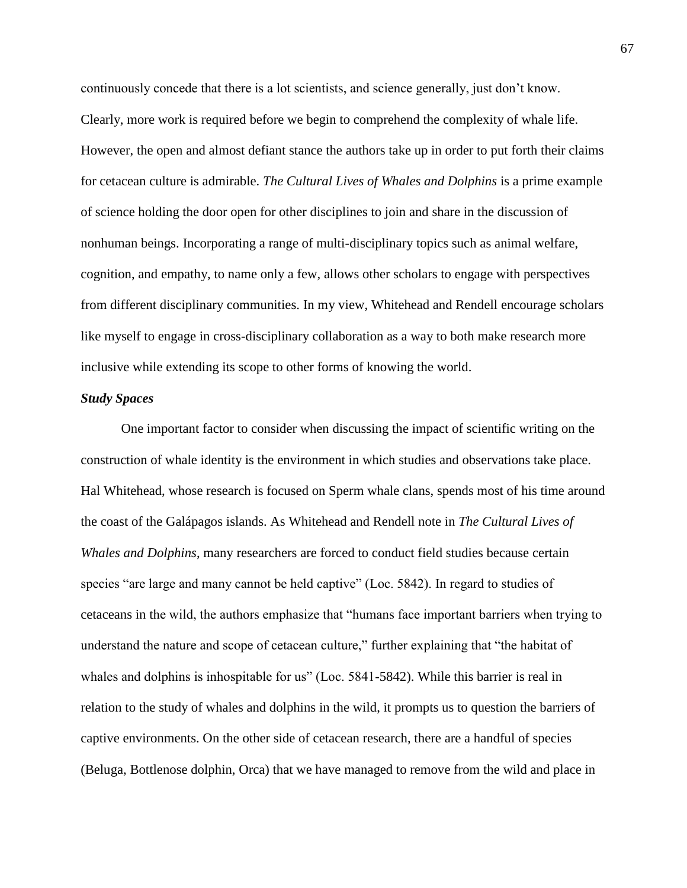continuously concede that there is a lot scientists, and science generally, just don't know. Clearly, more work is required before we begin to comprehend the complexity of whale life. However, the open and almost defiant stance the authors take up in order to put forth their claims for cetacean culture is admirable. *The Cultural Lives of Whales and Dolphins* is a prime example of science holding the door open for other disciplines to join and share in the discussion of nonhuman beings. Incorporating a range of multi-disciplinary topics such as animal welfare, cognition, and empathy, to name only a few, allows other scholars to engage with perspectives from different disciplinary communities. In my view, Whitehead and Rendell encourage scholars like myself to engage in cross-disciplinary collaboration as a way to both make research more inclusive while extending its scope to other forms of knowing the world.

***Study Spaces***

One important factor to consider when discussing the impact of scientific writing on the construction of whale identity is the environment in which studies and observations take place. Hal Whitehead, whose research is focused on Sperm whale clans, spends most of his time around the coast of the Galápagos islands. As Whitehead and Rendell note in *The Cultural Lives of Whales and Dolphins*, many researchers are forced to conduct field studies because certain species "are large and many cannot be held captive" (Loc. 5842). In regard to studies of cetaceans in the wild, the authors emphasize that "humans face important barriers when trying to understand the nature and scope of cetacean culture," further explaining that "the habitat of whales and dolphins is inhospitable for us" (Loc. 5841-5842). While this barrier is real in relation to the study of whales and dolphins in the wild, it prompts us to question the barriers of captive environments. On the other side of cetacean research, there are a handful of species (Beluga, Bottlenose dolphin, Orca) that we have managed to remove from the wild and place in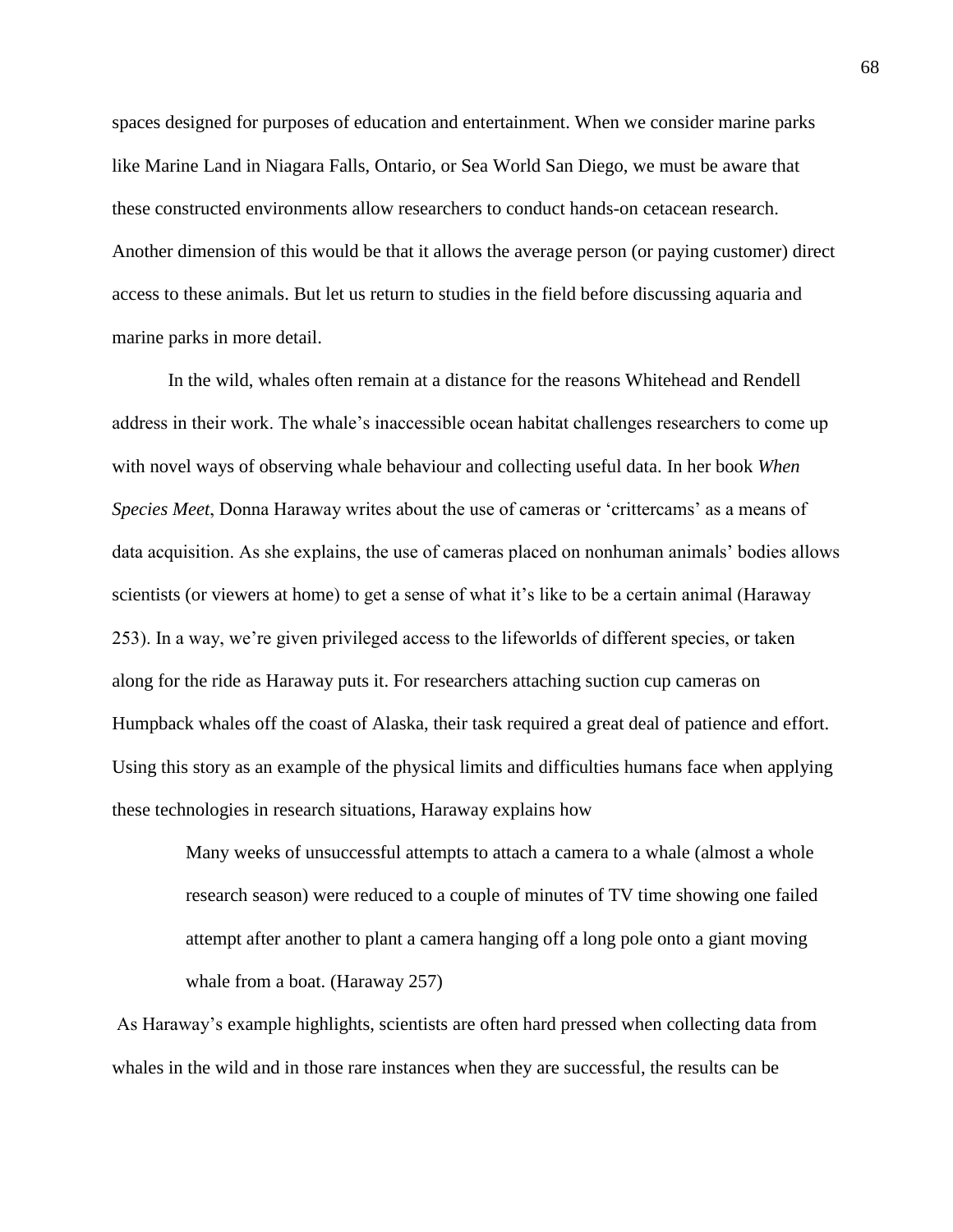spaces designed for purposes of education and entertainment. When we consider marine parks like Marine Land in Niagara Falls, Ontario, or Sea World San Diego, we must be aware that these constructed environments allow researchers to conduct hands-on cetacean research. Another dimension of this would be that it allows the average person (or paying customer) direct access to these animals. But let us return to studies in the field before discussing aquaria and marine parks in more detail.

In the wild, whales often remain at a distance for the reasons Whitehead and Rendell address in their work. The whale's inaccessible ocean habitat challenges researchers to come up with novel ways of observing whale behaviour and collecting useful data. In her book *When Species Meet*, Donna Haraway writes about the use of cameras or 'crittercams' as a means of data acquisition. As she explains, the use of cameras placed on nonhuman animals' bodies allows scientists (or viewers at home) to get a sense of what it's like to be a certain animal (Haraway 253). In a way, we're given privileged access to the lifeworlds of different species, or taken along for the ride as Haraway puts it. For researchers attaching suction cup cameras on Humpback whales off the coast of Alaska, their task required a great deal of patience and effort. Using this story as an example of the physical limits and difficulties humans face when applying these technologies in research situations, Haraway explains how

> Many weeks of unsuccessful attempts to attach a camera to a whale (almost a whole research season) were reduced to a couple of minutes of TV time showing one failed attempt after another to plant a camera hanging off a long pole onto a giant moving whale from a boat. (Haraway 257)

As Haraway's example highlights, scientists are often hard pressed when collecting data from whales in the wild and in those rare instances when they are successful, the results can be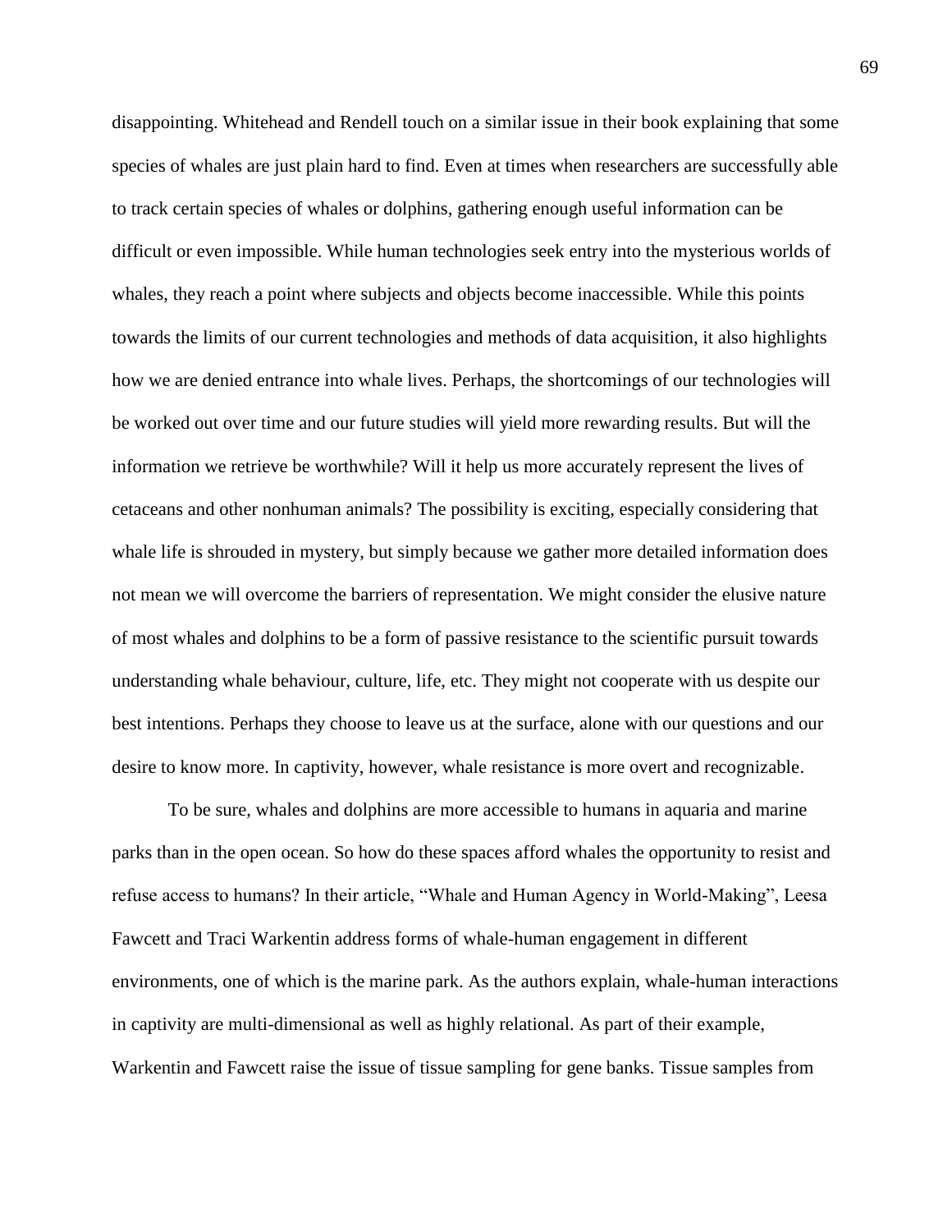disappointing. Whitehead and Rendell touch on a similar issue in their book explaining that some species of whales are just plain hard to find. Even at times when researchers are successfully able to track certain species of whales or dolphins, gathering enough useful information can be difficult or even impossible. While human technologies seek entry into the mysterious worlds of whales, they reach a point where subjects and objects become inaccessible. While this points towards the limits of our current technologies and methods of data acquisition, it also highlights how we are denied entrance into whale lives. Perhaps, the shortcomings of our technologies will be worked out over time and our future studies will yield more rewarding results. But will the information we retrieve be worthwhile? Will it help us more accurately represent the lives of cetaceans and other nonhuman animals? The possibility is exciting, especially considering that whale life is shrouded in mystery, but simply because we gather more detailed information does not mean we will overcome the barriers of representation. We might consider the elusive nature of most whales and dolphins to be a form of passive resistance to the scientific pursuit towards understanding whale behaviour, culture, life, etc. They might not cooperate with us despite our best intentions. Perhaps they choose to leave us at the surface, alone with our questions and our desire to know more. In captivity, however, whale resistance is more overt and recognizable.

To be sure, whales and dolphins are more accessible to humans in aquaria and marine parks than in the open ocean. So how do these spaces afford whales the opportunity to resist and refuse access to humans? In their article, "Whale and Human Agency in World-Making", Leesa Fawcett and Traci Warkentin address forms of whale-human engagement in different environments, one of which is the marine park. As the authors explain, whale-human interactions in captivity are multi-dimensional as well as highly relational. As part of their example, Warkentin and Fawcett raise the issue of tissue sampling for gene banks. Tissue samples from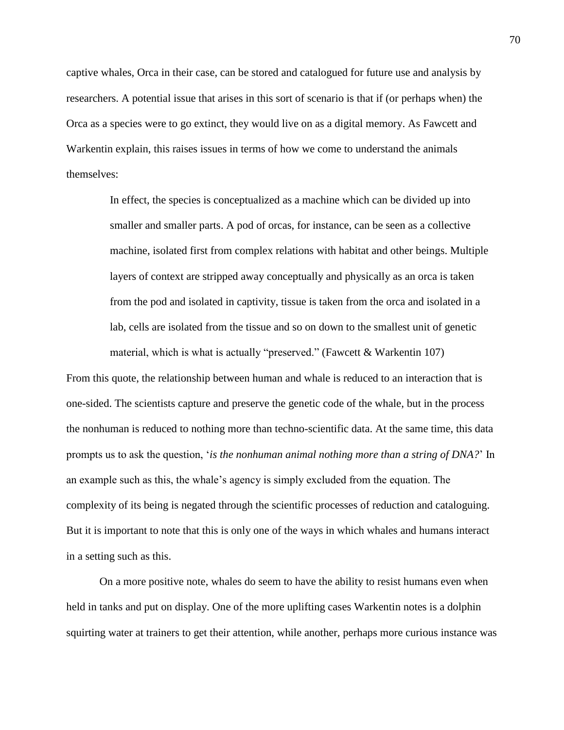captive whales, Orca in their case, can be stored and catalogued for future use and analysis by researchers. A potential issue that arises in this sort of scenario is that if (or perhaps when) the Orca as a species were to go extinct, they would live on as a digital memory. As Fawcett and Warkentin explain, this raises issues in terms of how we come to understand the animals themselves:

> In effect, the species is conceptualized as a machine which can be divided up into smaller and smaller parts. A pod of orcas, for instance, can be seen as a collective machine, isolated first from complex relations with habitat and other beings. Multiple layers of context are stripped away conceptually and physically as an orca is taken from the pod and isolated in captivity, tissue is taken from the orca and isolated in a lab, cells are isolated from the tissue and so on down to the smallest unit of genetic material, which is what is actually "preserved." (Fawcett & Warkentin 107)

From this quote, the relationship between human and whale is reduced to an interaction that is one-sided. The scientists capture and preserve the genetic code of the whale, but in the process the nonhuman is reduced to nothing more than techno-scientific data. At the same time, this data prompts us to ask the question, '*is the nonhuman animal nothing more than a string of DNA?*' In an example such as this, the whale's agency is simply excluded from the equation. The complexity of its being is negated through the scientific processes of reduction and cataloguing. But it is important to note that this is only one of the ways in which whales and humans interact in a setting such as this.

On a more positive note, whales do seem to have the ability to resist humans even when held in tanks and put on display. One of the more uplifting cases Warkentin notes is a dolphin squirting water at trainers to get their attention, while another, perhaps more curious instance was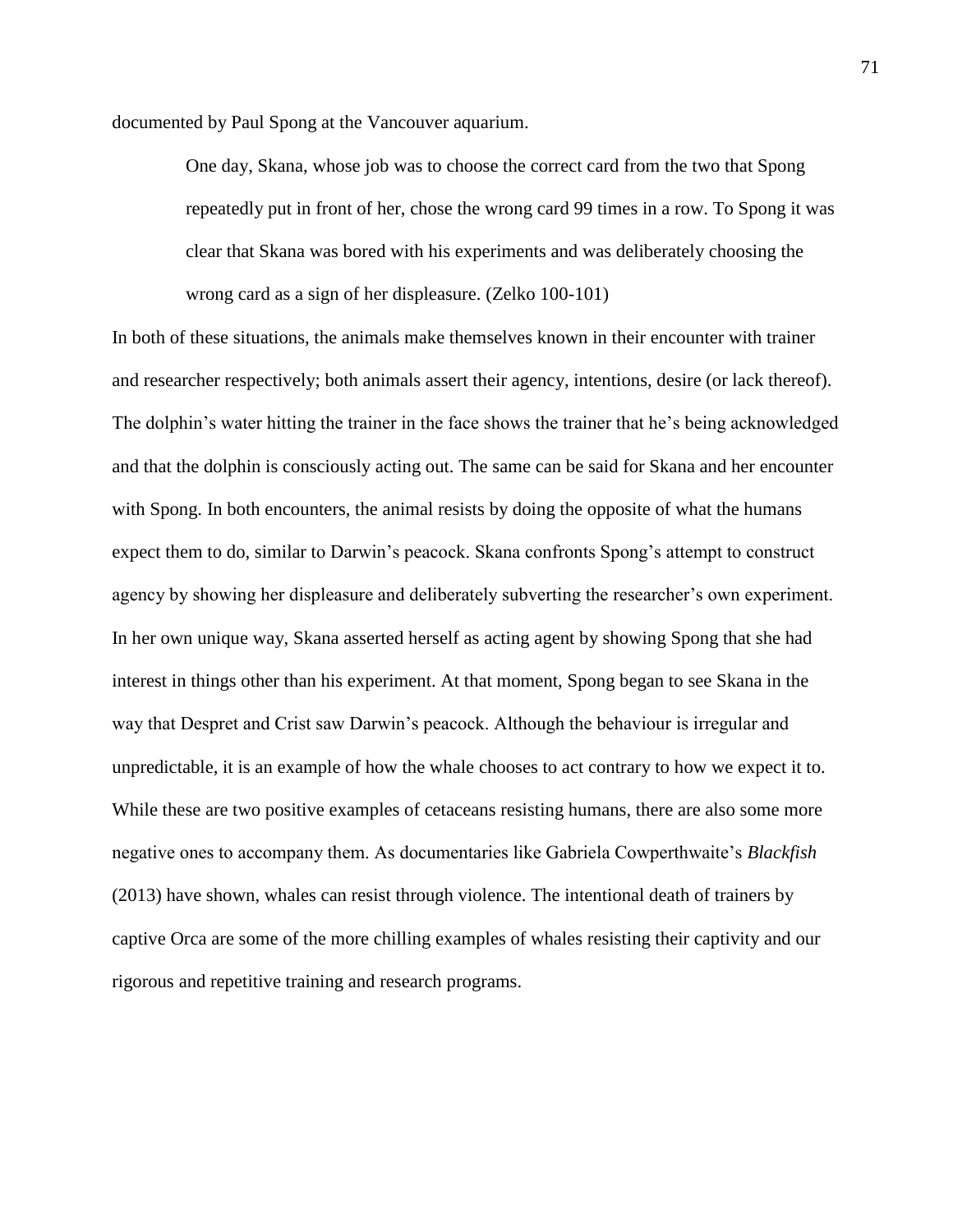documented by Paul Spong at the Vancouver aquarium.

> One day, Skana, whose job was to choose the correct card from the two that Spong repeatedly put in front of her, chose the wrong card 99 times in a row. To Spong it was clear that Skana was bored with his experiments and was deliberately choosing the wrong card as a sign of her displeasure. (Zelko 100-101)

In both of these situations, the animals make themselves known in their encounter with trainer and researcher respectively; both animals assert their agency, intentions, desire (or lack thereof). The dolphin's water hitting the trainer in the face shows the trainer that he's being acknowledged and that the dolphin is consciously acting out. The same can be said for Skana and her encounter with Spong. In both encounters, the animal resists by doing the opposite of what the humans expect them to do, similar to Darwin's peacock. Skana confronts Spong's attempt to construct agency by showing her displeasure and deliberately subverting the researcher's own experiment. In her own unique way, Skana asserted herself as acting agent by showing Spong that she had interest in things other than his experiment. At that moment, Spong began to see Skana in the way that Despret and Crist saw Darwin's peacock. Although the behaviour is irregular and unpredictable, it is an example of how the whale chooses to act contrary to how we expect it to. While these are two positive examples of cetaceans resisting humans, there are also some more negative ones to accompany them. As documentaries like Gabriela Cowperthwaite's *Blackfish* (2013) have shown, whales can resist through violence. The intentional death of trainers by captive Orca are some of the more chilling examples of whales resisting their captivity and our rigorous and repetitive training and research programs.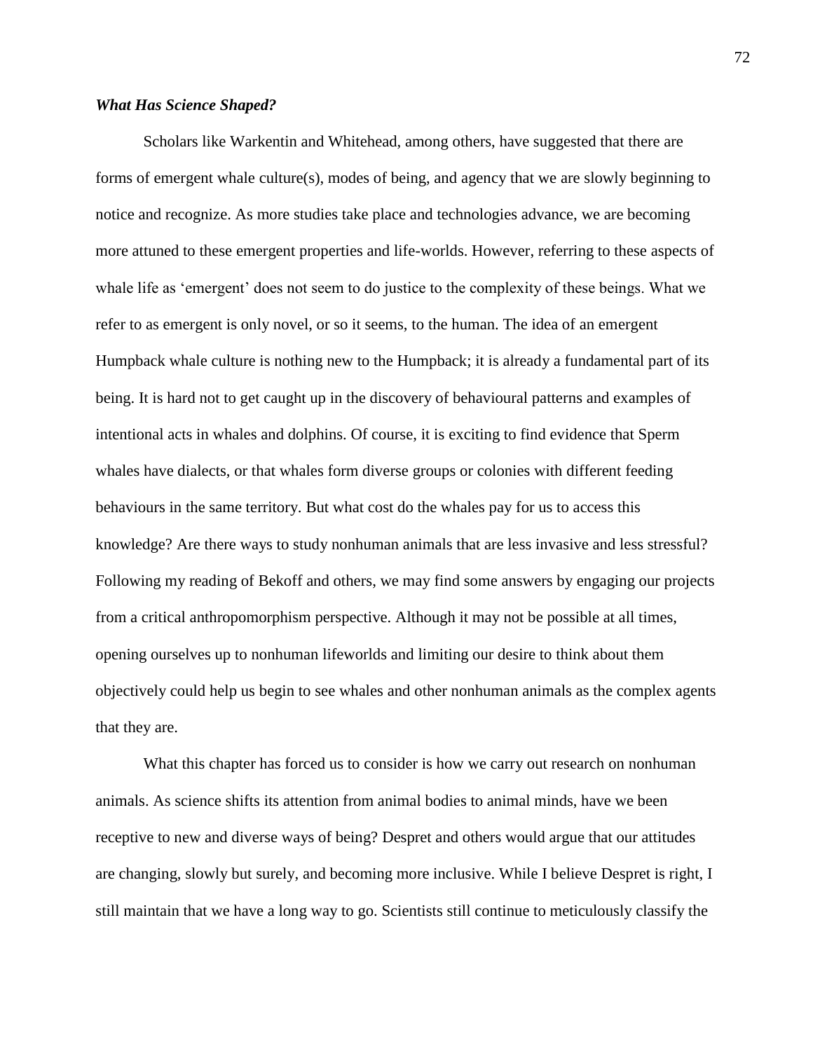### *What Has Science Shaped?*

Scholars like Warkentin and Whitehead, among others, have suggested that there are forms of emergent whale culture(s), modes of being, and agency that we are slowly beginning to notice and recognize. As more studies take place and technologies advance, we are becoming more attuned to these emergent properties and life-worlds. However, referring to these aspects of whale life as 'emergent' does not seem to do justice to the complexity of these beings. What we refer to as emergent is only novel, or so it seems, to the human. The idea of an emergent Humpback whale culture is nothing new to the Humpback; it is already a fundamental part of its being. It is hard not to get caught up in the discovery of behavioural patterns and examples of intentional acts in whales and dolphins. Of course, it is exciting to find evidence that Sperm whales have dialects, or that whales form diverse groups or colonies with different feeding behaviours in the same territory. But what cost do the whales pay for us to access this knowledge? Are there ways to study nonhuman animals that are less invasive and less stressful? Following my reading of Bekoff and others, we may find some answers by engaging our projects from a critical anthropomorphism perspective. Although it may not be possible at all times, opening ourselves up to nonhuman lifeworlds and limiting our desire to think about them objectively could help us begin to see whales and other nonhuman animals as the complex agents that they are.

What this chapter has forced us to consider is how we carry out research on nonhuman animals. As science shifts its attention from animal bodies to animal minds, have we been receptive to new and diverse ways of being? Despret and others would argue that our attitudes are changing, slowly but surely, and becoming more inclusive. While I believe Despret is right, I still maintain that we have a long way to go. Scientists still continue to meticulously classify the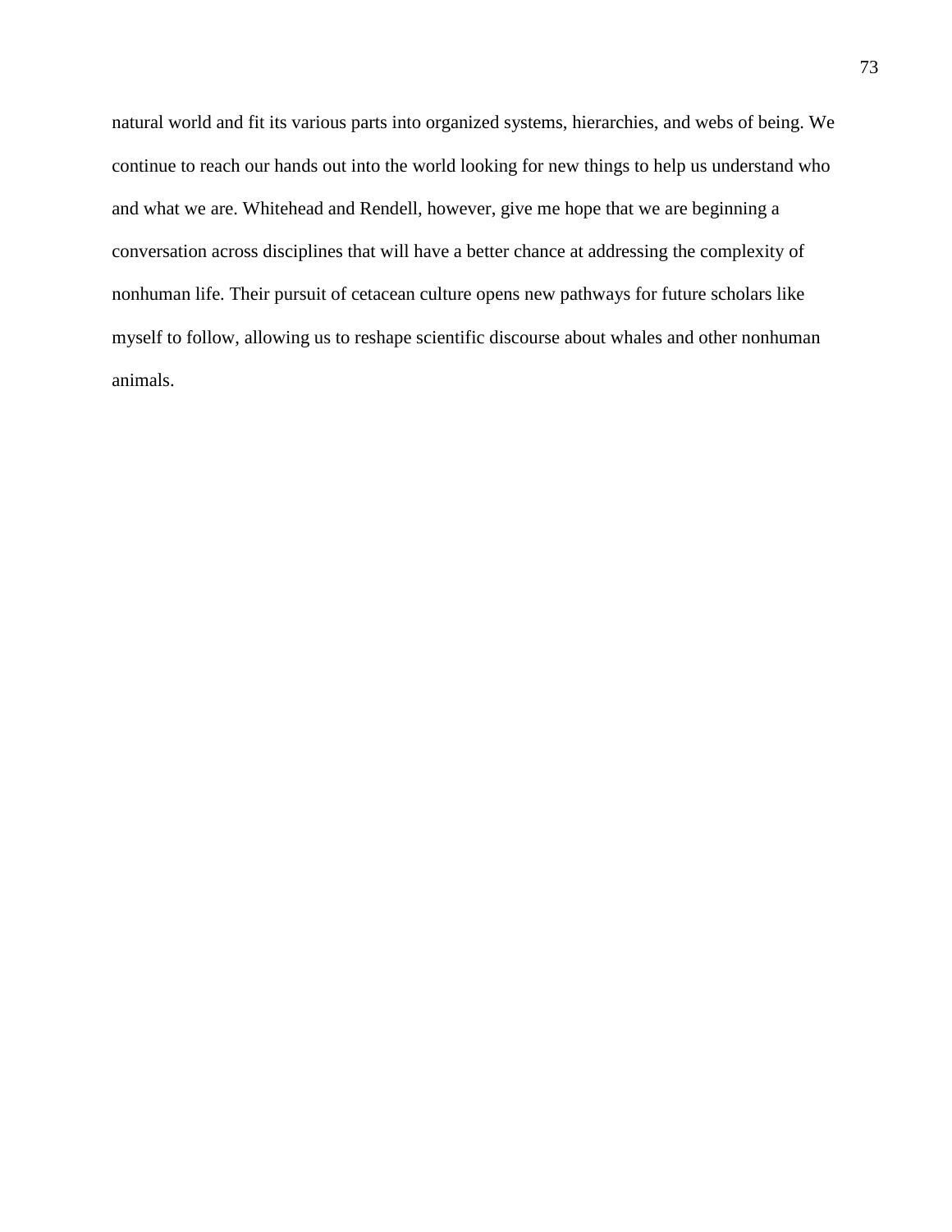natural world and fit its various parts into organized systems, hierarchies, and webs of being. We continue to reach our hands out into the world looking for new things to help us understand who and what we are. Whitehead and Rendell, however, give me hope that we are beginning a conversation across disciplines that will have a better chance at addressing the complexity of nonhuman life. Their pursuit of cetacean culture opens new pathways for future scholars like myself to follow, allowing us to reshape scientific discourse about whales and other nonhuman animals.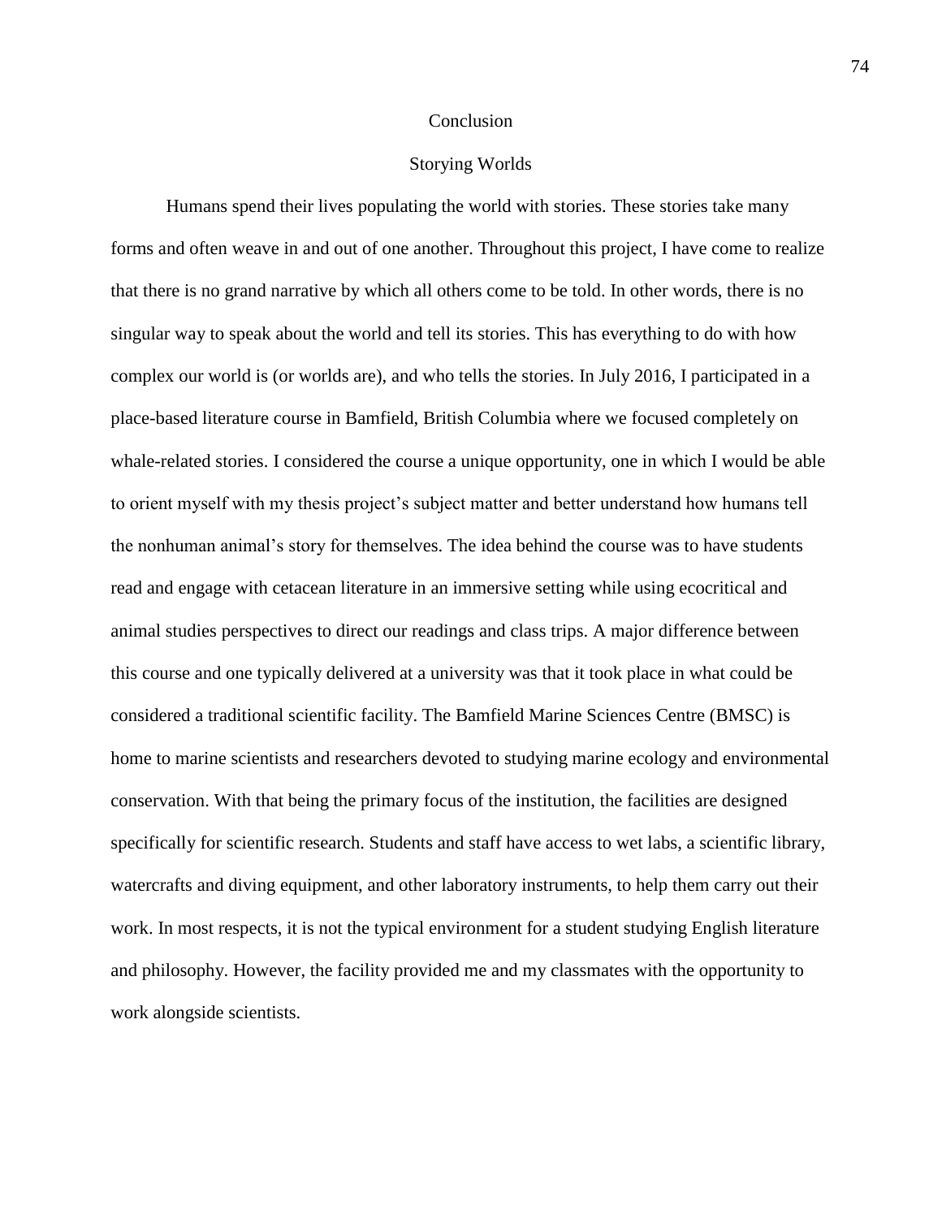# Conclusion

## Storying Worlds

Humans spend their lives populating the world with stories. These stories take many forms and often weave in and out of one another. Throughout this project, I have come to realize that there is no grand narrative by which all others come to be told. In other words, there is no singular way to speak about the world and tell its stories. This has everything to do with how complex our world is (or worlds are), and who tells the stories. In July 2016, I participated in a place-based literature course in Bamfield, British Columbia where we focused completely on whale-related stories. I considered the course a unique opportunity, one in which I would be able to orient myself with my thesis project's subject matter and better understand how humans tell the nonhuman animal's story for themselves. The idea behind the course was to have students read and engage with cetacean literature in an immersive setting while using ecocritical and animal studies perspectives to direct our readings and class trips. A major difference between this course and one typically delivered at a university was that it took place in what could be considered a traditional scientific facility. The Bamfield Marine Sciences Centre (BMSC) is home to marine scientists and researchers devoted to studying marine ecology and environmental conservation. With that being the primary focus of the institution, the facilities are designed specifically for scientific research. Students and staff have access to wet labs, a scientific library, watercrafts and diving equipment, and other laboratory instruments, to help them carry out their work. In most respects, it is not the typical environment for a student studying English literature and philosophy. However, the facility provided me and my classmates with the opportunity to work alongside scientists.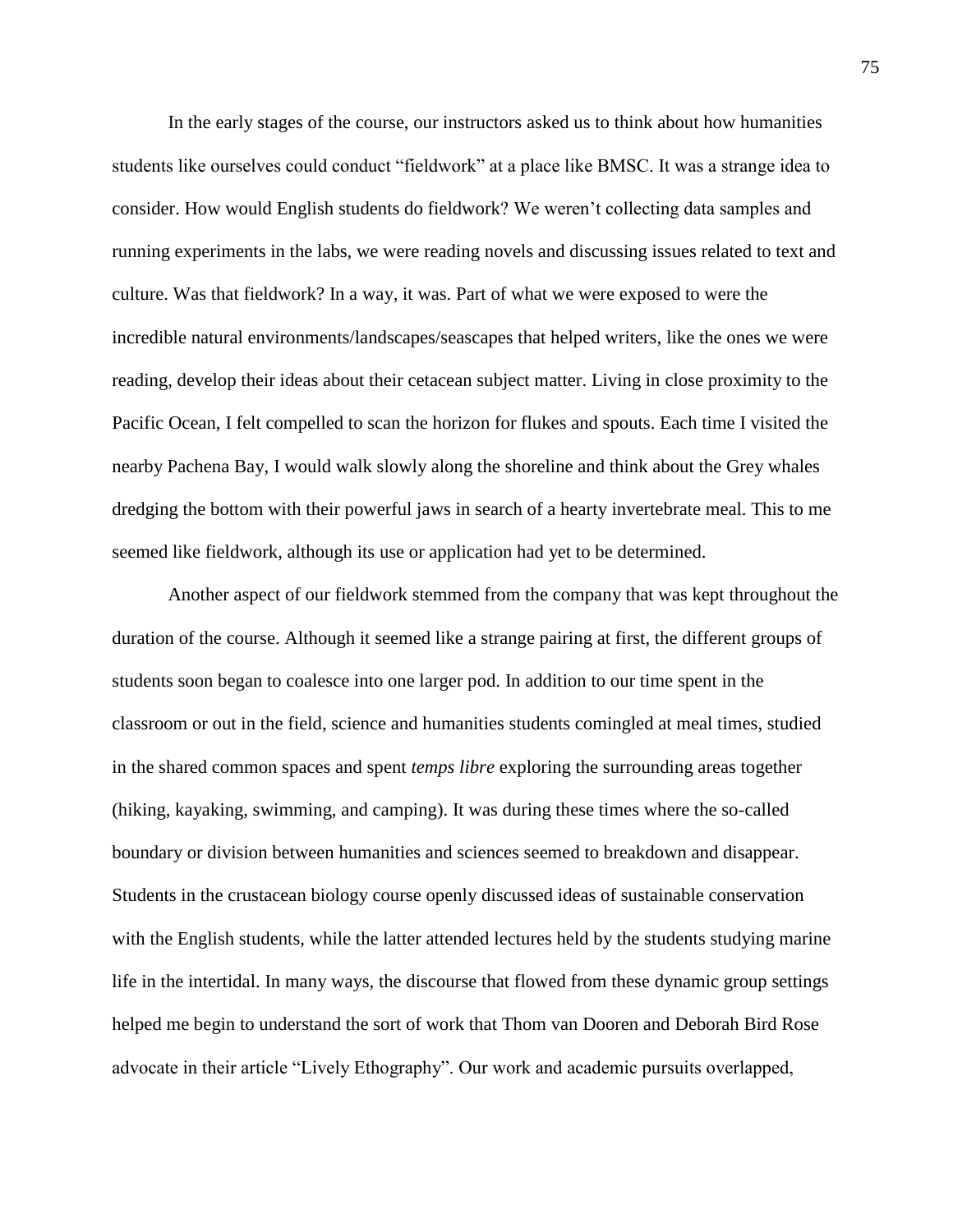In the early stages of the course, our instructors asked us to think about how humanities students like ourselves could conduct "fieldwork" at a place like BMSC. It was a strange idea to consider. How would English students do fieldwork? We weren't collecting data samples and running experiments in the labs, we were reading novels and discussing issues related to text and culture. Was that fieldwork? In a way, it was. Part of what we were exposed to were the incredible natural environments/landscapes/seascapes that helped writers, like the ones we were reading, develop their ideas about their cetacean subject matter. Living in close proximity to the Pacific Ocean, I felt compelled to scan the horizon for flukes and spouts. Each time I visited the nearby Pachena Bay, I would walk slowly along the shoreline and think about the Grey whales dredging the bottom with their powerful jaws in search of a hearty invertebrate meal. This to me seemed like fieldwork, although its use or application had yet to be determined.

Another aspect of our fieldwork stemmed from the company that was kept throughout the duration of the course. Although it seemed like a strange pairing at first, the different groups of students soon began to coalesce into one larger pod. In addition to our time spent in the classroom or out in the field, science and humanities students comingled at meal times, studied in the shared common spaces and spent *temps libre* exploring the surrounding areas together (hiking, kayaking, swimming, and camping). It was during these times where the so-called boundary or division between humanities and sciences seemed to breakdown and disappear. Students in the crustacean biology course openly discussed ideas of sustainable conservation with the English students, while the latter attended lectures held by the students studying marine life in the intertidal. In many ways, the discourse that flowed from these dynamic group settings helped me begin to understand the sort of work that Thom van Dooren and Deborah Bird Rose advocate in their article "Lively Ethography". Our work and academic pursuits overlapped,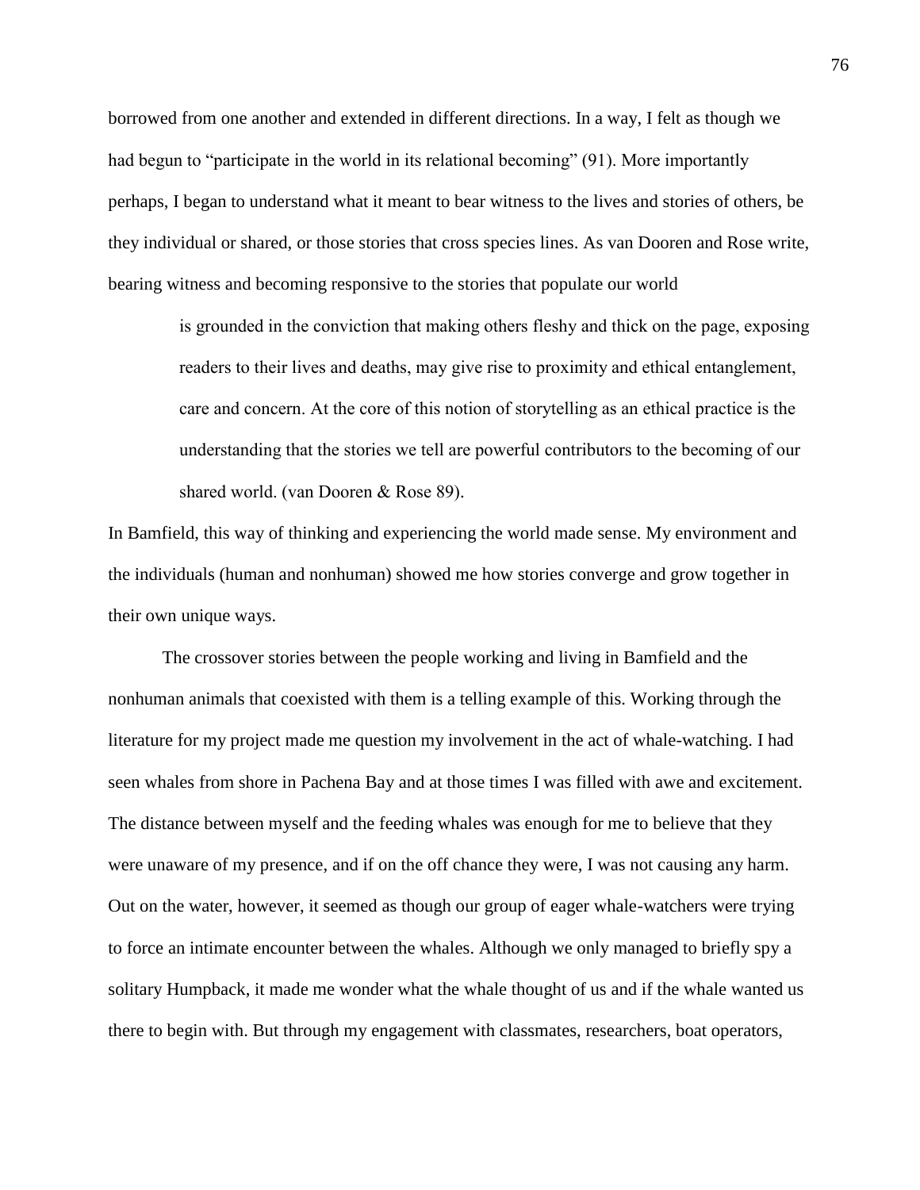borrowed from one another and extended in different directions. In a way, I felt as though we had begun to "participate in the world in its relational becoming" (91). More importantly perhaps, I began to understand what it meant to bear witness to the lives and stories of others, be they individual or shared, or those stories that cross species lines. As van Dooren and Rose write, bearing witness and becoming responsive to the stories that populate our world

> is grounded in the conviction that making others fleshy and thick on the page, exposing readers to their lives and deaths, may give rise to proximity and ethical entanglement, care and concern. At the core of this notion of storytelling as an ethical practice is the understanding that the stories we tell are powerful contributors to the becoming of our shared world. (van Dooren & Rose 89).

In Bamfield, this way of thinking and experiencing the world made sense. My environment and the individuals (human and nonhuman) showed me how stories converge and grow together in their own unique ways.

The crossover stories between the people working and living in Bamfield and the nonhuman animals that coexisted with them is a telling example of this. Working through the literature for my project made me question my involvement in the act of whale-watching. I had seen whales from shore in Pachena Bay and at those times I was filled with awe and excitement. The distance between myself and the feeding whales was enough for me to believe that they were unaware of my presence, and if on the off chance they were, I was not causing any harm. Out on the water, however, it seemed as though our group of eager whale-watchers were trying to force an intimate encounter between the whales. Although we only managed to briefly spy a solitary Humpback, it made me wonder what the whale thought of us and if the whale wanted us there to begin with. But through my engagement with classmates, researchers, boat operators,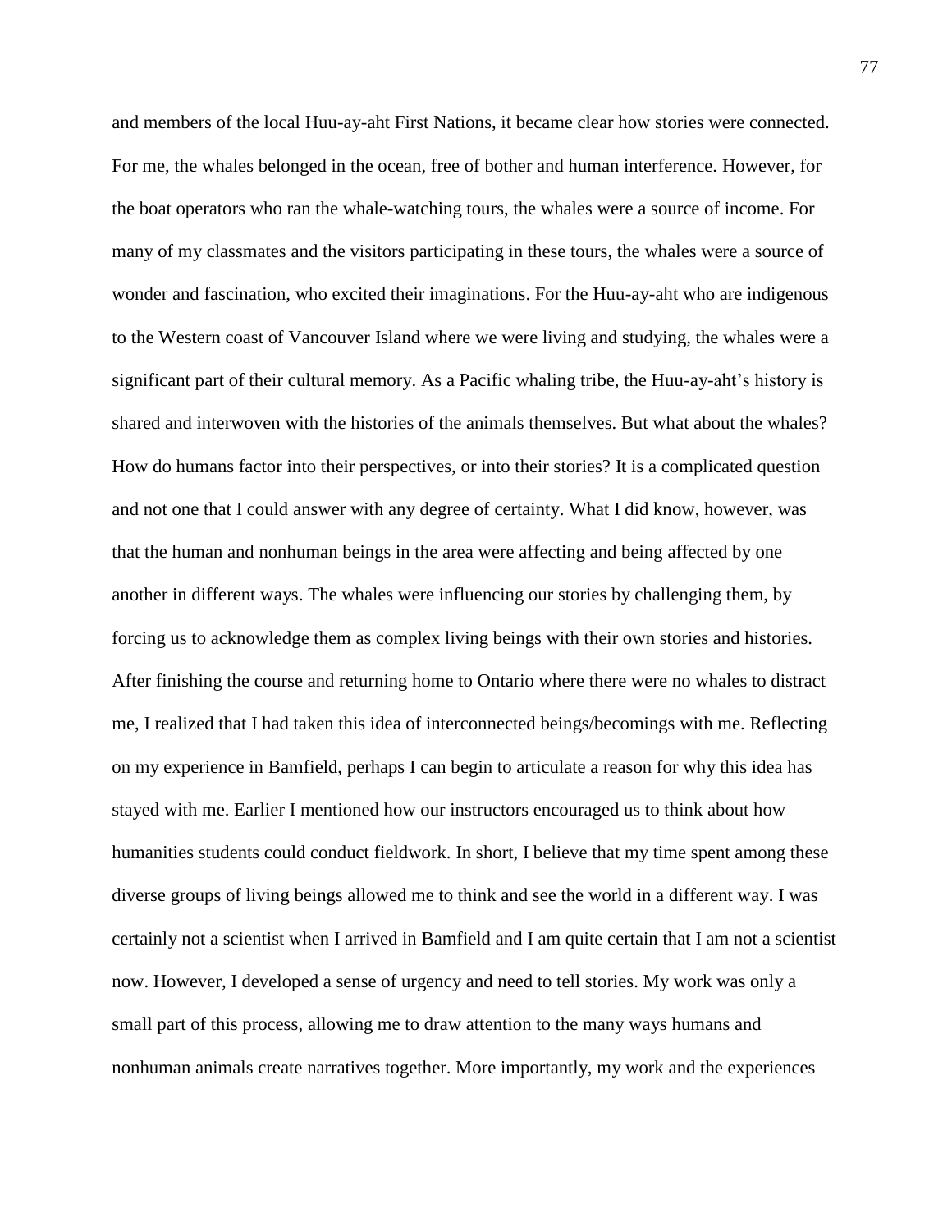and members of the local Huu-ay-aht First Nations, it became clear how stories were connected. For me, the whales belonged in the ocean, free of bother and human interference. However, for the boat operators who ran the whale-watching tours, the whales were a source of income. For many of my classmates and the visitors participating in these tours, the whales were a source of wonder and fascination, who excited their imaginations. For the Huu-ay-aht who are indigenous to the Western coast of Vancouver Island where we were living and studying, the whales were a significant part of their cultural memory. As a Pacific whaling tribe, the Huu-ay-aht's history is shared and interwoven with the histories of the animals themselves. But what about the whales? How do humans factor into their perspectives, or into their stories? It is a complicated question and not one that I could answer with any degree of certainty. What I did know, however, was that the human and nonhuman beings in the area were affecting and being affected by one another in different ways. The whales were influencing our stories by challenging them, by forcing us to acknowledge them as complex living beings with their own stories and histories. After finishing the course and returning home to Ontario where there were no whales to distract me, I realized that I had taken this idea of interconnected beings/becomings with me. Reflecting on my experience in Bamfield, perhaps I can begin to articulate a reason for why this idea has stayed with me. Earlier I mentioned how our instructors encouraged us to think about how humanities students could conduct fieldwork. In short, I believe that my time spent among these diverse groups of living beings allowed me to think and see the world in a different way. I was certainly not a scientist when I arrived in Bamfield and I am quite certain that I am not a scientist now. However, I developed a sense of urgency and need to tell stories. My work was only a small part of this process, allowing me to draw attention to the many ways humans and nonhuman animals create narratives together. More importantly, my work and the experiences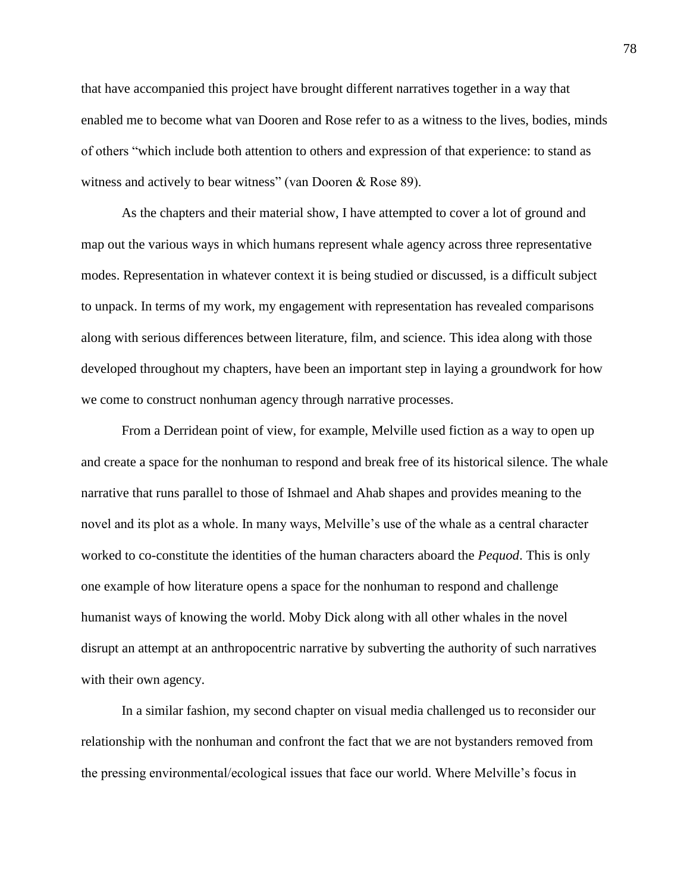that have accompanied this project have brought different narratives together in a way that enabled me to become what van Dooren and Rose refer to as a witness to the lives, bodies, minds of others "which include both attention to others and expression of that experience: to stand as witness and actively to bear witness" (van Dooren & Rose 89).

As the chapters and their material show, I have attempted to cover a lot of ground and map out the various ways in which humans represent whale agency across three representative modes. Representation in whatever context it is being studied or discussed, is a difficult subject to unpack. In terms of my work, my engagement with representation has revealed comparisons along with serious differences between literature, film, and science. This idea along with those developed throughout my chapters, have been an important step in laying a groundwork for how we come to construct nonhuman agency through narrative processes.

From a Derridean point of view, for example, Melville used fiction as a way to open up and create a space for the nonhuman to respond and break free of its historical silence. The whale narrative that runs parallel to those of Ishmael and Ahab shapes and provides meaning to the novel and its plot as a whole. In many ways, Melville's use of the whale as a central character worked to co-constitute the identities of the human characters aboard the *Pequod*. This is only one example of how literature opens a space for the nonhuman to respond and challenge humanist ways of knowing the world. Moby Dick along with all other whales in the novel disrupt an attempt at an anthropocentric narrative by subverting the authority of such narratives with their own agency.

In a similar fashion, my second chapter on visual media challenged us to reconsider our relationship with the nonhuman and confront the fact that we are not bystanders removed from the pressing environmental/ecological issues that face our world. Where Melville's focus in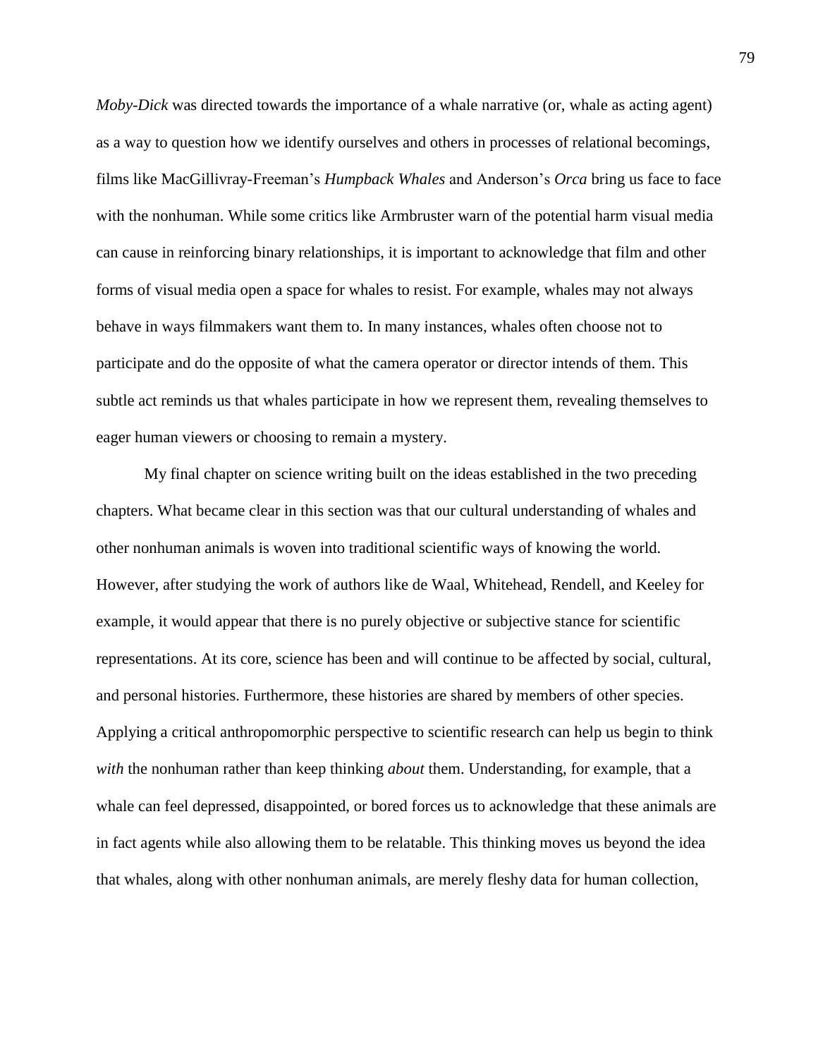*Moby-Dick* was directed towards the importance of a whale narrative (or, whale as acting agent) as a way to question how we identify ourselves and others in processes of relational becomings, films like MacGillivray-Freeman's *Humpback Whales* and Anderson's *Orca* bring us face to face with the nonhuman. While some critics like Armbruster warn of the potential harm visual media can cause in reinforcing binary relationships, it is important to acknowledge that film and other forms of visual media open a space for whales to resist. For example, whales may not always behave in ways filmmakers want them to. In many instances, whales often choose not to participate and do the opposite of what the camera operator or director intends of them. This subtle act reminds us that whales participate in how we represent them, revealing themselves to eager human viewers or choosing to remain a mystery.

My final chapter on science writing built on the ideas established in the two preceding chapters. What became clear in this section was that our cultural understanding of whales and other nonhuman animals is woven into traditional scientific ways of knowing the world. However, after studying the work of authors like de Waal, Whitehead, Rendell, and Keeley for example, it would appear that there is no purely objective or subjective stance for scientific representations. At its core, science has been and will continue to be affected by social, cultural, and personal histories. Furthermore, these histories are shared by members of other species. Applying a critical anthropomorphic perspective to scientific research can help us begin to think *with* the nonhuman rather than keep thinking *about* them. Understanding, for example, that a whale can feel depressed, disappointed, or bored forces us to acknowledge that these animals are in fact agents while also allowing them to be relatable. This thinking moves us beyond the idea that whales, along with other nonhuman animals, are merely fleshy data for human collection,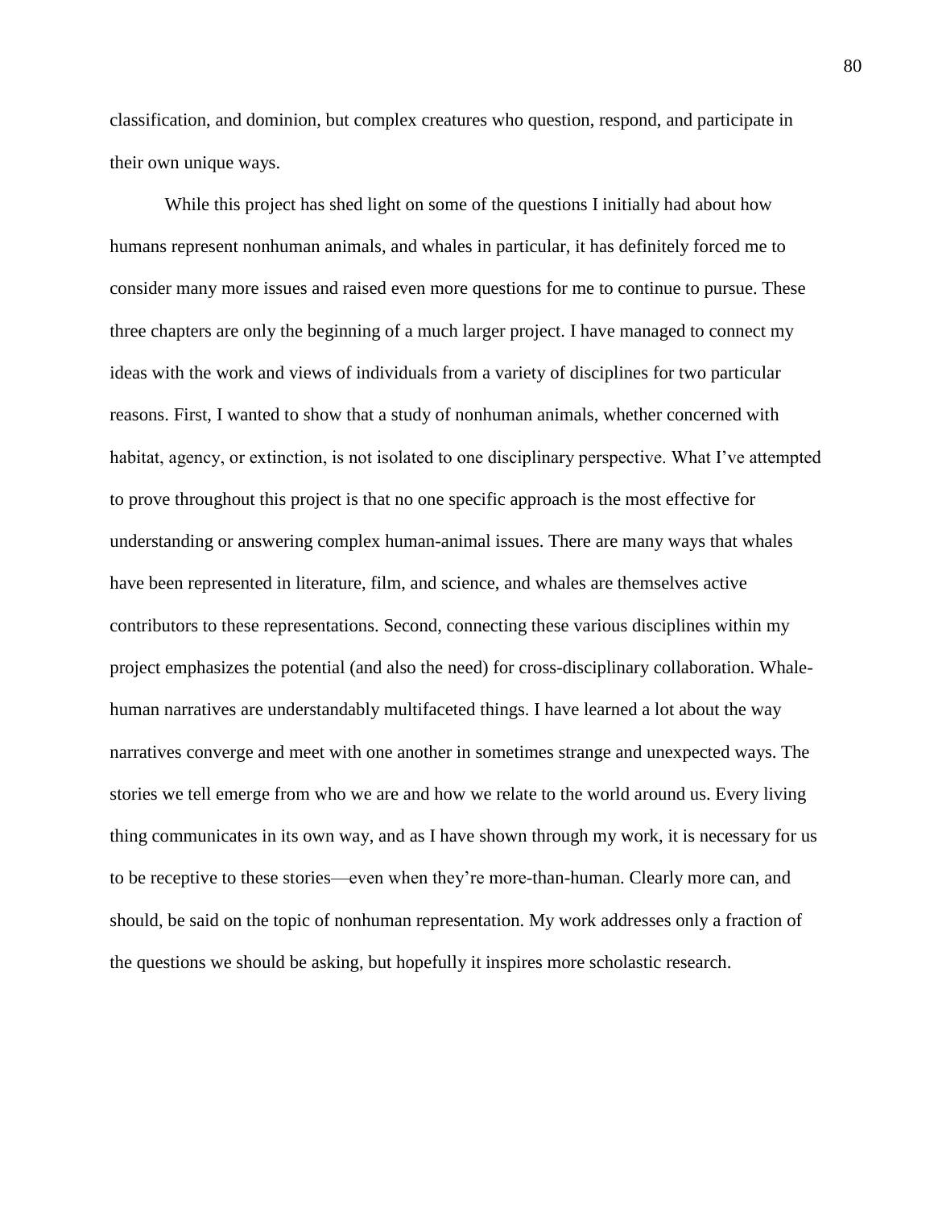classification, and dominion, but complex creatures who question, respond, and participate in their own unique ways.

While this project has shed light on some of the questions I initially had about how humans represent nonhuman animals, and whales in particular, it has definitely forced me to consider many more issues and raised even more questions for me to continue to pursue. These three chapters are only the beginning of a much larger project. I have managed to connect my ideas with the work and views of individuals from a variety of disciplines for two particular reasons. First, I wanted to show that a study of nonhuman animals, whether concerned with habitat, agency, or extinction, is not isolated to one disciplinary perspective. What I've attempted to prove throughout this project is that no one specific approach is the most effective for understanding or answering complex human-animal issues. There are many ways that whales have been represented in literature, film, and science, and whales are themselves active contributors to these representations. Second, connecting these various disciplines within my project emphasizes the potential (and also the need) for cross-disciplinary collaboration. Whale-human narratives are understandably multifaceted things. I have learned a lot about the way narratives converge and meet with one another in sometimes strange and unexpected ways. The stories we tell emerge from who we are and how we relate to the world around us. Every living thing communicates in its own way, and as I have shown through my work, it is necessary for us to be receptive to these stories—even when they're more-than-human. Clearly more can, and should, be said on the topic of nonhuman representation. My work addresses only a fraction of the questions we should be asking, but hopefully it inspires more scholastic research.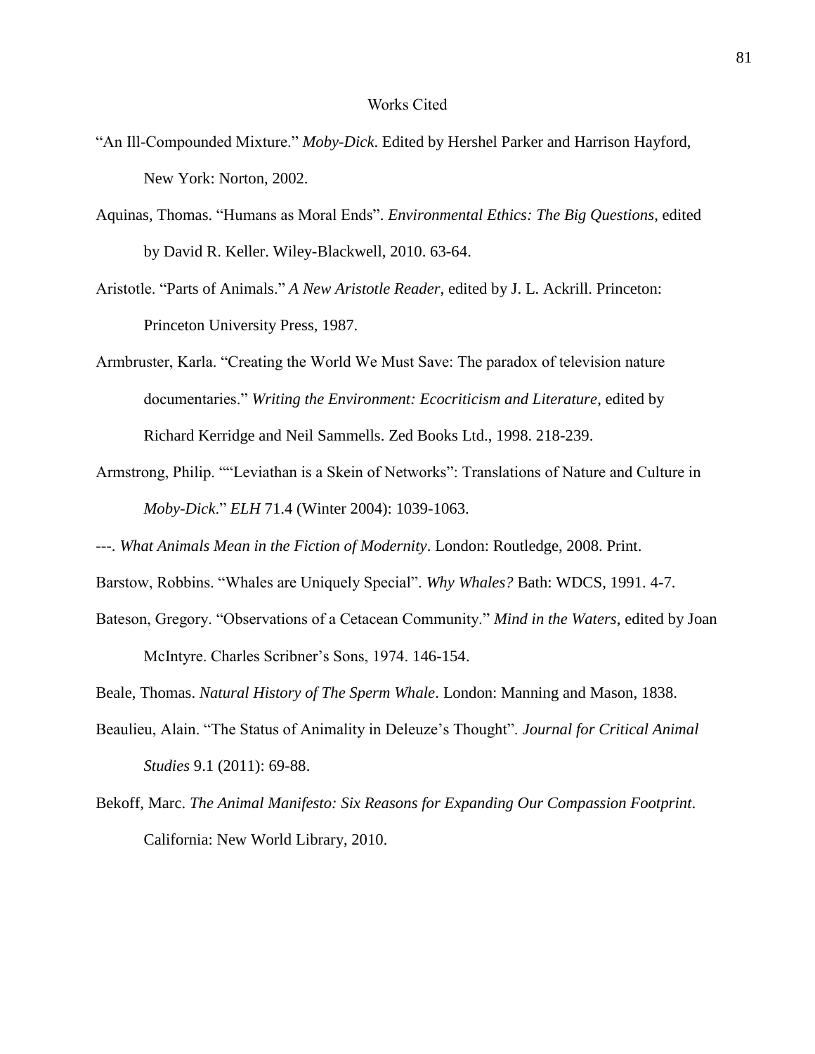# Works Cited

"An Ill-Compounded Mixture." *Moby-Dick*. Edited by Hershel Parker and Harrison Hayford, New York: Norton, 2002.

Aquinas, Thomas. "Humans as Moral Ends". *Environmental Ethics: The Big Questions*, edited by David R. Keller. Wiley-Blackwell, 2010. 63-64.

Aristotle. "Parts of Animals." *A New Aristotle Reader*, edited by J. L. Ackrill. Princeton: Princeton University Press, 1987.

Armbruster, Karla. "Creating the World We Must Save: The paradox of television nature documentaries." *Writing the Environment: Ecocriticism and Literature*, edited by Richard Kerridge and Neil Sammells. Zed Books Ltd., 1998. 218-239.

Armstrong, Philip. ""Leviathan is a Skein of Networks": Translations of Nature and Culture in *Moby-Dick*." *ELH* 71.4 (Winter 2004): 1039-1063.

---. *What Animals Mean in the Fiction of Modernity*. London: Routledge, 2008. Print.

Barstow, Robbins. "Whales are Uniquely Special". *Why Whales?* Bath: WDCS, 1991. 4-7.

Bateson, Gregory. "Observations of a Cetacean Community." *Mind in the Waters*, edited by Joan McIntyre. Charles Scribner's Sons, 1974. 146-154.

Beale, Thomas. *Natural History of The Sperm Whale*. London: Manning and Mason, 1838.

Beaulieu, Alain. "The Status of Animality in Deleuze's Thought". *Journal for Critical Animal Studies* 9.1 (2011): 69-88.

Bekoff, Marc. *The Animal Manifesto: Six Reasons for Expanding Our Compassion Footprint*. California: New World Library, 2010.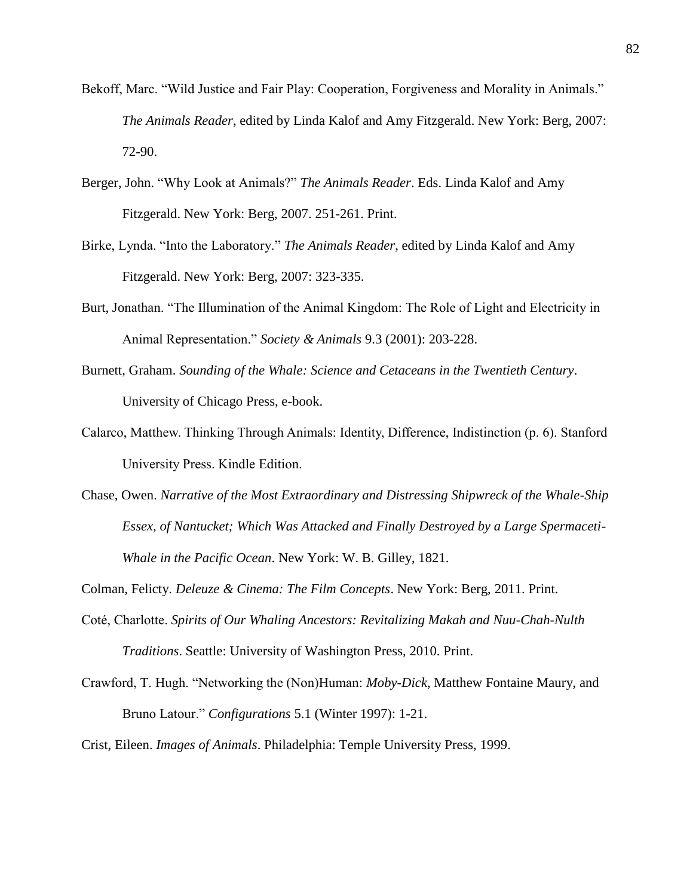Bekoff, Marc. "Wild Justice and Fair Play: Cooperation, Forgiveness and Morality in Animals." *The Animals Reader*, edited by Linda Kalof and Amy Fitzgerald. New York: Berg, 2007: 72-90.

Berger, John. "Why Look at Animals?" *The Animals Reader*. Eds. Linda Kalof and Amy Fitzgerald. New York: Berg, 2007. 251-261. Print.

Birke, Lynda. "Into the Laboratory." *The Animals Reader*, edited by Linda Kalof and Amy Fitzgerald. New York: Berg, 2007: 323-335.

Burt, Jonathan. "The Illumination of the Animal Kingdom: The Role of Light and Electricity in Animal Representation." *Society & Animals* 9.3 (2001): 203-228.

Burnett, Graham. *Sounding of the Whale: Science and Cetaceans in the Twentieth Century*. University of Chicago Press, e-book.

Calarco, Matthew. Thinking Through Animals: Identity, Difference, Indistinction (p. 6). Stanford University Press. Kindle Edition.

Chase, Owen. *Narrative of the Most Extraordinary and Distressing Shipwreck of the Whale-Ship Essex, of Nantucket; Which Was Attacked and Finally Destroyed by a Large Spermaceti-Whale in the Pacific Ocean*. New York: W. B. Gilley, 1821.

Colman, Felicty. *Deleuze & Cinema: The Film Concepts*. New York: Berg, 2011. Print.

Coté, Charlotte. *Spirits of Our Whaling Ancestors: Revitalizing Makah and Nuu-Chah-Nulth Traditions*. Seattle: University of Washington Press, 2010. Print.

Crawford, T. Hugh. "Networking the (Non)Human: *Moby-Dick*, Matthew Fontaine Maury, and Bruno Latour." *Configurations* 5.1 (Winter 1997): 1-21.

Crist, Eileen. *Images of Animals*. Philadelphia: Temple University Press, 1999.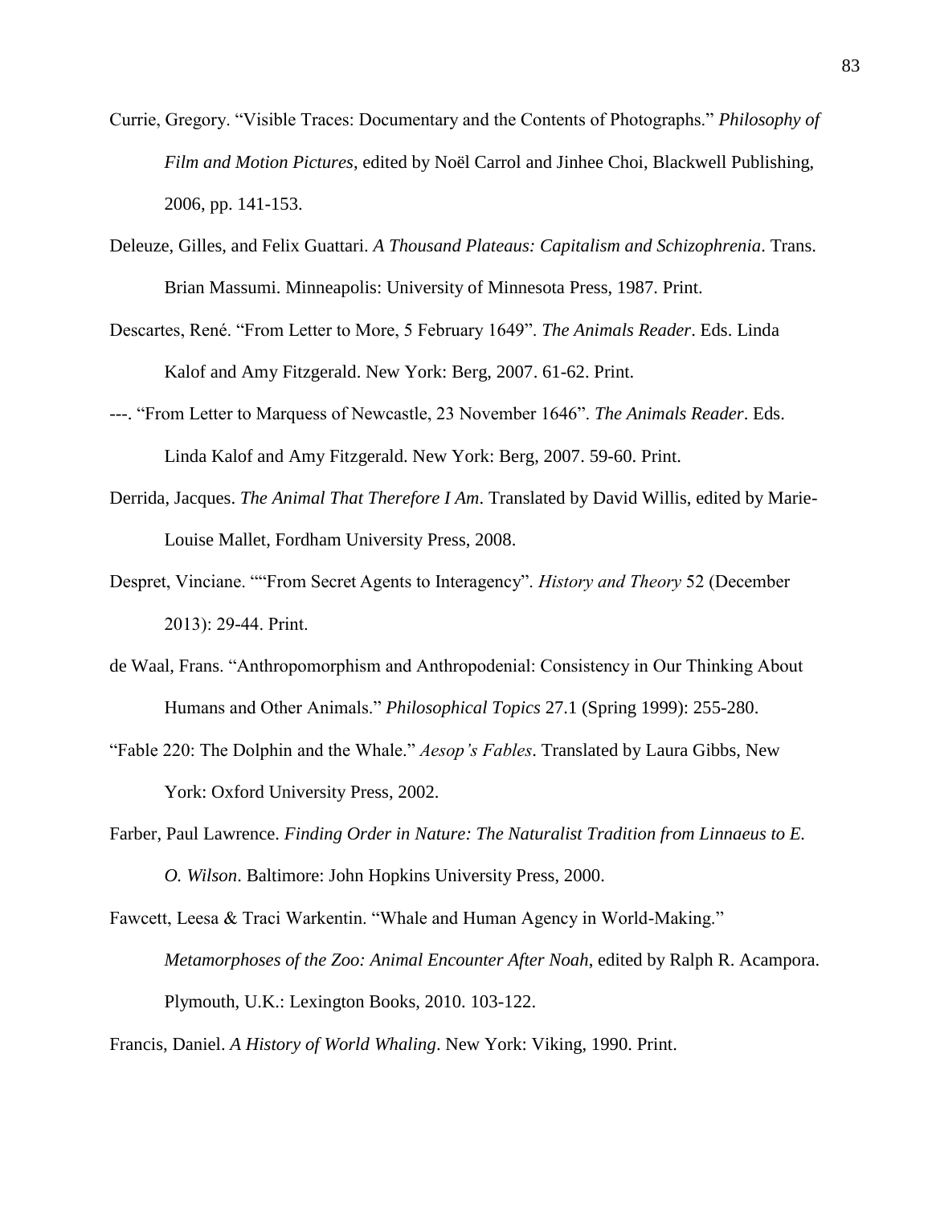Currie, Gregory. “Visible Traces: Documentary and the Contents of Photographs.” *Philosophy of Film and Motion Pictures*, edited by Noël Carrol and Jinhee Choi, Blackwell Publishing, 2006, pp. 141-153.

Deleuze, Gilles, and Felix Guattari. *A Thousand Plateaus: Capitalism and Schizophrenia*. Trans. Brian Massumi. Minneapolis: University of Minnesota Press, 1987. Print.

Descartes, René. “From Letter to More, 5 February 1649”. *The Animals Reader*. Eds. Linda Kalof and Amy Fitzgerald. New York: Berg, 2007. 61-62. Print.

---. “From Letter to Marquess of Newcastle, 23 November 1646”. *The Animals Reader*. Eds. Linda Kalof and Amy Fitzgerald. New York: Berg, 2007. 59-60. Print.

Derrida, Jacques. *The Animal That Therefore I Am*. Translated by David Willis, edited by Marie-Louise Mallet, Fordham University Press, 2008.

Despret, Vinciane. ““From Secret Agents to Interagency”. *History and Theory* 52 (December 2013): 29-44. Print.

de Waal, Frans. “Anthropomorphism and Anthropodenial: Consistency in Our Thinking About Humans and Other Animals.” *Philosophical Topics* 27.1 (Spring 1999): 255-280.

“Fable 220: The Dolphin and the Whale.” *Aesop's Fables*. Translated by Laura Gibbs, New York: Oxford University Press, 2002.

Farber, Paul Lawrence. *Finding Order in Nature: The Naturalist Tradition from Linnaeus to E. O. Wilson*. Baltimore: John Hopkins University Press, 2000.

Fawcett, Leesa & Traci Warkentin. “Whale and Human Agency in World-Making.” *Metamorphoses of the Zoo: Animal Encounter After Noah*, edited by Ralph R. Acampora. Plymouth, U.K.: Lexington Books, 2010. 103-122.

Francis, Daniel. *A History of World Whaling*. New York: Viking, 1990. Print.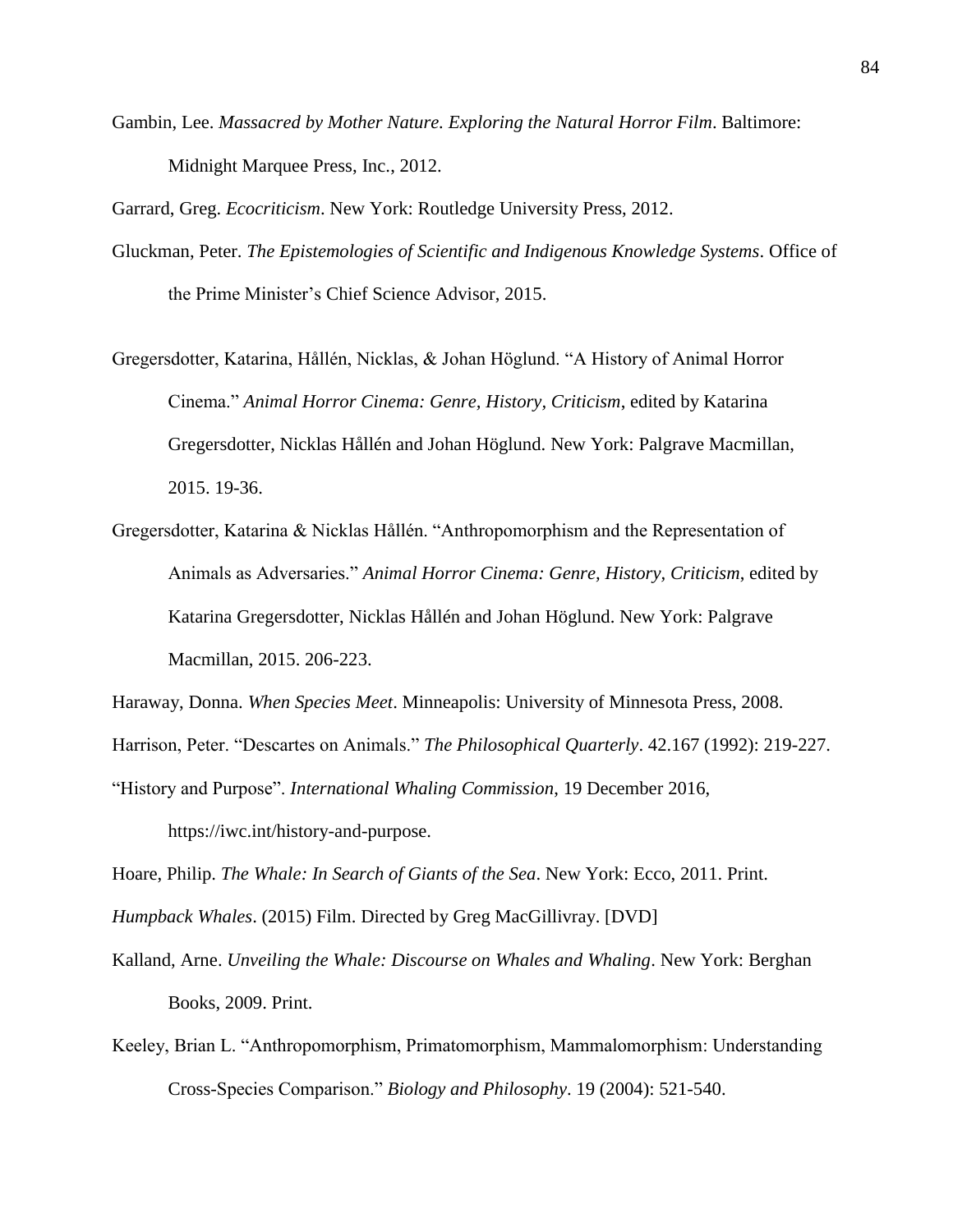Gambin, Lee. *Massacred by Mother Nature. Exploring the Natural Horror Film*. Baltimore: Midnight Marquee Press, Inc., 2012.

Garrard, Greg. *Ecocriticism*. New York: Routledge University Press, 2012.

Gluckman, Peter. *The Epistemologies of Scientific and Indigenous Knowledge Systems*. Office of the Prime Minister's Chief Science Advisor, 2015.

Gregersdotter, Katarina, Hållén, Nicklas, & Johan Höglund. "A History of Animal Horror Cinema." *Animal Horror Cinema: Genre, History, Criticism*, edited by Katarina Gregersdotter, Nicklas Hållén and Johan Höglund. New York: Palgrave Macmillan, 2015. 19-36.

Gregersdotter, Katarina & Nicklas Hållén. "Anthropomorphism and the Representation of Animals as Adversaries." *Animal Horror Cinema: Genre, History, Criticism*, edited by Katarina Gregersdotter, Nicklas Hållén and Johan Höglund. New York: Palgrave Macmillan, 2015. 206-223.

Haraway, Donna. *When Species Meet*. Minneapolis: University of Minnesota Press, 2008.

Harrison, Peter. "Descartes on Animals." *The Philosophical Quarterly*. 42.167 (1992): 219-227.

"History and Purpose". *International Whaling Commission*, 19 December 2016, https://iwc.int/history-and-purpose.

Hoare, Philip. *The Whale: In Search of Giants of the Sea*. New York: Ecco, 2011. Print.

*Humpback Whales*. (2015) Film. Directed by Greg MacGillivray. [DVD]

Kalland, Arne. *Unveiling the Whale: Discourse on Whales and Whaling*. New York: Berghan Books, 2009. Print.

Keeley, Brian L. "Anthropomorphism, Primatomorphism, Mammalomorphism: Understanding Cross-Species Comparison." *Biology and Philosophy*. 19 (2004): 521-540.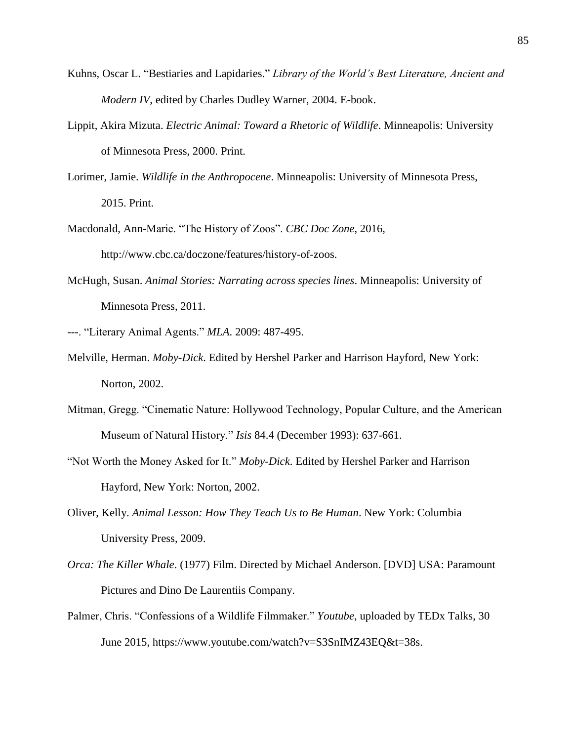Kuhns, Oscar L. "Bestiaries and Lapidaries." *Library of the World's Best Literature, Ancient and Modern IV*, edited by Charles Dudley Warner, 2004. E-book.

Lippit, Akira Mizuta. *Electric Animal: Toward a Rhetoric of Wildlife*. Minneapolis: University of Minnesota Press, 2000. Print.

Lorimer, Jamie. *Wildlife in the Anthropocene*. Minneapolis: University of Minnesota Press, 2015. Print.

Macdonald, Ann-Marie. "The History of Zoos". *CBC Doc Zone*, 2016, http://www.cbc.ca/doczone/features/history-of-zoos.

McHugh, Susan. *Animal Stories: Narrating across species lines*. Minneapolis: University of Minnesota Press, 2011.

---. "Literary Animal Agents." *MLA*. 2009: 487-495.

Melville, Herman. *Moby-Dick*. Edited by Hershel Parker and Harrison Hayford, New York: Norton, 2002.

Mitman, Gregg. "Cinematic Nature: Hollywood Technology, Popular Culture, and the American Museum of Natural History." *Isis* 84.4 (December 1993): 637-661.

"Not Worth the Money Asked for It." *Moby-Dick*. Edited by Hershel Parker and Harrison Hayford, New York: Norton, 2002.

Oliver, Kelly. *Animal Lesson: How They Teach Us to Be Human*. New York: Columbia University Press, 2009.

*Orca: The Killer Whale*. (1977) Film. Directed by Michael Anderson. [DVD] USA: Paramount Pictures and Dino De Laurentiis Company.

Palmer, Chris. "Confessions of a Wildlife Filmmaker." *Youtube*, uploaded by TEDx Talks, 30 June 2015, https://www.youtube.com/watch?v=S3SnIMZ43EQ&t=38s.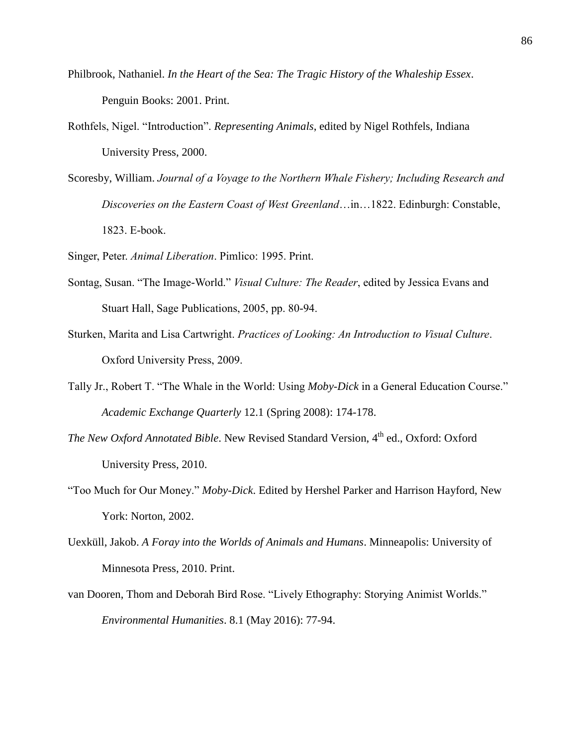Philbrook, Nathaniel. *In the Heart of the Sea: The Tragic History of the Whaleship Essex*. Penguin Books: 2001. Print.

Rothfels, Nigel. "Introduction". *Representing Animals*, edited by Nigel Rothfels, Indiana University Press, 2000.

Scoresby, William. *Journal of a Voyage to the Northern Whale Fishery; Including Research and Discoveries on the Eastern Coast of West Greenland*…in…1822. Edinburgh: Constable, 1823. E-book.

Singer, Peter. *Animal Liberation*. Pimlico: 1995. Print.

Sontag, Susan. "The Image-World." *Visual Culture: The Reader*, edited by Jessica Evans and Stuart Hall, Sage Publications, 2005, pp. 80-94.

Sturken, Marita and Lisa Cartwright. *Practices of Looking: An Introduction to Visual Culture*. Oxford University Press, 2009.

Tally Jr., Robert T. "The Whale in the World: Using *Moby-Dick* in a General Education Course." *Academic Exchange Quarterly* 12.1 (Spring 2008): 174-178.

*The New Oxford Annotated Bible*. New Revised Standard Version, 4th ed., Oxford: Oxford University Press, 2010.

"Too Much for Our Money." *Moby-Dick*. Edited by Hershel Parker and Harrison Hayford, New York: Norton, 2002.

Uexküll, Jakob. *A Foray into the Worlds of Animals and Humans*. Minneapolis: University of Minnesota Press, 2010. Print.

van Dooren, Thom and Deborah Bird Rose. "Lively Ethography: Storying Animist Worlds." *Environmental Humanities*. 8.1 (May 2016): 77-94.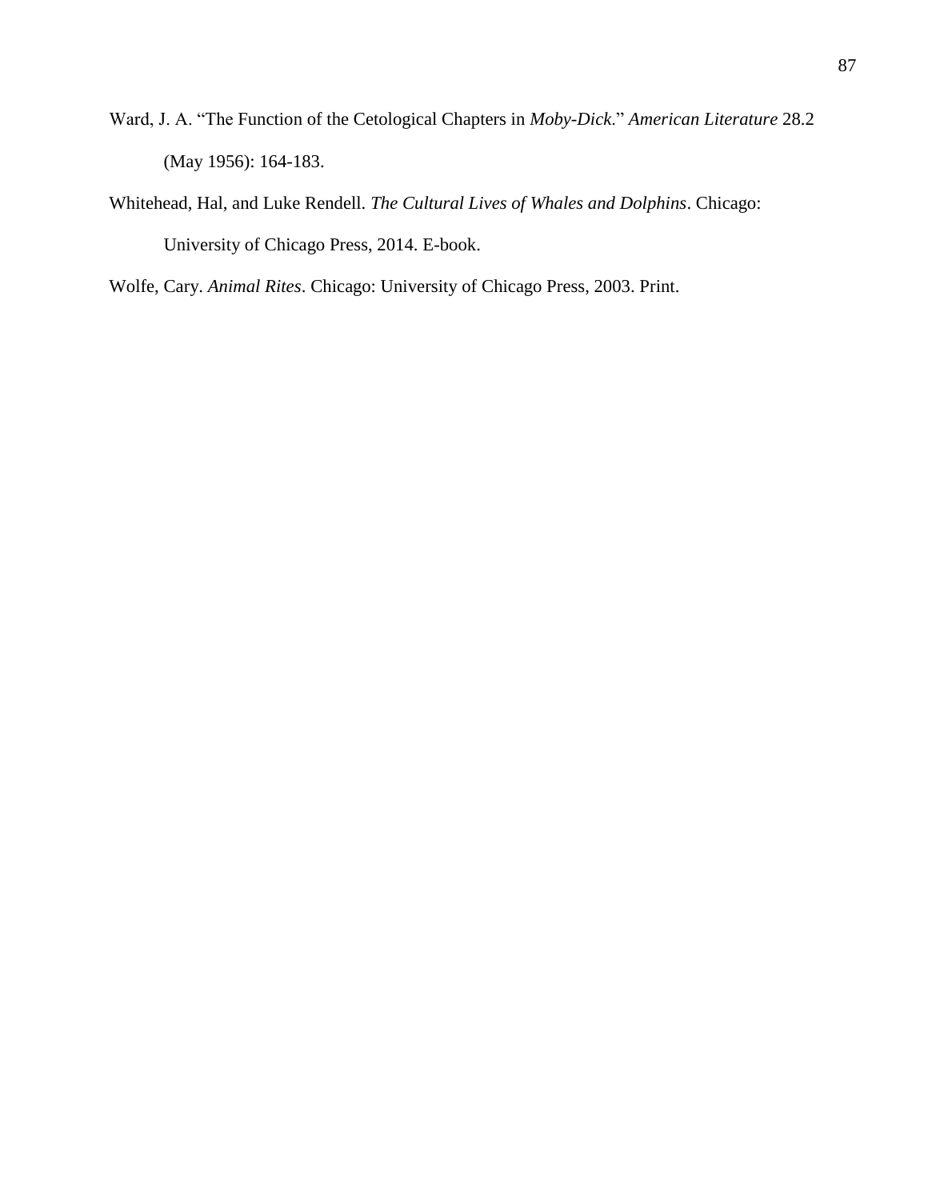Ward, J. A. “The Function of the Cetological Chapters in *Moby-Dick*.” *American Literature* 28.2 (May 1956): 164-183.

Whitehead, Hal, and Luke Rendell. *The Cultural Lives of Whales and Dolphins*. Chicago: University of Chicago Press, 2014. E-book.

Wolfe, Cary. *Animal Rites*. Chicago: University of Chicago Press, 2003. Print.